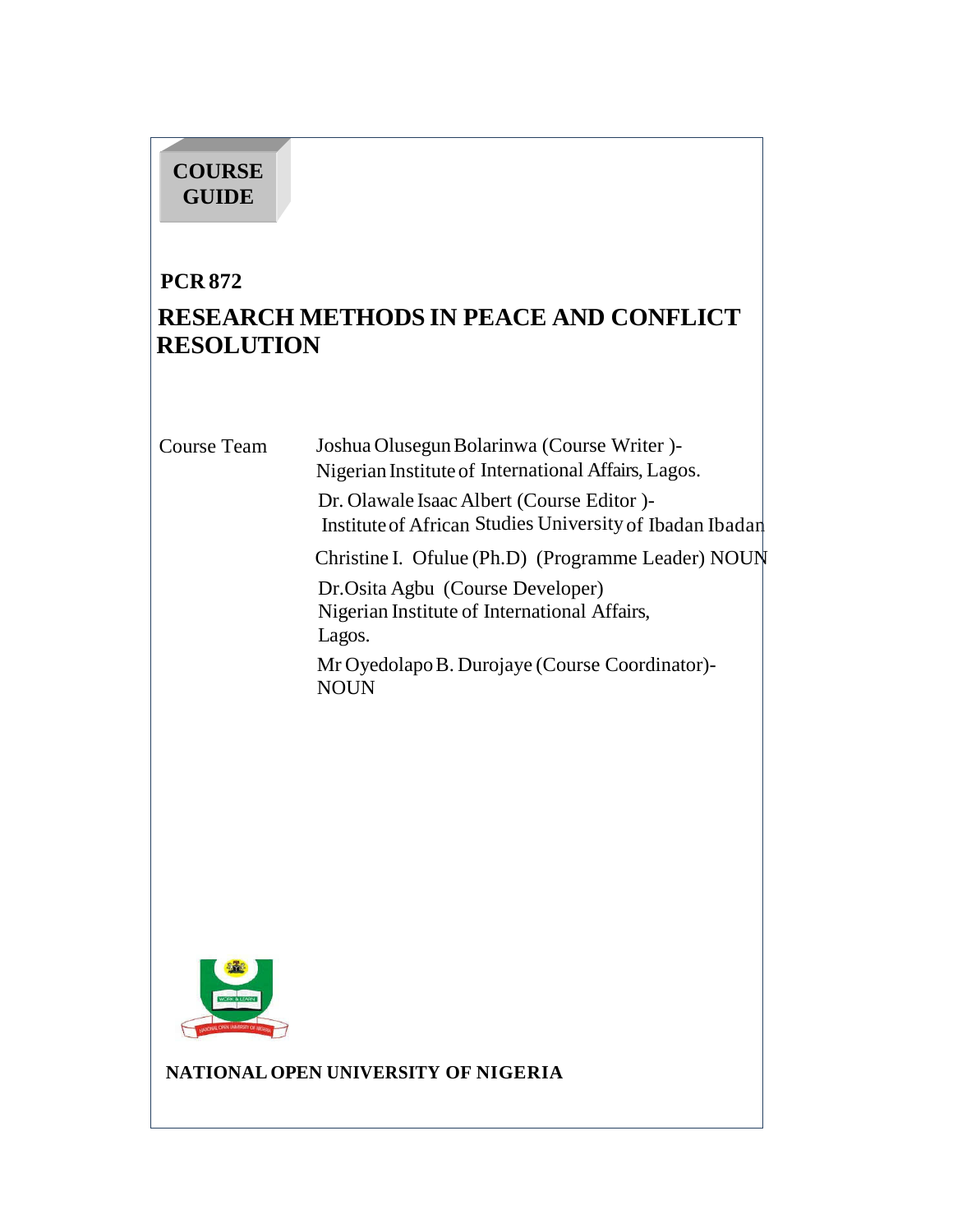**COURSE GUIDE**

## PCR 872

# RESEARCH METHODS IN PEACE AND CONFLICT RESOLUTION

| Course Team | |
|---|---|
| | Joshua Olusegun Bolarinwa (Course Writer )- Nigerian Institute of International Affairs, Lagos. |
| | Dr. Olawale Isaac Albert (Course Editor )- Institute of African Studies University of Ibadan Ibadan |
| | Christine I. Ofulue (Ph.D) (Programme Leader) NOUN |
| | Dr.Osita Agbu (Course Developer) Nigerian Institute of International Affairs, Lagos. |
| | Mr Oyedolapo B. Durojaye (Course Coordinator)- NOUN |

**NATIONAL OPEN UNIVERSITY OF NIGERIA**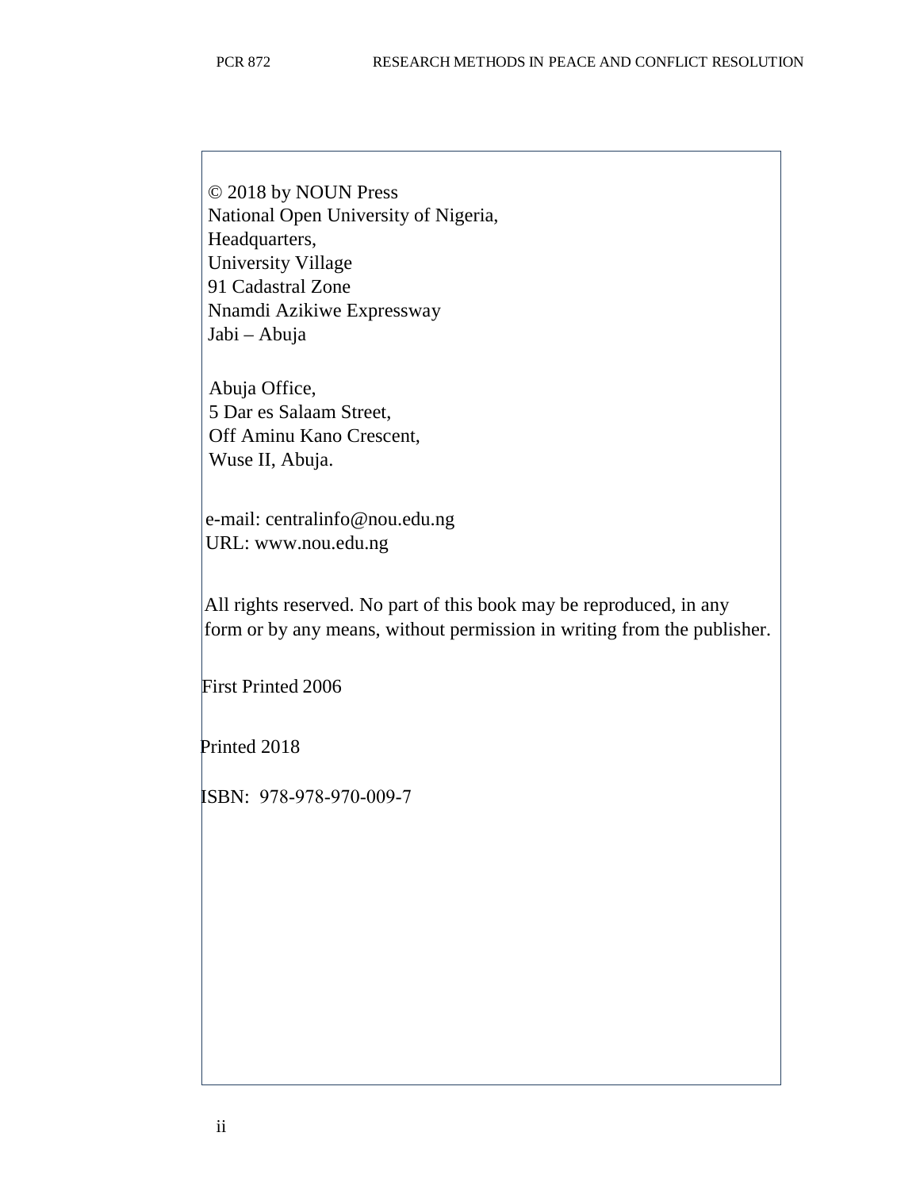© 2018 by NOUN Press
National Open University of Nigeria,
Headquarters,
University Village
91 Cadastral Zone
Nnamdi Azikiwe Expressway
Jabi – Abuja

Abuja Office,
5 Dar es Salaam Street,
Off Aminu Kano Crescent,
Wuse II, Abuja.

e-mail: centralinfo@nou.edu.ng
URL: www.nou.edu.ng

All rights reserved. No part of this book may be reproduced, in any form or by any means, without permission in writing from the publisher.

First Printed 2006

Printed 2018

ISBN: 978-978-970-009-7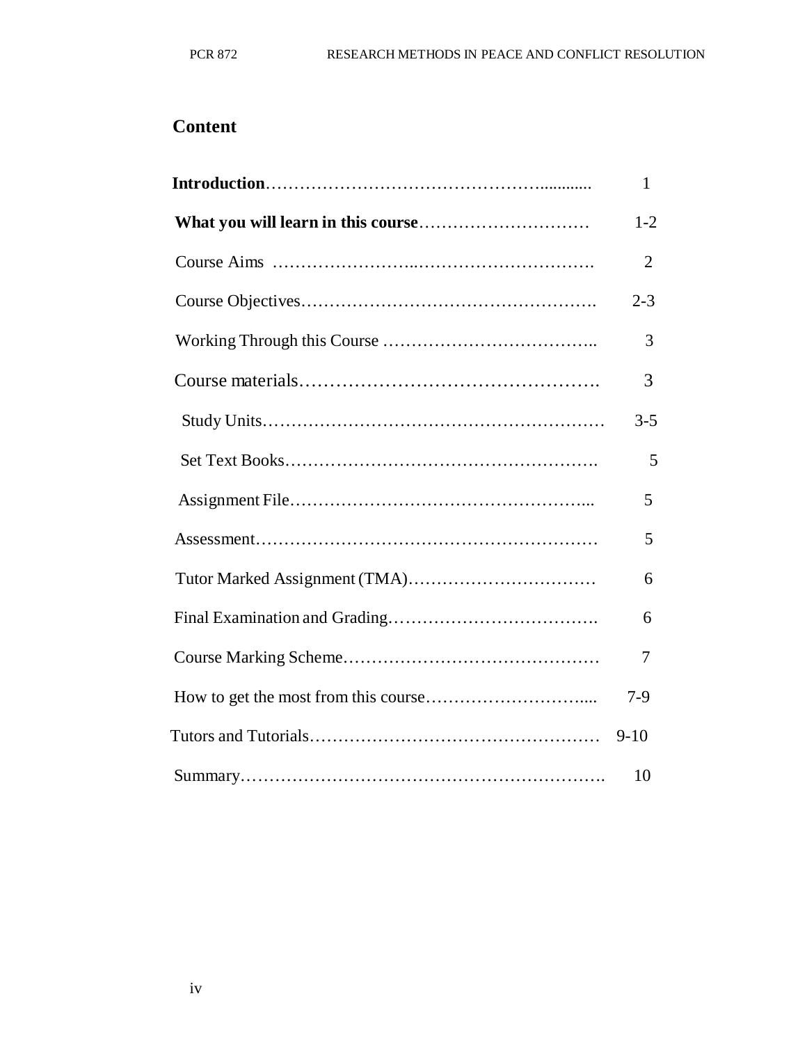## Content

| | |
|---|---|
| **Introduction** | 1 |
| **What you will learn in this course** | 1-2 |
| Course Aims | 2 |
| Course Objectives | 2-3 |
| Working Through this Course | 3 |
| Course materials | 3 |
| Study Units | 3-5 |
| Set Text Books | 5 |
| Assignment File | 5 |
| Assessment | 5 |
| Tutor Marked Assignment (TMA) | 6 |
| Final Examination and Grading | 6 |
| Course Marking Scheme | 7 |
| How to get the most from this course | 7-9 |
| Tutors and Tutorials | 9-10 |
| Summary | 10 |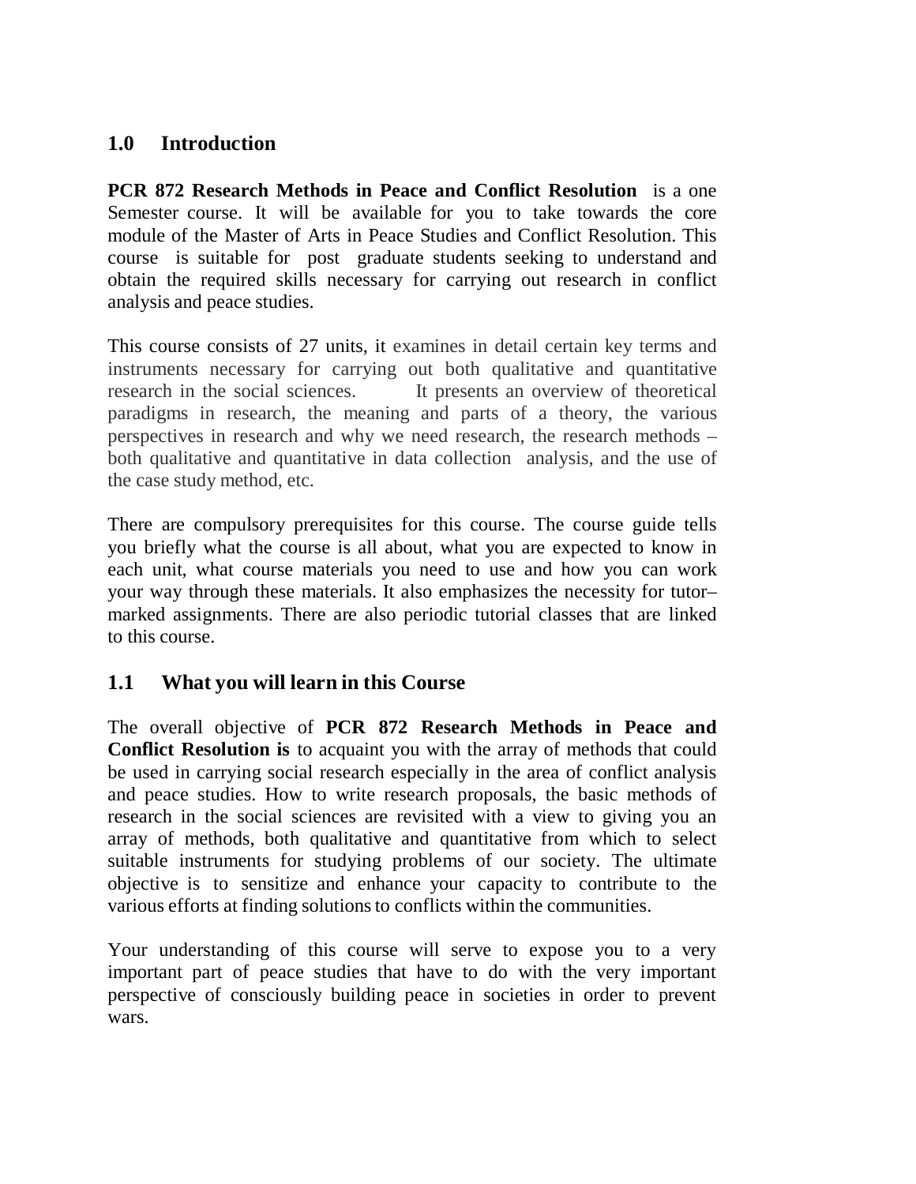## 1.0 Introduction

**PCR 872 Research Methods in Peace and Conflict Resolution** is a one Semester course. It will be available for you to take towards the core module of the Master of Arts in Peace Studies and Conflict Resolution. This course is suitable for post graduate students seeking to understand and obtain the required skills necessary for carrying out research in conflict analysis and peace studies.

This course consists of 27 units, it examines in detail certain key terms and instruments necessary for carrying out both qualitative and quantitative research in the social sciences. It presents an overview of theoretical paradigms in research, the meaning and parts of a theory, the various perspectives in research and why we need research, the research methods – both qualitative and quantitative in data collection analysis, and the use of the case study method, etc.

There are compulsory prerequisites for this course. The course guide tells you briefly what the course is all about, what you are expected to know in each unit, what course materials you need to use and how you can work your way through these materials. It also emphasizes the necessity for tutor–marked assignments. There are also periodic tutorial classes that are linked to this course.

## 1.1 What you will learn in this Course

The overall objective of **PCR 872 Research Methods in Peace and Conflict Resolution is** to acquaint you with the array of methods that could be used in carrying social research especially in the area of conflict analysis and peace studies. How to write research proposals, the basic methods of research in the social sciences are revisited with a view to giving you an array of methods, both qualitative and quantitative from which to select suitable instruments for studying problems of our society. The ultimate objective is to sensitize and enhance your capacity to contribute to the various efforts at finding solutions to conflicts within the communities.

Your understanding of this course will serve to expose you to a very important part of peace studies that have to do with the very important perspective of consciously building peace in societies in order to prevent wars.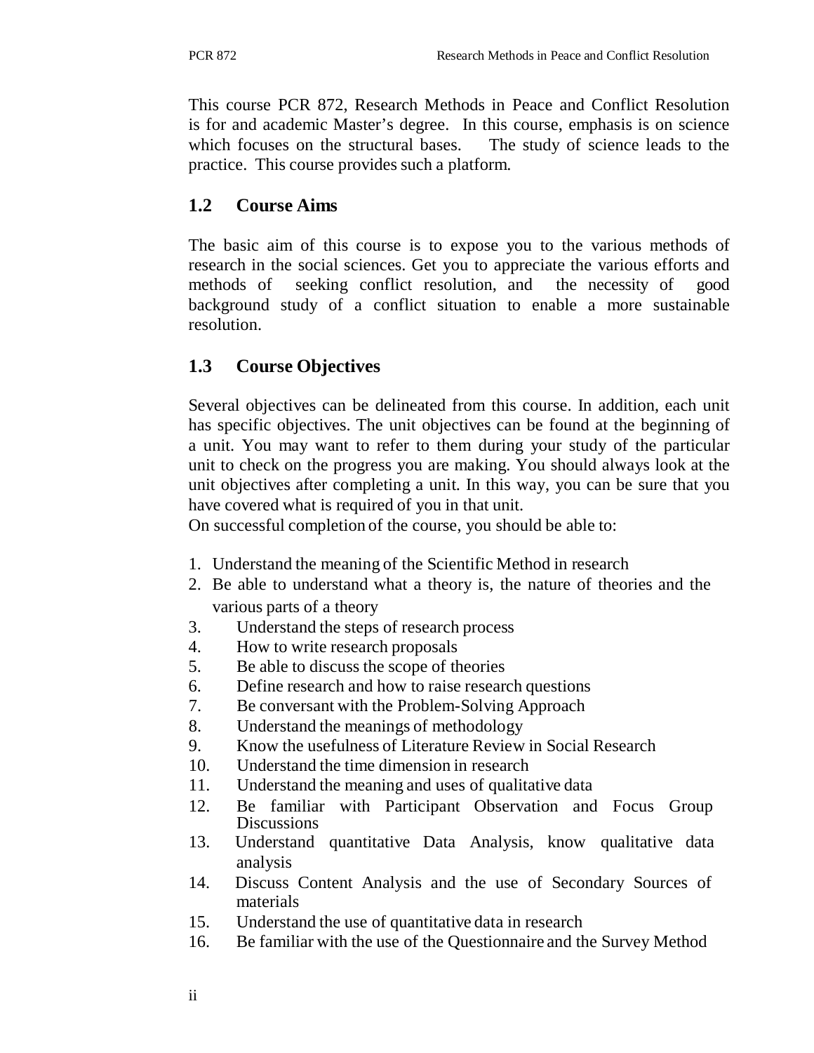This course PCR 872, Research Methods in Peace and Conflict Resolution is for and academic Master's degree. In this course, emphasis is on science which focuses on the structural bases. The study of science leads to the practice. This course provides such a platform.

## 1.2 Course Aims

The basic aim of this course is to expose you to the various methods of research in the social sciences. Get you to appreciate the various efforts and methods of seeking conflict resolution, and the necessity of good background study of a conflict situation to enable a more sustainable resolution.

## 1.3 Course Objectives

Several objectives can be delineated from this course. In addition, each unit has specific objectives. The unit objectives can be found at the beginning of a unit. You may want to refer to them during your study of the particular unit to check on the progress you are making. You should always look at the unit objectives after completing a unit. In this way, you can be sure that you have covered what is required of you in that unit.

On successful completion of the course, you should be able to:

1. Understand the meaning of the Scientific Method in research
2. Be able to understand what a theory is, the nature of theories and the various parts of a theory
3. Understand the steps of research process
4. How to write research proposals
5. Be able to discuss the scope of theories
6. Define research and how to raise research questions
7. Be conversant with the Problem-Solving Approach
8. Understand the meanings of methodology
9. Know the usefulness of Literature Review in Social Research
10. Understand the time dimension in research
11. Understand the meaning and uses of qualitative data
12. Be familiar with Participant Observation and Focus Group Discussions
13. Understand quantitative Data Analysis, know qualitative data analysis
14. Discuss Content Analysis and the use of Secondary Sources of materials
15. Understand the use of quantitative data in research
16. Be familiar with the use of the Questionnaire and the Survey Method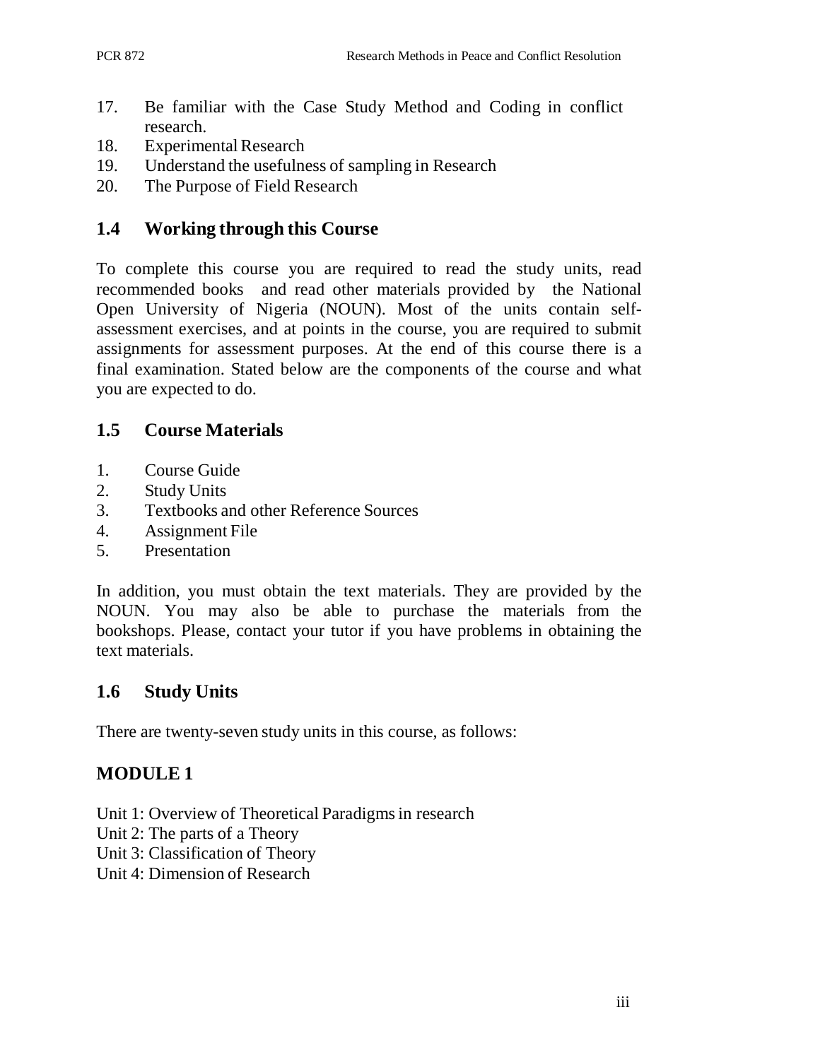17. Be familiar with the Case Study Method and Coding in conflict research.
18. Experimental Research
19. Understand the usefulness of sampling in Research
20. The Purpose of Field Research

## 1.4 Working through this Course

To complete this course you are required to read the study units, read recommended books and read other materials provided by the National Open University of Nigeria (NOUN). Most of the units contain self-assessment exercises, and at points in the course, you are required to submit assignments for assessment purposes. At the end of this course there is a final examination. Stated below are the components of the course and what you are expected to do.

## 1.5 Course Materials

1. Course Guide
2. Study Units
3. Textbooks and other Reference Sources
4. Assignment File
5. Presentation

In addition, you must obtain the text materials. They are provided by the NOUN. You may also be able to purchase the materials from the bookshops. Please, contact your tutor if you have problems in obtaining the text materials.

## 1.6 Study Units

There are twenty-seven study units in this course, as follows:

## MODULE 1

Unit 1: Overview of Theoretical Paradigms in research
Unit 2: The parts of a Theory
Unit 3: Classification of Theory
Unit 4: Dimension of Research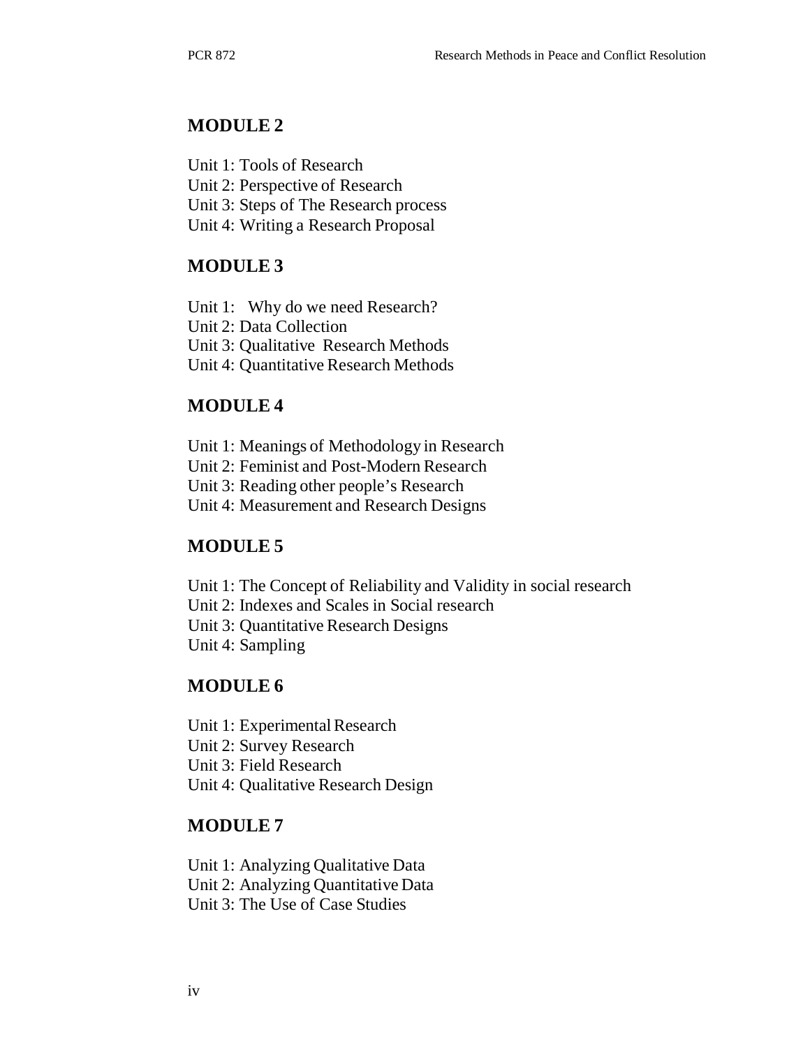## MODULE 2

Unit 1: Tools of Research
Unit 2: Perspective of Research
Unit 3: Steps of The Research process
Unit 4: Writing a Research Proposal

## MODULE 3

Unit 1: Why do we need Research?
Unit 2: Data Collection
Unit 3: Qualitative Research Methods
Unit 4: Quantitative Research Methods

## MODULE 4

Unit 1: Meanings of Methodology in Research
Unit 2: Feminist and Post-Modern Research
Unit 3: Reading other people's Research
Unit 4: Measurement and Research Designs

## MODULE 5

Unit 1: The Concept of Reliability and Validity in social research
Unit 2: Indexes and Scales in Social research
Unit 3: Quantitative Research Designs
Unit 4: Sampling

## MODULE 6

Unit 1: Experimental Research
Unit 2: Survey Research
Unit 3: Field Research
Unit 4: Qualitative Research Design

## MODULE 7

Unit 1: Analyzing Qualitative Data
Unit 2: Analyzing Quantitative Data
Unit 3: The Use of Case Studies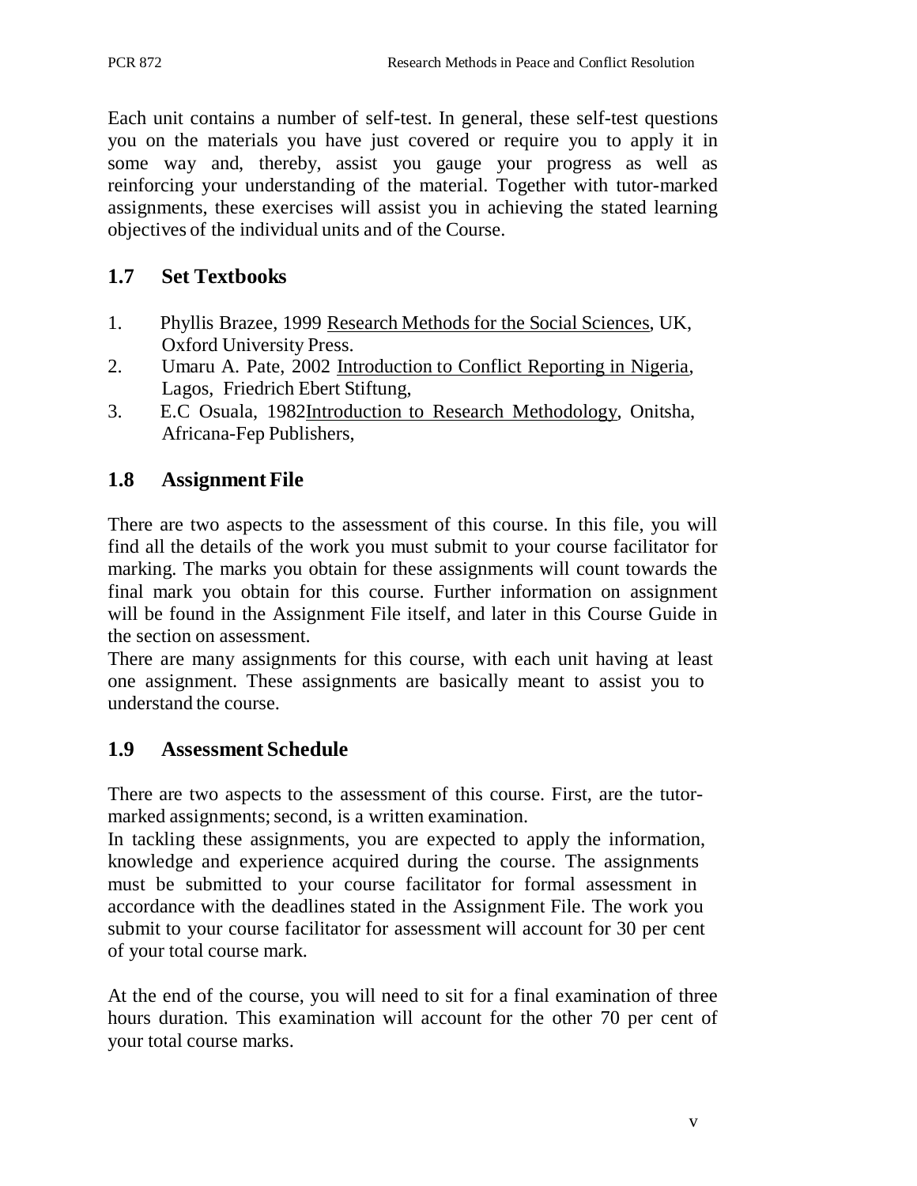Each unit contains a number of self-test. In general, these self-test questions you on the materials you have just covered or require you to apply it in some way and, thereby, assist you gauge your progress as well as reinforcing your understanding of the material. Together with tutor-marked assignments, these exercises will assist you in achieving the stated learning objectives of the individual units and of the Course.

## 1.7 Set Textbooks

1. Phyllis Brazee, 1999 Research Methods for the Social Sciences, UK, Oxford University Press.
2. Umaru A. Pate, 2002 Introduction to Conflict Reporting in Nigeria, Lagos, Friedrich Ebert Stiftung,
3. E.C Osuala, 1982Introduction to Research Methodology, Onitsha, Africana-Fep Publishers,

## 1.8 Assignment File

There are two aspects to the assessment of this course. In this file, you will find all the details of the work you must submit to your course facilitator for marking. The marks you obtain for these assignments will count towards the final mark you obtain for this course. Further information on assignment will be found in the Assignment File itself, and later in this Course Guide in the section on assessment.

There are many assignments for this course, with each unit having at least one assignment. These assignments are basically meant to assist you to understand the course.

## 1.9 Assessment Schedule

There are two aspects to the assessment of this course. First, are the tutor-marked assignments; second, is a written examination.

In tackling these assignments, you are expected to apply the information, knowledge and experience acquired during the course. The assignments must be submitted to your course facilitator for formal assessment in accordance with the deadlines stated in the Assignment File. The work you submit to your course facilitator for assessment will account for 30 per cent of your total course mark.

At the end of the course, you will need to sit for a final examination of three hours duration. This examination will account for the other 70 per cent of your total course marks.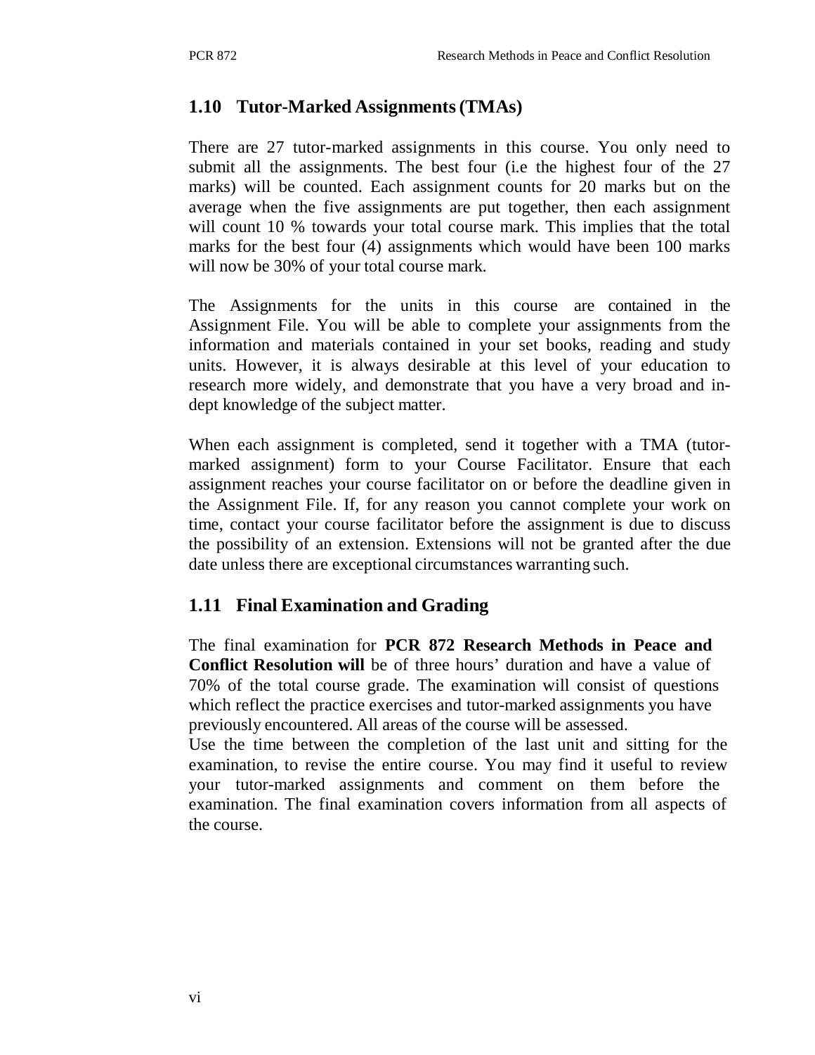## 1.10 Tutor-Marked Assignments (TMAs)

There are 27 tutor-marked assignments in this course. You only need to submit all the assignments. The best four (i.e the highest four of the 27 marks) will be counted. Each assignment counts for 20 marks but on the average when the five assignments are put together, then each assignment will count 10 % towards your total course mark. This implies that the total marks for the best four (4) assignments which would have been 100 marks will now be 30% of your total course mark.

The Assignments for the units in this course are contained in the Assignment File. You will be able to complete your assignments from the information and materials contained in your set books, reading and study units. However, it is always desirable at this level of your education to research more widely, and demonstrate that you have a very broad and in-dept knowledge of the subject matter.

When each assignment is completed, send it together with a TMA (tutor-marked assignment) form to your Course Facilitator. Ensure that each assignment reaches your course facilitator on or before the deadline given in the Assignment File. If, for any reason you cannot complete your work on time, contact your course facilitator before the assignment is due to discuss the possibility of an extension. Extensions will not be granted after the due date unless there are exceptional circumstances warranting such.

## 1.11 Final Examination and Grading

The final examination for **PCR 872 Research Methods in Peace and Conflict Resolution will** be of three hours' duration and have a value of 70% of the total course grade. The examination will consist of questions which reflect the practice exercises and tutor-marked assignments you have previously encountered. All areas of the course will be assessed.

Use the time between the completion of the last unit and sitting for the examination, to revise the entire course. You may find it useful to review your tutor-marked assignments and comment on them before the examination. The final examination covers information from all aspects of the course.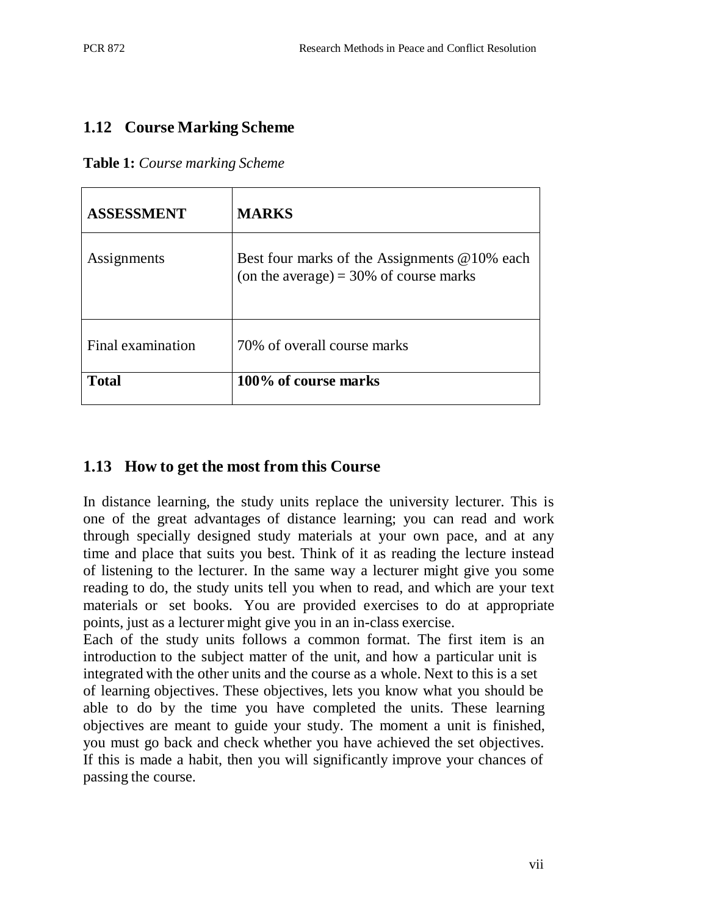## 1.12 Course Marking Scheme

**Table 1:** *Course marking Scheme*

| **ASSESSMENT** | **MARKS** |
| --- | --- |
| Assignments | Best four marks of the Assignments @10% each (on the average) = 30% of course marks |
| Final examination | 70% of overall course marks |
| **Total** | **100% of course marks** |

## 1.13 How to get the most from this Course

In distance learning, the study units replace the university lecturer. This is one of the great advantages of distance learning; you can read and work through specially designed study materials at your own pace, and at any time and place that suits you best. Think of it as reading the lecture instead of listening to the lecturer. In the same way a lecturer might give you some reading to do, the study units tell you when to read, and which are your text materials or set books. You are provided exercises to do at appropriate points, just as a lecturer might give you in an in-class exercise.

Each of the study units follows a common format. The first item is an introduction to the subject matter of the unit, and how a particular unit is integrated with the other units and the course as a whole. Next to this is a set of learning objectives. These objectives, lets you know what you should be able to do by the time you have completed the units. These learning objectives are meant to guide your study. The moment a unit is finished, you must go back and check whether you have achieved the set objectives. If this is made a habit, then you will significantly improve your chances of passing the course.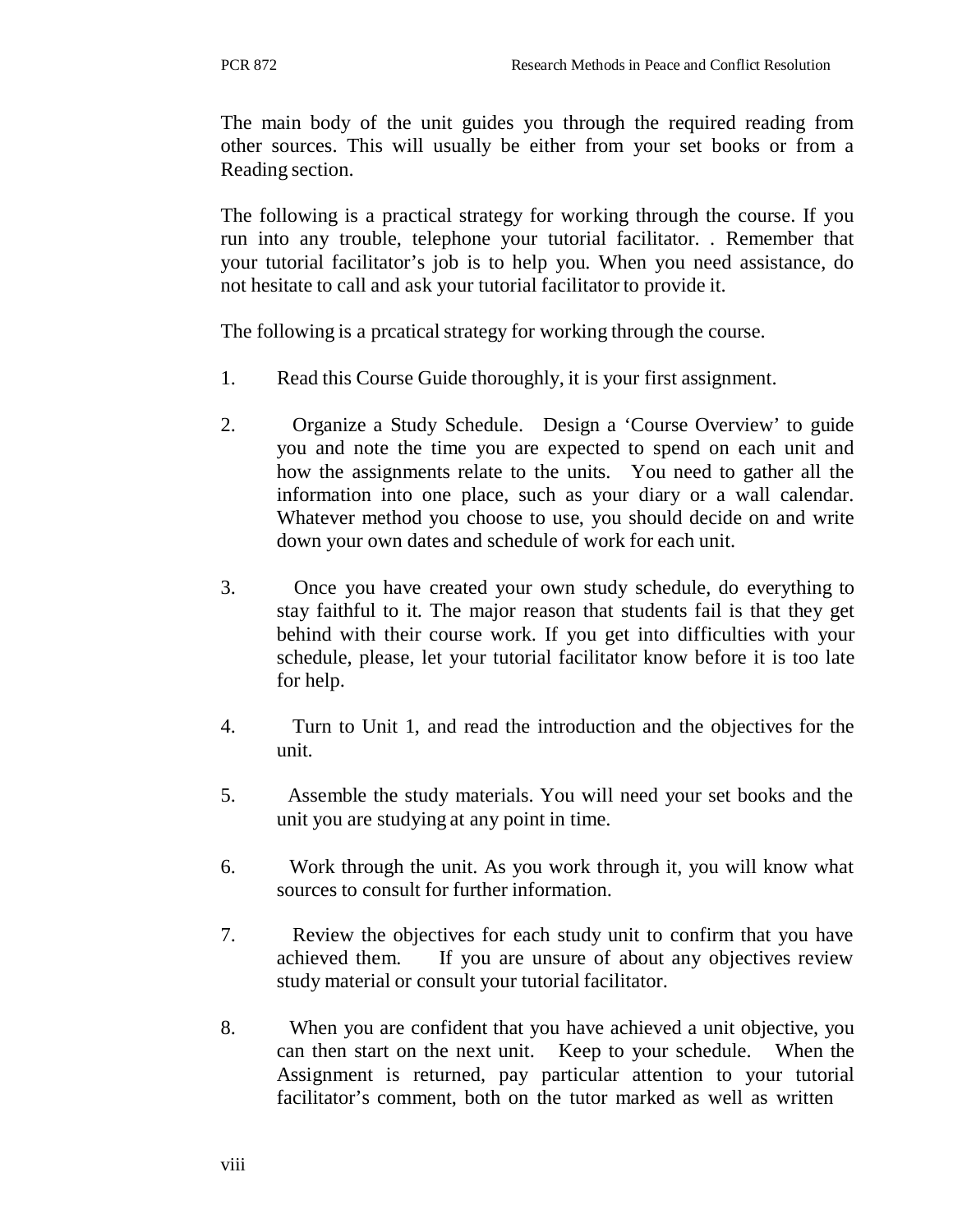The main body of the unit guides you through the required reading from other sources. This will usually be either from your set books or from a Reading section.

The following is a practical strategy for working through the course. If you run into any trouble, telephone your tutorial facilitator. . Remember that your tutorial facilitator's job is to help you. When you need assistance, do not hesitate to call and ask your tutorial facilitator to provide it.

The following is a prcatical strategy for working through the course.

1. Read this Course Guide thoroughly, it is your first assignment.

2. Organize a Study Schedule. Design a 'Course Overview' to guide you and note the time you are expected to spend on each unit and how the assignments relate to the units. You need to gather all the information into one place, such as your diary or a wall calendar. Whatever method you choose to use, you should decide on and write down your own dates and schedule of work for each unit.

3. Once you have created your own study schedule, do everything to stay faithful to it. The major reason that students fail is that they get behind with their course work. If you get into difficulties with your schedule, please, let your tutorial facilitator know before it is too late for help.

4. Turn to Unit 1, and read the introduction and the objectives for the unit.

5. Assemble the study materials. You will need your set books and the unit you are studying at any point in time.

6. Work through the unit. As you work through it, you will know what sources to consult for further information.

7. Review the objectives for each study unit to confirm that you have achieved them. If you are unsure of about any objectives review study material or consult your tutorial facilitator.

8. When you are confident that you have achieved a unit objective, you can then start on the next unit. Keep to your schedule. When the Assignment is returned, pay particular attention to your tutorial facilitator's comment, both on the tutor marked as well as written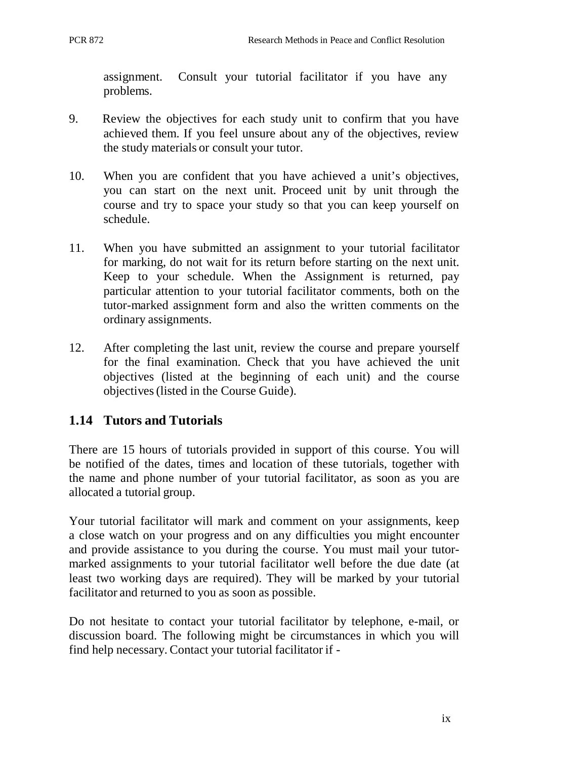assignment. Consult your tutorial facilitator if you have any problems.

9. Review the objectives for each study unit to confirm that you have achieved them. If you feel unsure about any of the objectives, review the study materials or consult your tutor.

10. When you are confident that you have achieved a unit's objectives, you can start on the next unit. Proceed unit by unit through the course and try to space your study so that you can keep yourself on schedule.

11. When you have submitted an assignment to your tutorial facilitator for marking, do not wait for its return before starting on the next unit. Keep to your schedule. When the Assignment is returned, pay particular attention to your tutorial facilitator comments, both on the tutor-marked assignment form and also the written comments on the ordinary assignments.

12. After completing the last unit, review the course and prepare yourself for the final examination. Check that you have achieved the unit objectives (listed at the beginning of each unit) and the course objectives (listed in the Course Guide).

## 1.14 Tutors and Tutorials

There are 15 hours of tutorials provided in support of this course. You will be notified of the dates, times and location of these tutorials, together with the name and phone number of your tutorial facilitator, as soon as you are allocated a tutorial group.

Your tutorial facilitator will mark and comment on your assignments, keep a close watch on your progress and on any difficulties you might encounter and provide assistance to you during the course. You must mail your tutor-marked assignments to your tutorial facilitator well before the due date (at least two working days are required). They will be marked by your tutorial facilitator and returned to you as soon as possible.

Do not hesitate to contact your tutorial facilitator by telephone, e-mail, or discussion board. The following might be circumstances in which you will find help necessary. Contact your tutorial facilitator if -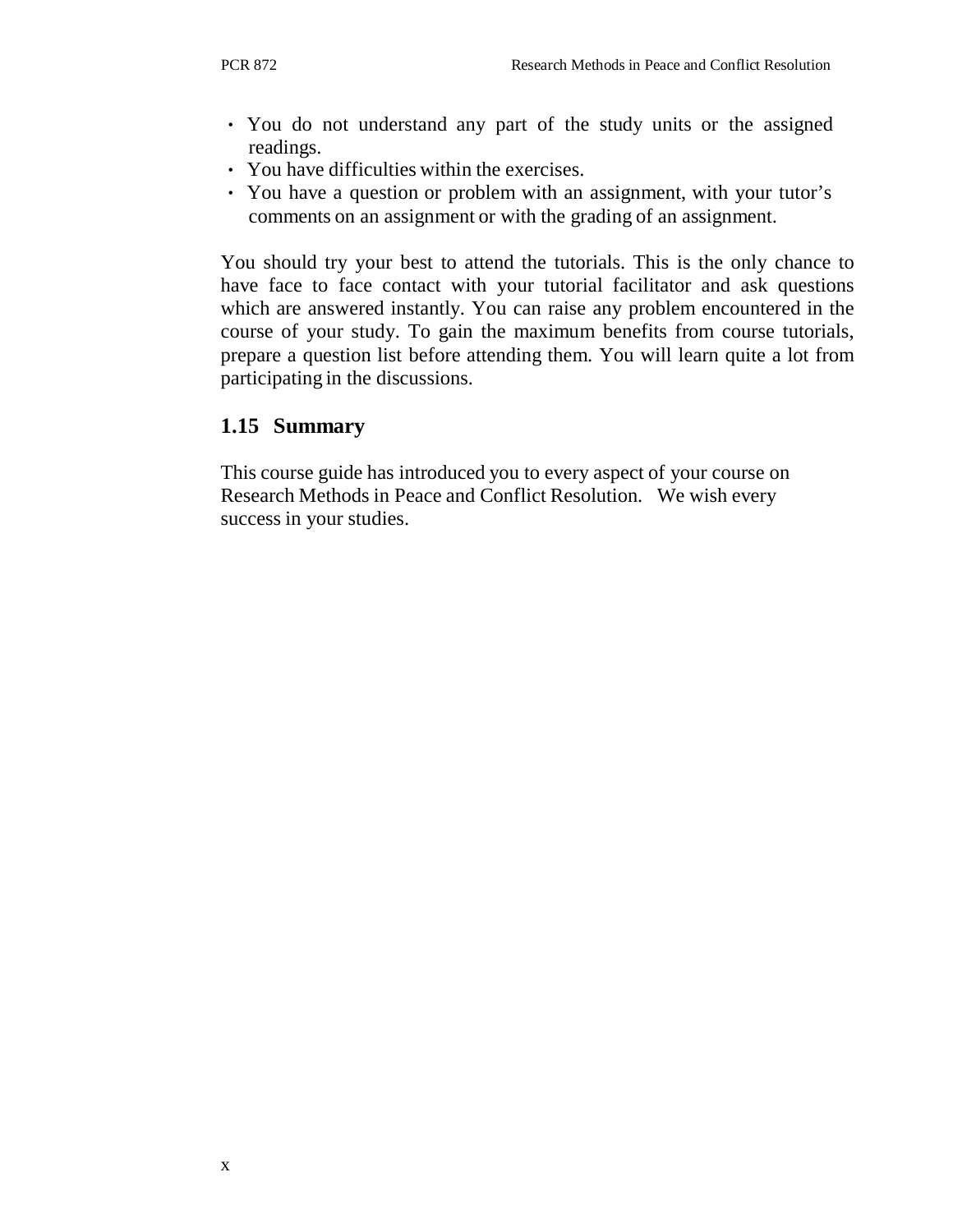- You do not understand any part of the study units or the assigned readings.
- You have difficulties within the exercises.
- You have a question or problem with an assignment, with your tutor's comments on an assignment or with the grading of an assignment.

You should try your best to attend the tutorials. This is the only chance to have face to face contact with your tutorial facilitator and ask questions which are answered instantly. You can raise any problem encountered in the course of your study. To gain the maximum benefits from course tutorials, prepare a question list before attending them. You will learn quite a lot from participating in the discussions.

## 1.15 Summary

This course guide has introduced you to every aspect of your course on Research Methods in Peace and Conflict Resolution. We wish every success in your studies.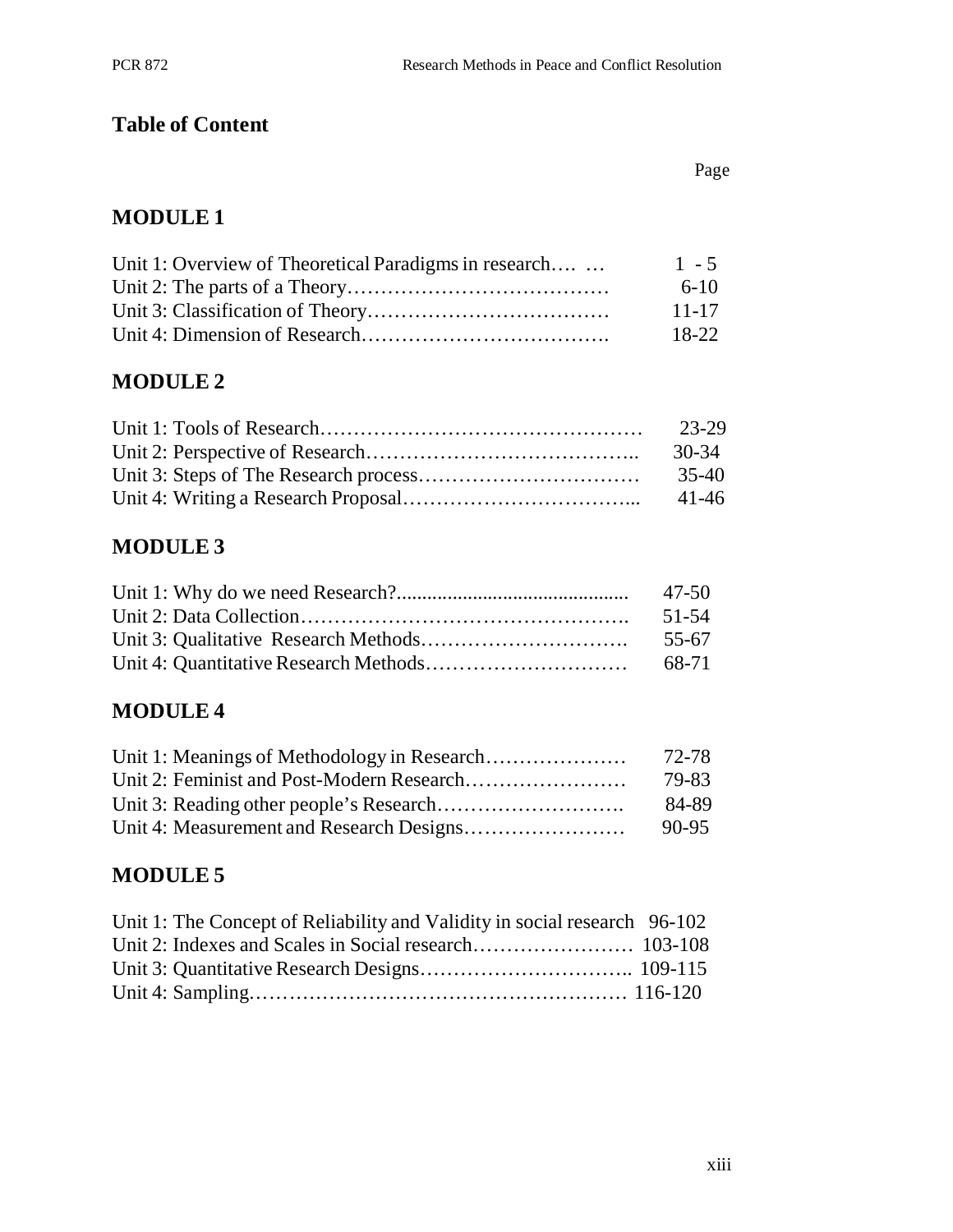## Table of Content

| | Page |
|---|---|
| **MODULE 1** | |
| Unit 1: Overview of Theoretical Paradigms in research…. … | 1 - 5 |
| Unit 2: The parts of a Theory………………………………… | 6-10 |
| Unit 3: Classification of Theory……………………………… | 11-17 |
| Unit 4: Dimension of Research………………………………. | 18-22 |
| **MODULE 2** | |
| Unit 1: Tools of Research………………………………………… | 23-29 |
| Unit 2: Perspective of Research……………………………….. | 30-34 |
| Unit 3: Steps of The Research process…………………………… | 35-40 |
| Unit 4: Writing a Research Proposal…………………………... | 41-46 |
| **MODULE 3** | |
| Unit 1: Why do we need Research?............................................ | 47-50 |
| Unit 2: Data Collection…………………………………………. | 51-54 |
| Unit 3: Qualitative Research Methods…………………………. | 55-67 |
| Unit 4: Quantitative Research Methods………………………… | 68-71 |
| **MODULE 4** | |
| Unit 1: Meanings of Methodology in Research………………… | 72-78 |
| Unit 2: Feminist and Post-Modern Research…………………… | 79-83 |
| Unit 3: Reading other people's Research………………………. | 84-89 |
| Unit 4: Measurement and Research Designs…………………… | 90-95 |
| **MODULE 5** | |
| Unit 1: The Concept of Reliability and Validity in social research | 96-102 |
| Unit 2: Indexes and Scales in Social research…………………… | 103-108 |
| Unit 3: Quantitative Research Designs………………………….. | 109-115 |
| Unit 4: Sampling……………………………………………… | 116-120 |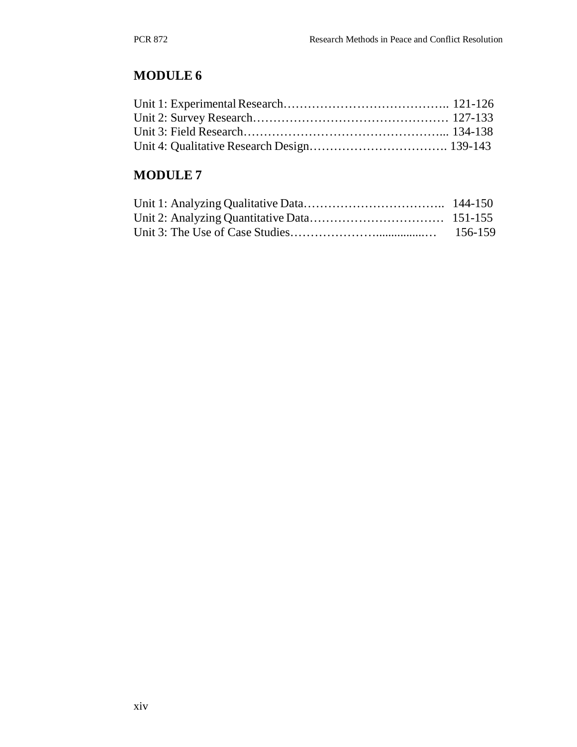## MODULE 6

Unit 1: Experimental Research…………………………………. 121-126
Unit 2: Survey Research………………………………………… 127-133
Unit 3: Field Research…………………………………………... 134-138
Unit 4: Qualitative Research Design……………………………. 139-143

## MODULE 7

Unit 1: Analyzing Qualitative Data…………………………….. 144-150
Unit 2: Analyzing Quantitative Data…………………………… 151-155
Unit 3: The Use of Case Studies…………………................… 156-159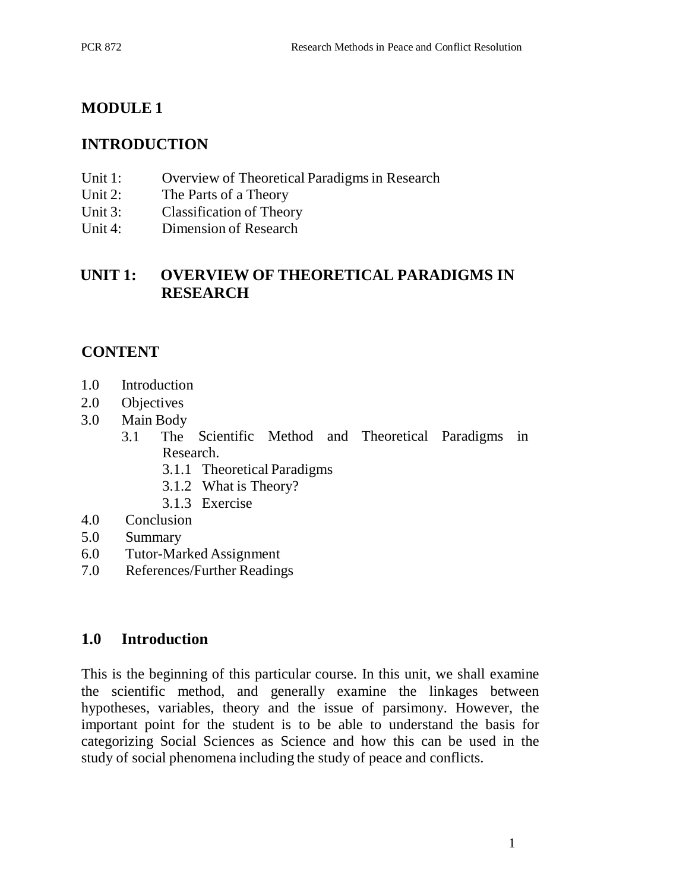# MODULE 1

## INTRODUCTION

Unit 1: Overview of Theoretical Paradigms in Research
Unit 2: The Parts of a Theory
Unit 3: Classification of Theory
Unit 4: Dimension of Research

## UNIT 1: OVERVIEW OF THEORETICAL PARADIGMS IN RESEARCH

## CONTENT

1.0 Introduction
2.0 Objectives
3.0 Main Body
  3.1 The Scientific Method and Theoretical Paradigms in Research.
    3.1.1 Theoretical Paradigms
    3.1.2 What is Theory?
    3.1.3 Exercise
4.0 Conclusion
5.0 Summary
6.0 Tutor-Marked Assignment
7.0 References/Further Readings

## 1.0 Introduction

This is the beginning of this particular course. In this unit, we shall examine the scientific method, and generally examine the linkages between hypotheses, variables, theory and the issue of parsimony. However, the important point for the student is to be able to understand the basis for categorizing Social Sciences as Science and how this can be used in the study of social phenomena including the study of peace and conflicts.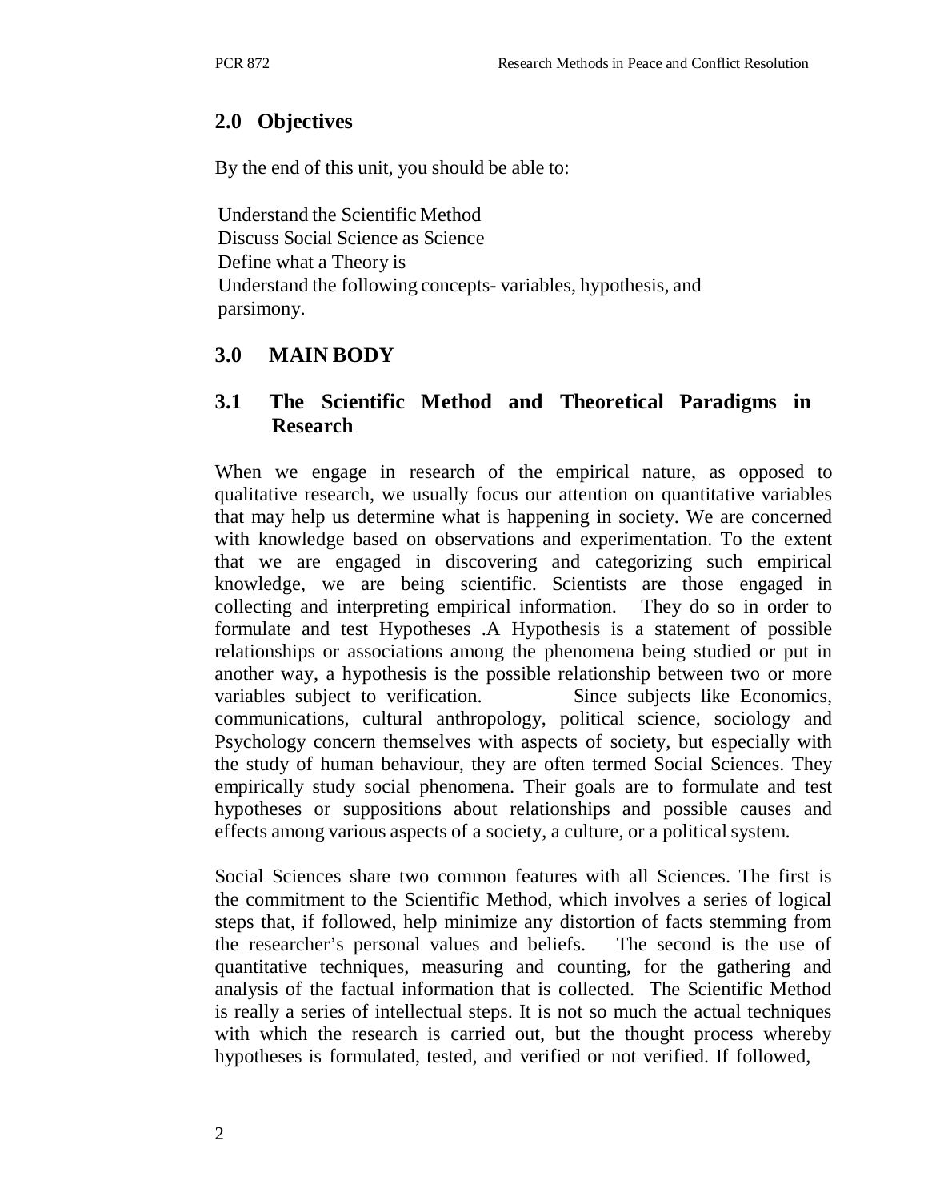## 2.0 Objectives

By the end of this unit, you should be able to:

- Understand the Scientific Method
- Discuss Social Science as Science
- Define what a Theory is
- Understand the following concepts- variables, hypothesis, and parsimony.

## 3.0 MAIN BODY

### 3.1 The Scientific Method and Theoretical Paradigms in Research

When we engage in research of the empirical nature, as opposed to qualitative research, we usually focus our attention on quantitative variables that may help us determine what is happening in society. We are concerned with knowledge based on observations and experimentation. To the extent that we are engaged in discovering and categorizing such empirical knowledge, we are being scientific. Scientists are those engaged in collecting and interpreting empirical information. They do so in order to formulate and test Hypotheses .A Hypothesis is a statement of possible relationships or associations among the phenomena being studied or put in another way, a hypothesis is the possible relationship between two or more variables subject to verification. Since subjects like Economics, communications, cultural anthropology, political science, sociology and Psychology concern themselves with aspects of society, but especially with the study of human behaviour, they are often termed Social Sciences. They empirically study social phenomena. Their goals are to formulate and test hypotheses or suppositions about relationships and possible causes and effects among various aspects of a society, a culture, or a political system.

Social Sciences share two common features with all Sciences. The first is the commitment to the Scientific Method, which involves a series of logical steps that, if followed, help minimize any distortion of facts stemming from the researcher's personal values and beliefs. The second is the use of quantitative techniques, measuring and counting, for the gathering and analysis of the factual information that is collected. The Scientific Method is really a series of intellectual steps. It is not so much the actual techniques with which the research is carried out, but the thought process whereby hypotheses is formulated, tested, and verified or not verified. If followed,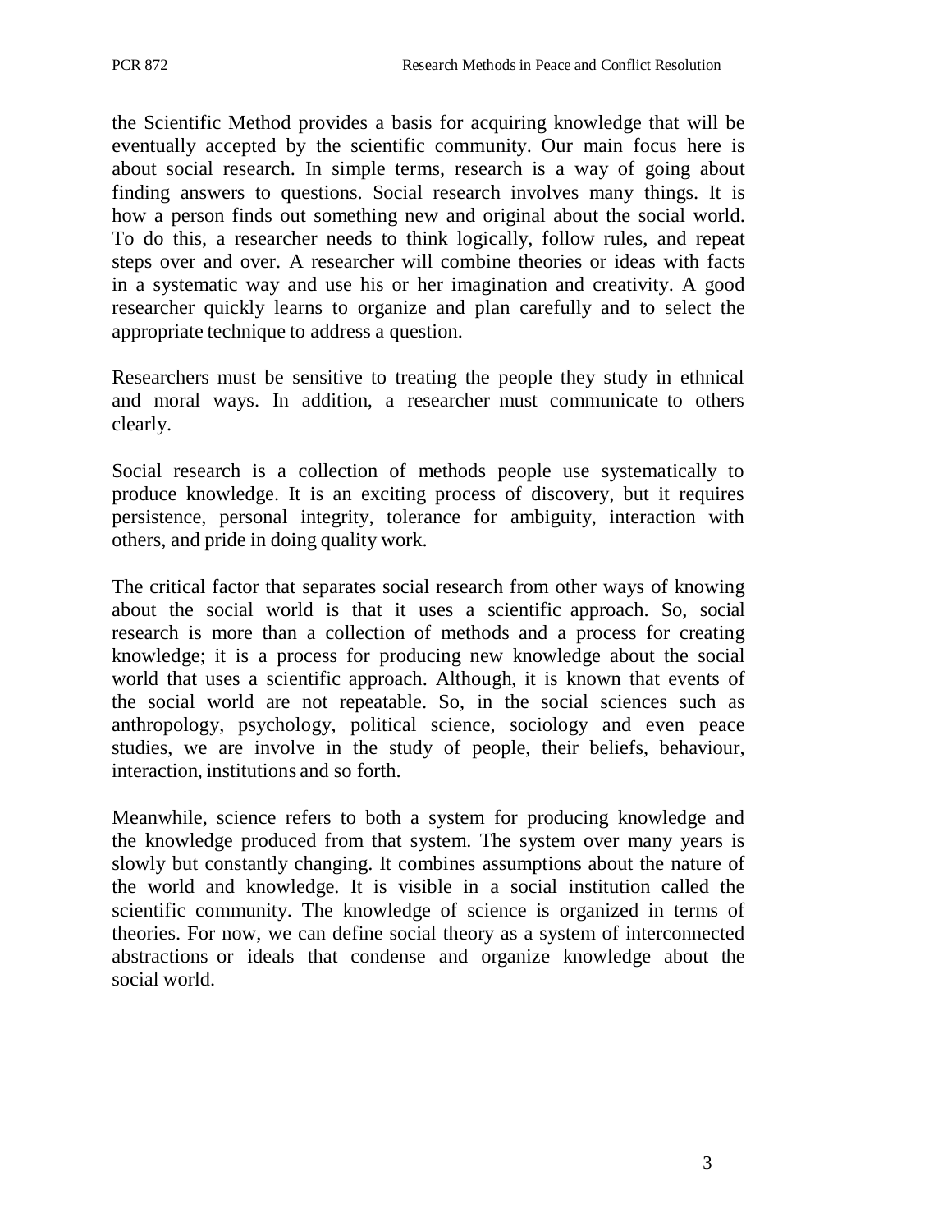the Scientific Method provides a basis for acquiring knowledge that will be eventually accepted by the scientific community. Our main focus here is about social research. In simple terms, research is a way of going about finding answers to questions. Social research involves many things. It is how a person finds out something new and original about the social world. To do this, a researcher needs to think logically, follow rules, and repeat steps over and over. A researcher will combine theories or ideas with facts in a systematic way and use his or her imagination and creativity. A good researcher quickly learns to organize and plan carefully and to select the appropriate technique to address a question.

Researchers must be sensitive to treating the people they study in ethnical and moral ways. In addition, a researcher must communicate to others clearly.

Social research is a collection of methods people use systematically to produce knowledge. It is an exciting process of discovery, but it requires persistence, personal integrity, tolerance for ambiguity, interaction with others, and pride in doing quality work.

The critical factor that separates social research from other ways of knowing about the social world is that it uses a scientific approach. So, social research is more than a collection of methods and a process for creating knowledge; it is a process for producing new knowledge about the social world that uses a scientific approach. Although, it is known that events of the social world are not repeatable. So, in the social sciences such as anthropology, psychology, political science, sociology and even peace studies, we are involve in the study of people, their beliefs, behaviour, interaction, institutions and so forth.

Meanwhile, science refers to both a system for producing knowledge and the knowledge produced from that system. The system over many years is slowly but constantly changing. It combines assumptions about the nature of the world and knowledge. It is visible in a social institution called the scientific community. The knowledge of science is organized in terms of theories. For now, we can define social theory as a system of interconnected abstractions or ideals that condense and organize knowledge about the social world.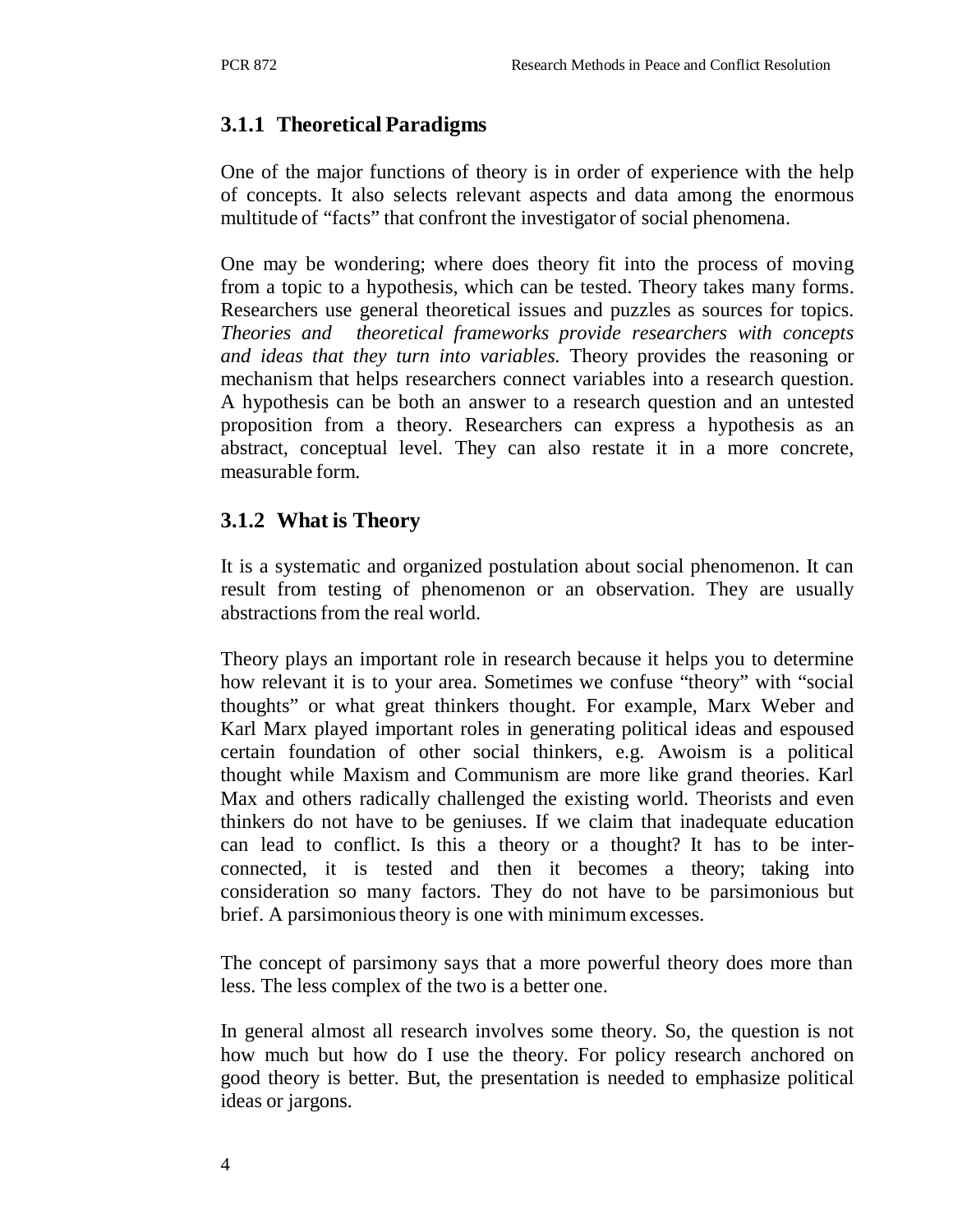### 3.1.1 Theoretical Paradigms

One of the major functions of theory is in order of experience with the help of concepts. It also selects relevant aspects and data among the enormous multitude of "facts" that confront the investigator of social phenomena.

One may be wondering; where does theory fit into the process of moving from a topic to a hypothesis, which can be tested. Theory takes many forms. Researchers use general theoretical issues and puzzles as sources for topics. *Theories and theoretical frameworks provide researchers with concepts and ideas that they turn into variables.* Theory provides the reasoning or mechanism that helps researchers connect variables into a research question. A hypothesis can be both an answer to a research question and an untested proposition from a theory. Researchers can express a hypothesis as an abstract, conceptual level. They can also restate it in a more concrete, measurable form.

### 3.1.2 What is Theory

It is a systematic and organized postulation about social phenomenon. It can result from testing of phenomenon or an observation. They are usually abstractions from the real world.

Theory plays an important role in research because it helps you to determine how relevant it is to your area. Sometimes we confuse "theory" with "social thoughts" or what great thinkers thought. For example, Marx Weber and Karl Marx played important roles in generating political ideas and espoused certain foundation of other social thinkers, e.g. Awoism is a political thought while Maxism and Communism are more like grand theories. Karl Max and others radically challenged the existing world. Theorists and even thinkers do not have to be geniuses. If we claim that inadequate education can lead to conflict. Is this a theory or a thought? It has to be inter-connected, it is tested and then it becomes a theory; taking into consideration so many factors. They do not have to be parsimonious but brief. A parsimonious theory is one with minimum excesses.

The concept of parsimony says that a more powerful theory does more than less. The less complex of the two is a better one.

In general almost all research involves some theory. So, the question is not how much but how do I use the theory. For policy research anchored on good theory is better. But, the presentation is needed to emphasize political ideas or jargons.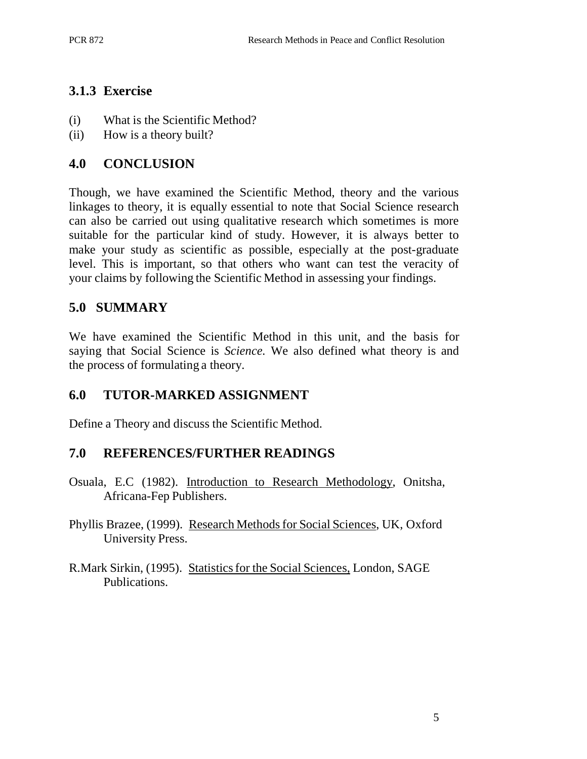### 3.1.3 Exercise

(i) What is the Scientific Method?
(ii) How is a theory built?

## 4.0 CONCLUSION

Though, we have examined the Scientific Method, theory and the various linkages to theory, it is equally essential to note that Social Science research can also be carried out using qualitative research which sometimes is more suitable for the particular kind of study. However, it is always better to make your study as scientific as possible, especially at the post-graduate level. This is important, so that others who want can test the veracity of your claims by following the Scientific Method in assessing your findings.

## 5.0 SUMMARY

We have examined the Scientific Method in this unit, and the basis for saying that Social Science is *Science*. We also defined what theory is and the process of formulating a theory.

## 6.0 TUTOR-MARKED ASSIGNMENT

Define a Theory and discuss the Scientific Method.

## 7.0 REFERENCES/FURTHER READINGS

Osuala, E.C (1982). Introduction to Research Methodology, Onitsha, Africana-Fep Publishers.

Phyllis Brazee, (1999). Research Methods for Social Sciences, UK, Oxford University Press.

R.Mark Sirkin, (1995). Statistics for the Social Sciences, London, SAGE Publications.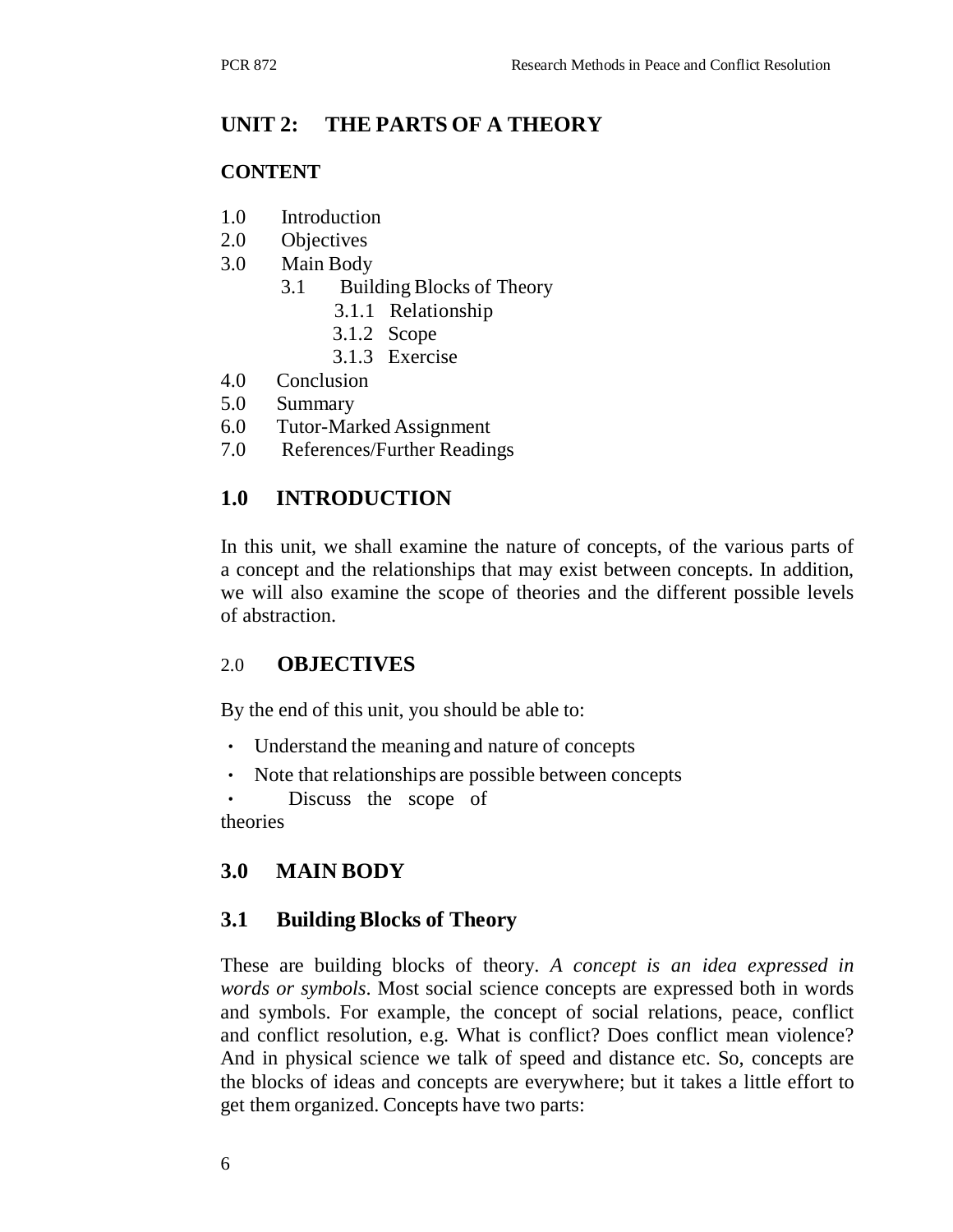## UNIT 2: THE PARTS OF A THEORY

### CONTENT

1.0 Introduction
2.0 Objectives
3.0 Main Body
    3.1 Building Blocks of Theory
        3.1.1 Relationship
        3.1.2 Scope
        3.1.3 Exercise
4.0 Conclusion
5.0 Summary
6.0 Tutor-Marked Assignment
7.0 References/Further Readings

## 1.0 INTRODUCTION

In this unit, we shall examine the nature of concepts, of the various parts of a concept and the relationships that may exist between concepts. In addition, we will also examine the scope of theories and the different possible levels of abstraction.

## 2.0 OBJECTIVES

By the end of this unit, you should be able to:

- Understand the meaning and nature of concepts
- Note that relationships are possible between concepts
- Discuss the scope of theories

## 3.0 MAIN BODY

### 3.1 Building Blocks of Theory

These are building blocks of theory. *A concept is an idea expressed in words or symbols*. Most social science concepts are expressed both in words and symbols. For example, the concept of social relations, peace, conflict and conflict resolution, e.g. What is conflict? Does conflict mean violence? And in physical science we talk of speed and distance etc. So, concepts are the blocks of ideas and concepts are everywhere; but it takes a little effort to get them organized. Concepts have two parts: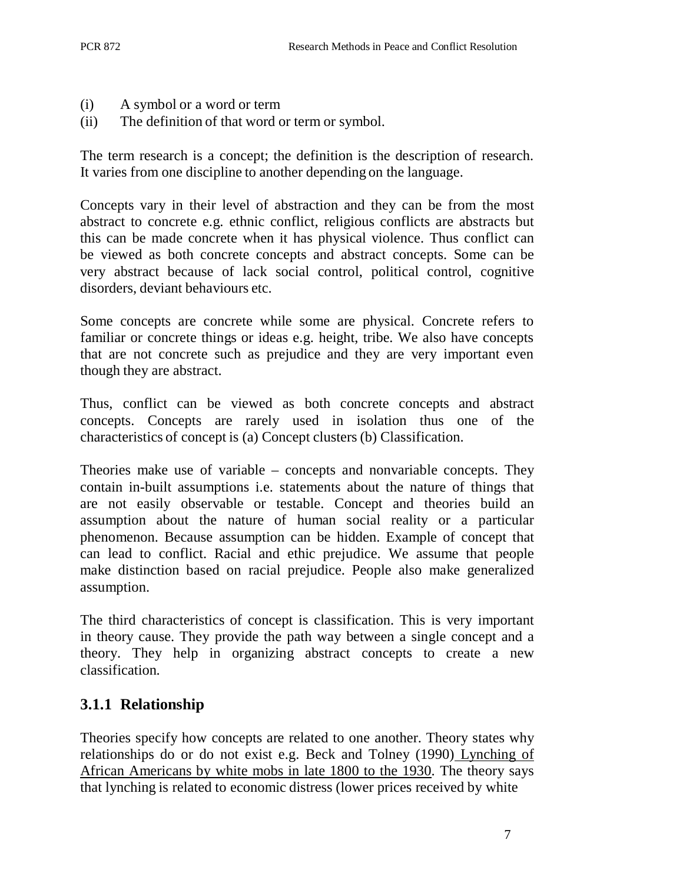(i) A symbol or a word or term
(ii) The definition of that word or term or symbol.

The term research is a concept; the definition is the description of research. It varies from one discipline to another depending on the language.

Concepts vary in their level of abstraction and they can be from the most abstract to concrete e.g. ethnic conflict, religious conflicts are abstracts but this can be made concrete when it has physical violence. Thus conflict can be viewed as both concrete concepts and abstract concepts. Some can be very abstract because of lack social control, political control, cognitive disorders, deviant behaviours etc.

Some concepts are concrete while some are physical. Concrete refers to familiar or concrete things or ideas e.g. height, tribe. We also have concepts that are not concrete such as prejudice and they are very important even though they are abstract.

Thus, conflict can be viewed as both concrete concepts and abstract concepts. Concepts are rarely used in isolation thus one of the characteristics of concept is (a) Concept clusters (b) Classification.

Theories make use of variable – concepts and nonvariable concepts. They contain in-built assumptions i.e. statements about the nature of things that are not easily observable or testable. Concept and theories build an assumption about the nature of human social reality or a particular phenomenon. Because assumption can be hidden. Example of concept that can lead to conflict. Racial and ethic prejudice. We assume that people make distinction based on racial prejudice. People also make generalized assumption.

The third characteristics of concept is classification. This is very important in theory cause. They provide the path way between a single concept and a theory. They help in organizing abstract concepts to create a new classification.

### 3.1.1 Relationship

Theories specify how concepts are related to one another. Theory states why relationships do or do not exist e.g. Beck and Tolney (1990) Lynching of African Americans by white mobs in late 1800 to the 1930. The theory says that lynching is related to economic distress (lower prices received by white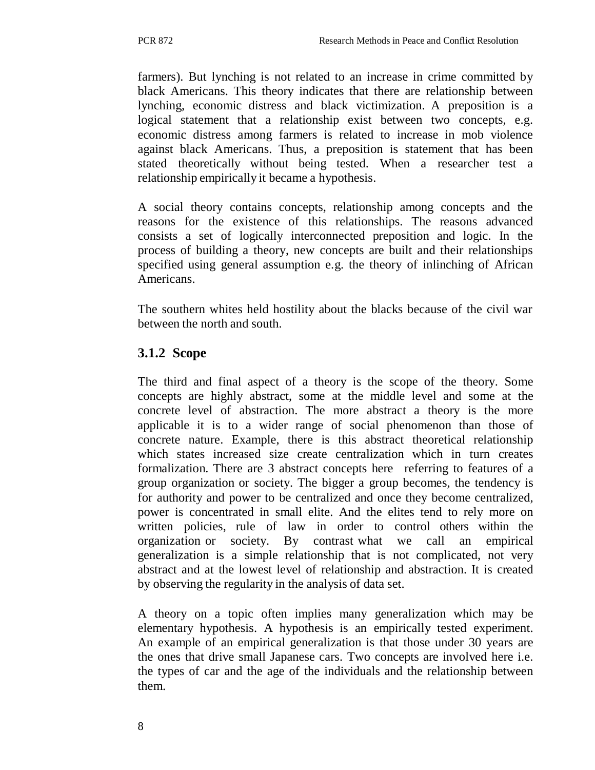farmers). But lynching is not related to an increase in crime committed by black Americans. This theory indicates that there are relationship between lynching, economic distress and black victimization. A preposition is a logical statement that a relationship exist between two concepts, e.g. economic distress among farmers is related to increase in mob violence against black Americans. Thus, a preposition is statement that has been stated theoretically without being tested. When a researcher test a relationship empirically it became a hypothesis.

A social theory contains concepts, relationship among concepts and the reasons for the existence of this relationships. The reasons advanced consists a set of logically interconnected preposition and logic. In the process of building a theory, new concepts are built and their relationships specified using general assumption e.g. the theory of inlinching of African Americans.

The southern whites held hostility about the blacks because of the civil war between the north and south.

### 3.1.2 Scope

The third and final aspect of a theory is the scope of the theory. Some concepts are highly abstract, some at the middle level and some at the concrete level of abstraction. The more abstract a theory is the more applicable it is to a wider range of social phenomenon than those of concrete nature. Example, there is this abstract theoretical relationship which states increased size create centralization which in turn creates formalization. There are 3 abstract concepts here referring to features of a group organization or society. The bigger a group becomes, the tendency is for authority and power to be centralized and once they become centralized, power is concentrated in small elite. And the elites tend to rely more on written policies, rule of law in order to control others within the organization or society. By contrast what we call an empirical generalization is a simple relationship that is not complicated, not very abstract and at the lowest level of relationship and abstraction. It is created by observing the regularity in the analysis of data set.

A theory on a topic often implies many generalization which may be elementary hypothesis. A hypothesis is an empirically tested experiment. An example of an empirical generalization is that those under 30 years are the ones that drive small Japanese cars. Two concepts are involved here i.e. the types of car and the age of the individuals and the relationship between them.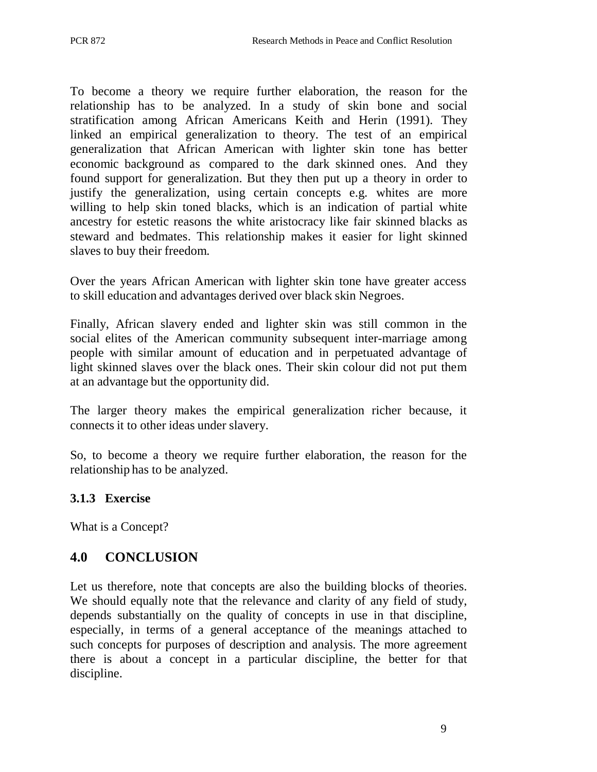To become a theory we require further elaboration, the reason for the relationship has to be analyzed. In a study of skin bone and social stratification among African Americans Keith and Herin (1991). They linked an empirical generalization to theory. The test of an empirical generalization that African American with lighter skin tone has better economic background as compared to the dark skinned ones. And they found support for generalization. But they then put up a theory in order to justify the generalization, using certain concepts e.g. whites are more willing to help skin toned blacks, which is an indication of partial white ancestry for estetic reasons the white aristocracy like fair skinned blacks as steward and bedmates. This relationship makes it easier for light skinned slaves to buy their freedom.

Over the years African American with lighter skin tone have greater access to skill education and advantages derived over black skin Negroes.

Finally, African slavery ended and lighter skin was still common in the social elites of the American community subsequent inter-marriage among people with similar amount of education and in perpetuated advantage of light skinned slaves over the black ones. Their skin colour did not put them at an advantage but the opportunity did.

The larger theory makes the empirical generalization richer because, it connects it to other ideas under slavery.

So, to become a theory we require further elaboration, the reason for the relationship has to be analyzed.

### 3.1.3 Exercise

What is a Concept?

## 4.0 CONCLUSION

Let us therefore, note that concepts are also the building blocks of theories. We should equally note that the relevance and clarity of any field of study, depends substantially on the quality of concepts in use in that discipline, especially, in terms of a general acceptance of the meanings attached to such concepts for purposes of description and analysis. The more agreement there is about a concept in a particular discipline, the better for that discipline.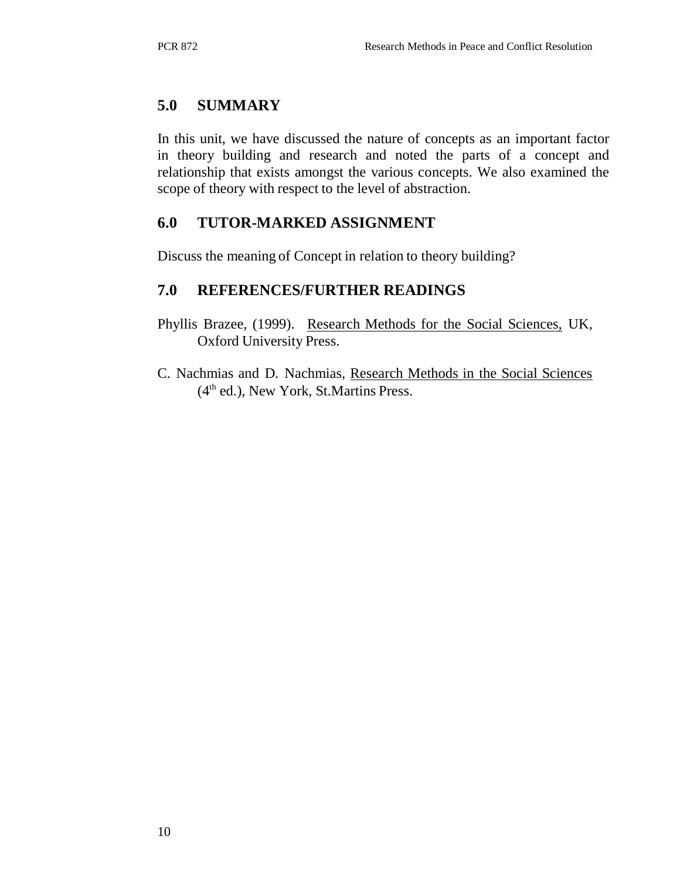## 5.0 SUMMARY

In this unit, we have discussed the nature of concepts as an important factor in theory building and research and noted the parts of a concept and relationship that exists amongst the various concepts. We also examined the scope of theory with respect to the level of abstraction.

## 6.0 TUTOR-MARKED ASSIGNMENT

Discuss the meaning of Concept in relation to theory building?

## 7.0 REFERENCES/FURTHER READINGS

Phyllis Brazee, (1999). Research Methods for the Social Sciences, UK, Oxford University Press.

C. Nachmias and D. Nachmias, Research Methods in the Social Sciences (4th ed.), New York, St.Martins Press.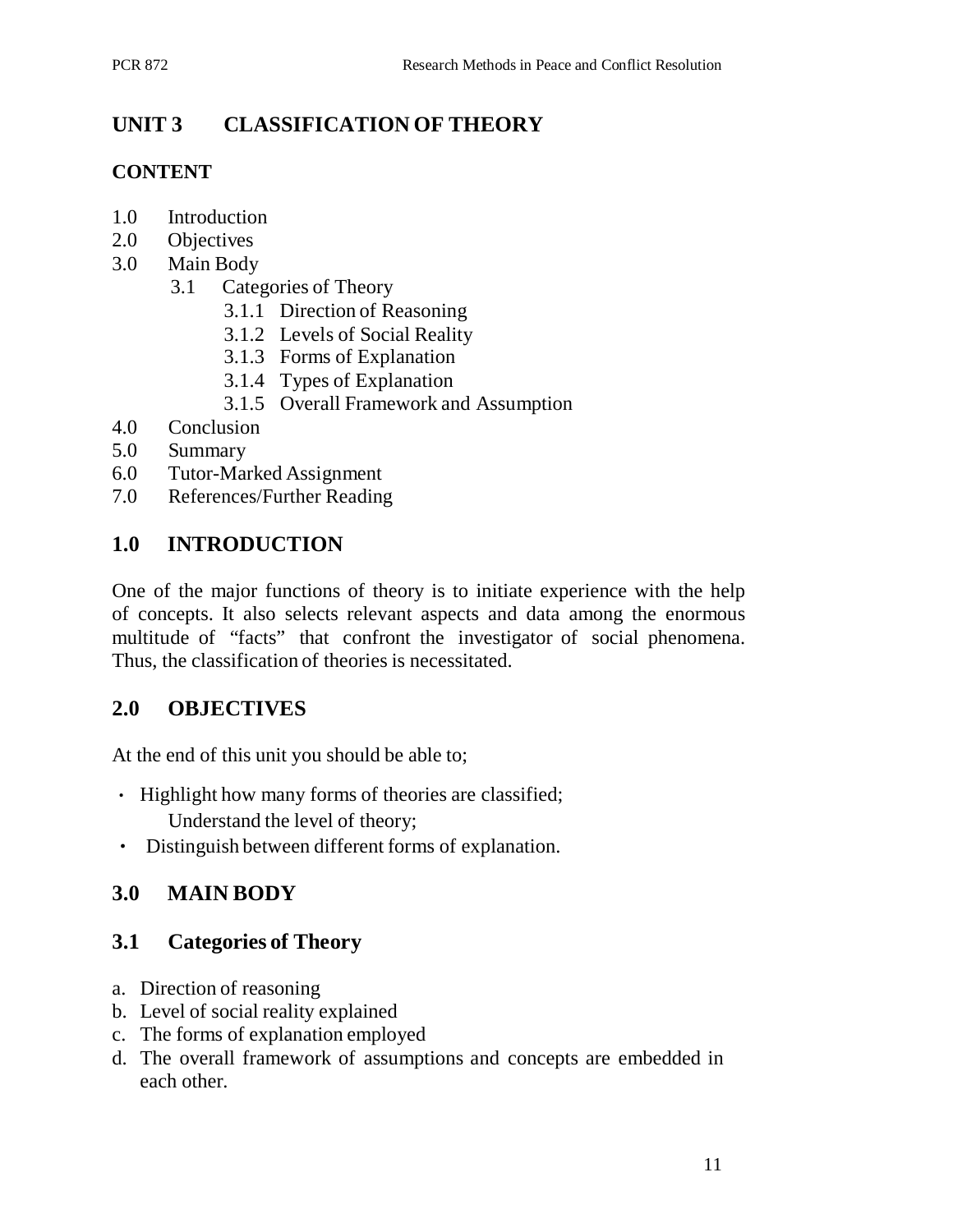# UNIT 3 CLASSIFICATION OF THEORY

## CONTENT

- 1.0 Introduction
- 2.0 Objectives
- 3.0 Main Body
  - 3.1 Categories of Theory
    - 3.1.1 Direction of Reasoning
    - 3.1.2 Levels of Social Reality
    - 3.1.3 Forms of Explanation
    - 3.1.4 Types of Explanation
    - 3.1.5 Overall Framework and Assumption
- 4.0 Conclusion
- 5.0 Summary
- 6.0 Tutor-Marked Assignment
- 7.0 References/Further Reading

## 1.0 INTRODUCTION

One of the major functions of theory is to initiate experience with the help of concepts. It also selects relevant aspects and data among the enormous multitude of "facts" that confront the investigator of social phenomena. Thus, the classification of theories is necessitated.

## 2.0 OBJECTIVES

At the end of this unit you should be able to;

- Highlight how many forms of theories are classified;
  Understand the level of theory;
- Distinguish between different forms of explanation.

## 3.0 MAIN BODY

## 3.1 Categories of Theory

a. Direction of reasoning
b. Level of social reality explained
c. The forms of explanation employed
d. The overall framework of assumptions and concepts are embedded in each other.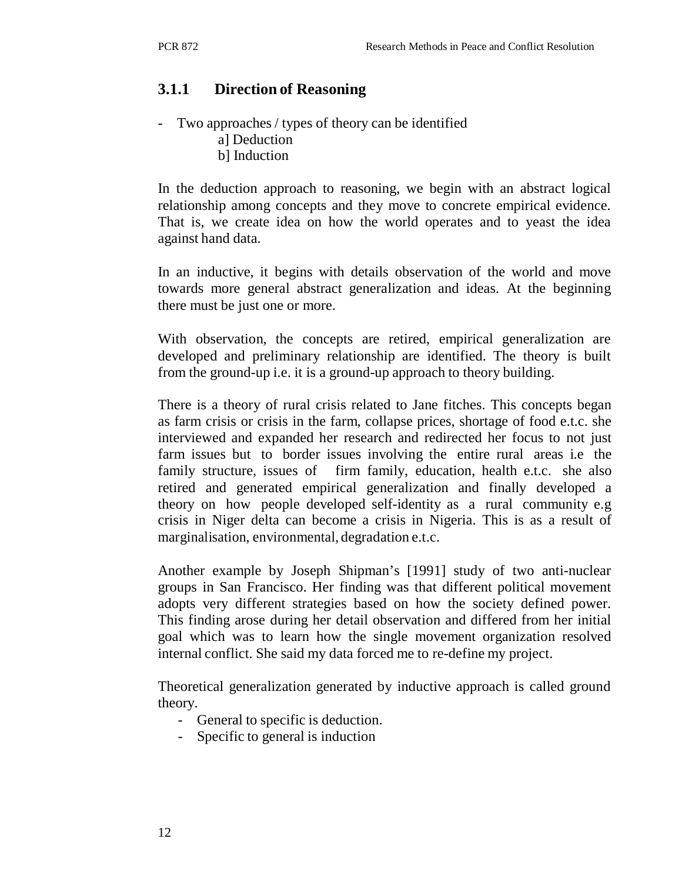### 3.1.1 Direction of Reasoning

- Two approaches / types of theory can be identified
  - a] Deduction
  - b] Induction

In the deduction approach to reasoning, we begin with an abstract logical relationship among concepts and they move to concrete empirical evidence. That is, we create idea on how the world operates and to yeast the idea against hand data.

In an inductive, it begins with details observation of the world and move towards more general abstract generalization and ideas. At the beginning there must be just one or more.

With observation, the concepts are retired, empirical generalization are developed and preliminary relationship are identified. The theory is built from the ground-up i.e. it is a ground-up approach to theory building.

There is a theory of rural crisis related to Jane fitches. This concepts began as farm crisis or crisis in the farm, collapse prices, shortage of food e.t.c. she interviewed and expanded her research and redirected her focus to not just farm issues but to border issues involving the entire rural areas i.e the family structure, issues of firm family, education, health e.t.c. she also retired and generated empirical generalization and finally developed a theory on how people developed self-identity as a rural community e.g crisis in Niger delta can become a crisis in Nigeria. This is as a result of marginalisation, environmental, degradation e.t.c.

Another example by Joseph Shipman's [1991] study of two anti-nuclear groups in San Francisco. Her finding was that different political movement adopts very different strategies based on how the society defined power. This finding arose during her detail observation and differed from her initial goal which was to learn how the single movement organization resolved internal conflict. She said my data forced me to re-define my project.

Theoretical generalization generated by inductive approach is called ground theory.

- General to specific is deduction.
- Specific to general is induction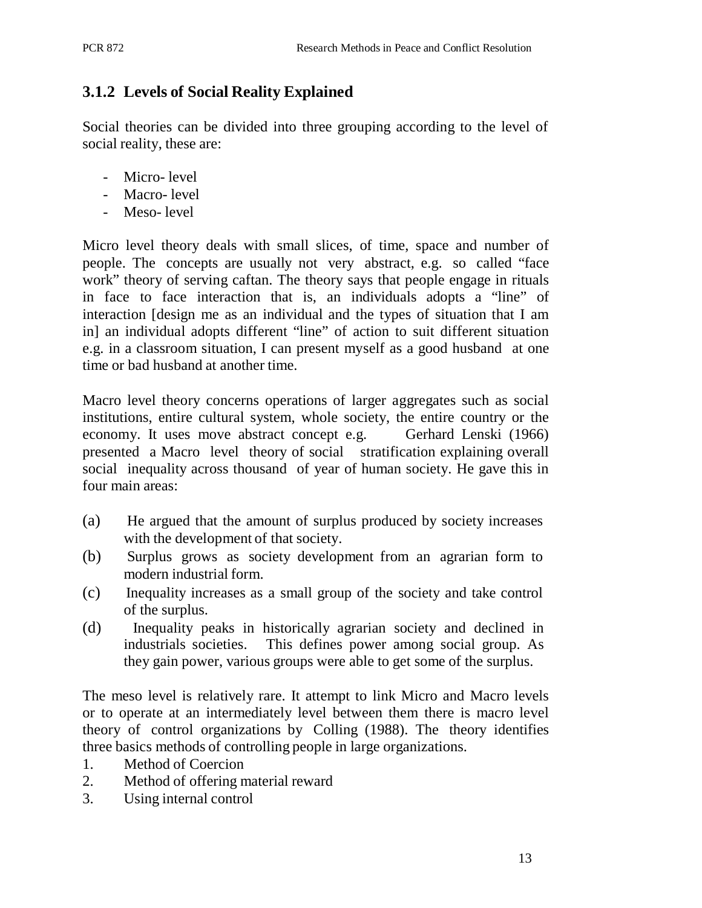### 3.1.2 Levels of Social Reality Explained

Social theories can be divided into three grouping according to the level of social reality, these are:

- Micro- level
- Macro- level
- Meso- level

Micro level theory deals with small slices, of time, space and number of people. The concepts are usually not very abstract, e.g. so called "face work" theory of serving caftan. The theory says that people engage in rituals in face to face interaction that is, an individuals adopts a "line" of interaction [design me as an individual and the types of situation that I am in] an individual adopts different "line" of action to suit different situation e.g. in a classroom situation, I can present myself as a good husband at one time or bad husband at another time.

Macro level theory concerns operations of larger aggregates such as social institutions, entire cultural system, whole society, the entire country or the economy. It uses move abstract concept e.g. Gerhard Lenski (1966) presented a Macro level theory of social stratification explaining overall social inequality across thousand of year of human society. He gave this in four main areas:

(a) He argued that the amount of surplus produced by society increases with the development of that society.
(b) Surplus grows as society development from an agrarian form to modern industrial form.
(c) Inequality increases as a small group of the society and take control of the surplus.
(d) Inequality peaks in historically agrarian society and declined in industrials societies. This defines power among social group. As they gain power, various groups were able to get some of the surplus.

The meso level is relatively rare. It attempt to link Micro and Macro levels or to operate at an intermediately level between them there is macro level theory of control organizations by Colling (1988). The theory identifies three basics methods of controlling people in large organizations.

1. Method of Coercion
2. Method of offering material reward
3. Using internal control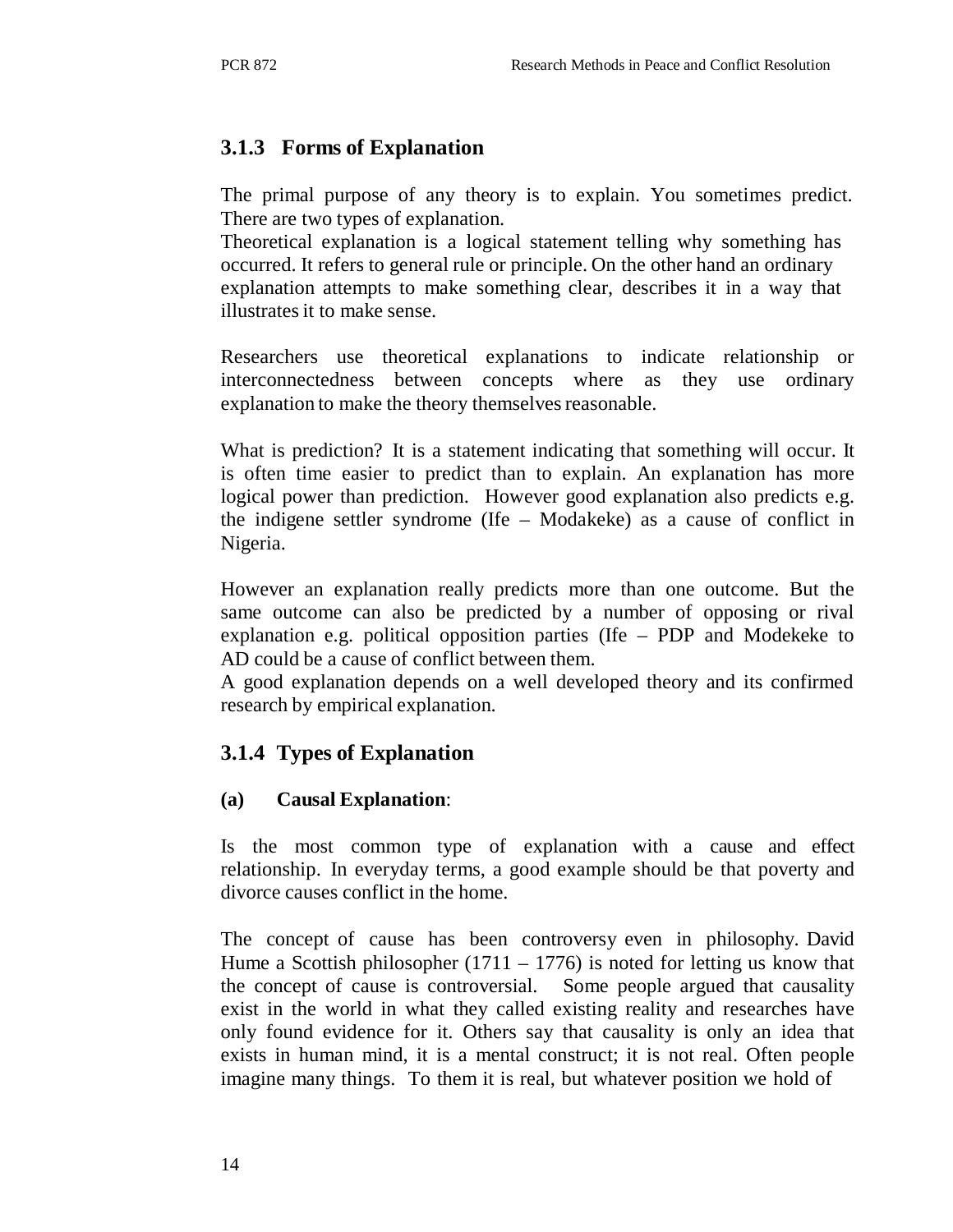### 3.1.3 Forms of Explanation

The primal purpose of any theory is to explain. You sometimes predict. There are two types of explanation.

Theoretical explanation is a logical statement telling why something has occurred. It refers to general rule or principle. On the other hand an ordinary explanation attempts to make something clear, describes it in a way that illustrates it to make sense.

Researchers use theoretical explanations to indicate relationship or interconnectedness between concepts where as they use ordinary explanation to make the theory themselves reasonable.

What is prediction? It is a statement indicating that something will occur. It is often time easier to predict than to explain. An explanation has more logical power than prediction. However good explanation also predicts e.g. the indigene settler syndrome (Ife – Modakeke) as a cause of conflict in Nigeria.

However an explanation really predicts more than one outcome. But the same outcome can also be predicted by a number of opposing or rival explanation e.g. political opposition parties (Ife – PDP and Modekeke to AD could be a cause of conflict between them.

A good explanation depends on a well developed theory and its confirmed research by empirical explanation.

### 3.1.4 Types of Explanation

**(a) Causal Explanation**:

Is the most common type of explanation with a cause and effect relationship. In everyday terms, a good example should be that poverty and divorce causes conflict in the home.

The concept of cause has been controversy even in philosophy. David Hume a Scottish philosopher (1711 – 1776) is noted for letting us know that the concept of cause is controversial. Some people argued that causality exist in the world in what they called existing reality and researches have only found evidence for it. Others say that causality is only an idea that exists in human mind, it is a mental construct; it is not real. Often people imagine many things. To them it is real, but whatever position we hold of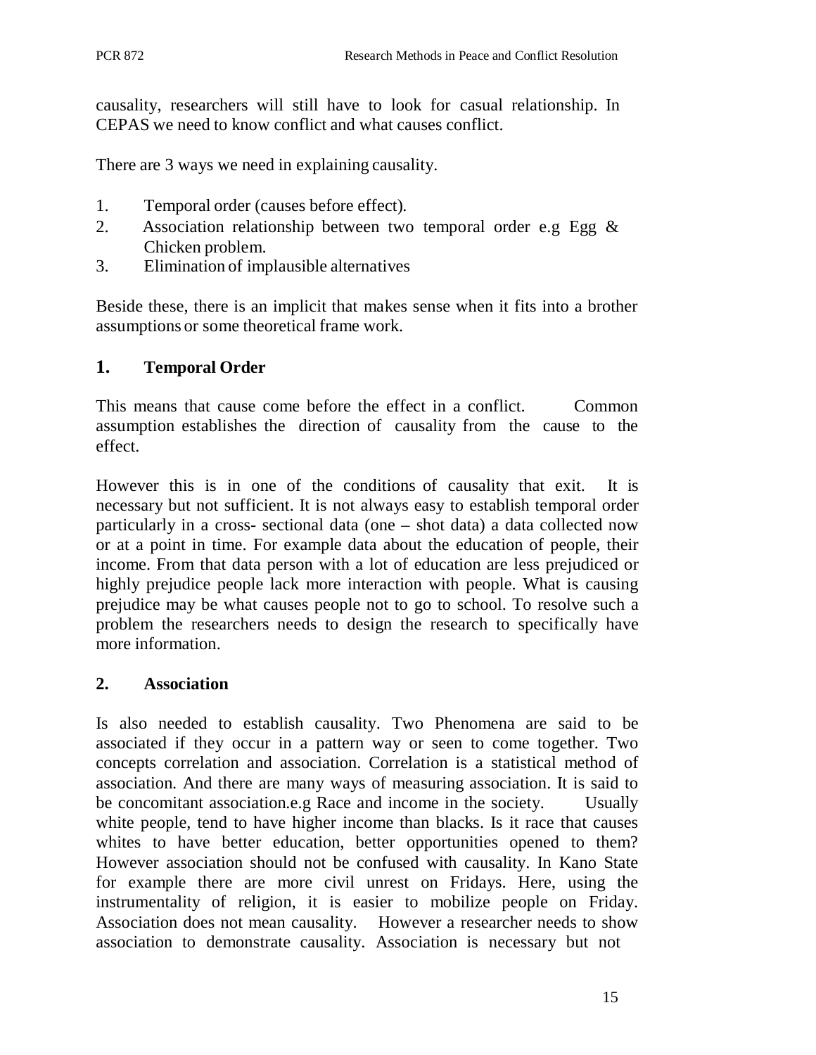causality, researchers will still have to look for casual relationship. In CEPAS we need to know conflict and what causes conflict.

There are 3 ways we need in explaining causality.

1. Temporal order (causes before effect).
2. Association relationship between two temporal order e.g Egg & Chicken problem.
3. Elimination of implausible alternatives

Beside these, there is an implicit that makes sense when it fits into a brother assumptions or some theoretical frame work.

## 1. Temporal Order

This means that cause come before the effect in a conflict. Common assumption establishes the direction of causality from the cause to the effect.

However this is in one of the conditions of causality that exit. It is necessary but not sufficient. It is not always easy to establish temporal order particularly in a cross- sectional data (one – shot data) a data collected now or at a point in time. For example data about the education of people, their income. From that data person with a lot of education are less prejudiced or highly prejudice people lack more interaction with people. What is causing prejudice may be what causes people not to go to school. To resolve such a problem the researchers needs to design the research to specifically have more information.

## 2. Association

Is also needed to establish causality. Two Phenomena are said to be associated if they occur in a pattern way or seen to come together. Two concepts correlation and association. Correlation is a statistical method of association. And there are many ways of measuring association. It is said to be concomitant association.e.g Race and income in the society. Usually white people, tend to have higher income than blacks. Is it race that causes whites to have better education, better opportunities opened to them? However association should not be confused with causality. In Kano State for example there are more civil unrest on Fridays. Here, using the instrumentality of religion, it is easier to mobilize people on Friday. Association does not mean causality. However a researcher needs to show association to demonstrate causality. Association is necessary but not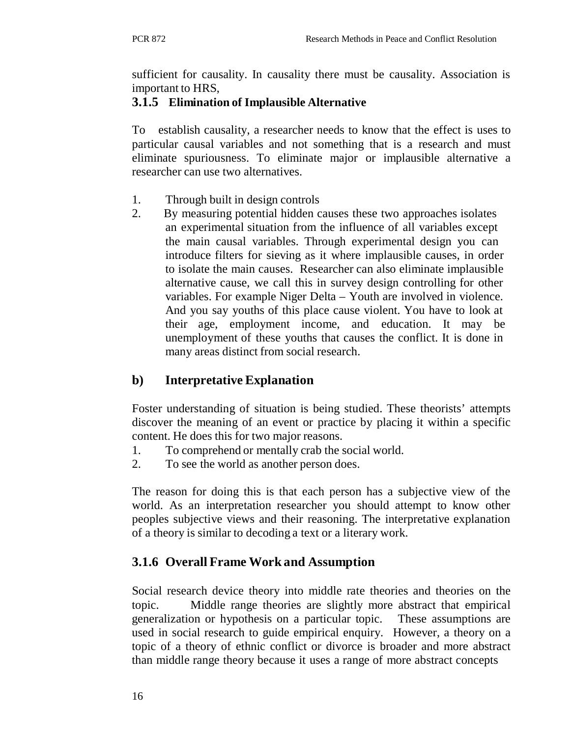sufficient for causality. In causality there must be causality. Association is important to HRS,

### 3.1.5 Elimination of Implausible Alternative

To establish causality, a researcher needs to know that the effect is uses to particular causal variables and not something that is a research and must eliminate spuriousness. To eliminate major or implausible alternative a researcher can use two alternatives.

1. Through built in design controls
2. By measuring potential hidden causes these two approaches isolates an experimental situation from the influence of all variables except the main causal variables. Through experimental design you can introduce filters for sieving as it where implausible causes, in order to isolate the main causes. Researcher can also eliminate implausible alternative cause, we call this in survey design controlling for other variables. For example Niger Delta – Youth are involved in violence. And you say youths of this place cause violent. You have to look at their age, employment income, and education. It may be unemployment of these youths that causes the conflict. It is done in many areas distinct from social research.

## b) Interpretative Explanation

Foster understanding of situation is being studied. These theorists' attempts discover the meaning of an event or practice by placing it within a specific content. He does this for two major reasons.

1. To comprehend or mentally crab the social world.
2. To see the world as another person does.

The reason for doing this is that each person has a subjective view of the world. As an interpretation researcher you should attempt to know other peoples subjective views and their reasoning. The interpretative explanation of a theory is similar to decoding a text or a literary work.

### 3.1.6 Overall Frame Work and Assumption

Social research device theory into middle rate theories and theories on the topic. Middle range theories are slightly more abstract that empirical generalization or hypothesis on a particular topic. These assumptions are used in social research to guide empirical enquiry. However, a theory on a topic of a theory of ethnic conflict or divorce is broader and more abstract than middle range theory because it uses a range of more abstract concepts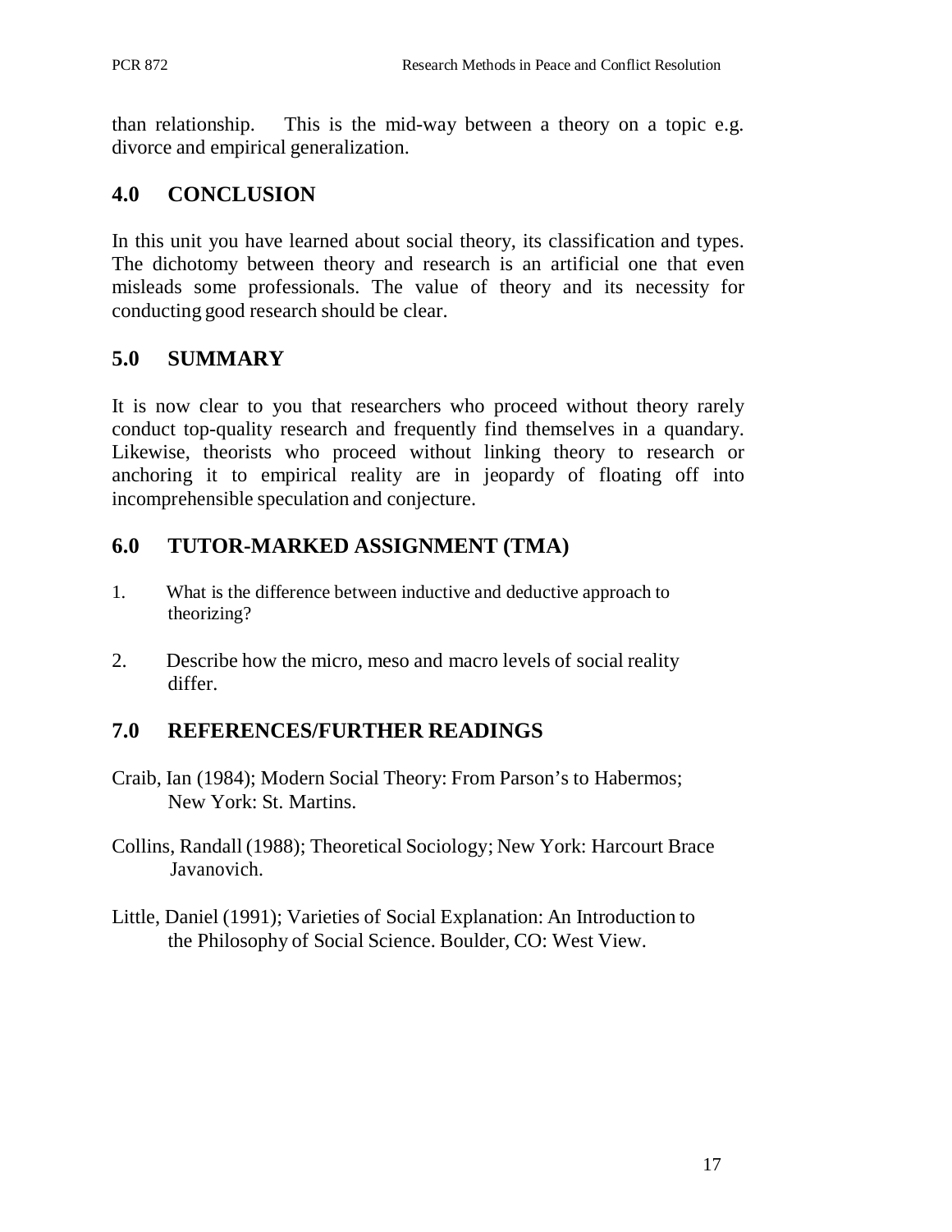than relationship. This is the mid-way between a theory on a topic e.g. divorce and empirical generalization.

## 4.0 CONCLUSION

In this unit you have learned about social theory, its classification and types. The dichotomy between theory and research is an artificial one that even misleads some professionals. The value of theory and its necessity for conducting good research should be clear.

## 5.0 SUMMARY

It is now clear to you that researchers who proceed without theory rarely conduct top-quality research and frequently find themselves in a quandary. Likewise, theorists who proceed without linking theory to research or anchoring it to empirical reality are in jeopardy of floating off into incomprehensible speculation and conjecture.

## 6.0 TUTOR-MARKED ASSIGNMENT (TMA)

1. What is the difference between inductive and deductive approach to theorizing?
2. Describe how the micro, meso and macro levels of social reality differ.

## 7.0 REFERENCES/FURTHER READINGS

Craib, Ian (1984); Modern Social Theory: From Parson's to Habermos; New York: St. Martins.

Collins, Randall (1988); Theoretical Sociology; New York: Harcourt Brace Javanovich.

Little, Daniel (1991); Varieties of Social Explanation: An Introduction to the Philosophy of Social Science. Boulder, CO: West View.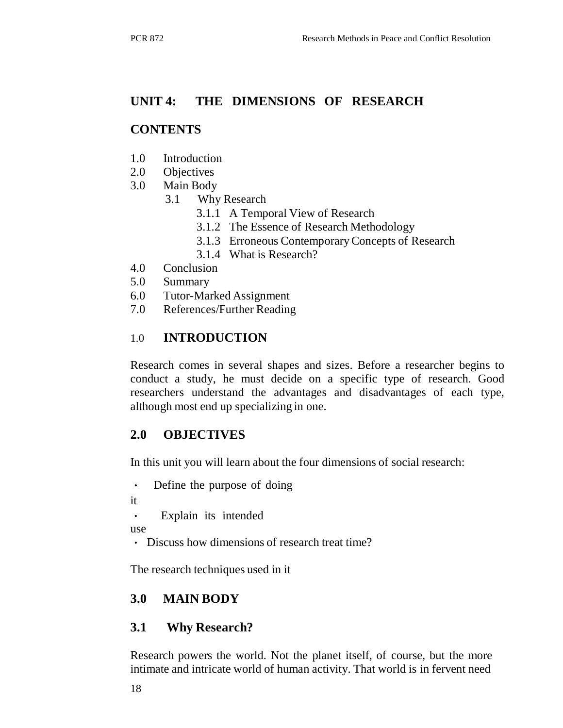## UNIT 4: THE DIMENSIONS OF RESEARCH

### CONTENTS

1.0 Introduction
2.0 Objectives
3.0 Main Body
   3.1 Why Research
      3.1.1 A Temporal View of Research
      3.1.2 The Essence of Research Methodology
      3.1.3 Erroneous Contemporary Concepts of Research
      3.1.4 What is Research?
4.0 Conclusion
5.0 Summary
6.0 Tutor-Marked Assignment
7.0 References/Further Reading

### 1.0 INTRODUCTION

Research comes in several shapes and sizes. Before a researcher begins to conduct a study, he must decide on a specific type of research. Good researchers understand the advantages and disadvantages of each type, although most end up specializing in one.

### 2.0 OBJECTIVES

In this unit you will learn about the four dimensions of social research:

- Define the purpose of doing it
- Explain its intended use
- Discuss how dimensions of research treat time?

The research techniques used in it

### 3.0 MAIN BODY

### 3.1 Why Research?

Research powers the world. Not the planet itself, of course, but the more intimate and intricate world of human activity. That world is in fervent need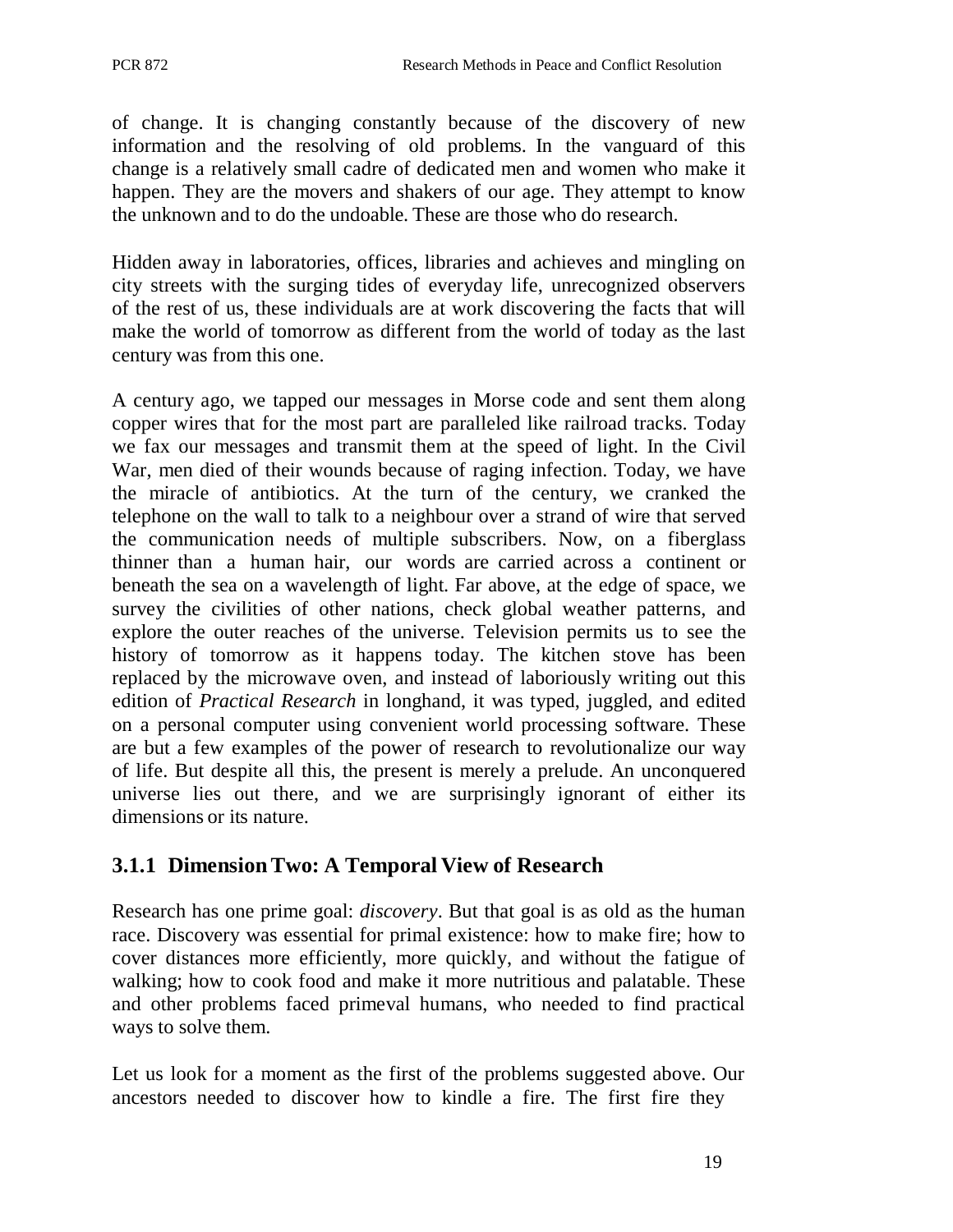of change. It is changing constantly because of the discovery of new information and the resolving of old problems. In the vanguard of this change is a relatively small cadre of dedicated men and women who make it happen. They are the movers and shakers of our age. They attempt to know the unknown and to do the undoable. These are those who do research.

Hidden away in laboratories, offices, libraries and achieves and mingling on city streets with the surging tides of everyday life, unrecognized observers of the rest of us, these individuals are at work discovering the facts that will make the world of tomorrow as different from the world of today as the last century was from this one.

A century ago, we tapped our messages in Morse code and sent them along copper wires that for the most part are paralleled like railroad tracks. Today we fax our messages and transmit them at the speed of light. In the Civil War, men died of their wounds because of raging infection. Today, we have the miracle of antibiotics. At the turn of the century, we cranked the telephone on the wall to talk to a neighbour over a strand of wire that served the communication needs of multiple subscribers. Now, on a fiberglass thinner than a human hair, our words are carried across a continent or beneath the sea on a wavelength of light. Far above, at the edge of space, we survey the civilities of other nations, check global weather patterns, and explore the outer reaches of the universe. Television permits us to see the history of tomorrow as it happens today. The kitchen stove has been replaced by the microwave oven, and instead of laboriously writing out this edition of *Practical Research* in longhand, it was typed, juggled, and edited on a personal computer using convenient world processing software. These are but a few examples of the power of research to revolutionalize our way of life. But despite all this, the present is merely a prelude. An unconquered universe lies out there, and we are surprisingly ignorant of either its dimensions or its nature.

### 3.1.1 Dimension Two: A Temporal View of Research

Research has one prime goal: *discovery*. But that goal is as old as the human race. Discovery was essential for primal existence: how to make fire; how to cover distances more efficiently, more quickly, and without the fatigue of walking; how to cook food and make it more nutritious and palatable. These and other problems faced primeval humans, who needed to find practical ways to solve them.

Let us look for a moment as the first of the problems suggested above. Our ancestors needed to discover how to kindle a fire. The first fire they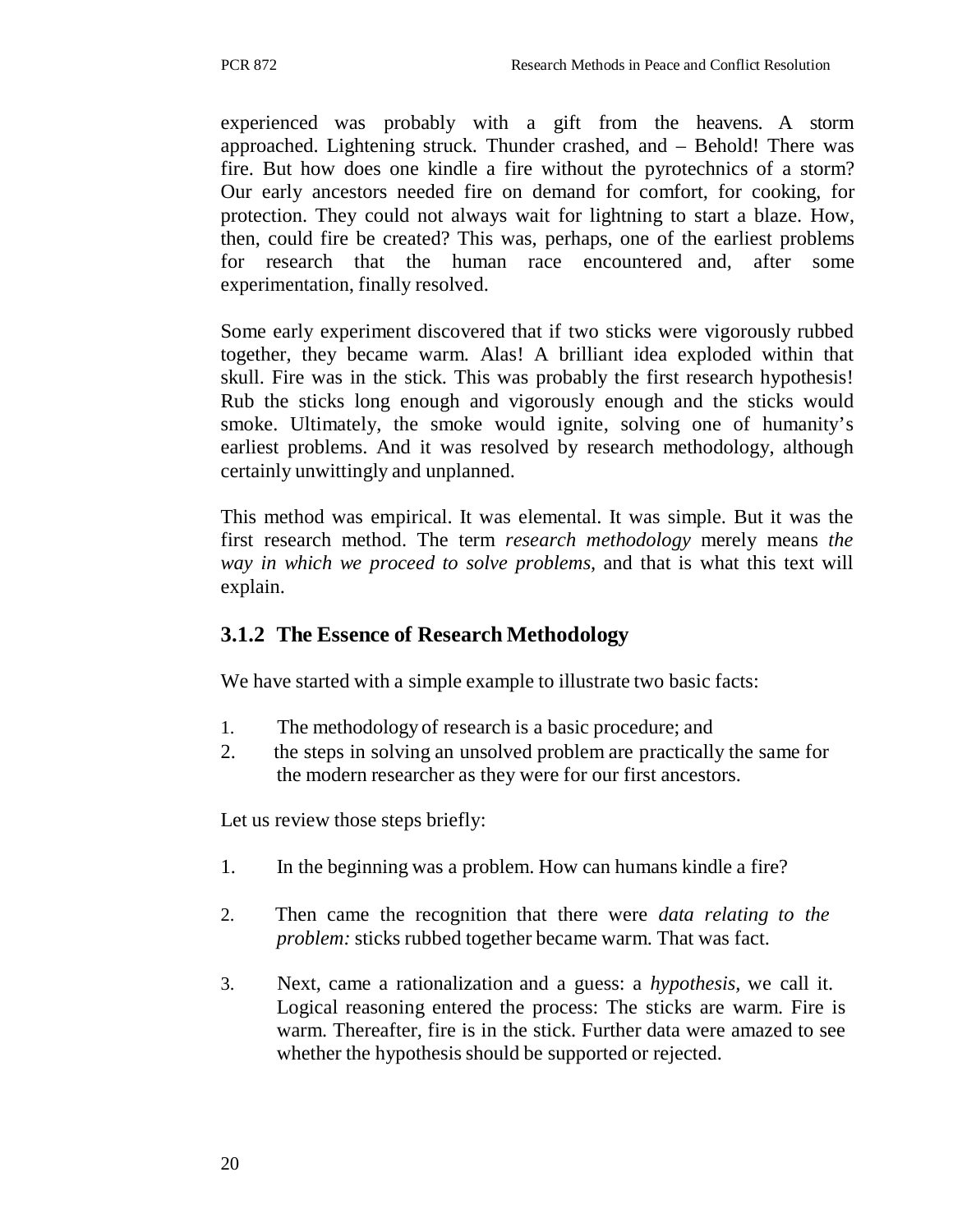experienced was probably with a gift from the heavens. A storm approached. Lightening struck. Thunder crashed, and – Behold! There was fire. But how does one kindle a fire without the pyrotechnics of a storm? Our early ancestors needed fire on demand for comfort, for cooking, for protection. They could not always wait for lightning to start a blaze. How, then, could fire be created? This was, perhaps, one of the earliest problems for research that the human race encountered and, after some experimentation, finally resolved.

Some early experiment discovered that if two sticks were vigorously rubbed together, they became warm. Alas! A brilliant idea exploded within that skull. Fire was in the stick. This was probably the first research hypothesis! Rub the sticks long enough and vigorously enough and the sticks would smoke. Ultimately, the smoke would ignite, solving one of humanity's earliest problems. And it was resolved by research methodology, although certainly unwittingly and unplanned.

This method was empirical. It was elemental. It was simple. But it was the first research method. The term *research methodology* merely means *the way in which we proceed to solve problems*, and that is what this text will explain.

### 3.1.2 The Essence of Research Methodology

We have started with a simple example to illustrate two basic facts:

1. The methodology of research is a basic procedure; and
2. the steps in solving an unsolved problem are practically the same for the modern researcher as they were for our first ancestors.

Let us review those steps briefly:

1. In the beginning was a problem. How can humans kindle a fire?

2. Then came the recognition that there were *data relating to the problem:* sticks rubbed together became warm. That was fact.

3. Next, came a rationalization and a guess: a *hypothesis*, we call it. Logical reasoning entered the process: The sticks are warm. Fire is warm. Thereafter, fire is in the stick. Further data were amazed to see whether the hypothesis should be supported or rejected.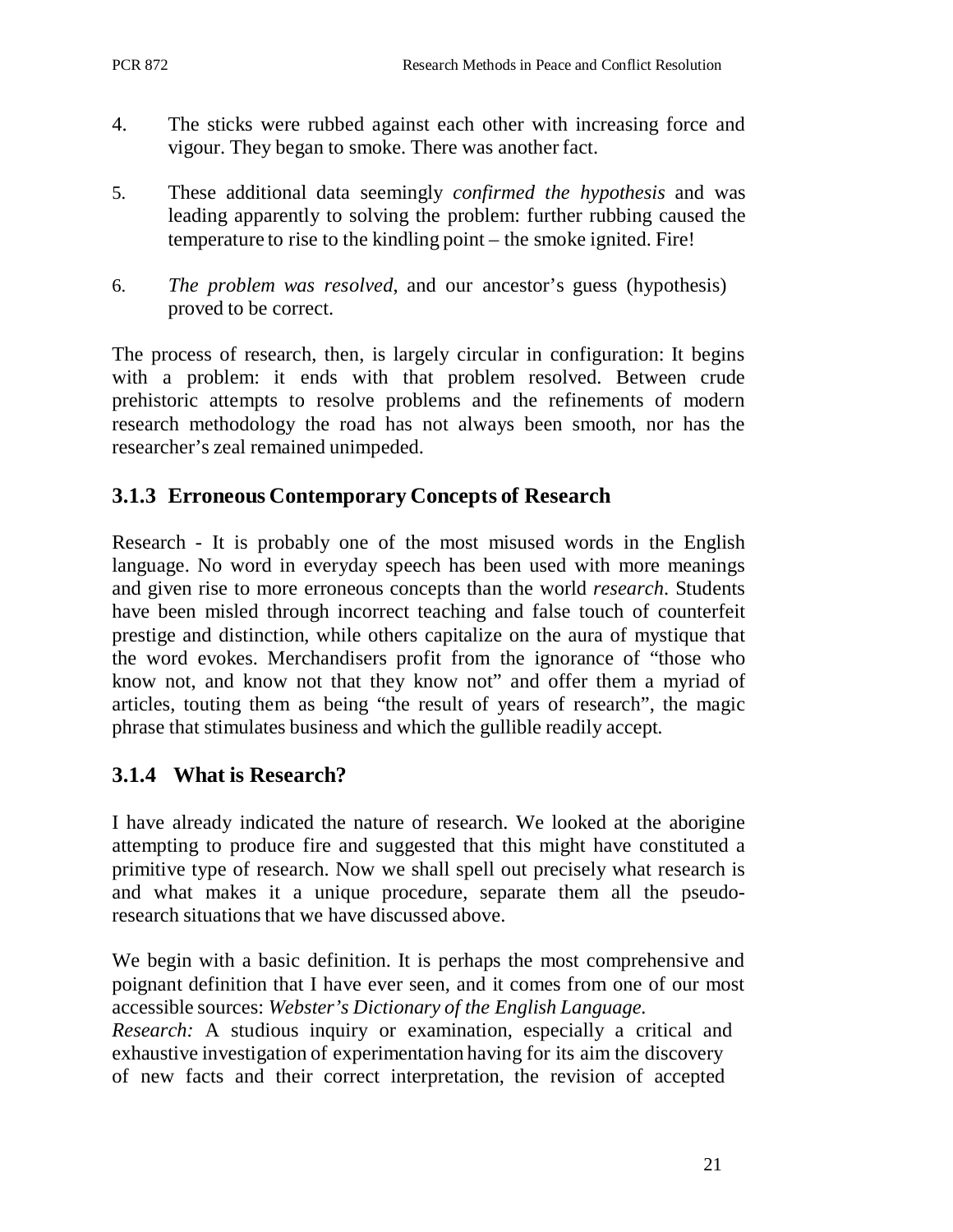4. The sticks were rubbed against each other with increasing force and vigour. They began to smoke. There was another fact.

5. These additional data seemingly *confirmed the hypothesis* and was leading apparently to solving the problem: further rubbing caused the temperature to rise to the kindling point – the smoke ignited. Fire!

6. *The problem was resolved*, and our ancestor's guess (hypothesis) proved to be correct.

The process of research, then, is largely circular in configuration: It begins with a problem: it ends with that problem resolved. Between crude prehistoric attempts to resolve problems and the refinements of modern research methodology the road has not always been smooth, nor has the researcher's zeal remained unimpeded.

### 3.1.3 Erroneous Contemporary Concepts of Research

Research - It is probably one of the most misused words in the English language. No word in everyday speech has been used with more meanings and given rise to more erroneous concepts than the world *research*. Students have been misled through incorrect teaching and false touch of counterfeit prestige and distinction, while others capitalize on the aura of mystique that the word evokes. Merchandisers profit from the ignorance of "those who know not, and know not that they know not" and offer them a myriad of articles, touting them as being "the result of years of research", the magic phrase that stimulates business and which the gullible readily accept.

### 3.1.4 What is Research?

I have already indicated the nature of research. We looked at the aborigine attempting to produce fire and suggested that this might have constituted a primitive type of research. Now we shall spell out precisely what research is and what makes it a unique procedure, separate them all the pseudo-research situations that we have discussed above.

We begin with a basic definition. It is perhaps the most comprehensive and poignant definition that I have ever seen, and it comes from one of our most accessible sources: *Webster's Dictionary of the English Language.*
*Research:* A studious inquiry or examination, especially a critical and exhaustive investigation of experimentation having for its aim the discovery of new facts and their correct interpretation, the revision of accepted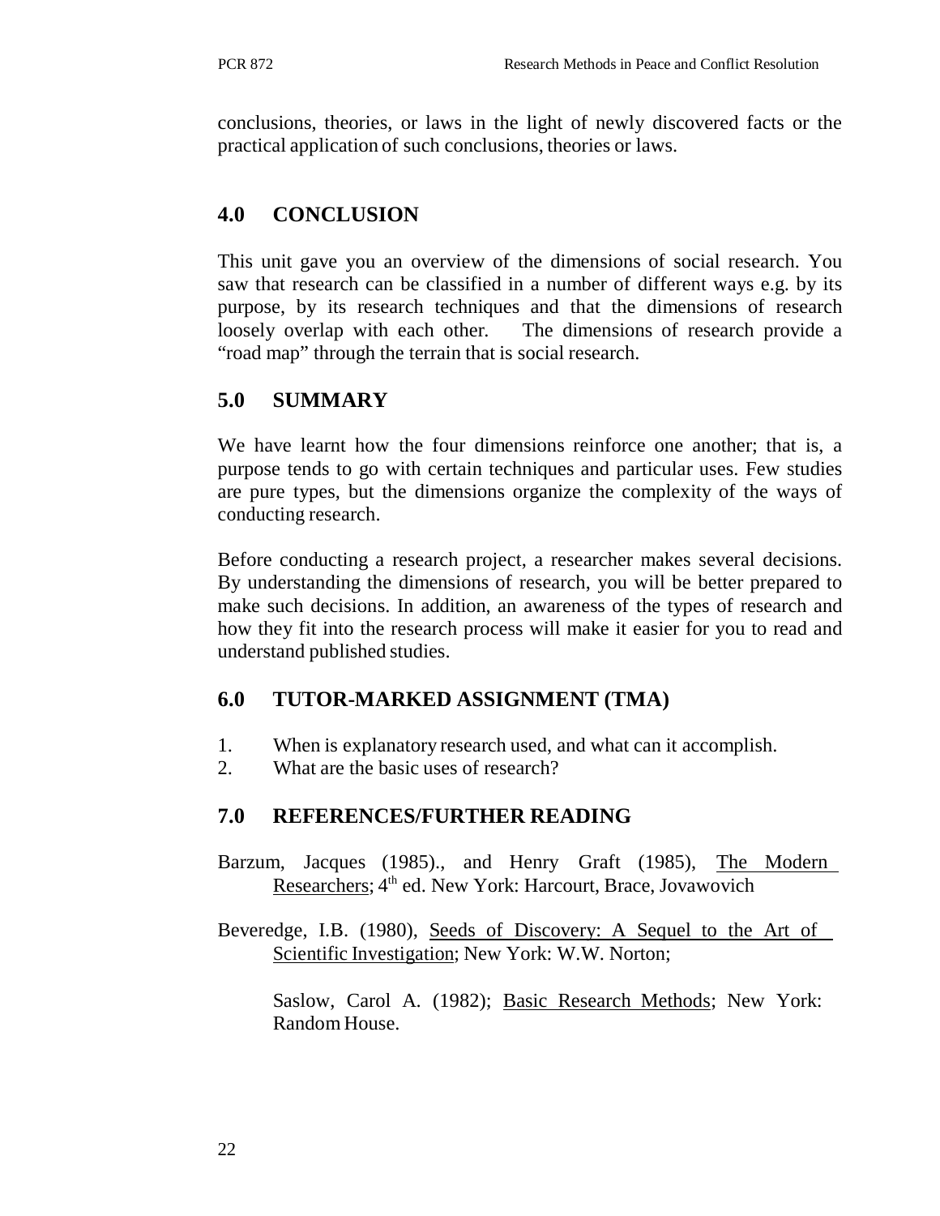conclusions, theories, or laws in the light of newly discovered facts or the practical application of such conclusions, theories or laws.

## 4.0 CONCLUSION

This unit gave you an overview of the dimensions of social research. You saw that research can be classified in a number of different ways e.g. by its purpose, by its research techniques and that the dimensions of research loosely overlap with each other. The dimensions of research provide a "road map" through the terrain that is social research.

## 5.0 SUMMARY

We have learnt how the four dimensions reinforce one another; that is, a purpose tends to go with certain techniques and particular uses. Few studies are pure types, but the dimensions organize the complexity of the ways of conducting research.

Before conducting a research project, a researcher makes several decisions. By understanding the dimensions of research, you will be better prepared to make such decisions. In addition, an awareness of the types of research and how they fit into the research process will make it easier for you to read and understand published studies.

## 6.0 TUTOR-MARKED ASSIGNMENT (TMA)

1. When is explanatory research used, and what can it accomplish.
2. What are the basic uses of research?

## 7.0 REFERENCES/FURTHER READING

Barzum, Jacques (1985)., and Henry Graft (1985), The Modern Researchers; 4th ed. New York: Harcourt, Brace, Jovawovich

Beveredge, I.B. (1980), Seeds of Discovery: A Sequel to the Art of Scientific Investigation; New York: W.W. Norton;

Saslow, Carol A. (1982); Basic Research Methods; New York: Random House.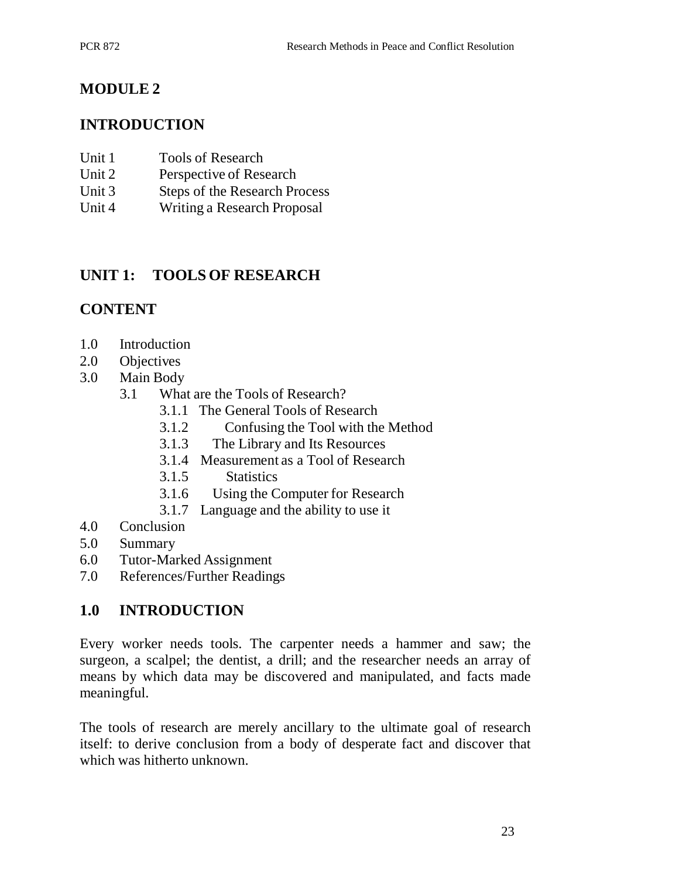# MODULE 2

## INTRODUCTION

Unit 1 Tools of Research
Unit 2 Perspective of Research
Unit 3 Steps of the Research Process
Unit 4 Writing a Research Proposal

## UNIT 1: TOOLS OF RESEARCH

## CONTENT

1.0 Introduction
2.0 Objectives
3.0 Main Body
  3.1 What are the Tools of Research?
    3.1.1 The General Tools of Research
    3.1.2 Confusing the Tool with the Method
    3.1.3 The Library and Its Resources
    3.1.4 Measurement as a Tool of Research
    3.1.5 Statistics
    3.1.6 Using the Computer for Research
    3.1.7 Language and the ability to use it
4.0 Conclusion
5.0 Summary
6.0 Tutor-Marked Assignment
7.0 References/Further Readings

## 1.0 INTRODUCTION

Every worker needs tools. The carpenter needs a hammer and saw; the surgeon, a scalpel; the dentist, a drill; and the researcher needs an array of means by which data may be discovered and manipulated, and facts made meaningful.

The tools of research are merely ancillary to the ultimate goal of research itself: to derive conclusion from a body of desperate fact and discover that which was hitherto unknown.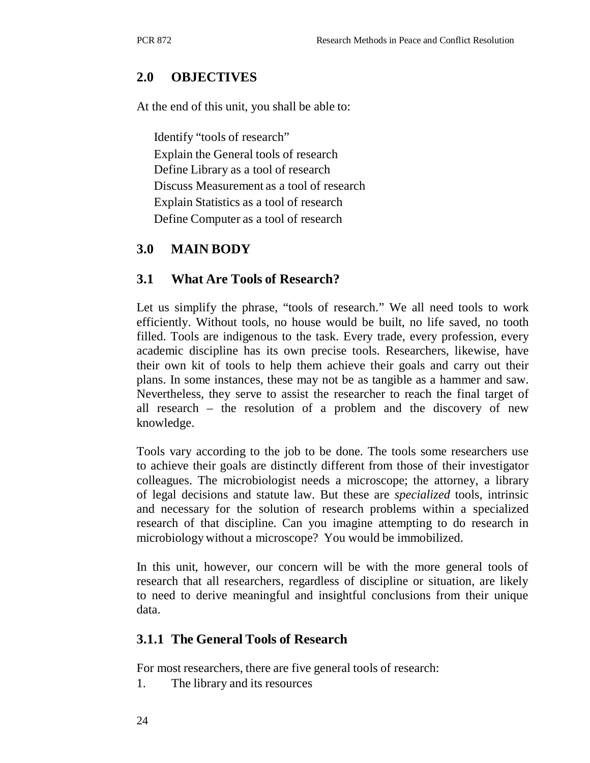## 2.0 OBJECTIVES

At the end of this unit, you shall be able to:

- Identify "tools of research"
- Explain the General tools of research
- Define Library as a tool of research
- Discuss Measurement as a tool of research
- Explain Statistics as a tool of research
- Define Computer as a tool of research

## 3.0 MAIN BODY

### 3.1 What Are Tools of Research?

Let us simplify the phrase, "tools of research." We all need tools to work efficiently. Without tools, no house would be built, no life saved, no tooth filled. Tools are indigenous to the task. Every trade, every profession, every academic discipline has its own precise tools. Researchers, likewise, have their own kit of tools to help them achieve their goals and carry out their plans. In some instances, these may not be as tangible as a hammer and saw. Nevertheless, they serve to assist the researcher to reach the final target of all research – the resolution of a problem and the discovery of new knowledge.

Tools vary according to the job to be done. The tools some researchers use to achieve their goals are distinctly different from those of their investigator colleagues. The microbiologist needs a microscope; the attorney, a library of legal decisions and statute law. But these are *specialized* tools, intrinsic and necessary for the solution of research problems within a specialized research of that discipline. Can you imagine attempting to do research in microbiology without a microscope? You would be immobilized.

In this unit, however, our concern will be with the more general tools of research that all researchers, regardless of discipline or situation, are likely to need to derive meaningful and insightful conclusions from their unique data.

#### 3.1.1 The General Tools of Research

For most researchers, there are five general tools of research:

1. The library and its resources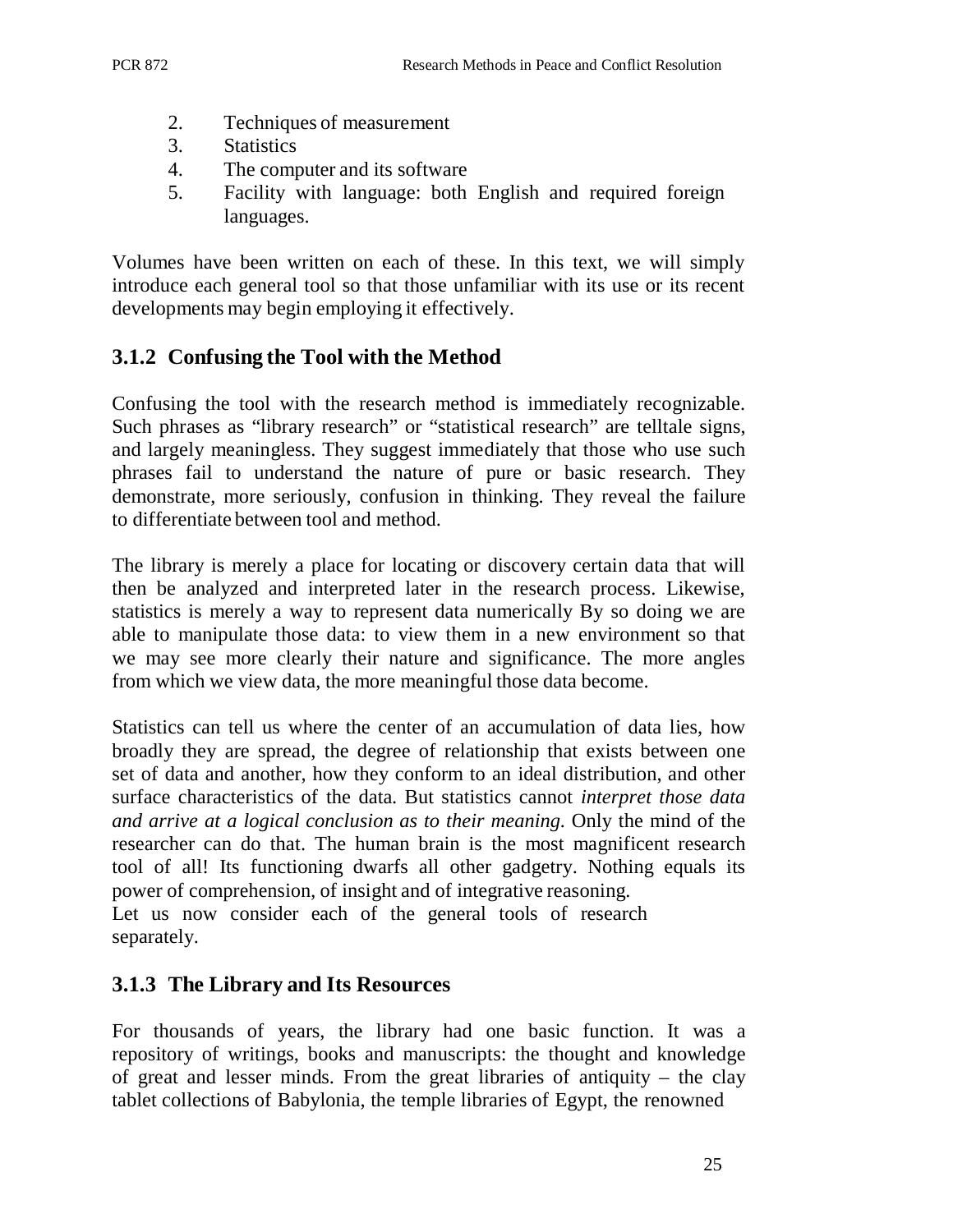2. Techniques of measurement
3. Statistics
4. The computer and its software
5. Facility with language: both English and required foreign languages.

Volumes have been written on each of these. In this text, we will simply introduce each general tool so that those unfamiliar with its use or its recent developments may begin employing it effectively.

### 3.1.2 Confusing the Tool with the Method

Confusing the tool with the research method is immediately recognizable. Such phrases as "library research" or "statistical research" are telltale signs, and largely meaningless. They suggest immediately that those who use such phrases fail to understand the nature of pure or basic research. They demonstrate, more seriously, confusion in thinking. They reveal the failure to differentiate between tool and method.

The library is merely a place for locating or discovery certain data that will then be analyzed and interpreted later in the research process. Likewise, statistics is merely a way to represent data numerically By so doing we are able to manipulate those data: to view them in a new environment so that we may see more clearly their nature and significance. The more angles from which we view data, the more meaningful those data become.

Statistics can tell us where the center of an accumulation of data lies, how broadly they are spread, the degree of relationship that exists between one set of data and another, how they conform to an ideal distribution, and other surface characteristics of the data. But statistics cannot *interpret those data and arrive at a logical conclusion as to their meaning.* Only the mind of the researcher can do that. The human brain is the most magnificent research tool of all! Its functioning dwarfs all other gadgetry. Nothing equals its power of comprehension, of insight and of integrative reasoning.
Let us now consider each of the general tools of research separately.

### 3.1.3 The Library and Its Resources

For thousands of years, the library had one basic function. It was a repository of writings, books and manuscripts: the thought and knowledge of great and lesser minds. From the great libraries of antiquity – the clay tablet collections of Babylonia, the temple libraries of Egypt, the renowned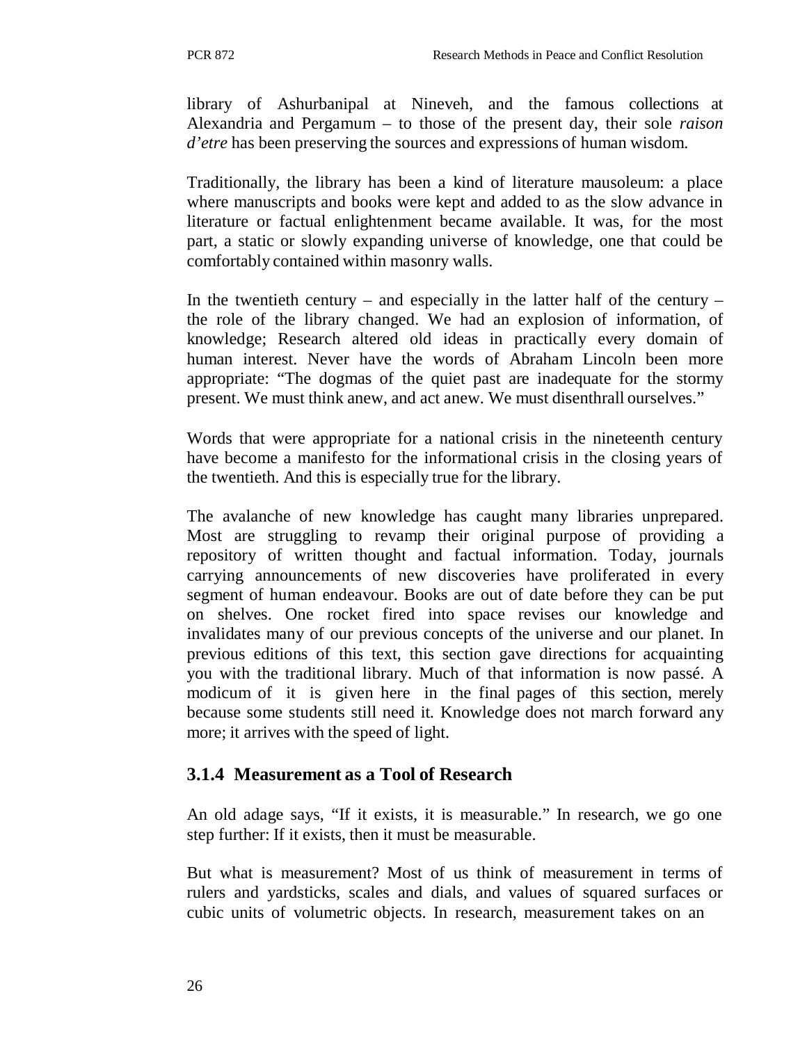library of Ashurbanipal at Nineveh, and the famous collections at Alexandria and Pergamum – to those of the present day, their sole *raison d'etre* has been preserving the sources and expressions of human wisdom.

Traditionally, the library has been a kind of literature mausoleum: a place where manuscripts and books were kept and added to as the slow advance in literature or factual enlightenment became available. It was, for the most part, a static or slowly expanding universe of knowledge, one that could be comfortably contained within masonry walls.

In the twentieth century – and especially in the latter half of the century – the role of the library changed. We had an explosion of information, of knowledge; Research altered old ideas in practically every domain of human interest. Never have the words of Abraham Lincoln been more appropriate: "The dogmas of the quiet past are inadequate for the stormy present. We must think anew, and act anew. We must disenthrall ourselves."

Words that were appropriate for a national crisis in the nineteenth century have become a manifesto for the informational crisis in the closing years of the twentieth. And this is especially true for the library.

The avalanche of new knowledge has caught many libraries unprepared. Most are struggling to revamp their original purpose of providing a repository of written thought and factual information. Today, journals carrying announcements of new discoveries have proliferated in every segment of human endeavour. Books are out of date before they can be put on shelves. One rocket fired into space revises our knowledge and invalidates many of our previous concepts of the universe and our planet. In previous editions of this text, this section gave directions for acquainting you with the traditional library. Much of that information is now passé. A modicum of it is given here in the final pages of this section, merely because some students still need it. Knowledge does not march forward any more; it arrives with the speed of light.

### 3.1.4 Measurement as a Tool of Research

An old adage says, "If it exists, it is measurable." In research, we go one step further: If it exists, then it must be measurable.

But what is measurement? Most of us think of measurement in terms of rulers and yardsticks, scales and dials, and values of squared surfaces or cubic units of volumetric objects. In research, measurement takes on an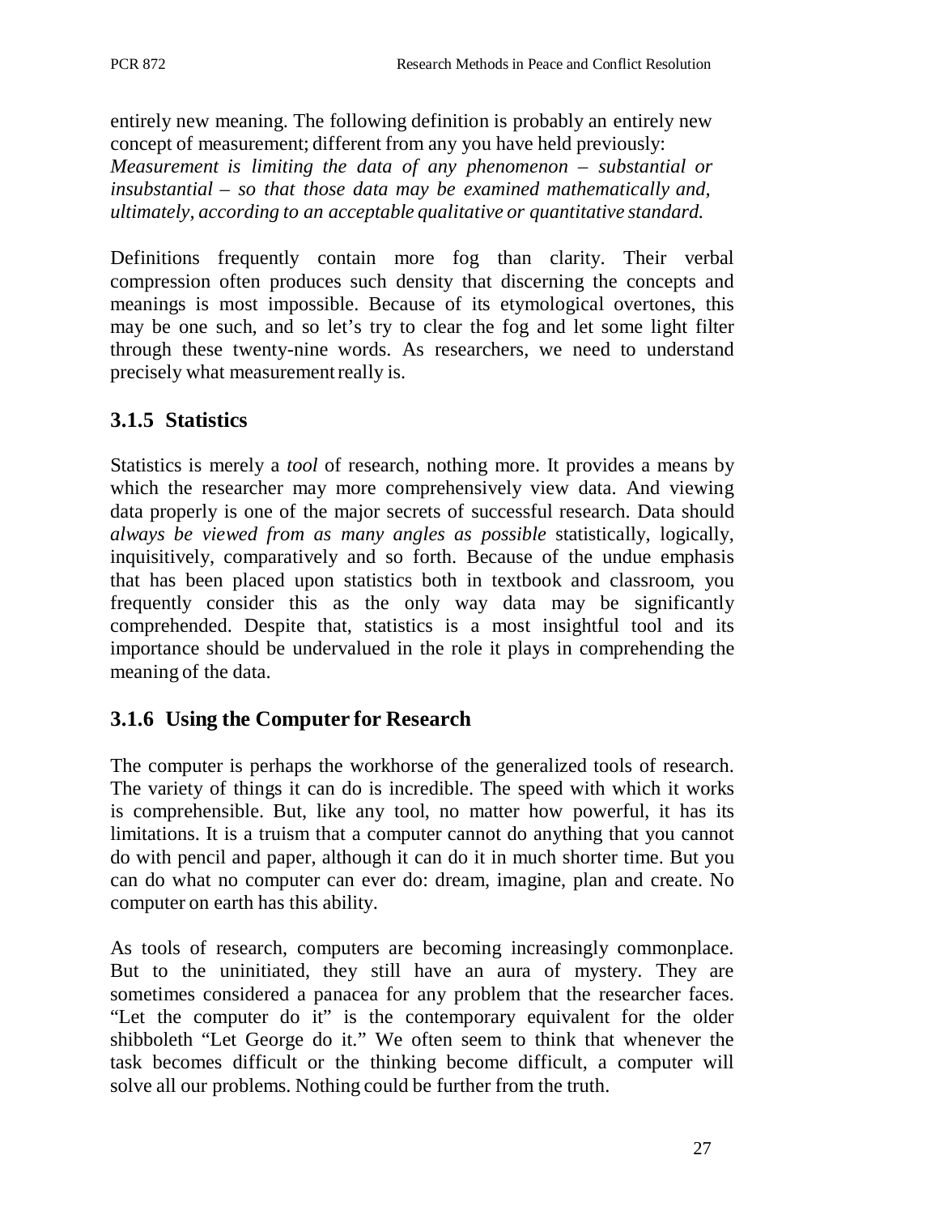entirely new meaning. The following definition is probably an entirely new concept of measurement; different from any you have held previously: *Measurement is limiting the data of any phenomenon – substantial or insubstantial – so that those data may be examined mathematically and, ultimately, according to an acceptable qualitative or quantitative standard.*

Definitions frequently contain more fog than clarity. Their verbal compression often produces such density that discerning the concepts and meanings is most impossible. Because of its etymological overtones, this may be one such, and so let's try to clear the fog and let some light filter through these twenty-nine words. As researchers, we need to understand precisely what measurement really is.

### 3.1.5 Statistics

Statistics is merely a *tool* of research, nothing more. It provides a means by which the researcher may more comprehensively view data. And viewing data properly is one of the major secrets of successful research. Data should *always be viewed from as many angles as possible* statistically, logically, inquisitively, comparatively and so forth. Because of the undue emphasis that has been placed upon statistics both in textbook and classroom, you frequently consider this as the only way data may be significantly comprehended. Despite that, statistics is a most insightful tool and its importance should be undervalued in the role it plays in comprehending the meaning of the data.

### 3.1.6 Using the Computer for Research

The computer is perhaps the workhorse of the generalized tools of research. The variety of things it can do is incredible. The speed with which it works is comprehensible. But, like any tool, no matter how powerful, it has its limitations. It is a truism that a computer cannot do anything that you cannot do with pencil and paper, although it can do it in much shorter time. But you can do what no computer can ever do: dream, imagine, plan and create. No computer on earth has this ability.

As tools of research, computers are becoming increasingly commonplace. But to the uninitiated, they still have an aura of mystery. They are sometimes considered a panacea for any problem that the researcher faces. "Let the computer do it" is the contemporary equivalent for the older shibboleth "Let George do it." We often seem to think that whenever the task becomes difficult or the thinking become difficult, a computer will solve all our problems. Nothing could be further from the truth.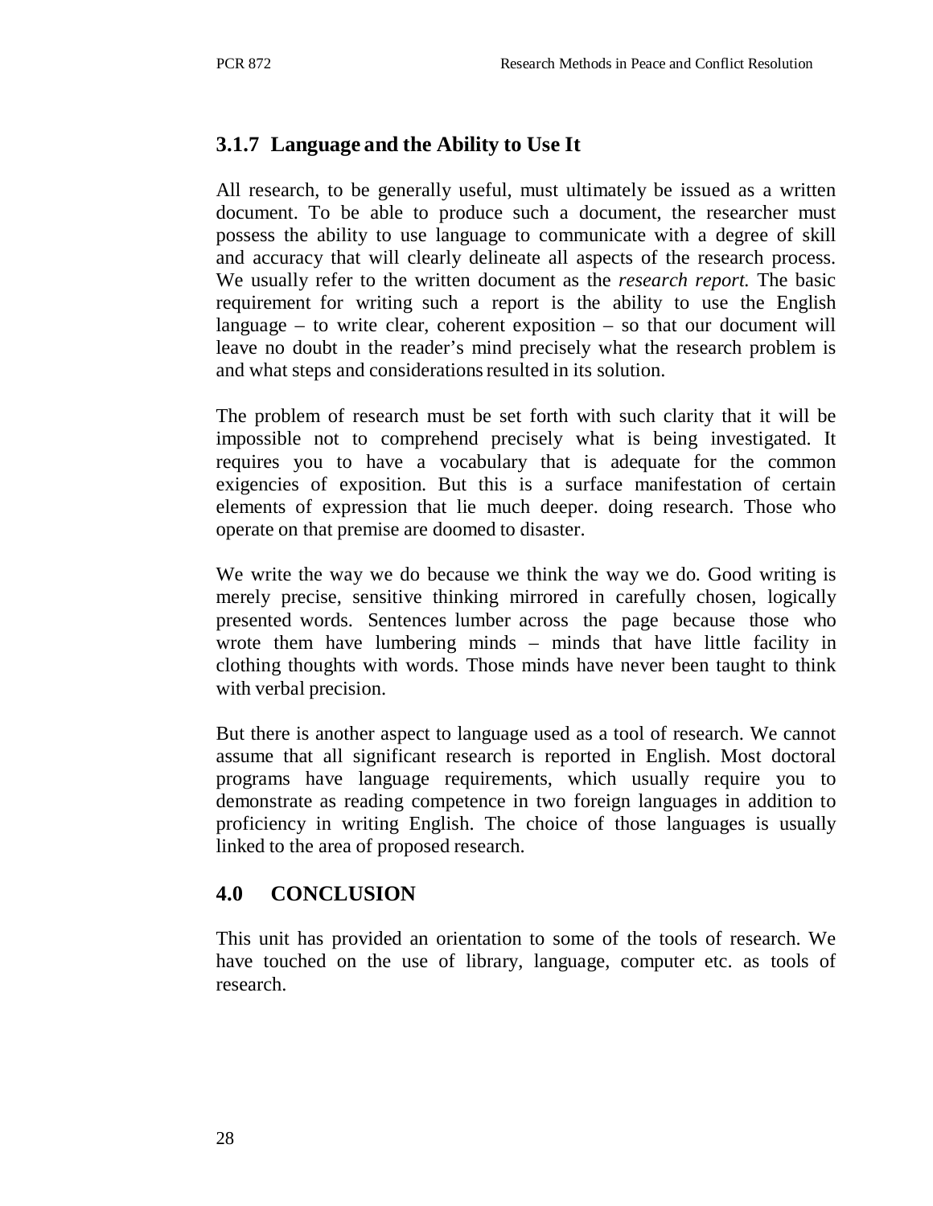### 3.1.7 Language and the Ability to Use It

All research, to be generally useful, must ultimately be issued as a written document. To be able to produce such a document, the researcher must possess the ability to use language to communicate with a degree of skill and accuracy that will clearly delineate all aspects of the research process. We usually refer to the written document as the *research report.* The basic requirement for writing such a report is the ability to use the English language – to write clear, coherent exposition – so that our document will leave no doubt in the reader's mind precisely what the research problem is and what steps and considerations resulted in its solution.

The problem of research must be set forth with such clarity that it will be impossible not to comprehend precisely what is being investigated. It requires you to have a vocabulary that is adequate for the common exigencies of exposition. But this is a surface manifestation of certain elements of expression that lie much deeper. doing research. Those who operate on that premise are doomed to disaster.

We write the way we do because we think the way we do. Good writing is merely precise, sensitive thinking mirrored in carefully chosen, logically presented words. Sentences lumber across the page because those who wrote them have lumbering minds – minds that have little facility in clothing thoughts with words. Those minds have never been taught to think with verbal precision.

But there is another aspect to language used as a tool of research. We cannot assume that all significant research is reported in English. Most doctoral programs have language requirements, which usually require you to demonstrate as reading competence in two foreign languages in addition to proficiency in writing English. The choice of those languages is usually linked to the area of proposed research.

## 4.0 CONCLUSION

This unit has provided an orientation to some of the tools of research. We have touched on the use of library, language, computer etc. as tools of research.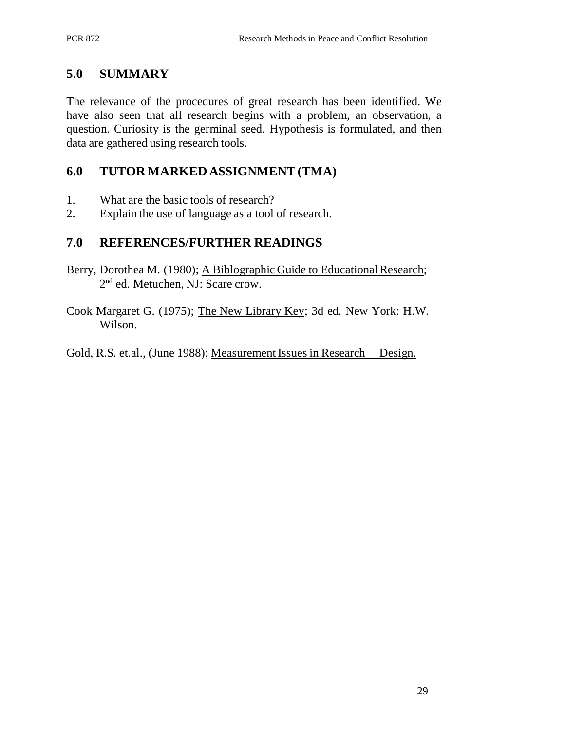## 5.0 SUMMARY

The relevance of the procedures of great research has been identified. We have also seen that all research begins with a problem, an observation, a question. Curiosity is the germinal seed. Hypothesis is formulated, and then data are gathered using research tools.

## 6.0 TUTOR MARKED ASSIGNMENT (TMA)

1. What are the basic tools of research?
2. Explain the use of language as a tool of research.

## 7.0 REFERENCES/FURTHER READINGS

Berry, Dorothea M. (1980); A Biblographic Guide to Educational Research; 2nd ed. Metuchen, NJ: Scare crow.

Cook Margaret G. (1975); The New Library Key; 3d ed. New York: H.W. Wilson.

Gold, R.S. et.al., (June 1988); Measurement Issues in Research Design.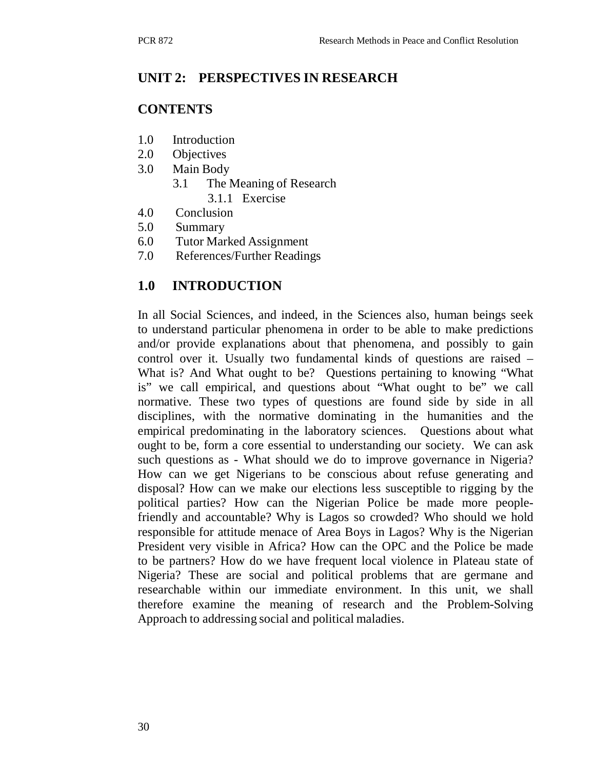## UNIT 2: PERSPECTIVES IN RESEARCH

### CONTENTS

- 1.0 Introduction
- 2.0 Objectives
- 3.0 Main Body
  - 3.1 The Meaning of Research
    - 3.1.1 Exercise
- 4.0 Conclusion
- 5.0 Summary
- 6.0 Tutor Marked Assignment
- 7.0 References/Further Readings

### 1.0 INTRODUCTION

In all Social Sciences, and indeed, in the Sciences also, human beings seek to understand particular phenomena in order to be able to make predictions and/or provide explanations about that phenomena, and possibly to gain control over it. Usually two fundamental kinds of questions are raised – What is? And What ought to be? Questions pertaining to knowing "What is" we call empirical, and questions about "What ought to be" we call normative. These two types of questions are found side by side in all disciplines, with the normative dominating in the humanities and the empirical predominating in the laboratory sciences. Questions about what ought to be, form a core essential to understanding our society. We can ask such questions as - What should we do to improve governance in Nigeria? How can we get Nigerians to be conscious about refuse generating and disposal? How can we make our elections less susceptible to rigging by the political parties? How can the Nigerian Police be made more people-friendly and accountable? Why is Lagos so crowded? Who should we hold responsible for attitude menace of Area Boys in Lagos? Why is the Nigerian President very visible in Africa? How can the OPC and the Police be made to be partners? How do we have frequent local violence in Plateau state of Nigeria? These are social and political problems that are germane and researchable within our immediate environment. In this unit, we shall therefore examine the meaning of research and the Problem-Solving Approach to addressing social and political maladies.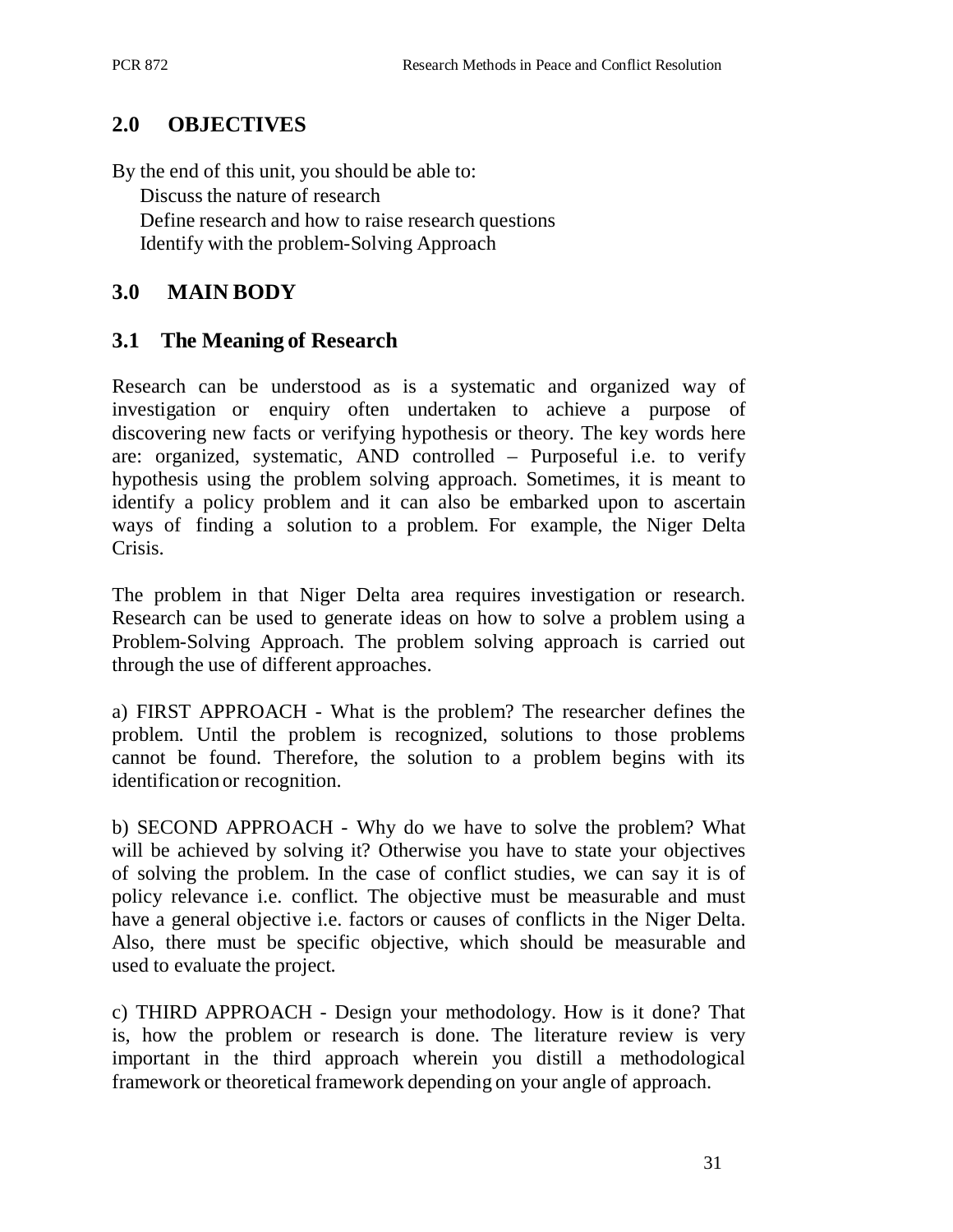## 2.0 OBJECTIVES

By the end of this unit, you should be able to:

- Discuss the nature of research
- Define research and how to raise research questions
- Identify with the problem-Solving Approach

## 3.0 MAIN BODY

### 3.1 The Meaning of Research

Research can be understood as is a systematic and organized way of investigation or enquiry often undertaken to achieve a purpose of discovering new facts or verifying hypothesis or theory. The key words here are: organized, systematic, AND controlled – Purposeful i.e. to verify hypothesis using the problem solving approach. Sometimes, it is meant to identify a policy problem and it can also be embarked upon to ascertain ways of finding a solution to a problem. For example, the Niger Delta Crisis.

The problem in that Niger Delta area requires investigation or research. Research can be used to generate ideas on how to solve a problem using a Problem-Solving Approach. The problem solving approach is carried out through the use of different approaches.

a) FIRST APPROACH - What is the problem? The researcher defines the problem. Until the problem is recognized, solutions to those problems cannot be found. Therefore, the solution to a problem begins with its identification or recognition.

b) SECOND APPROACH - Why do we have to solve the problem? What will be achieved by solving it? Otherwise you have to state your objectives of solving the problem. In the case of conflict studies, we can say it is of policy relevance i.e. conflict. The objective must be measurable and must have a general objective i.e. factors or causes of conflicts in the Niger Delta. Also, there must be specific objective, which should be measurable and used to evaluate the project.

c) THIRD APPROACH - Design your methodology. How is it done? That is, how the problem or research is done. The literature review is very important in the third approach wherein you distill a methodological framework or theoretical framework depending on your angle of approach.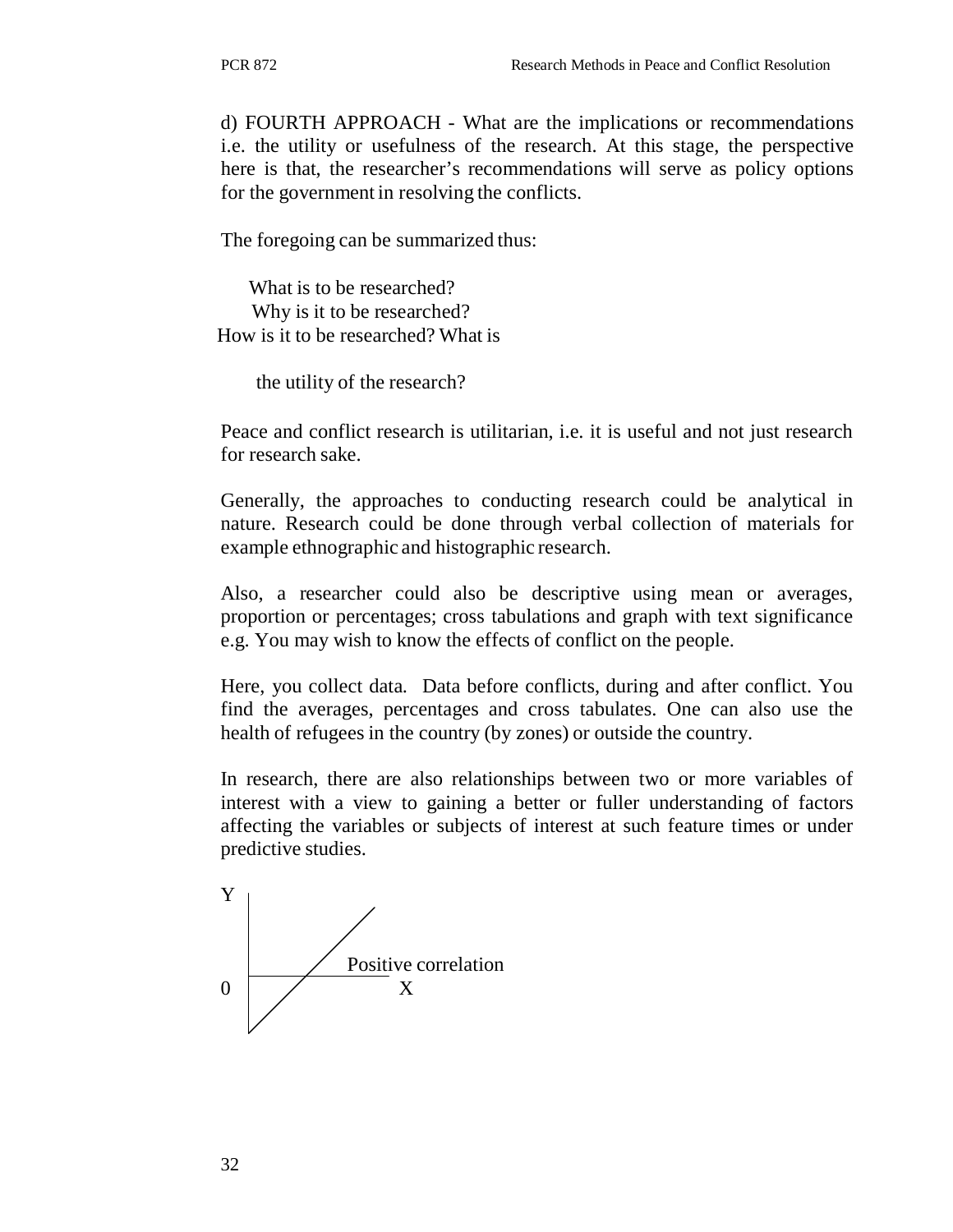d) FOURTH APPROACH - What are the implications or recommendations i.e. the utility or usefulness of the research. At this stage, the perspective here is that, the researcher's recommendations will serve as policy options for the government in resolving the conflicts.

The foregoing can be summarized thus:

What is to be researched?
Why is it to be researched?
How is it to be researched? What is

the utility of the research?

Peace and conflict research is utilitarian, i.e. it is useful and not just research for research sake.

Generally, the approaches to conducting research could be analytical in nature. Research could be done through verbal collection of materials for example ethnographic and histographic research.

Also, a researcher could also be descriptive using mean or averages, proportion or percentages; cross tabulations and graph with text significance e.g. You may wish to know the effects of conflict on the people.

Here, you collect data. Data before conflicts, during and after conflict. You find the averages, percentages and cross tabulates. One can also use the health of refugees in the country (by zones) or outside the country.

In research, there are also relationships between two or more variables of interest with a view to gaining a better or fuller understanding of factors affecting the variables or subjects of interest at such feature times or under predictive studies.

Y

Positive correlation

0 X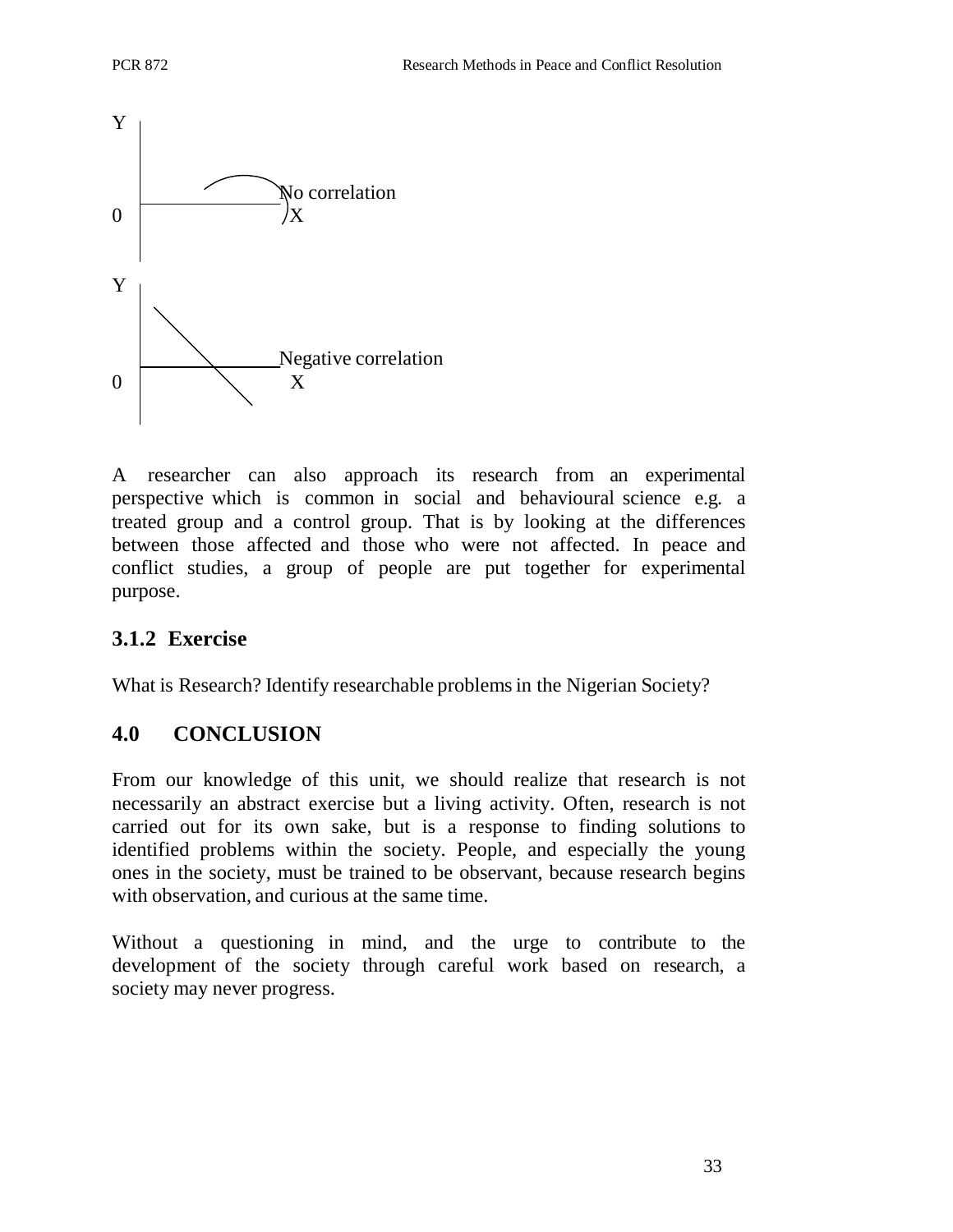Y

No correlation

0 X

Y

Negative correlation

0 X

A researcher can also approach its research from an experimental perspective which is common in social and behavioural science e.g. a treated group and a control group. That is by looking at the differences between those affected and those who were not affected. In peace and conflict studies, a group of people are put together for experimental purpose.

### 3.1.2 Exercise

What is Research? Identify researchable problems in the Nigerian Society?

## 4.0 CONCLUSION

From our knowledge of this unit, we should realize that research is not necessarily an abstract exercise but a living activity. Often, research is not carried out for its own sake, but is a response to finding solutions to identified problems within the society. People, and especially the young ones in the society, must be trained to be observant, because research begins with observation, and curious at the same time.

Without a questioning in mind, and the urge to contribute to the development of the society through careful work based on research, a society may never progress.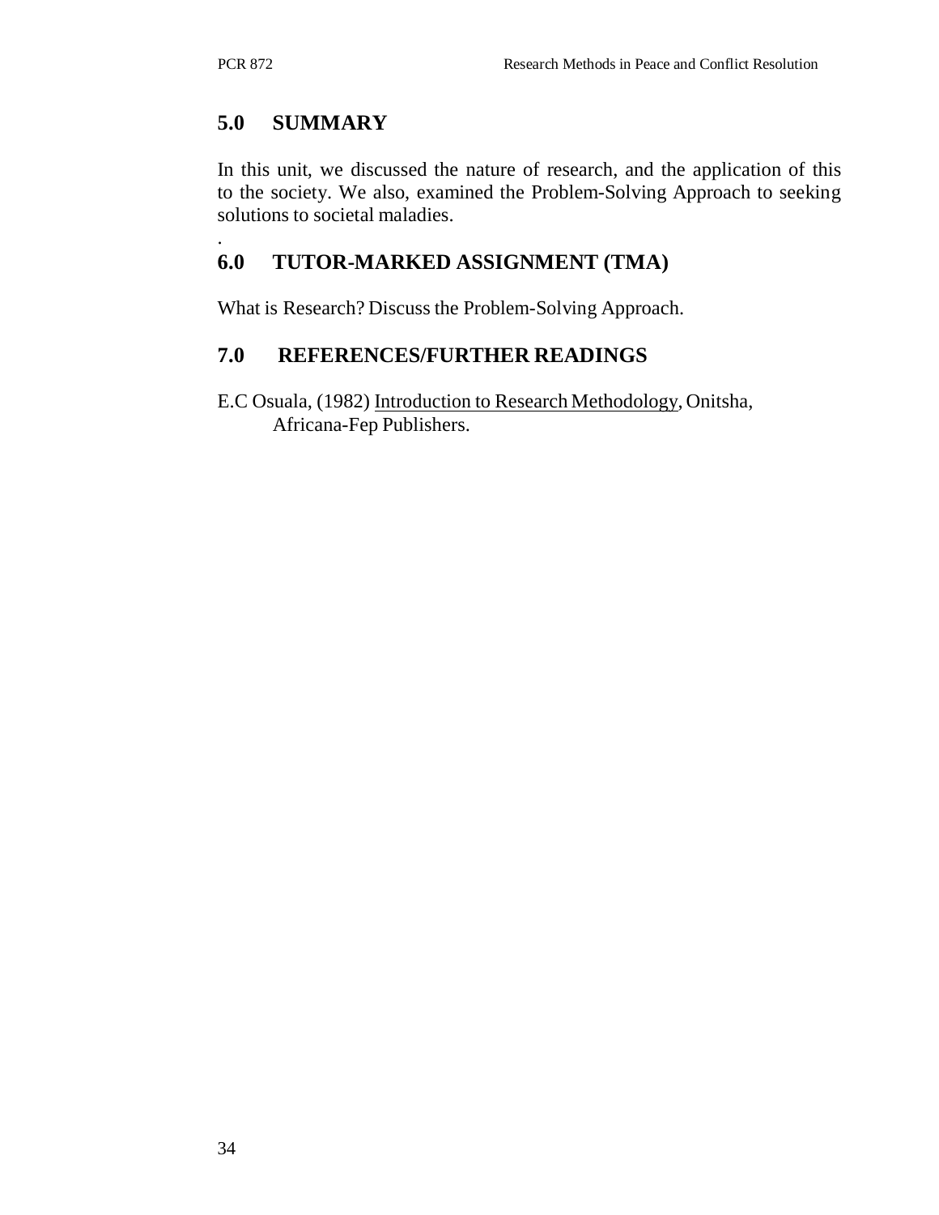## 5.0 SUMMARY

In this unit, we discussed the nature of research, and the application of this to the society. We also, examined the Problem-Solving Approach to seeking solutions to societal maladies.

.

## 6.0 TUTOR-MARKED ASSIGNMENT (TMA)

What is Research? Discuss the Problem-Solving Approach.

## 7.0 REFERENCES/FURTHER READINGS

E.C Osuala, (1982) Introduction to Research Methodology, Onitsha, Africana-Fep Publishers.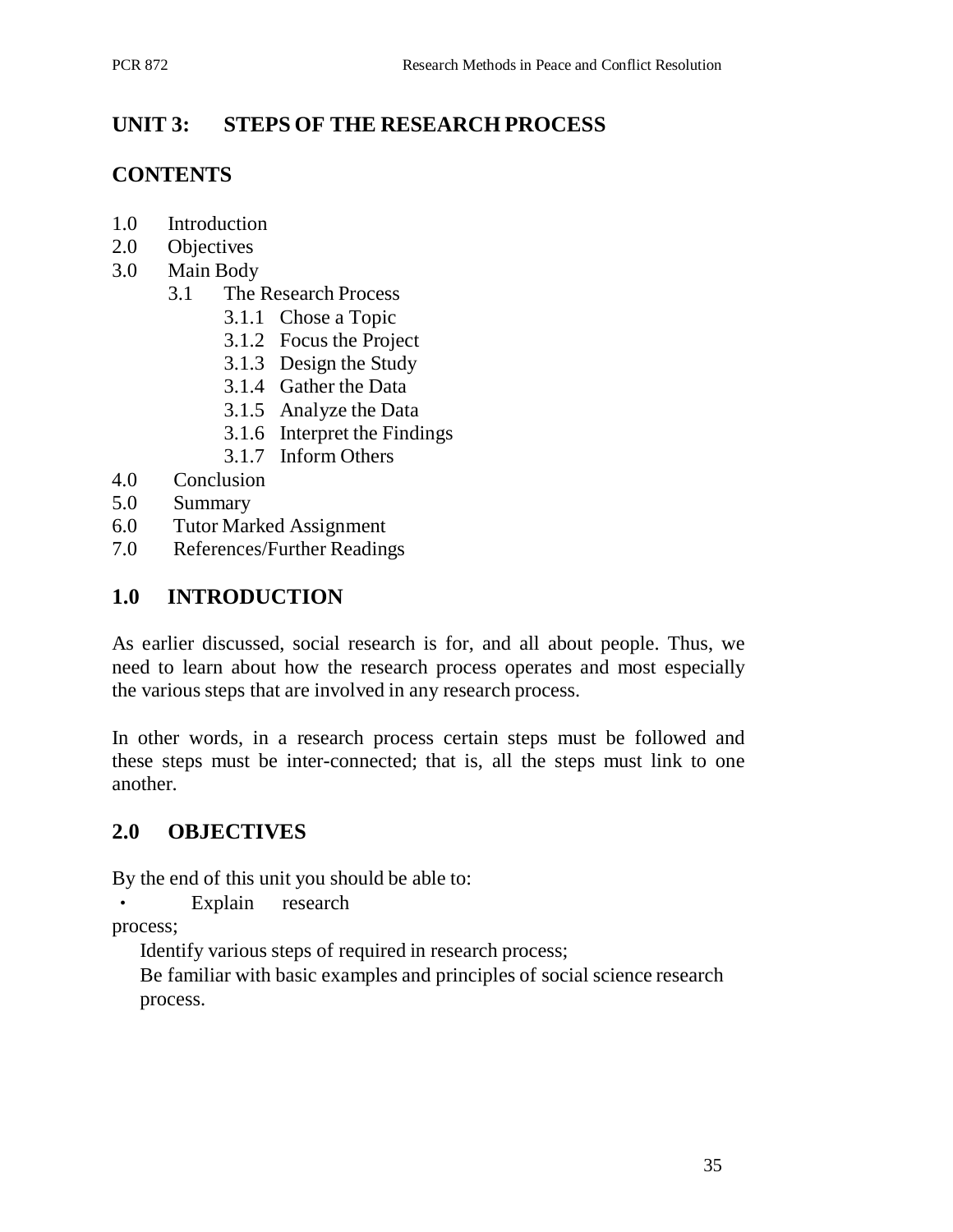## UNIT 3: STEPS OF THE RESEARCH PROCESS

### CONTENTS

1.0 Introduction
2.0 Objectives
3.0 Main Body
  3.1 The Research Process
    3.1.1 Chose a Topic
    3.1.2 Focus the Project
    3.1.3 Design the Study
    3.1.4 Gather the Data
    3.1.5 Analyze the Data
    3.1.6 Interpret the Findings
    3.1.7 Inform Others
4.0 Conclusion
5.0 Summary
6.0 Tutor Marked Assignment
7.0 References/Further Readings

## 1.0 INTRODUCTION

As earlier discussed, social research is for, and all about people. Thus, we need to learn about how the research process operates and most especially the various steps that are involved in any research process.

In other words, in a research process certain steps must be followed and these steps must be inter-connected; that is, all the steps must link to one another.

## 2.0 OBJECTIVES

By the end of this unit you should be able to:

- Explain research process;
- Identify various steps of required in research process;
- Be familiar with basic examples and principles of social science research process.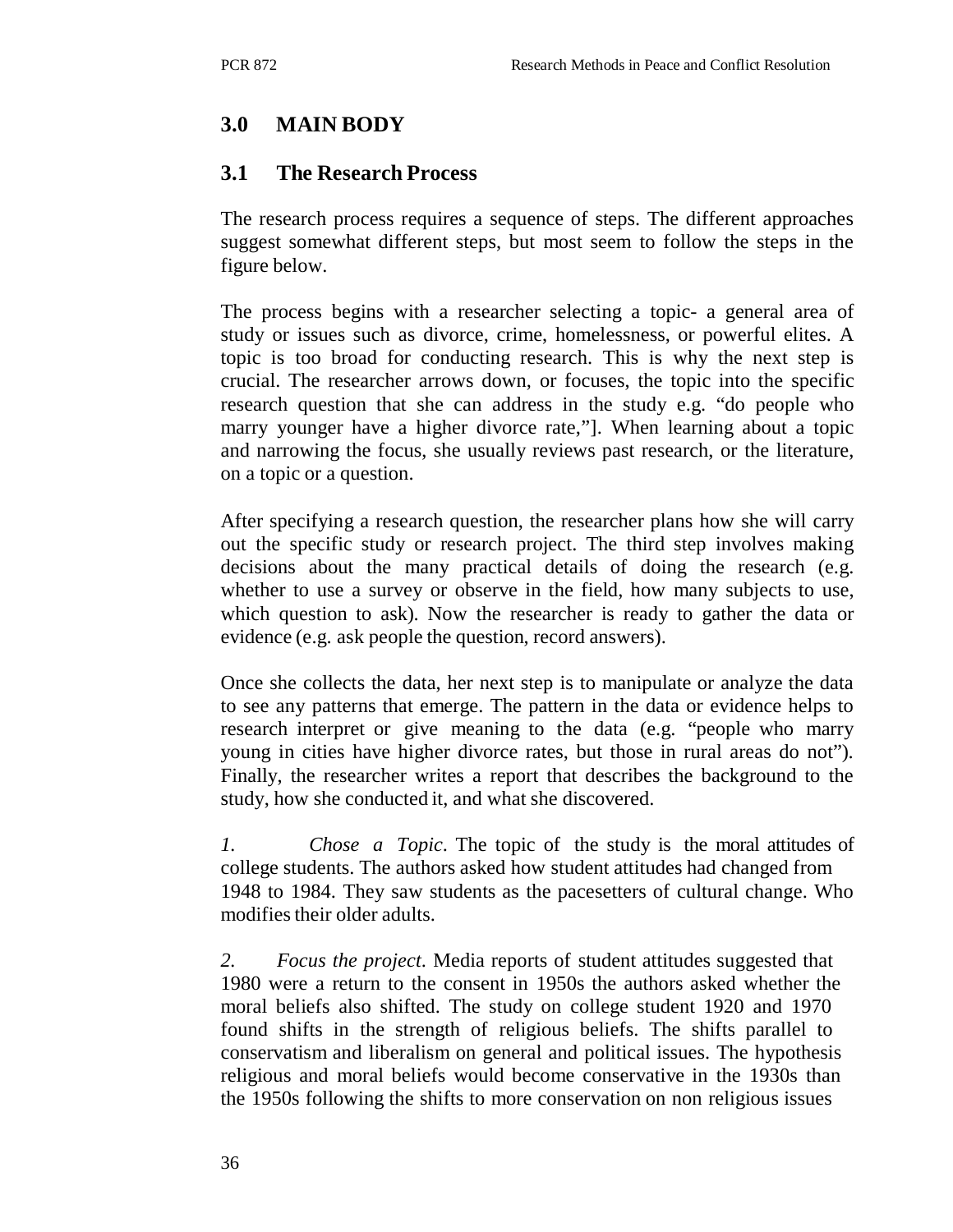## 3.0 MAIN BODY

### 3.1 The Research Process

The research process requires a sequence of steps. The different approaches suggest somewhat different steps, but most seem to follow the steps in the figure below.

The process begins with a researcher selecting a topic- a general area of study or issues such as divorce, crime, homelessness, or powerful elites. A topic is too broad for conducting research. This is why the next step is crucial. The researcher arrows down, or focuses, the topic into the specific research question that she can address in the study e.g. "do people who marry younger have a higher divorce rate,"]. When learning about a topic and narrowing the focus, she usually reviews past research, or the literature, on a topic or a question.

After specifying a research question, the researcher plans how she will carry out the specific study or research project. The third step involves making decisions about the many practical details of doing the research (e.g. whether to use a survey or observe in the field, how many subjects to use, which question to ask). Now the researcher is ready to gather the data or evidence (e.g. ask people the question, record answers).

Once she collects the data, her next step is to manipulate or analyze the data to see any patterns that emerge. The pattern in the data or evidence helps to research interpret or give meaning to the data (e.g. "people who marry young in cities have higher divorce rates, but those in rural areas do not"). Finally, the researcher writes a report that describes the background to the study, how she conducted it, and what she discovered.

*1. Chose a Topic*. The topic of the study is the moral attitudes of college students. The authors asked how student attitudes had changed from 1948 to 1984. They saw students as the pacesetters of cultural change. Who modifies their older adults.

*2. Focus the project*. Media reports of student attitudes suggested that 1980 were a return to the consent in 1950s the authors asked whether the moral beliefs also shifted. The study on college student 1920 and 1970 found shifts in the strength of religious beliefs. The shifts parallel to conservatism and liberalism on general and political issues. The hypothesis religious and moral beliefs would become conservative in the 1930s than the 1950s following the shifts to more conservation on non religious issues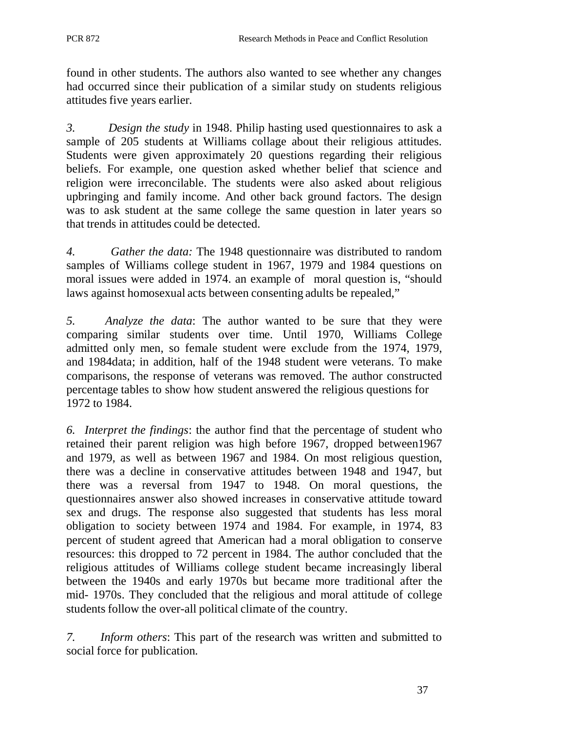found in other students. The authors also wanted to see whether any changes had occurred since their publication of a similar study on students religious attitudes five years earlier.

*3. Design the study* in 1948. Philip hasting used questionnaires to ask a sample of 205 students at Williams collage about their religious attitudes. Students were given approximately 20 questions regarding their religious beliefs. For example, one question asked whether belief that science and religion were irreconcilable. The students were also asked about religious upbringing and family income. And other back ground factors. The design was to ask student at the same college the same question in later years so that trends in attitudes could be detected.

*4. Gather the data:* The 1948 questionnaire was distributed to random samples of Williams college student in 1967, 1979 and 1984 questions on moral issues were added in 1974. an example of moral question is, "should laws against homosexual acts between consenting adults be repealed,"

*5. Analyze the data*: The author wanted to be sure that they were comparing similar students over time. Until 1970, Williams College admitted only men, so female student were exclude from the 1974, 1979, and 1984data; in addition, half of the 1948 student were veterans. To make comparisons, the response of veterans was removed. The author constructed percentage tables to show how student answered the religious questions for 1972 to 1984.

*6. Interpret the findings*: the author find that the percentage of student who retained their parent religion was high before 1967, dropped between1967 and 1979, as well as between 1967 and 1984. On most religious question, there was a decline in conservative attitudes between 1948 and 1947, but there was a reversal from 1947 to 1948. On moral questions, the questionnaires answer also showed increases in conservative attitude toward sex and drugs. The response also suggested that students has less moral obligation to society between 1974 and 1984. For example, in 1974, 83 percent of student agreed that American had a moral obligation to conserve resources: this dropped to 72 percent in 1984. The author concluded that the religious attitudes of Williams college student became increasingly liberal between the 1940s and early 1970s but became more traditional after the mid- 1970s. They concluded that the religious and moral attitude of college students follow the over-all political climate of the country.

*7. Inform others*: This part of the research was written and submitted to social force for publication.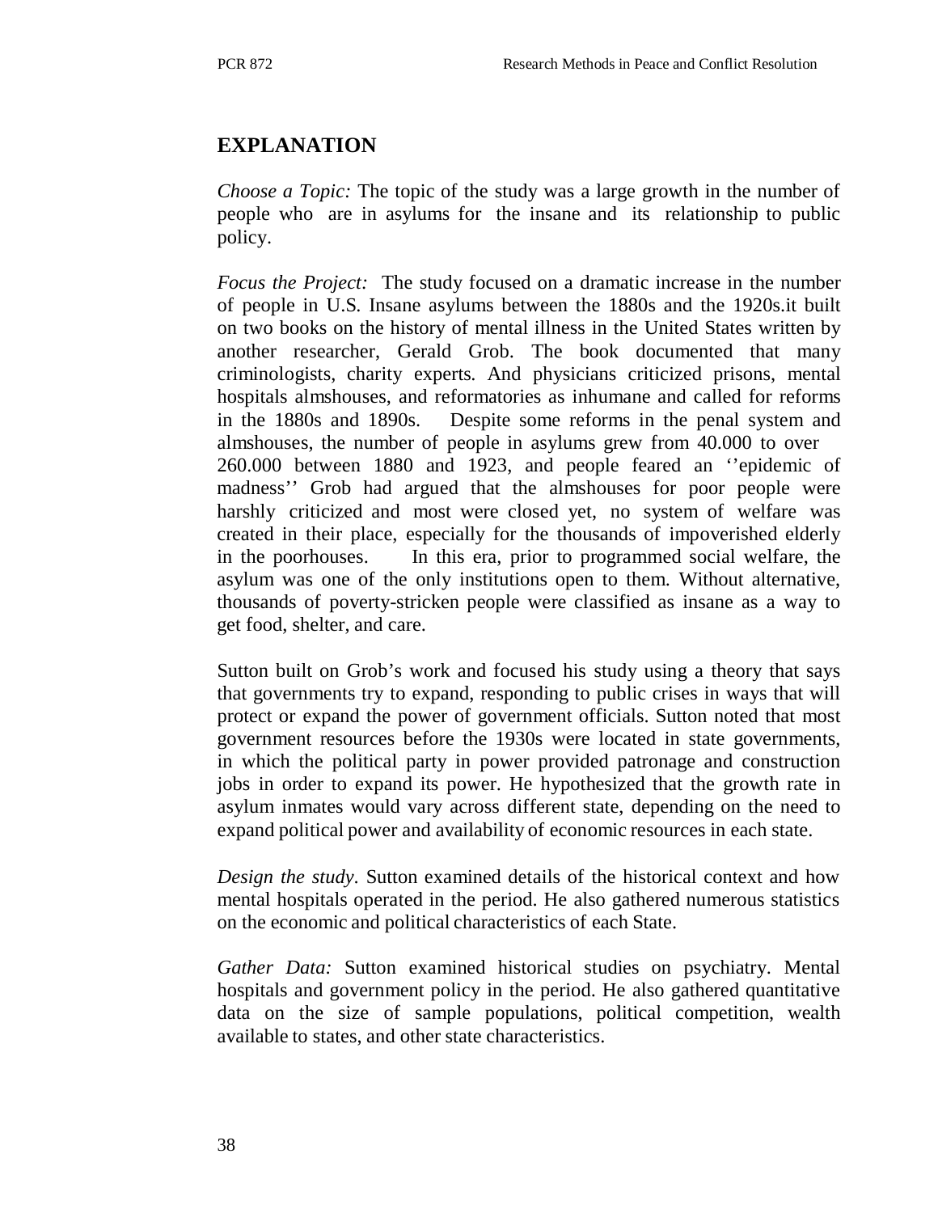## EXPLANATION

*Choose a Topic:* The topic of the study was a large growth in the number of people who are in asylums for the insane and its relationship to public policy.

*Focus the Project:* The study focused on a dramatic increase in the number of people in U.S. Insane asylums between the 1880s and the 1920s.it built on two books on the history of mental illness in the United States written by another researcher, Gerald Grob. The book documented that many criminologists, charity experts. And physicians criticized prisons, mental hospitals almshouses, and reformatories as inhumane and called for reforms in the 1880s and 1890s. Despite some reforms in the penal system and almshouses, the number of people in asylums grew from 40.000 to over 260.000 between 1880 and 1923, and people feared an ''epidemic of madness'' Grob had argued that the almshouses for poor people were harshly criticized and most were closed yet, no system of welfare was created in their place, especially for the thousands of impoverished elderly in the poorhouses. In this era, prior to programmed social welfare, the asylum was one of the only institutions open to them. Without alternative, thousands of poverty-stricken people were classified as insane as a way to get food, shelter, and care.

Sutton built on Grob's work and focused his study using a theory that says that governments try to expand, responding to public crises in ways that will protect or expand the power of government officials. Sutton noted that most government resources before the 1930s were located in state governments, in which the political party in power provided patronage and construction jobs in order to expand its power. He hypothesized that the growth rate in asylum inmates would vary across different state, depending on the need to expand political power and availability of economic resources in each state.

*Design the study.* Sutton examined details of the historical context and how mental hospitals operated in the period. He also gathered numerous statistics on the economic and political characteristics of each State.

*Gather Data:* Sutton examined historical studies on psychiatry. Mental hospitals and government policy in the period. He also gathered quantitative data on the size of sample populations, political competition, wealth available to states, and other state characteristics.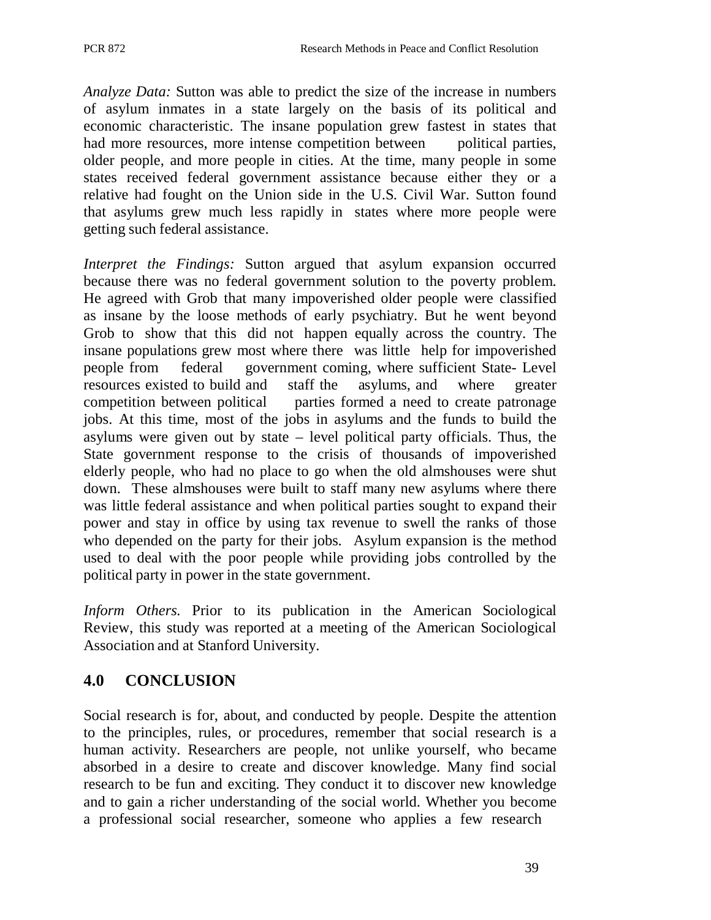*Analyze Data:* Sutton was able to predict the size of the increase in numbers of asylum inmates in a state largely on the basis of its political and economic characteristic. The insane population grew fastest in states that had more resources, more intense competition between political parties, older people, and more people in cities. At the time, many people in some states received federal government assistance because either they or a relative had fought on the Union side in the U.S. Civil War. Sutton found that asylums grew much less rapidly in states where more people were getting such federal assistance.

*Interpret the Findings:* Sutton argued that asylum expansion occurred because there was no federal government solution to the poverty problem. He agreed with Grob that many impoverished older people were classified as insane by the loose methods of early psychiatry. But he went beyond Grob to show that this did not happen equally across the country. The insane populations grew most where there was little help for impoverished people from federal government coming, where sufficient State- Level resources existed to build and staff the asylums, and where greater competition between political parties formed a need to create patronage jobs. At this time, most of the jobs in asylums and the funds to build the asylums were given out by state – level political party officials. Thus, the State government response to the crisis of thousands of impoverished elderly people, who had no place to go when the old almshouses were shut down. These almshouses were built to staff many new asylums where there was little federal assistance and when political parties sought to expand their power and stay in office by using tax revenue to swell the ranks of those who depended on the party for their jobs. Asylum expansion is the method used to deal with the poor people while providing jobs controlled by the political party in power in the state government.

*Inform Others.* Prior to its publication in the American Sociological Review, this study was reported at a meeting of the American Sociological Association and at Stanford University.

## 4.0 CONCLUSION

Social research is for, about, and conducted by people. Despite the attention to the principles, rules, or procedures, remember that social research is a human activity. Researchers are people, not unlike yourself, who became absorbed in a desire to create and discover knowledge. Many find social research to be fun and exciting. They conduct it to discover new knowledge and to gain a richer understanding of the social world. Whether you become a professional social researcher, someone who applies a few research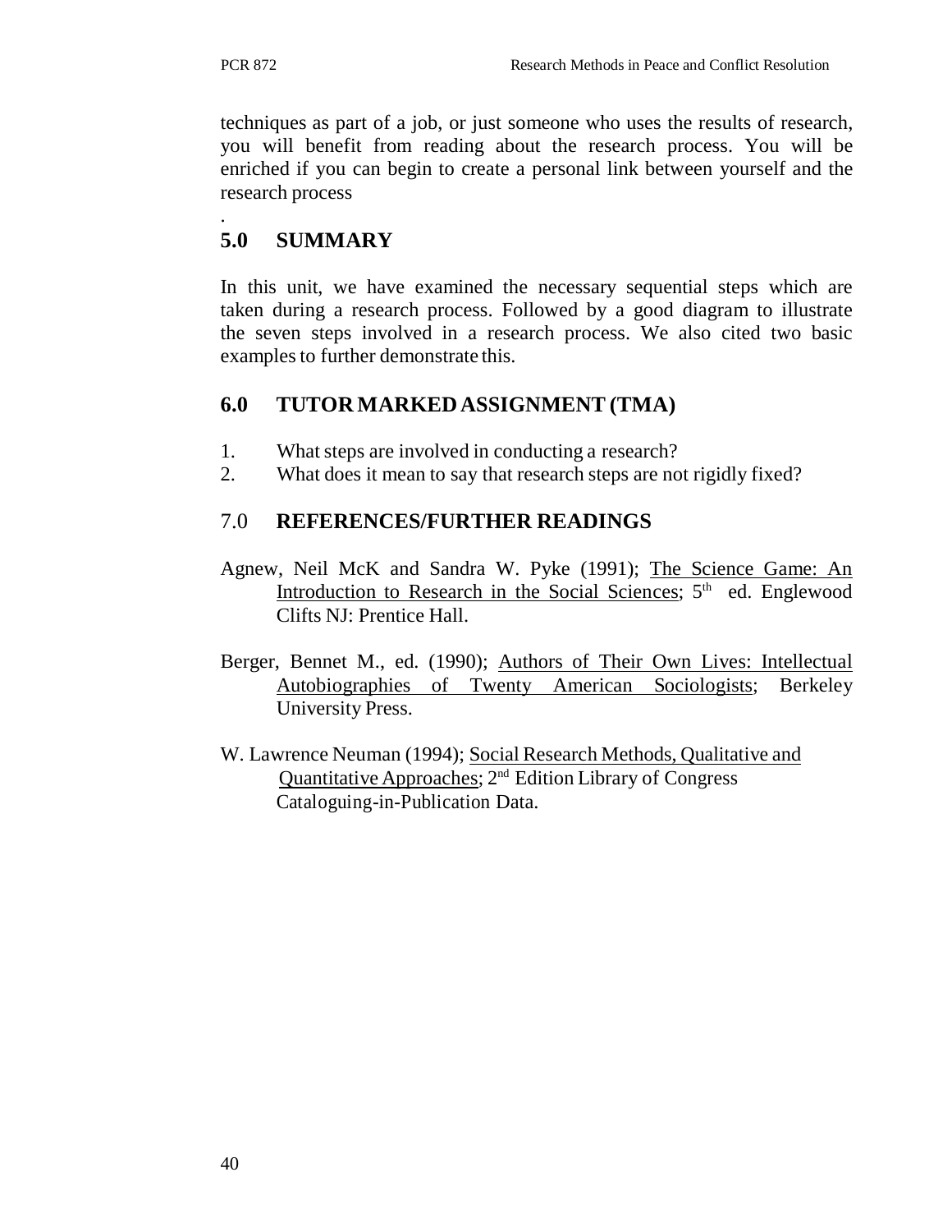techniques as part of a job, or just someone who uses the results of research, you will benefit from reading about the research process. You will be enriched if you can begin to create a personal link between yourself and the research process

.

## 5.0 SUMMARY

In this unit, we have examined the necessary sequential steps which are taken during a research process. Followed by a good diagram to illustrate the seven steps involved in a research process. We also cited two basic examples to further demonstrate this.

## 6.0 TUTOR MARKED ASSIGNMENT (TMA)

1. What steps are involved in conducting a research?
2. What does it mean to say that research steps are not rigidly fixed?

## 7.0 REFERENCES/FURTHER READINGS

Agnew, Neil McK and Sandra W. Pyke (1991); The Science Game: An Introduction to Research in the Social Sciences; 5th ed. Englewood Clifts NJ: Prentice Hall.

Berger, Bennet M., ed. (1990); Authors of Their Own Lives: Intellectual Autobiographies of Twenty American Sociologists; Berkeley University Press.

W. Lawrence Neuman (1994); Social Research Methods, Qualitative and Quantitative Approaches; 2nd Edition Library of Congress Cataloguing-in-Publication Data.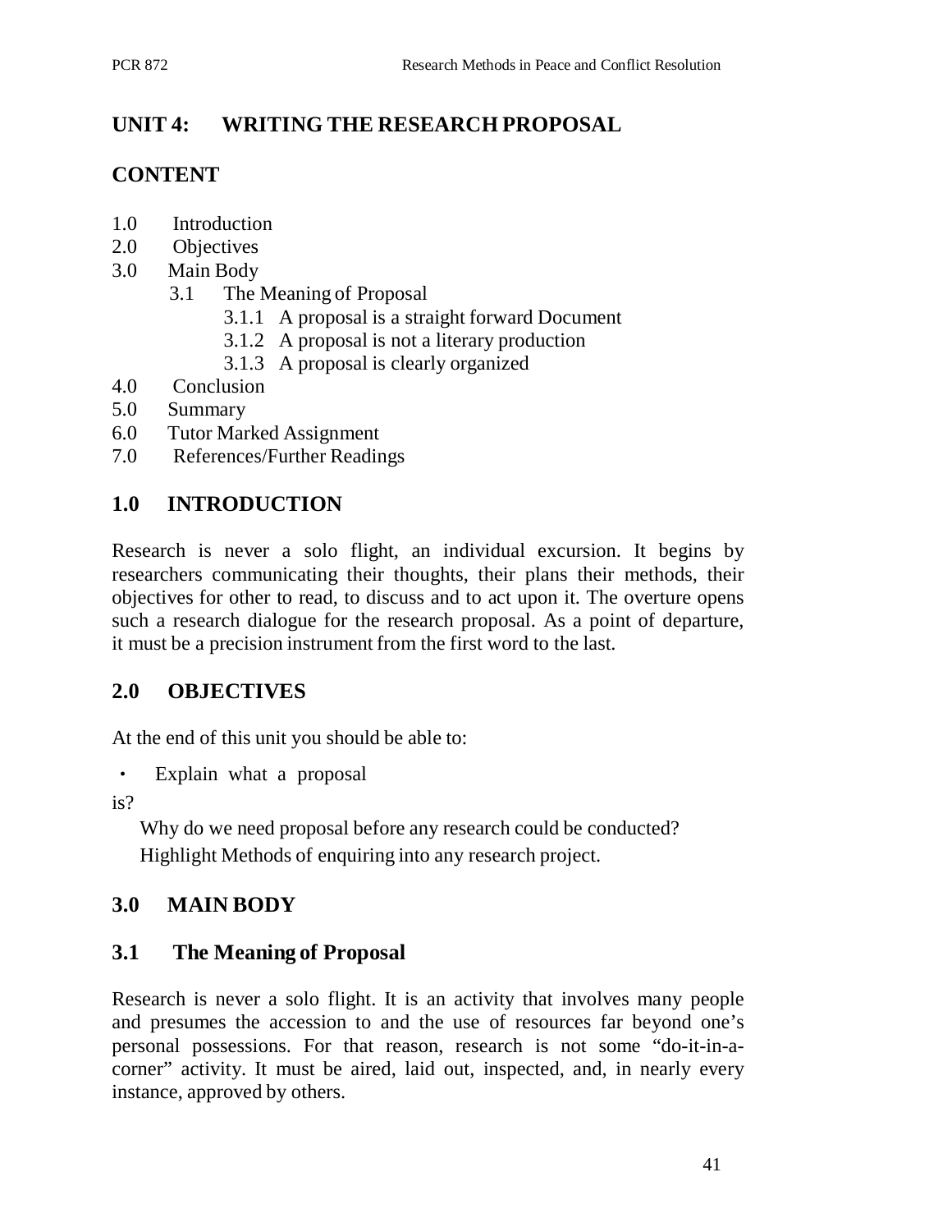## UNIT 4: WRITING THE RESEARCH PROPOSAL

## CONTENT

1.0 Introduction
2.0 Objectives
3.0 Main Body
    3.1 The Meaning of Proposal
        3.1.1 A proposal is a straight forward Document
        3.1.2 A proposal is not a literary production
        3.1.3 A proposal is clearly organized
4.0 Conclusion
5.0 Summary
6.0 Tutor Marked Assignment
7.0 References/Further Readings

## 1.0 INTRODUCTION

Research is never a solo flight, an individual excursion. It begins by researchers communicating their thoughts, their plans their methods, their objectives for other to read, to discuss and to act upon it. The overture opens such a research dialogue for the research proposal. As a point of departure, it must be a precision instrument from the first word to the last.

## 2.0 OBJECTIVES

At the end of this unit you should be able to:

- Explain what a proposal

is?

Why do we need proposal before any research could be conducted?
Highlight Methods of enquiring into any research project.

## 3.0 MAIN BODY

### 3.1 The Meaning of Proposal

Research is never a solo flight. It is an activity that involves many people and presumes the accession to and the use of resources far beyond one's personal possessions. For that reason, research is not some "do-it-in-a-corner" activity. It must be aired, laid out, inspected, and, in nearly every instance, approved by others.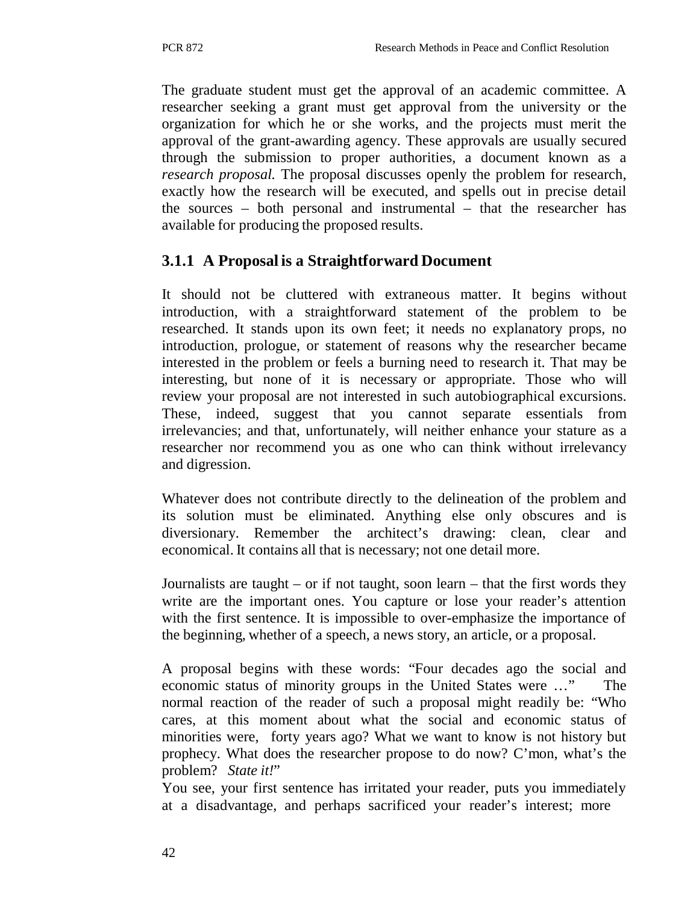The graduate student must get the approval of an academic committee. A researcher seeking a grant must get approval from the university or the organization for which he or she works, and the projects must merit the approval of the grant-awarding agency. These approvals are usually secured through the submission to proper authorities, a document known as a *research proposal.* The proposal discusses openly the problem for research, exactly how the research will be executed, and spells out in precise detail the sources – both personal and instrumental – that the researcher has available for producing the proposed results.

### 3.1.1 A Proposal is a Straightforward Document

It should not be cluttered with extraneous matter. It begins without introduction, with a straightforward statement of the problem to be researched. It stands upon its own feet; it needs no explanatory props, no introduction, prologue, or statement of reasons why the researcher became interested in the problem or feels a burning need to research it. That may be interesting, but none of it is necessary or appropriate. Those who will review your proposal are not interested in such autobiographical excursions. These, indeed, suggest that you cannot separate essentials from irrelevancies; and that, unfortunately, will neither enhance your stature as a researcher nor recommend you as one who can think without irrelevancy and digression.

Whatever does not contribute directly to the delineation of the problem and its solution must be eliminated. Anything else only obscures and is diversionary. Remember the architect's drawing: clean, clear and economical. It contains all that is necessary; not one detail more.

Journalists are taught – or if not taught, soon learn – that the first words they write are the important ones. You capture or lose your reader's attention with the first sentence. It is impossible to over-emphasize the importance of the beginning, whether of a speech, a news story, an article, or a proposal.

A proposal begins with these words: "Four decades ago the social and economic status of minority groups in the United States were …" The normal reaction of the reader of such a proposal might readily be: "Who cares, at this moment about what the social and economic status of minorities were, forty years ago? What we want to know is not history but prophecy. What does the researcher propose to do now? C'mon, what's the problem? *State it!*"

You see, your first sentence has irritated your reader, puts you immediately at a disadvantage, and perhaps sacrificed your reader's interest; more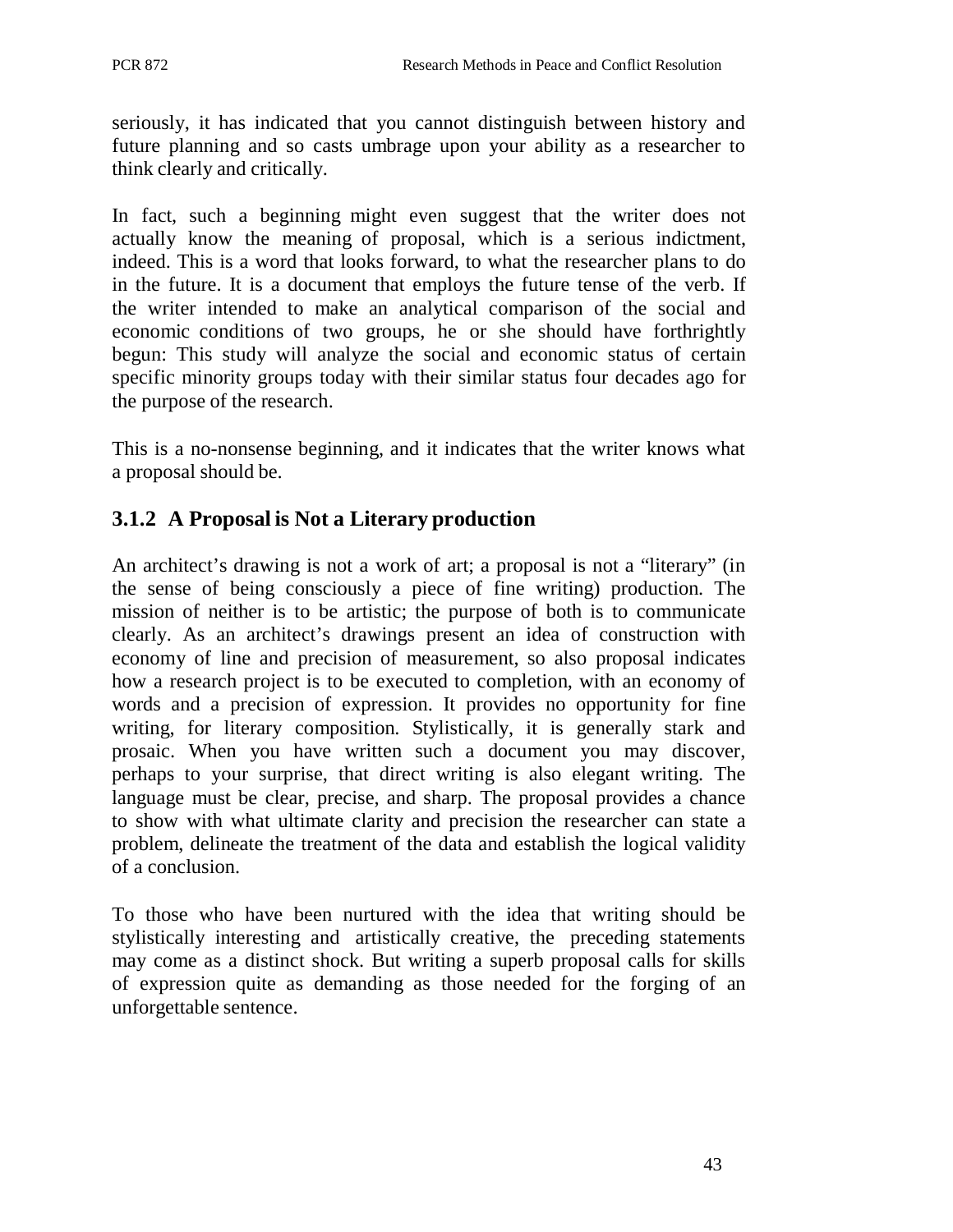seriously, it has indicated that you cannot distinguish between history and future planning and so casts umbrage upon your ability as a researcher to think clearly and critically.

In fact, such a beginning might even suggest that the writer does not actually know the meaning of proposal, which is a serious indictment, indeed. This is a word that looks forward, to what the researcher plans to do in the future. It is a document that employs the future tense of the verb. If the writer intended to make an analytical comparison of the social and economic conditions of two groups, he or she should have forthrightly begun: This study will analyze the social and economic status of certain specific minority groups today with their similar status four decades ago for the purpose of the research.

This is a no-nonsense beginning, and it indicates that the writer knows what a proposal should be.

### 3.1.2 A Proposal is Not a Literary production

An architect's drawing is not a work of art; a proposal is not a "literary" (in the sense of being consciously a piece of fine writing) production. The mission of neither is to be artistic; the purpose of both is to communicate clearly. As an architect's drawings present an idea of construction with economy of line and precision of measurement, so also proposal indicates how a research project is to be executed to completion, with an economy of words and a precision of expression. It provides no opportunity for fine writing, for literary composition. Stylistically, it is generally stark and prosaic. When you have written such a document you may discover, perhaps to your surprise, that direct writing is also elegant writing. The language must be clear, precise, and sharp. The proposal provides a chance to show with what ultimate clarity and precision the researcher can state a problem, delineate the treatment of the data and establish the logical validity of a conclusion.

To those who have been nurtured with the idea that writing should be stylistically interesting and artistically creative, the preceding statements may come as a distinct shock. But writing a superb proposal calls for skills of expression quite as demanding as those needed for the forging of an unforgettable sentence.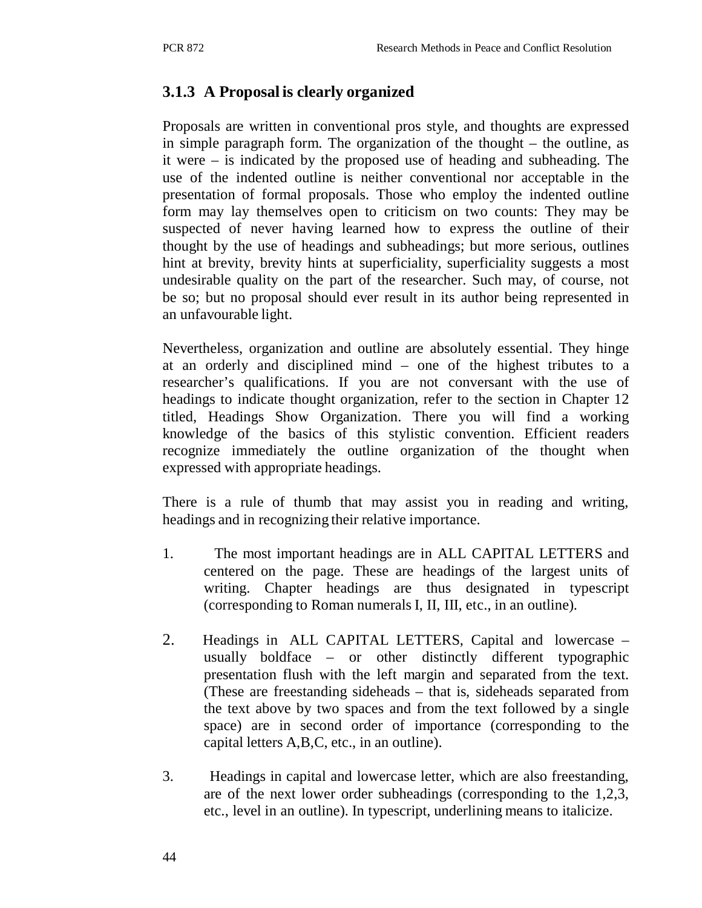### 3.1.3 A Proposal is clearly organized

Proposals are written in conventional pros style, and thoughts are expressed in simple paragraph form. The organization of the thought – the outline, as it were – is indicated by the proposed use of heading and subheading. The use of the indented outline is neither conventional nor acceptable in the presentation of formal proposals. Those who employ the indented outline form may lay themselves open to criticism on two counts: They may be suspected of never having learned how to express the outline of their thought by the use of headings and subheadings; but more serious, outlines hint at brevity, brevity hints at superficiality, superficiality suggests a most undesirable quality on the part of the researcher. Such may, of course, not be so; but no proposal should ever result in its author being represented in an unfavourable light.

Nevertheless, organization and outline are absolutely essential. They hinge at an orderly and disciplined mind – one of the highest tributes to a researcher's qualifications. If you are not conversant with the use of headings to indicate thought organization, refer to the section in Chapter 12 titled, Headings Show Organization. There you will find a working knowledge of the basics of this stylistic convention. Efficient readers recognize immediately the outline organization of the thought when expressed with appropriate headings.

There is a rule of thumb that may assist you in reading and writing, headings and in recognizing their relative importance.

1. The most important headings are in ALL CAPITAL LETTERS and centered on the page. These are headings of the largest units of writing. Chapter headings are thus designated in typescript (corresponding to Roman numerals I, II, III, etc., in an outline).

2. Headings in ALL CAPITAL LETTERS, Capital and lowercase – usually boldface – or other distinctly different typographic presentation flush with the left margin and separated from the text. (These are freestanding sideheads – that is, sideheads separated from the text above by two spaces and from the text followed by a single space) are in second order of importance (corresponding to the capital letters A,B,C, etc., in an outline).

3. Headings in capital and lowercase letter, which are also freestanding, are of the next lower order subheadings (corresponding to the 1,2,3, etc., level in an outline). In typescript, underlining means to italicize.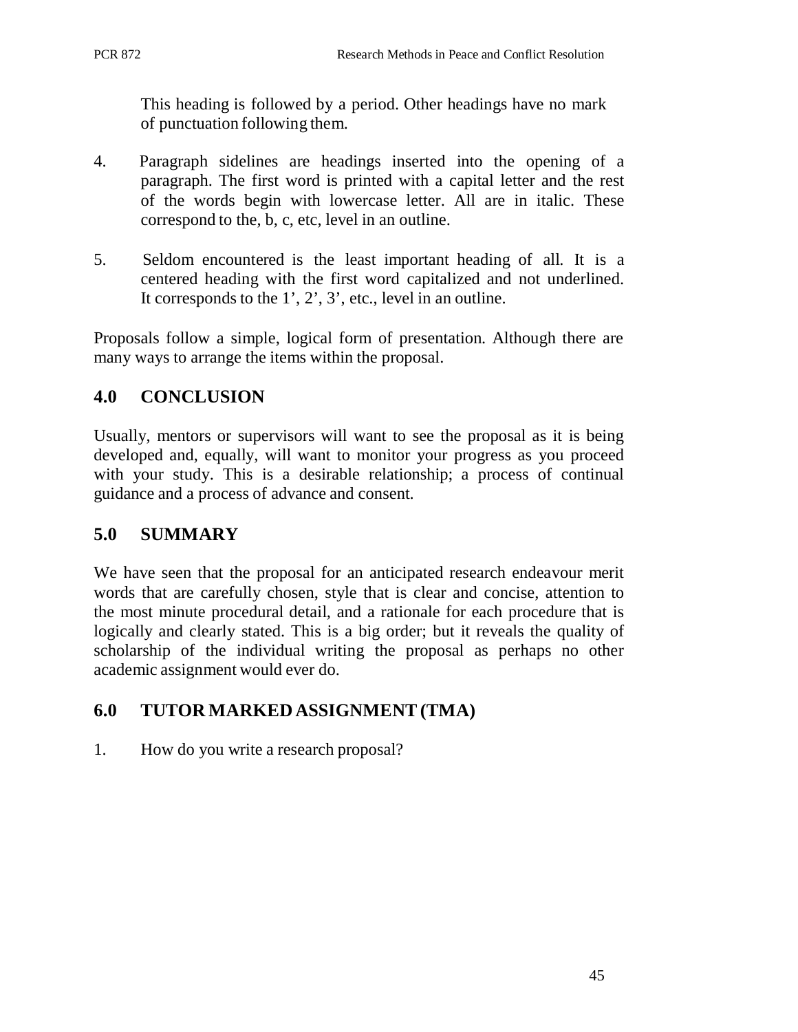This heading is followed by a period. Other headings have no mark of punctuation following them.

4. Paragraph sidelines are headings inserted into the opening of a paragraph. The first word is printed with a capital letter and the rest of the words begin with lowercase letter. All are in italic. These correspond to the, b, c, etc, level in an outline.

5. Seldom encountered is the least important heading of all. It is a centered heading with the first word capitalized and not underlined. It corresponds to the 1', 2', 3', etc., level in an outline.

Proposals follow a simple, logical form of presentation. Although there are many ways to arrange the items within the proposal.

## 4.0 CONCLUSION

Usually, mentors or supervisors will want to see the proposal as it is being developed and, equally, will want to monitor your progress as you proceed with your study. This is a desirable relationship; a process of continual guidance and a process of advance and consent.

## 5.0 SUMMARY

We have seen that the proposal for an anticipated research endeavour merit words that are carefully chosen, style that is clear and concise, attention to the most minute procedural detail, and a rationale for each procedure that is logically and clearly stated. This is a big order; but it reveals the quality of scholarship of the individual writing the proposal as perhaps no other academic assignment would ever do.

## 6.0 TUTOR MARKED ASSIGNMENT (TMA)

1. How do you write a research proposal?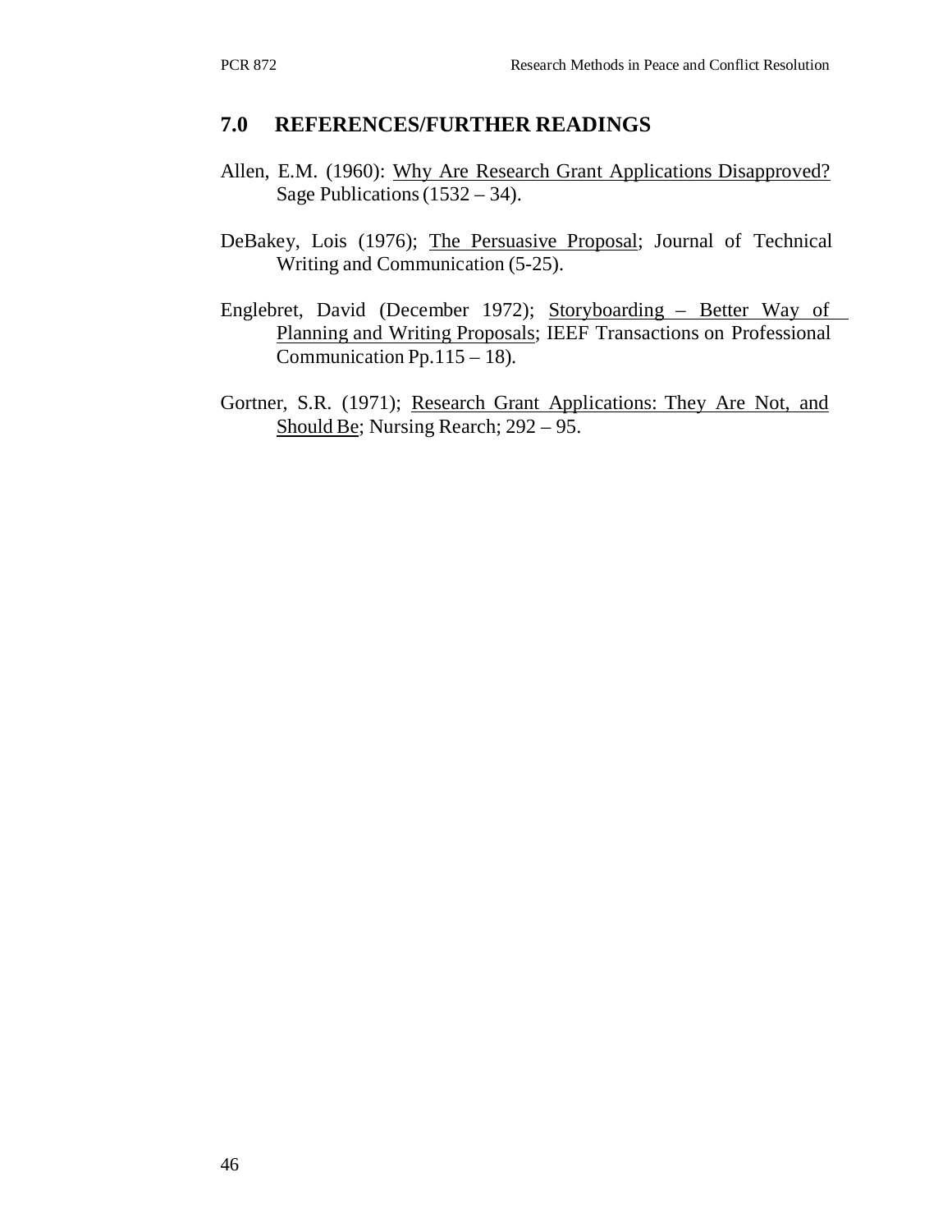## 7.0 REFERENCES/FURTHER READINGS

Allen, E.M. (1960): Why Are Research Grant Applications Disapproved? Sage Publications (1532 – 34).

DeBakey, Lois (1976); The Persuasive Proposal; Journal of Technical Writing and Communication (5-25).

Englebret, David (December 1972); Storyboarding – Better Way of Planning and Writing Proposals; IEEF Transactions on Professional Communication Pp.115 – 18).

Gortner, S.R. (1971); Research Grant Applications: They Are Not, and Should Be; Nursing Rearch; 292 – 95.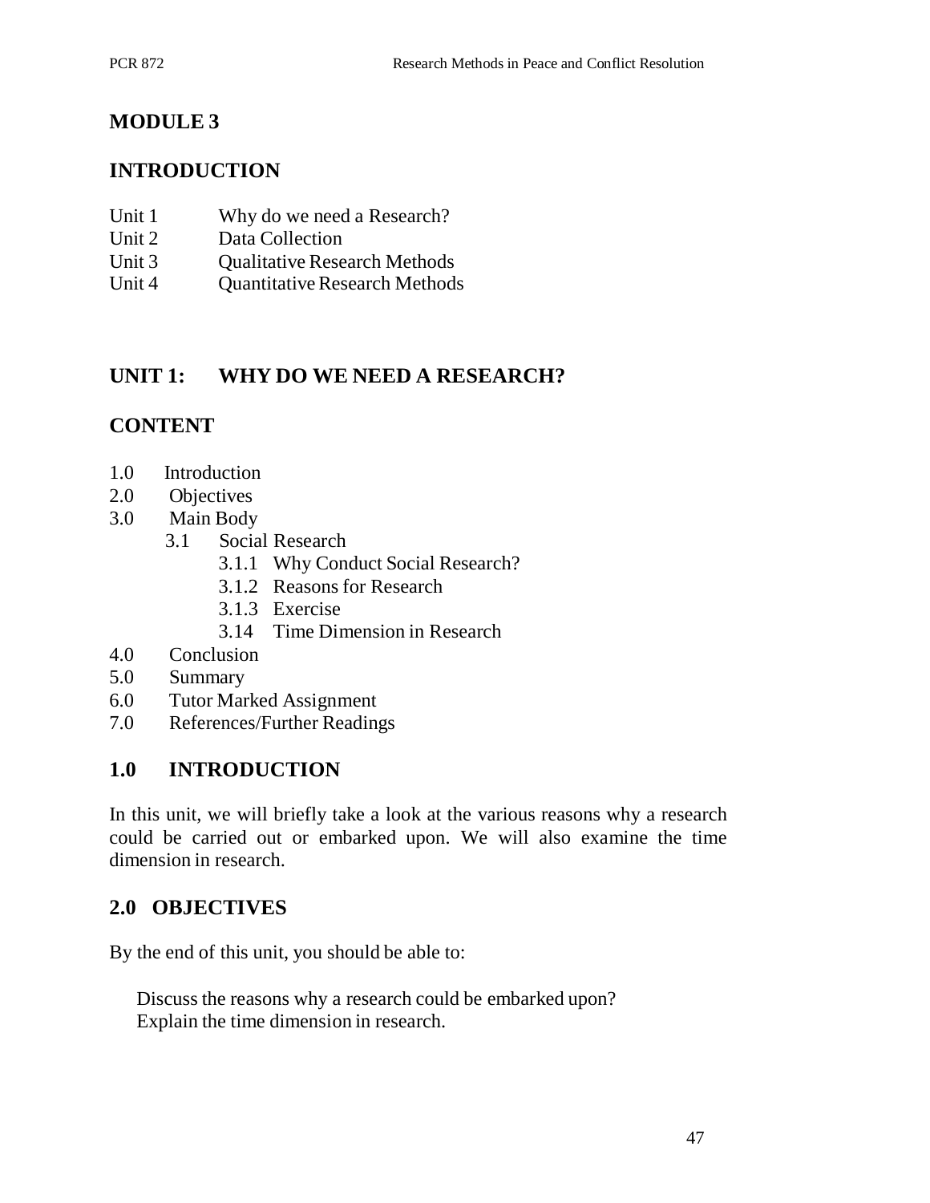# MODULE 3

## INTRODUCTION

Unit 1 Why do we need a Research?
Unit 2 Data Collection
Unit 3 Qualitative Research Methods
Unit 4 Quantitative Research Methods

## UNIT 1: WHY DO WE NEED A RESEARCH?

## CONTENT

1.0 Introduction
2.0 Objectives
3.0 Main Body
 3.1 Social Research
  3.1.1 Why Conduct Social Research?
  3.1.2 Reasons for Research
  3.1.3 Exercise
  3.14 Time Dimension in Research
4.0 Conclusion
5.0 Summary
6.0 Tutor Marked Assignment
7.0 References/Further Readings

## 1.0 INTRODUCTION

In this unit, we will briefly take a look at the various reasons why a research could be carried out or embarked upon. We will also examine the time dimension in research.

## 2.0 OBJECTIVES

By the end of this unit, you should be able to:

Discuss the reasons why a research could be embarked upon?
Explain the time dimension in research.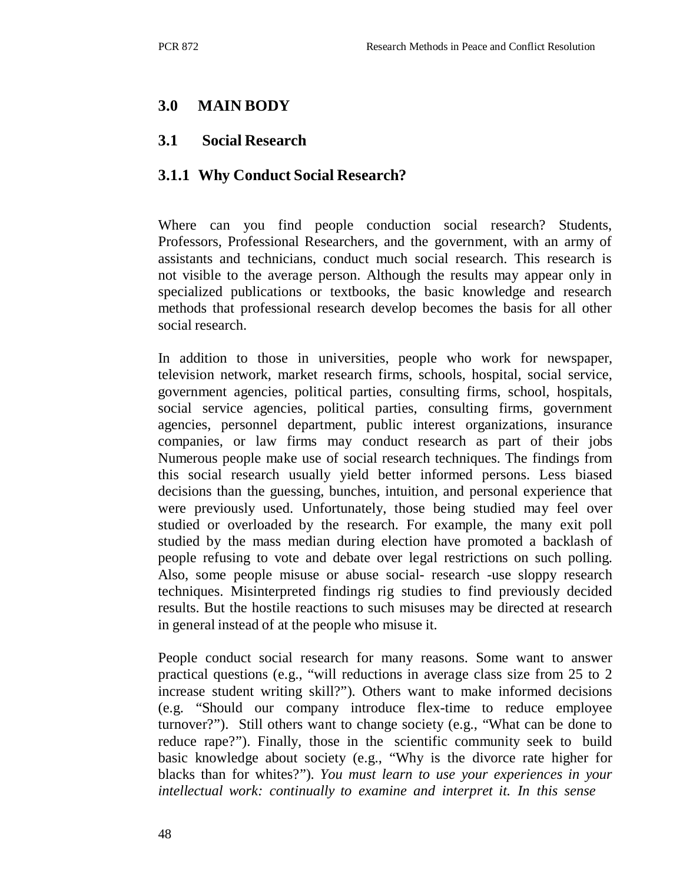## 3.0 MAIN BODY

### 3.1 Social Research

#### 3.1.1 Why Conduct Social Research?

Where can you find people conduction social research? Students, Professors, Professional Researchers, and the government, with an army of assistants and technicians, conduct much social research. This research is not visible to the average person. Although the results may appear only in specialized publications or textbooks, the basic knowledge and research methods that professional research develop becomes the basis for all other social research.

In addition to those in universities, people who work for newspaper, television network, market research firms, schools, hospital, social service, government agencies, political parties, consulting firms, school, hospitals, social service agencies, political parties, consulting firms, government agencies, personnel department, public interest organizations, insurance companies, or law firms may conduct research as part of their jobs Numerous people make use of social research techniques. The findings from this social research usually yield better informed persons. Less biased decisions than the guessing, bunches, intuition, and personal experience that were previously used. Unfortunately, those being studied may feel over studied or overloaded by the research. For example, the many exit poll studied by the mass median during election have promoted a backlash of people refusing to vote and debate over legal restrictions on such polling. Also, some people misuse or abuse social- research -use sloppy research techniques. Misinterpreted findings rig studies to find previously decided results. But the hostile reactions to such misuses may be directed at research in general instead of at the people who misuse it.

People conduct social research for many reasons. Some want to answer practical questions (e.g., "will reductions in average class size from 25 to 2 increase student writing skill?"). Others want to make informed decisions (e.g. "Should our company introduce flex-time to reduce employee turnover?"). Still others want to change society (e.g., "What can be done to reduce rape?"). Finally, those in the scientific community seek to build basic knowledge about society (e.g., "Why is the divorce rate higher for blacks than for whites?"). *You must learn to use your experiences in your intellectual work: continually to examine and interpret it. In this sense*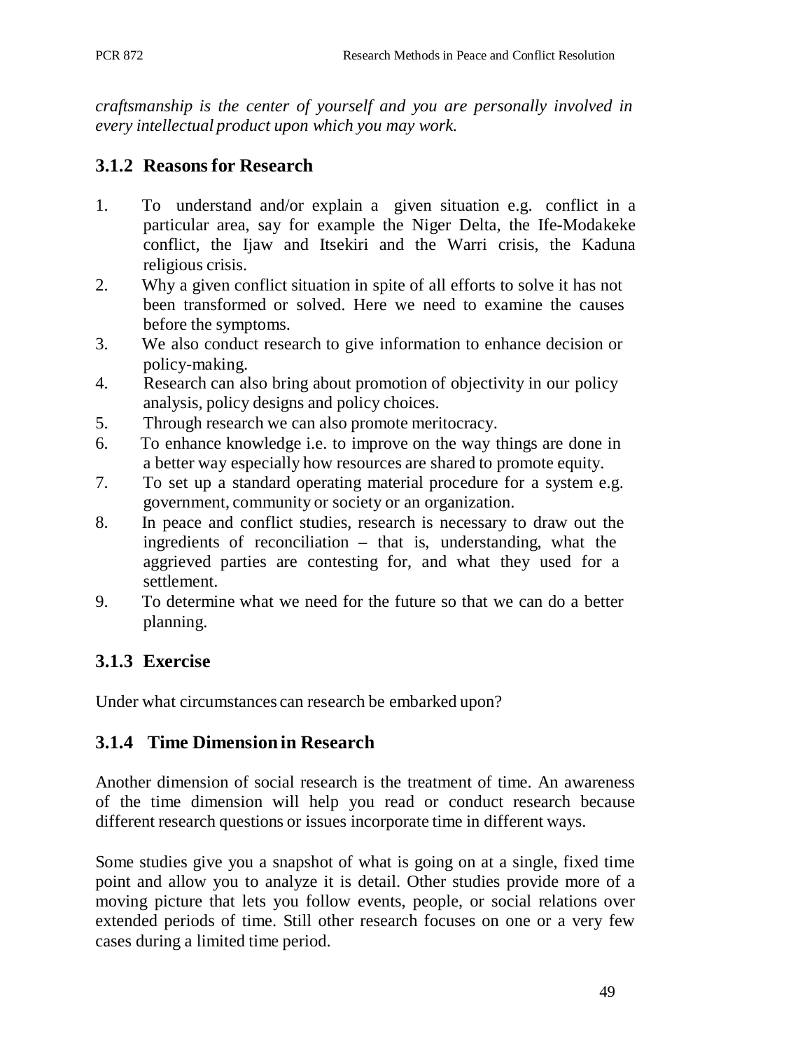*craftsmanship is the center of yourself and you are personally involved in every intellectual product upon which you may work.*

### 3.1.2 Reasons for Research

1. To understand and/or explain a given situation e.g. conflict in a particular area, say for example the Niger Delta, the Ife-Modakeke conflict, the Ijaw and Itsekiri and the Warri crisis, the Kaduna religious crisis.
2. Why a given conflict situation in spite of all efforts to solve it has not been transformed or solved. Here we need to examine the causes before the symptoms.
3. We also conduct research to give information to enhance decision or policy-making.
4. Research can also bring about promotion of objectivity in our policy analysis, policy designs and policy choices.
5. Through research we can also promote meritocracy.
6. To enhance knowledge i.e. to improve on the way things are done in a better way especially how resources are shared to promote equity.
7. To set up a standard operating material procedure for a system e.g. government, community or society or an organization.
8. In peace and conflict studies, research is necessary to draw out the ingredients of reconciliation – that is, understanding, what the aggrieved parties are contesting for, and what they used for a settlement.
9. To determine what we need for the future so that we can do a better planning.

### 3.1.3 Exercise

Under what circumstances can research be embarked upon?

### 3.1.4 Time Dimension in Research

Another dimension of social research is the treatment of time. An awareness of the time dimension will help you read or conduct research because different research questions or issues incorporate time in different ways.

Some studies give you a snapshot of what is going on at a single, fixed time point and allow you to analyze it is detail. Other studies provide more of a moving picture that lets you follow events, people, or social relations over extended periods of time. Still other research focuses on one or a very few cases during a limited time period.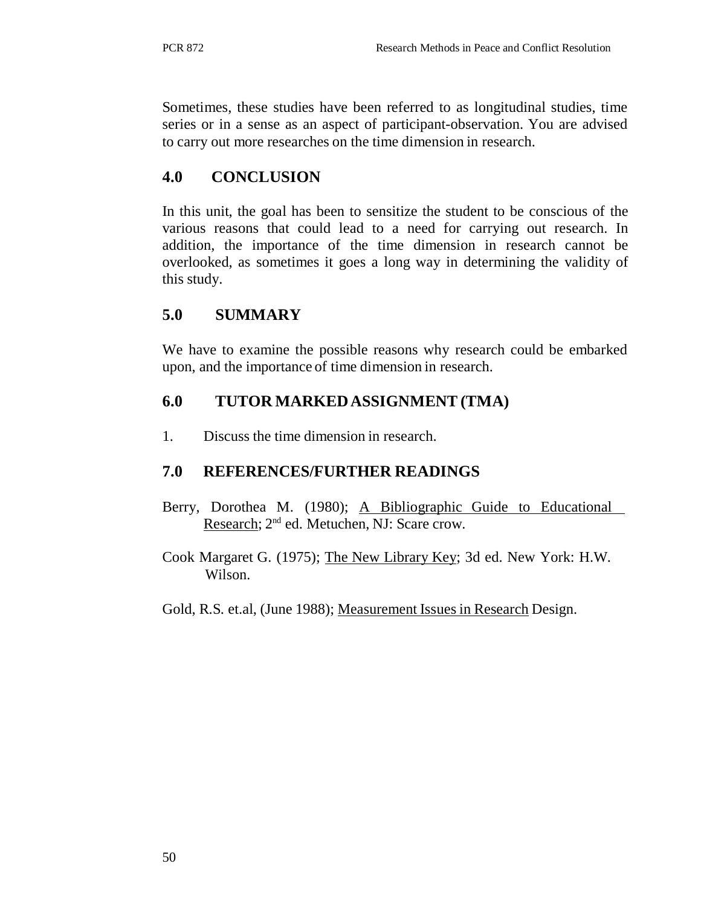Sometimes, these studies have been referred to as longitudinal studies, time series or in a sense as an aspect of participant-observation. You are advised to carry out more researches on the time dimension in research.

## 4.0 CONCLUSION

In this unit, the goal has been to sensitize the student to be conscious of the various reasons that could lead to a need for carrying out research. In addition, the importance of the time dimension in research cannot be overlooked, as sometimes it goes a long way in determining the validity of this study.

## 5.0 SUMMARY

We have to examine the possible reasons why research could be embarked upon, and the importance of time dimension in research.

## 6.0 TUTOR MARKED ASSIGNMENT (TMA)

1. Discuss the time dimension in research.

## 7.0 REFERENCES/FURTHER READINGS

Berry, Dorothea M. (1980); A Bibliographic Guide to Educational Research; 2nd ed. Metuchen, NJ: Scare crow.

Cook Margaret G. (1975); The New Library Key; 3d ed. New York: H.W. Wilson.

Gold, R.S. et.al, (June 1988); Measurement Issues in Research Design.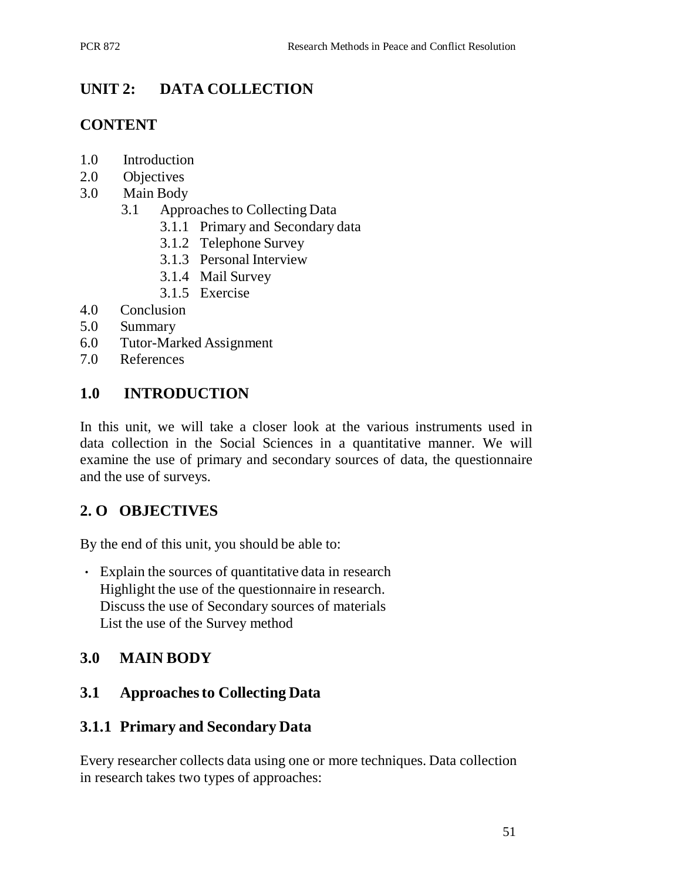## UNIT 2: DATA COLLECTION

## CONTENT

1.0 Introduction
2.0 Objectives
3.0 Main Body
  3.1 Approaches to Collecting Data
    3.1.1 Primary and Secondary data
    3.1.2 Telephone Survey
    3.1.3 Personal Interview
    3.1.4 Mail Survey
    3.1.5 Exercise
4.0 Conclusion
5.0 Summary
6.0 Tutor-Marked Assignment
7.0 References

## 1.0 INTRODUCTION

In this unit, we will take a closer look at the various instruments used in data collection in the Social Sciences in a quantitative manner. We will examine the use of primary and secondary sources of data, the questionnaire and the use of surveys.

## 2. O OBJECTIVES

By the end of this unit, you should be able to:

- Explain the sources of quantitative data in research
- Highlight the use of the questionnaire in research.
- Discuss the use of Secondary sources of materials
- List the use of the Survey method

## 3.0 MAIN BODY

### 3.1 Approaches to Collecting Data

### 3.1.1 Primary and Secondary Data

Every researcher collects data using one or more techniques. Data collection in research takes two types of approaches: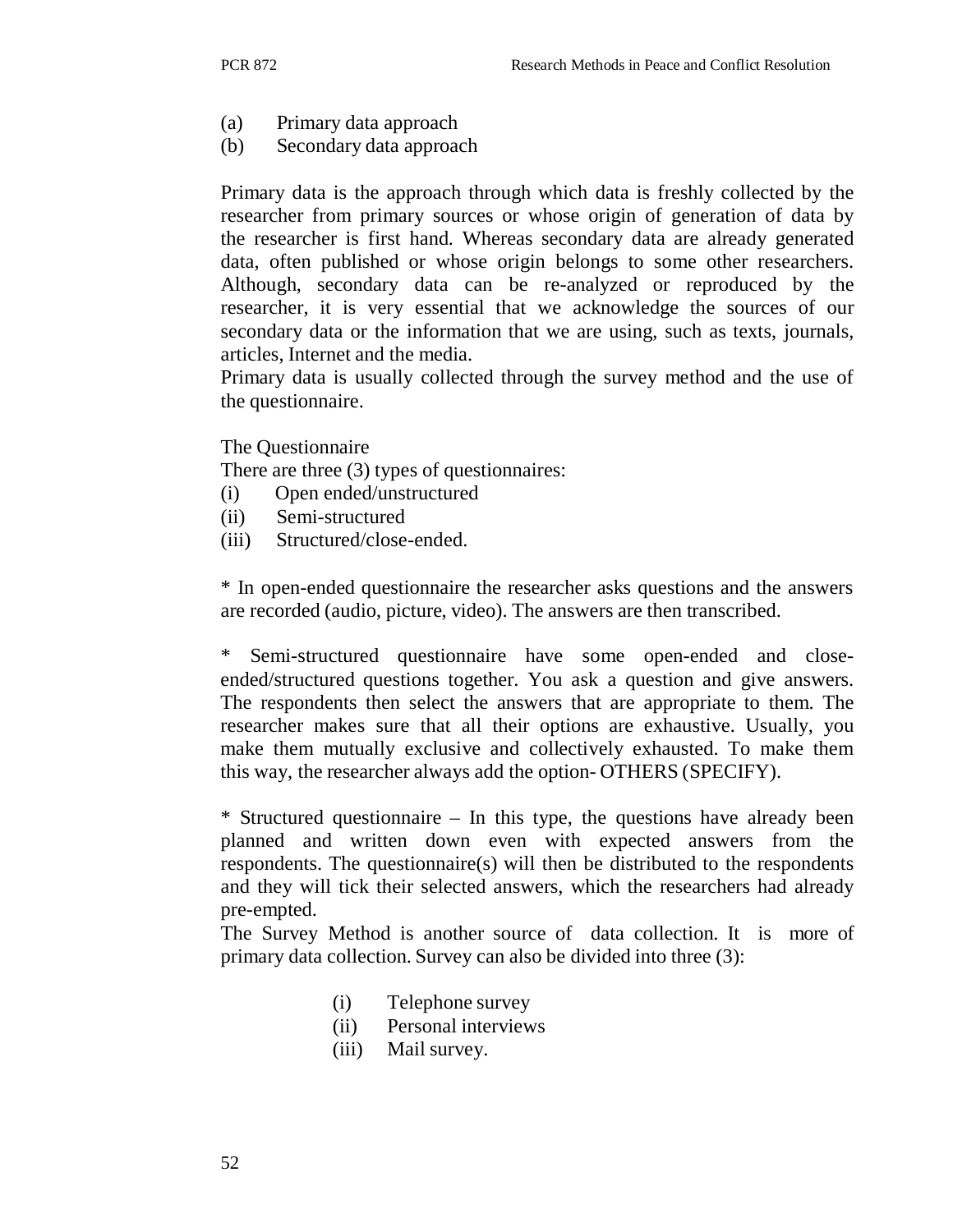(a) Primary data approach
(b) Secondary data approach

Primary data is the approach through which data is freshly collected by the researcher from primary sources or whose origin of generation of data by the researcher is first hand. Whereas secondary data are already generated data, often published or whose origin belongs to some other researchers. Although, secondary data can be re-analyzed or reproduced by the researcher, it is very essential that we acknowledge the sources of our secondary data or the information that we are using, such as texts, journals, articles, Internet and the media.
Primary data is usually collected through the survey method and the use of the questionnaire.

The Questionnaire
There are three (3) types of questionnaires:
(i) Open ended/unstructured
(ii) Semi-structured
(iii) Structured/close-ended.

* In open-ended questionnaire the researcher asks questions and the answers are recorded (audio, picture, video). The answers are then transcribed.

* Semi-structured questionnaire have some open-ended and close-ended/structured questions together. You ask a question and give answers. The respondents then select the answers that are appropriate to them. The researcher makes sure that all their options are exhaustive. Usually, you make them mutually exclusive and collectively exhausted. To make them this way, the researcher always add the option- OTHERS (SPECIFY).

* Structured questionnaire – In this type, the questions have already been planned and written down even with expected answers from the respondents. The questionnaire(s) will then be distributed to the respondents and they will tick their selected answers, which the researchers had already pre-empted.
The Survey Method is another source of data collection. It is more of primary data collection. Survey can also be divided into three (3):

(i) Telephone survey
(ii) Personal interviews
(iii) Mail survey.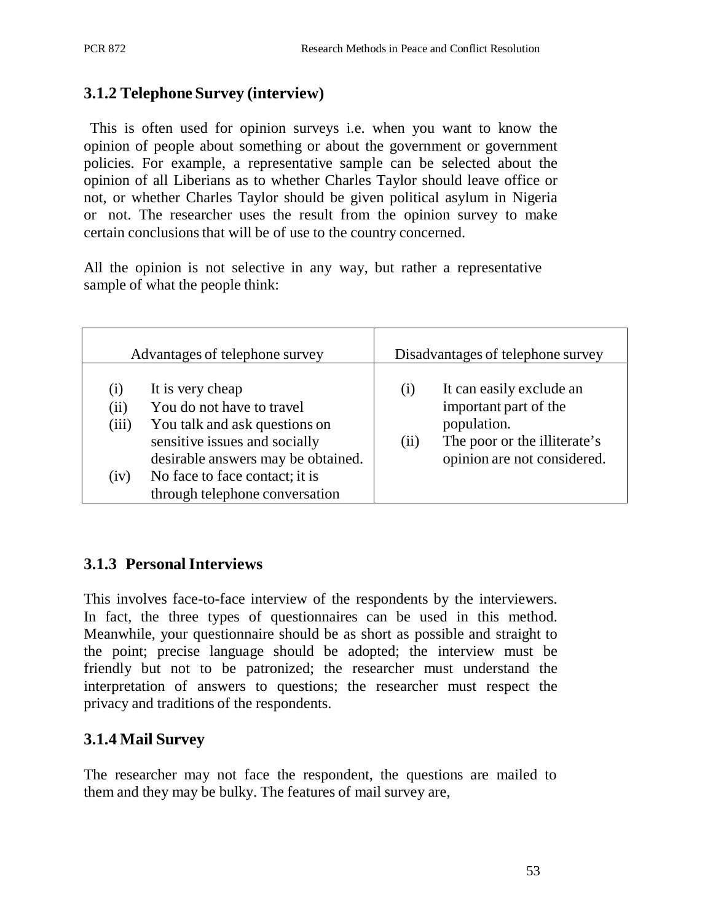### 3.1.2 Telephone Survey (interview)

This is often used for opinion surveys i.e. when you want to know the opinion of people about something or about the government or government policies. For example, a representative sample can be selected about the opinion of all Liberians as to whether Charles Taylor should leave office or not, or whether Charles Taylor should be given political asylum in Nigeria or not. The researcher uses the result from the opinion survey to make certain conclusions that will be of use to the country concerned.

All the opinion is not selective in any way, but rather a representative sample of what the people think:

| Advantages of telephone survey | Disadvantages of telephone survey |
|---|---|
| (i) It is very cheap<br>(ii) You do not have to travel<br>(iii) You talk and ask questions on sensitive issues and socially desirable answers may be obtained.<br>(iv) No face to face contact; it is through telephone conversation | (i) It can easily exclude an important part of the population.<br>(ii) The poor or the illiterate's opinion are not considered. |

### 3.1.3 Personal Interviews

This involves face-to-face interview of the respondents by the interviewers. In fact, the three types of questionnaires can be used in this method. Meanwhile, your questionnaire should be as short as possible and straight to the point; precise language should be adopted; the interview must be friendly but not to be patronized; the researcher must understand the interpretation of answers to questions; the researcher must respect the privacy and traditions of the respondents.

### 3.1.4 Mail Survey

The researcher may not face the respondent, the questions are mailed to them and they may be bulky. The features of mail survey are,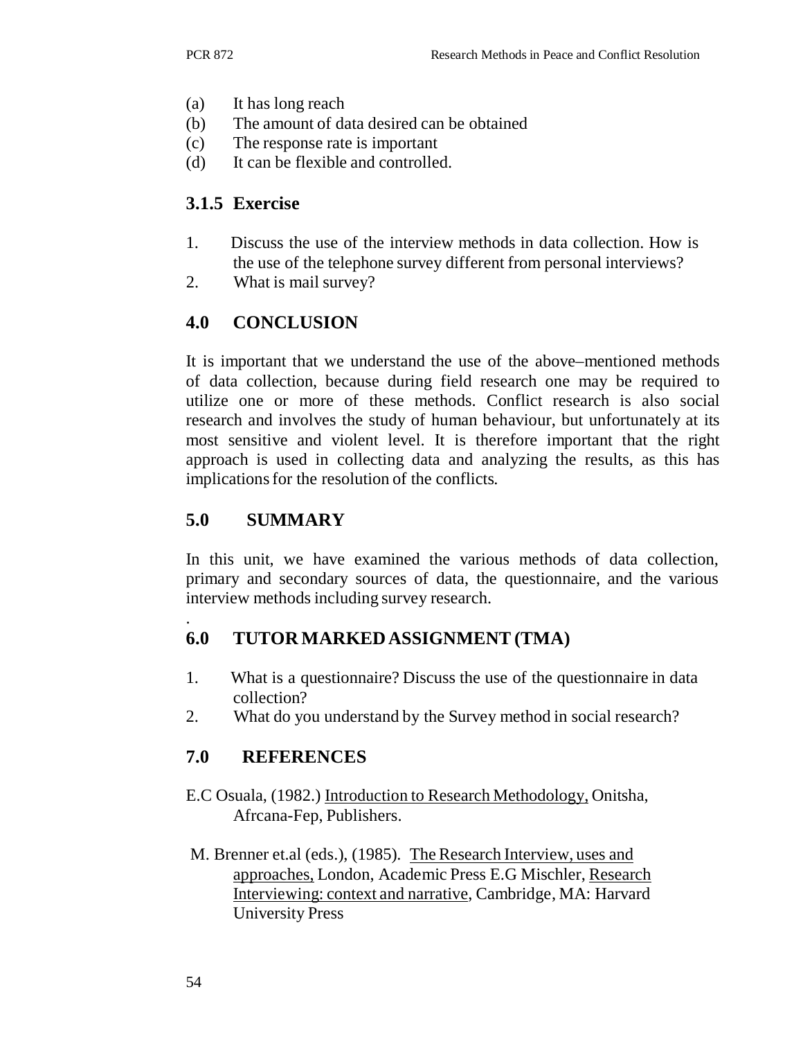(a) It has long reach
(b) The amount of data desired can be obtained
(c) The response rate is important
(d) It can be flexible and controlled.

### 3.1.5 Exercise

1. Discuss the use of the interview methods in data collection. How is the use of the telephone survey different from personal interviews?
2. What is mail survey?

## 4.0 CONCLUSION

It is important that we understand the use of the above–mentioned methods of data collection, because during field research one may be required to utilize one or more of these methods. Conflict research is also social research and involves the study of human behaviour, but unfortunately at its most sensitive and violent level. It is therefore important that the right approach is used in collecting data and analyzing the results, as this has implications for the resolution of the conflicts.

## 5.0 SUMMARY

In this unit, we have examined the various methods of data collection, primary and secondary sources of data, the questionnaire, and the various interview methods including survey research.

.

## 6.0 TUTOR MARKED ASSIGNMENT (TMA)

1. What is a questionnaire? Discuss the use of the questionnaire in data collection?
2. What do you understand by the Survey method in social research?

## 7.0 REFERENCES

E.C Osuala, (1982.) Introduction to Research Methodology, Onitsha, Afrcana-Fep, Publishers.

M. Brenner et.al (eds.), (1985). The Research Interview, uses and approaches, London, Academic Press E.G Mischler, Research Interviewing: context and narrative, Cambridge, MA: Harvard University Press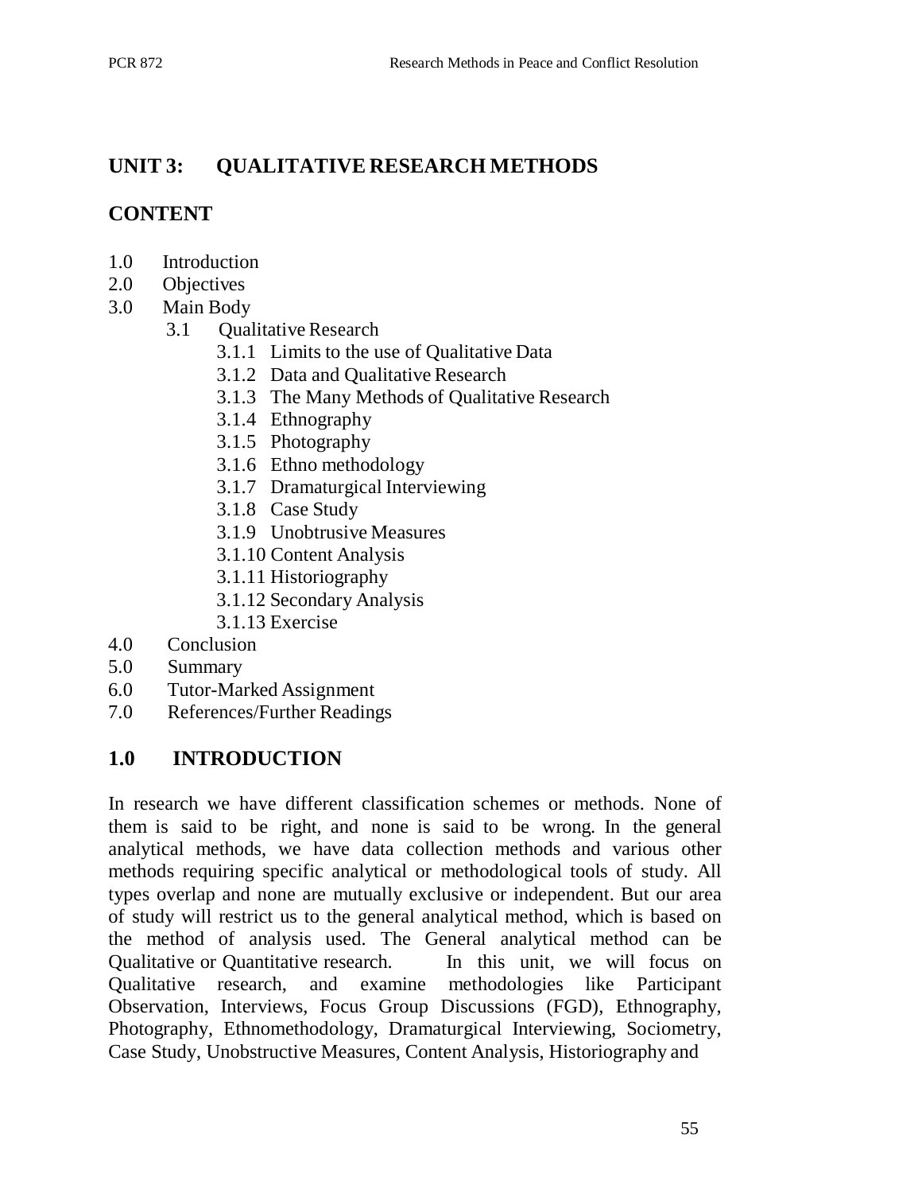## UNIT 3: QUALITATIVE RESEARCH METHODS

## CONTENT

1.0 Introduction
2.0 Objectives
3.0 Main Body
    - 3.1 Qualitative Research
        - 3.1.1 Limits to the use of Qualitative Data
        - 3.1.2 Data and Qualitative Research
        - 3.1.3 The Many Methods of Qualitative Research
        - 3.1.4 Ethnography
        - 3.1.5 Photography
        - 3.1.6 Ethno methodology
        - 3.1.7 Dramaturgical Interviewing
        - 3.1.8 Case Study
        - 3.1.9 Unobtrusive Measures
        - 3.1.10 Content Analysis
        - 3.1.11 Historiography
        - 3.1.12 Secondary Analysis
        - 3.1.13 Exercise

4.0 Conclusion
5.0 Summary
6.0 Tutor-Marked Assignment
7.0 References/Further Readings

## 1.0 INTRODUCTION

In research we have different classification schemes or methods. None of them is said to be right, and none is said to be wrong. In the general analytical methods, we have data collection methods and various other methods requiring specific analytical or methodological tools of study. All types overlap and none are mutually exclusive or independent. But our area of study will restrict us to the general analytical method, which is based on the method of analysis used. The General analytical method can be Qualitative or Quantitative research. In this unit, we will focus on Qualitative research, and examine methodologies like Participant Observation, Interviews, Focus Group Discussions (FGD), Ethnography, Photography, Ethnomethodology, Dramaturgical Interviewing, Sociometry, Case Study, Unobstructive Measures, Content Analysis, Historiography and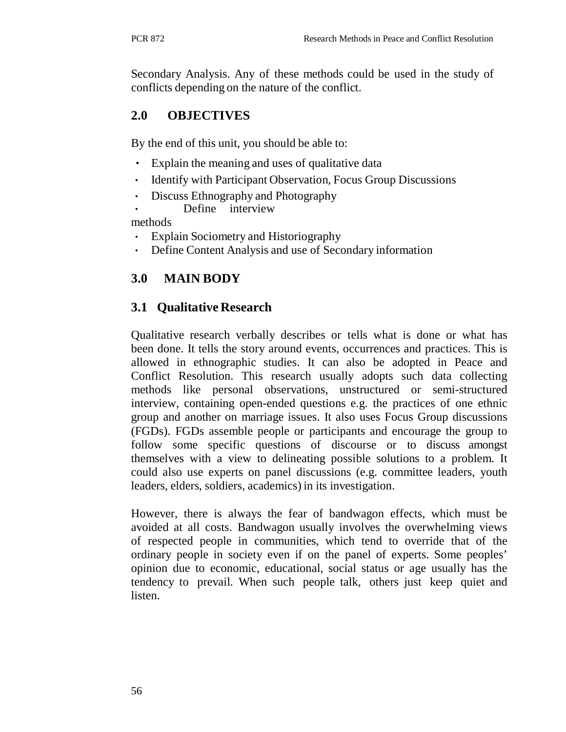Secondary Analysis. Any of these methods could be used in the study of conflicts depending on the nature of the conflict.

## 2.0 OBJECTIVES

By the end of this unit, you should be able to:

- Explain the meaning and uses of qualitative data
- Identify with Participant Observation, Focus Group Discussions
- Discuss Ethnography and Photography
- Define interview methods
- Explain Sociometry and Historiography
- Define Content Analysis and use of Secondary information

## 3.0 MAIN BODY

### 3.1 Qualitative Research

Qualitative research verbally describes or tells what is done or what has been done. It tells the story around events, occurrences and practices. This is allowed in ethnographic studies. It can also be adopted in Peace and Conflict Resolution. This research usually adopts such data collecting methods like personal observations, unstructured or semi-structured interview, containing open-ended questions e.g. the practices of one ethnic group and another on marriage issues. It also uses Focus Group discussions (FGDs). FGDs assemble people or participants and encourage the group to follow some specific questions of discourse or to discuss amongst themselves with a view to delineating possible solutions to a problem. It could also use experts on panel discussions (e.g. committee leaders, youth leaders, elders, soldiers, academics) in its investigation.

However, there is always the fear of bandwagon effects, which must be avoided at all costs. Bandwagon usually involves the overwhelming views of respected people in communities, which tend to override that of the ordinary people in society even if on the panel of experts. Some peoples' opinion due to economic, educational, social status or age usually has the tendency to prevail. When such people talk, others just keep quiet and listen.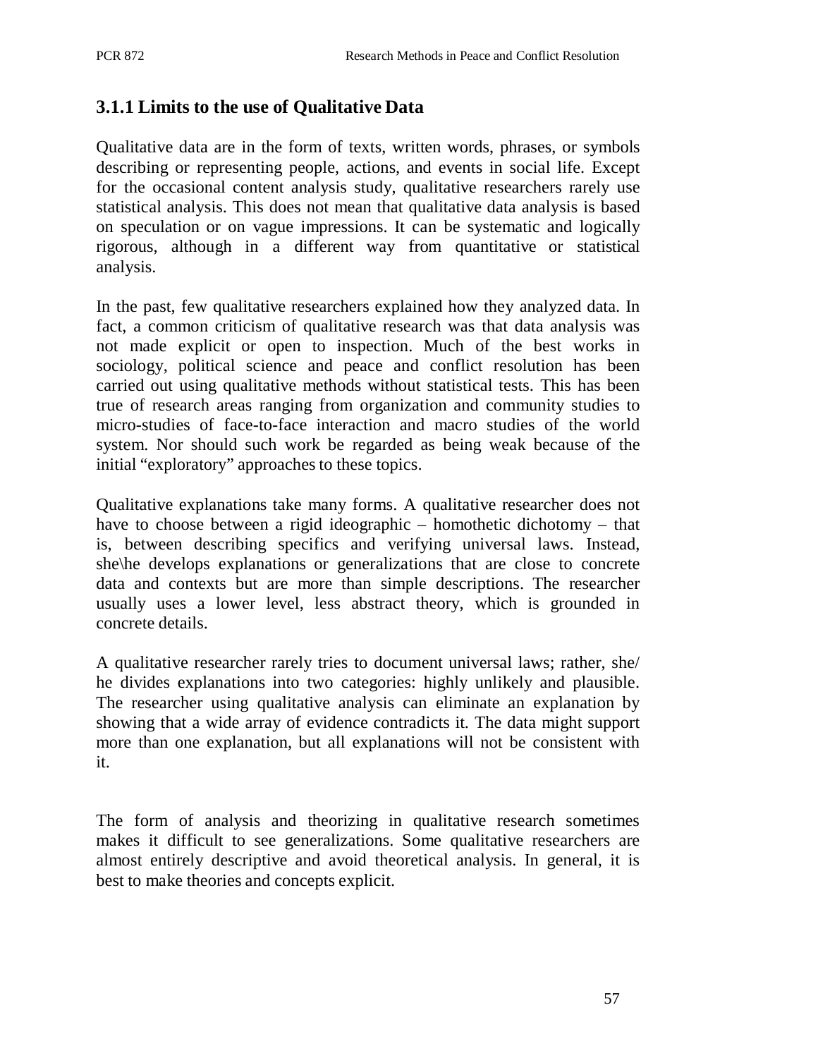### 3.1.1 Limits to the use of Qualitative Data

Qualitative data are in the form of texts, written words, phrases, or symbols describing or representing people, actions, and events in social life. Except for the occasional content analysis study, qualitative researchers rarely use statistical analysis. This does not mean that qualitative data analysis is based on speculation or on vague impressions. It can be systematic and logically rigorous, although in a different way from quantitative or statistical analysis.

In the past, few qualitative researchers explained how they analyzed data. In fact, a common criticism of qualitative research was that data analysis was not made explicit or open to inspection. Much of the best works in sociology, political science and peace and conflict resolution has been carried out using qualitative methods without statistical tests. This has been true of research areas ranging from organization and community studies to micro-studies of face-to-face interaction and macro studies of the world system. Nor should such work be regarded as being weak because of the initial "exploratory" approaches to these topics.

Qualitative explanations take many forms. A qualitative researcher does not have to choose between a rigid ideographic – homothetic dichotomy – that is, between describing specifics and verifying universal laws. Instead, she\he develops explanations or generalizations that are close to concrete data and contexts but are more than simple descriptions. The researcher usually uses a lower level, less abstract theory, which is grounded in concrete details.

A qualitative researcher rarely tries to document universal laws; rather, she/ he divides explanations into two categories: highly unlikely and plausible. The researcher using qualitative analysis can eliminate an explanation by showing that a wide array of evidence contradicts it. The data might support more than one explanation, but all explanations will not be consistent with it.

The form of analysis and theorizing in qualitative research sometimes makes it difficult to see generalizations. Some qualitative researchers are almost entirely descriptive and avoid theoretical analysis. In general, it is best to make theories and concepts explicit.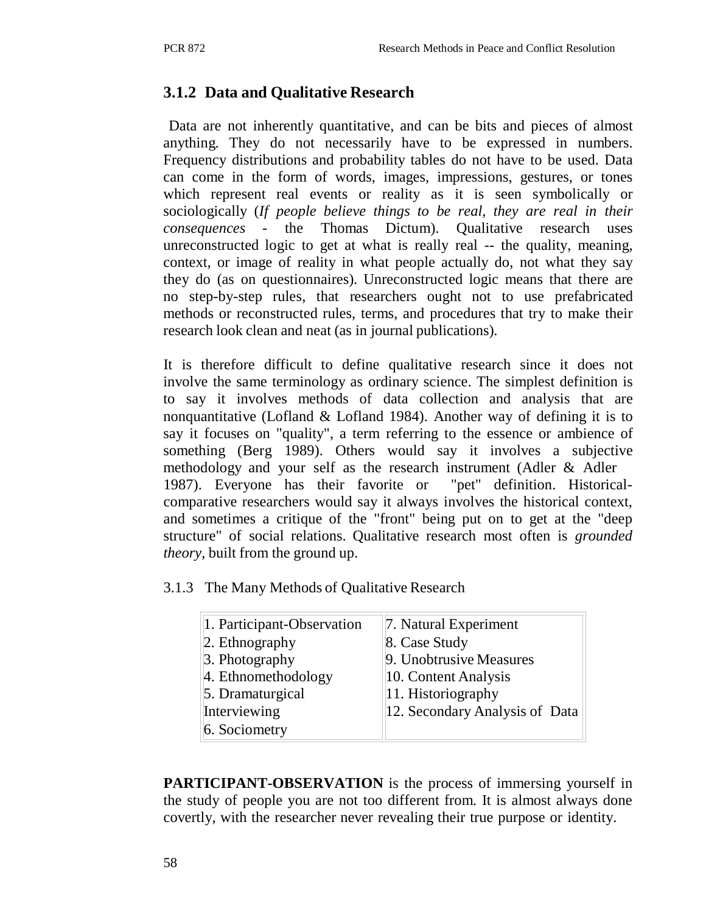### 3.1.2 Data and Qualitative Research

Data are not inherently quantitative, and can be bits and pieces of almost anything. They do not necessarily have to be expressed in numbers. Frequency distributions and probability tables do not have to be used. Data can come in the form of words, images, impressions, gestures, or tones which represent real events or reality as it is seen symbolically or sociologically (*If people believe things to be real, they are real in their consequences* - the Thomas Dictum). Qualitative research uses unreconstructed logic to get at what is really real -- the quality, meaning, context, or image of reality in what people actually do, not what they say they do (as on questionnaires). Unreconstructed logic means that there are no step-by-step rules, that researchers ought not to use prefabricated methods or reconstructed rules, terms, and procedures that try to make their research look clean and neat (as in journal publications).

It is therefore difficult to define qualitative research since it does not involve the same terminology as ordinary science. The simplest definition is to say it involves methods of data collection and analysis that are nonquantitative (Lofland & Lofland 1984). Another way of defining it is to say it focuses on "quality", a term referring to the essence or ambience of something (Berg 1989). Others would say it involves a subjective methodology and your self as the research instrument (Adler & Adler 1987). Everyone has their favorite or "pet" definition. Historical-comparative researchers would say it always involves the historical context, and sometimes a critique of the "front" being put on to get at the "deep structure" of social relations. Qualitative research most often is *grounded theory*, built from the ground up.

3.1.3 The Many Methods of Qualitative Research

| | |
|---|---|
| 1. Participant-Observation<br>2. Ethnography<br>3. Photography<br>4. Ethnomethodology<br>5. Dramaturgical Interviewing<br>6. Sociometry | 7. Natural Experiment<br>8. Case Study<br>9. Unobtrusive Measures<br>10. Content Analysis<br>11. Historiography<br>12. Secondary Analysis of Data |

**PARTICIPANT-OBSERVATION** is the process of immersing yourself in the study of people you are not too different from. It is almost always done covertly, with the researcher never revealing their true purpose or identity.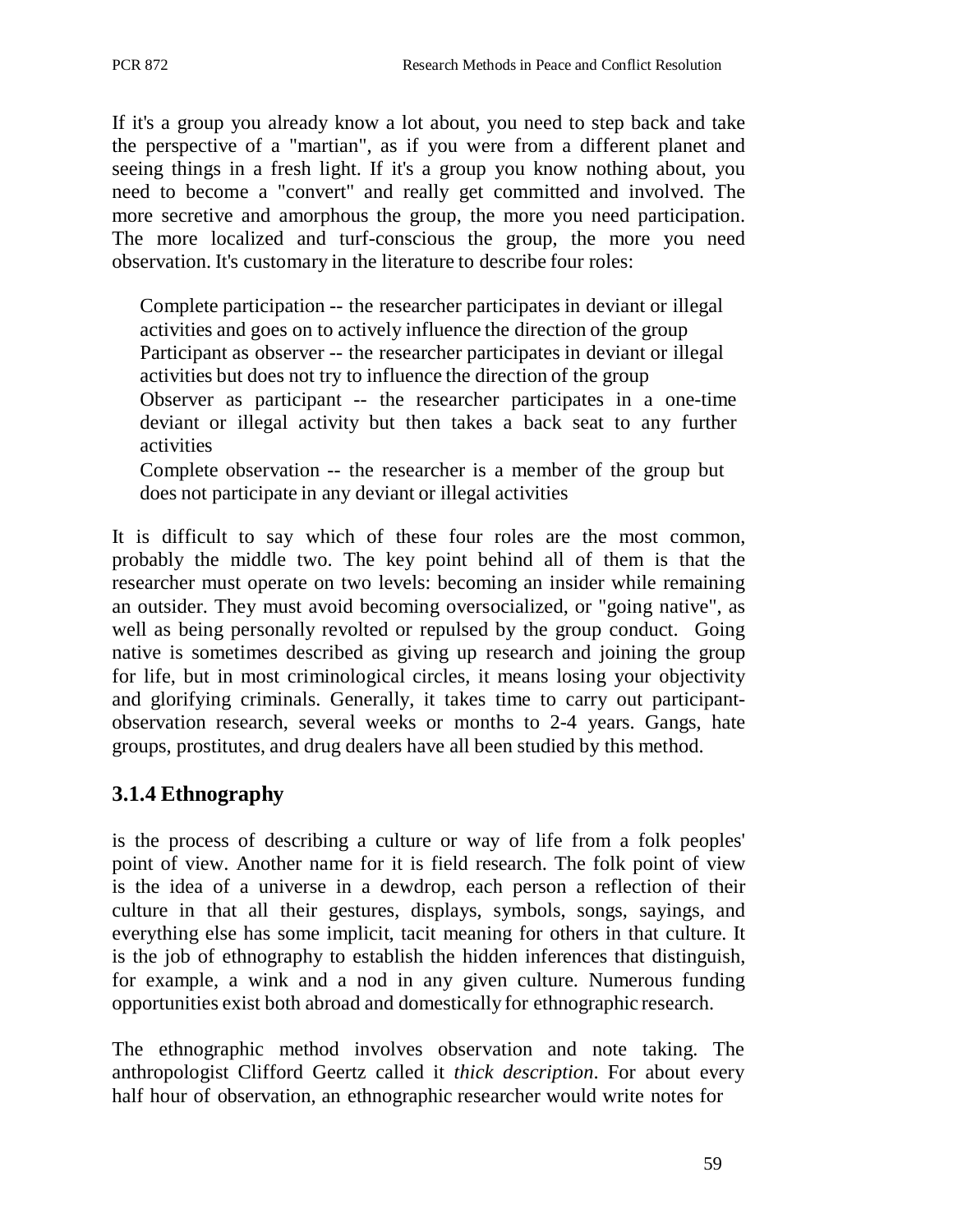If it's a group you already know a lot about, you need to step back and take the perspective of a "martian", as if you were from a different planet and seeing things in a fresh light. If it's a group you know nothing about, you need to become a "convert" and really get committed and involved. The more secretive and amorphous the group, the more you need participation. The more localized and turf-conscious the group, the more you need observation. It's customary in the literature to describe four roles:

Complete participation -- the researcher participates in deviant or illegal activities and goes on to actively influence the direction of the group
Participant as observer -- the researcher participates in deviant or illegal activities but does not try to influence the direction of the group
Observer as participant -- the researcher participates in a one-time deviant or illegal activity but then takes a back seat to any further activities
Complete observation -- the researcher is a member of the group but does not participate in any deviant or illegal activities

It is difficult to say which of these four roles are the most common, probably the middle two. The key point behind all of them is that the researcher must operate on two levels: becoming an insider while remaining an outsider. They must avoid becoming oversocialized, or "going native", as well as being personally revolted or repulsed by the group conduct. Going native is sometimes described as giving up research and joining the group for life, but in most criminological circles, it means losing your objectivity and glorifying criminals. Generally, it takes time to carry out participant-observation research, several weeks or months to 2-4 years. Gangs, hate groups, prostitutes, and drug dealers have all been studied by this method.

### 3.1.4 Ethnography

is the process of describing a culture or way of life from a folk peoples' point of view. Another name for it is field research. The folk point of view is the idea of a universe in a dewdrop, each person a reflection of their culture in that all their gestures, displays, symbols, songs, sayings, and everything else has some implicit, tacit meaning for others in that culture. It is the job of ethnography to establish the hidden inferences that distinguish, for example, a wink and a nod in any given culture. Numerous funding opportunities exist both abroad and domestically for ethnographic research.

The ethnographic method involves observation and note taking. The anthropologist Clifford Geertz called it *thick description*. For about every half hour of observation, an ethnographic researcher would write notes for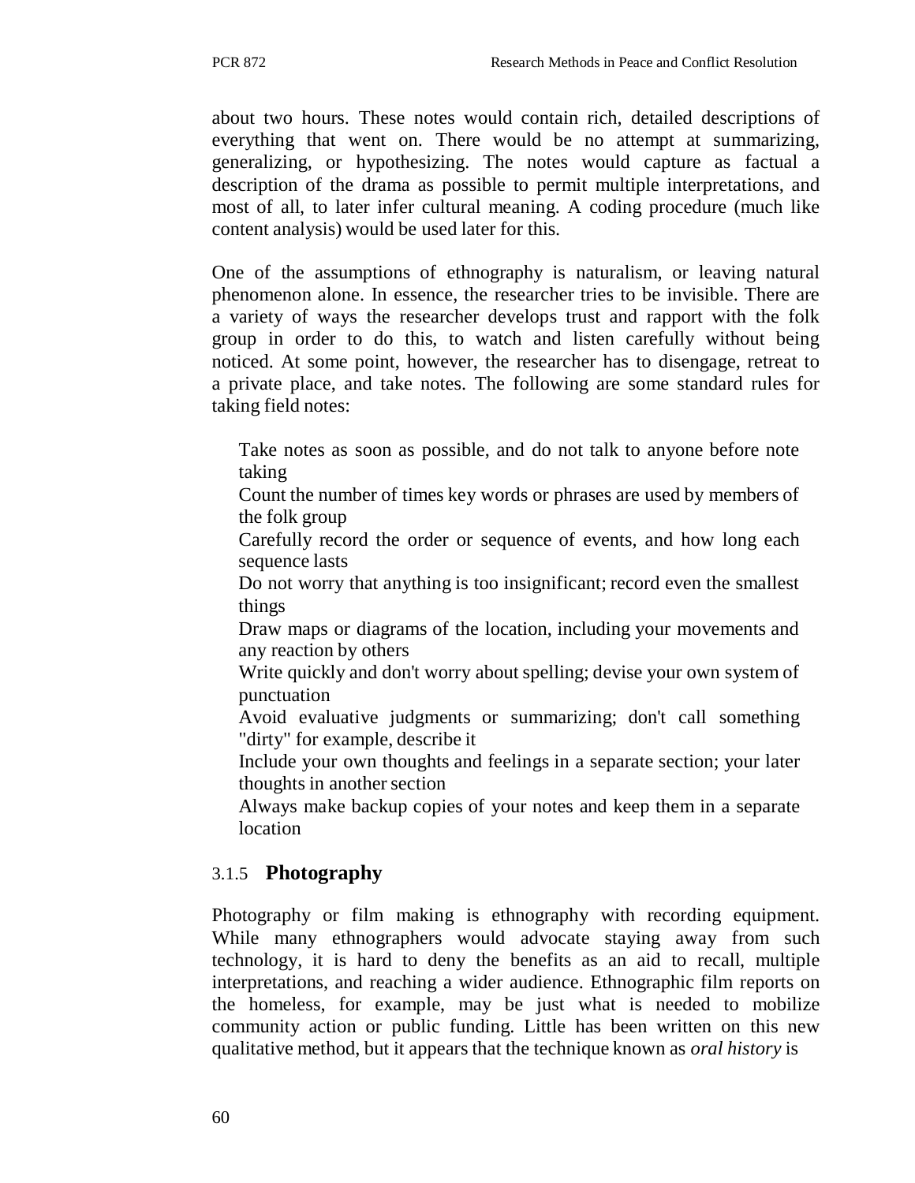about two hours. These notes would contain rich, detailed descriptions of everything that went on. There would be no attempt at summarizing, generalizing, or hypothesizing. The notes would capture as factual a description of the drama as possible to permit multiple interpretations, and most of all, to later infer cultural meaning. A coding procedure (much like content analysis) would be used later for this.

One of the assumptions of ethnography is naturalism, or leaving natural phenomenon alone. In essence, the researcher tries to be invisible. There are a variety of ways the researcher develops trust and rapport with the folk group in order to do this, to watch and listen carefully without being noticed. At some point, however, the researcher has to disengage, retreat to a private place, and take notes. The following are some standard rules for taking field notes:

- Take notes as soon as possible, and do not talk to anyone before note taking
- Count the number of times key words or phrases are used by members of the folk group
- Carefully record the order or sequence of events, and how long each sequence lasts
- Do not worry that anything is too insignificant; record even the smallest things
- Draw maps or diagrams of the location, including your movements and any reaction by others
- Write quickly and don't worry about spelling; devise your own system of punctuation
- Avoid evaluative judgments or summarizing; don't call something "dirty" for example, describe it
- Include your own thoughts and feelings in a separate section; your later thoughts in another section
- Always make backup copies of your notes and keep them in a separate location

### 3.1.5 Photography

Photography or film making is ethnography with recording equipment. While many ethnographers would advocate staying away from such technology, it is hard to deny the benefits as an aid to recall, multiple interpretations, and reaching a wider audience. Ethnographic film reports on the homeless, for example, may be just what is needed to mobilize community action or public funding. Little has been written on this new qualitative method, but it appears that the technique known as *oral history* is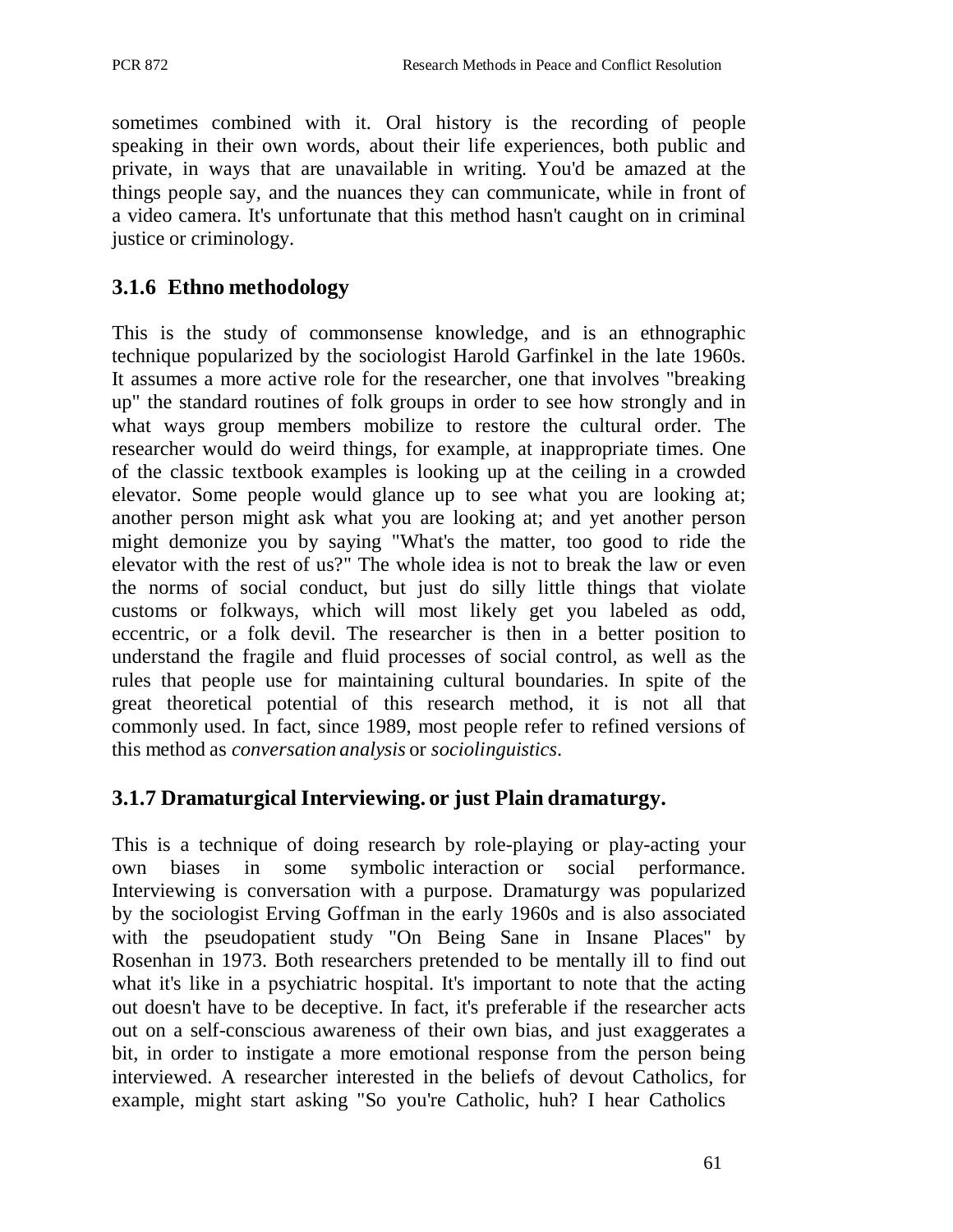sometimes combined with it. Oral history is the recording of people speaking in their own words, about their life experiences, both public and private, in ways that are unavailable in writing. You'd be amazed at the things people say, and the nuances they can communicate, while in front of a video camera. It's unfortunate that this method hasn't caught on in criminal justice or criminology.

### 3.1.6 Ethno methodology

This is the study of commonsense knowledge, and is an ethnographic technique popularized by the sociologist Harold Garfinkel in the late 1960s. It assumes a more active role for the researcher, one that involves "breaking up" the standard routines of folk groups in order to see how strongly and in what ways group members mobilize to restore the cultural order. The researcher would do weird things, for example, at inappropriate times. One of the classic textbook examples is looking up at the ceiling in a crowded elevator. Some people would glance up to see what you are looking at; another person might ask what you are looking at; and yet another person might demonize you by saying "What's the matter, too good to ride the elevator with the rest of us?" The whole idea is not to break the law or even the norms of social conduct, but just do silly little things that violate customs or folkways, which will most likely get you labeled as odd, eccentric, or a folk devil. The researcher is then in a better position to understand the fragile and fluid processes of social control, as well as the rules that people use for maintaining cultural boundaries. In spite of the great theoretical potential of this research method, it is not all that commonly used. In fact, since 1989, most people refer to refined versions of this method as *conversation analysis* or *sociolinguistics*.

### 3.1.7 Dramaturgical Interviewing. or just Plain dramaturgy.

This is a technique of doing research by role-playing or play-acting your own biases in some symbolic interaction or social performance. Interviewing is conversation with a purpose. Dramaturgy was popularized by the sociologist Erving Goffman in the early 1960s and is also associated with the pseudopatient study "On Being Sane in Insane Places" by Rosenhan in 1973. Both researchers pretended to be mentally ill to find out what it's like in a psychiatric hospital. It's important to note that the acting out doesn't have to be deceptive. In fact, it's preferable if the researcher acts out on a self-conscious awareness of their own bias, and just exaggerates a bit, in order to instigate a more emotional response from the person being interviewed. A researcher interested in the beliefs of devout Catholics, for example, might start asking "So you're Catholic, huh? I hear Catholics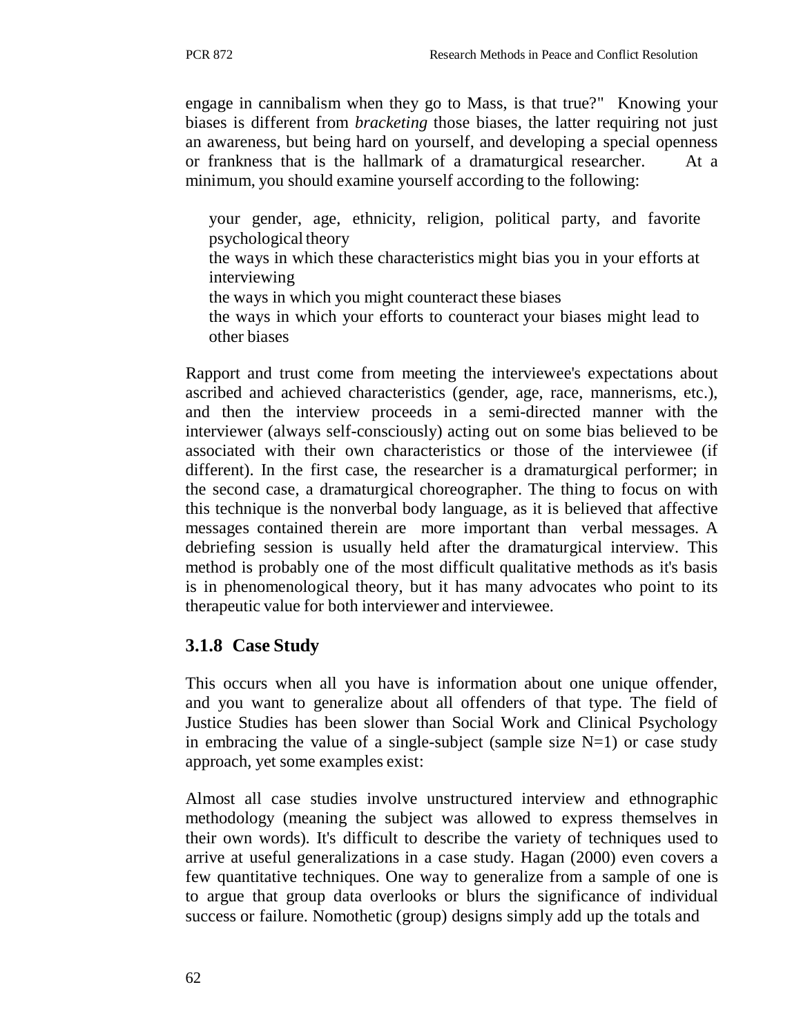engage in cannibalism when they go to Mass, is that true?" Knowing your biases is different from *bracketing* those biases, the latter requiring not just an awareness, but being hard on yourself, and developing a special openness or frankness that is the hallmark of a dramaturgical researcher. At a minimum, you should examine yourself according to the following:

- your gender, age, ethnicity, religion, political party, and favorite psychological theory
- the ways in which these characteristics might bias you in your efforts at interviewing
- the ways in which you might counteract these biases
- the ways in which your efforts to counteract your biases might lead to other biases

Rapport and trust come from meeting the interviewee's expectations about ascribed and achieved characteristics (gender, age, race, mannerisms, etc.), and then the interview proceeds in a semi-directed manner with the interviewer (always self-consciously) acting out on some bias believed to be associated with their own characteristics or those of the interviewee (if different). In the first case, the researcher is a dramaturgical performer; in the second case, a dramaturgical choreographer. The thing to focus on with this technique is the nonverbal body language, as it is believed that affective messages contained therein are more important than verbal messages. A debriefing session is usually held after the dramaturgical interview. This method is probably one of the most difficult qualitative methods as it's basis is in phenomenological theory, but it has many advocates who point to its therapeutic value for both interviewer and interviewee.

### 3.1.8 Case Study

This occurs when all you have is information about one unique offender, and you want to generalize about all offenders of that type. The field of Justice Studies has been slower than Social Work and Clinical Psychology in embracing the value of a single-subject (sample size N=1) or case study approach, yet some examples exist:

Almost all case studies involve unstructured interview and ethnographic methodology (meaning the subject was allowed to express themselves in their own words). It's difficult to describe the variety of techniques used to arrive at useful generalizations in a case study. Hagan (2000) even covers a few quantitative techniques. One way to generalize from a sample of one is to argue that group data overlooks or blurs the significance of individual success or failure. Nomothetic (group) designs simply add up the totals and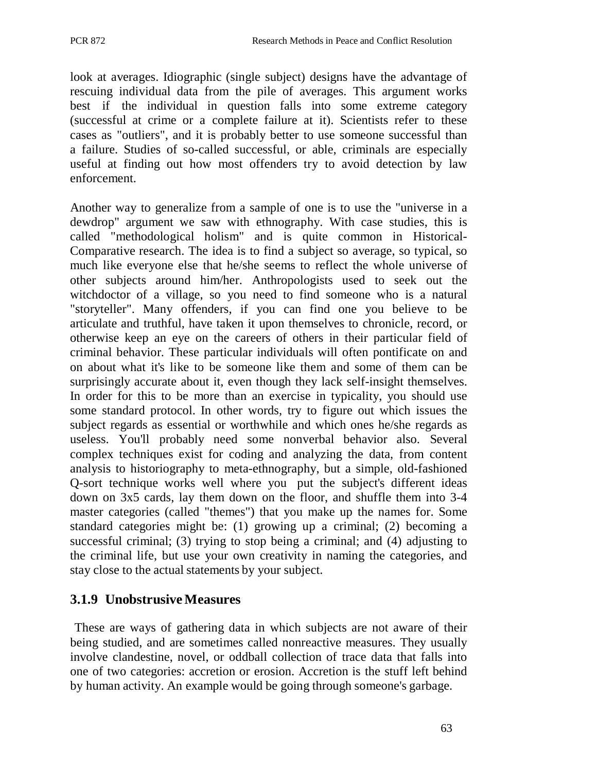look at averages. Idiographic (single subject) designs have the advantage of rescuing individual data from the pile of averages. This argument works best if the individual in question falls into some extreme category (successful at crime or a complete failure at it). Scientists refer to these cases as "outliers", and it is probably better to use someone successful than a failure. Studies of so-called successful, or able, criminals are especially useful at finding out how most offenders try to avoid detection by law enforcement.

Another way to generalize from a sample of one is to use the "universe in a dewdrop" argument we saw with ethnography. With case studies, this is called "methodological holism" and is quite common in Historical-Comparative research. The idea is to find a subject so average, so typical, so much like everyone else that he/she seems to reflect the whole universe of other subjects around him/her. Anthropologists used to seek out the witchdoctor of a village, so you need to find someone who is a natural "storyteller". Many offenders, if you can find one you believe to be articulate and truthful, have taken it upon themselves to chronicle, record, or otherwise keep an eye on the careers of others in their particular field of criminal behavior. These particular individuals will often pontificate on and on about what it's like to be someone like them and some of them can be surprisingly accurate about it, even though they lack self-insight themselves. In order for this to be more than an exercise in typicality, you should use some standard protocol. In other words, try to figure out which issues the subject regards as essential or worthwhile and which ones he/she regards as useless. You'll probably need some nonverbal behavior also. Several complex techniques exist for coding and analyzing the data, from content analysis to historiography to meta-ethnography, but a simple, old-fashioned Q-sort technique works well where you put the subject's different ideas down on 3x5 cards, lay them down on the floor, and shuffle them into 3-4 master categories (called "themes") that you make up the names for. Some standard categories might be: (1) growing up a criminal; (2) becoming a successful criminal; (3) trying to stop being a criminal; and (4) adjusting to the criminal life, but use your own creativity in naming the categories, and stay close to the actual statements by your subject.

### 3.1.9 Unobstrusive Measures

These are ways of gathering data in which subjects are not aware of their being studied, and are sometimes called nonreactive measures. They usually involve clandestine, novel, or oddball collection of trace data that falls into one of two categories: accretion or erosion. Accretion is the stuff left behind by human activity. An example would be going through someone's garbage.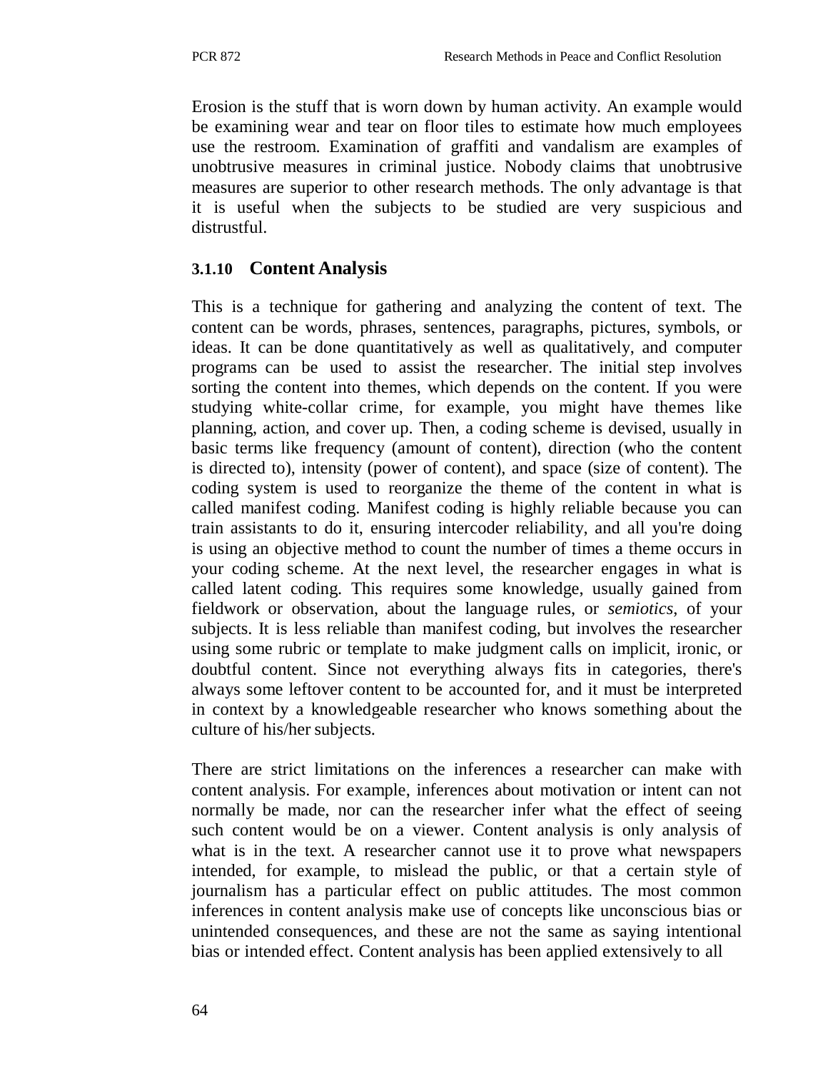Erosion is the stuff that is worn down by human activity. An example would be examining wear and tear on floor tiles to estimate how much employees use the restroom. Examination of graffiti and vandalism are examples of unobtrusive measures in criminal justice. Nobody claims that unobtrusive measures are superior to other research methods. The only advantage is that it is useful when the subjects to be studied are very suspicious and distrustful.

### 3.1.10 Content Analysis

This is a technique for gathering and analyzing the content of text. The content can be words, phrases, sentences, paragraphs, pictures, symbols, or ideas. It can be done quantitatively as well as qualitatively, and computer programs can be used to assist the researcher. The initial step involves sorting the content into themes, which depends on the content. If you were studying white-collar crime, for example, you might have themes like planning, action, and cover up. Then, a coding scheme is devised, usually in basic terms like frequency (amount of content), direction (who the content is directed to), intensity (power of content), and space (size of content). The coding system is used to reorganize the theme of the content in what is called manifest coding. Manifest coding is highly reliable because you can train assistants to do it, ensuring intercoder reliability, and all you're doing is using an objective method to count the number of times a theme occurs in your coding scheme. At the next level, the researcher engages in what is called latent coding. This requires some knowledge, usually gained from fieldwork or observation, about the language rules, or *semiotics*, of your subjects. It is less reliable than manifest coding, but involves the researcher using some rubric or template to make judgment calls on implicit, ironic, or doubtful content. Since not everything always fits in categories, there's always some leftover content to be accounted for, and it must be interpreted in context by a knowledgeable researcher who knows something about the culture of his/her subjects.

There are strict limitations on the inferences a researcher can make with content analysis. For example, inferences about motivation or intent can not normally be made, nor can the researcher infer what the effect of seeing such content would be on a viewer. Content analysis is only analysis of what is in the text. A researcher cannot use it to prove what newspapers intended, for example, to mislead the public, or that a certain style of journalism has a particular effect on public attitudes. The most common inferences in content analysis make use of concepts like unconscious bias or unintended consequences, and these are not the same as saying intentional bias or intended effect. Content analysis has been applied extensively to all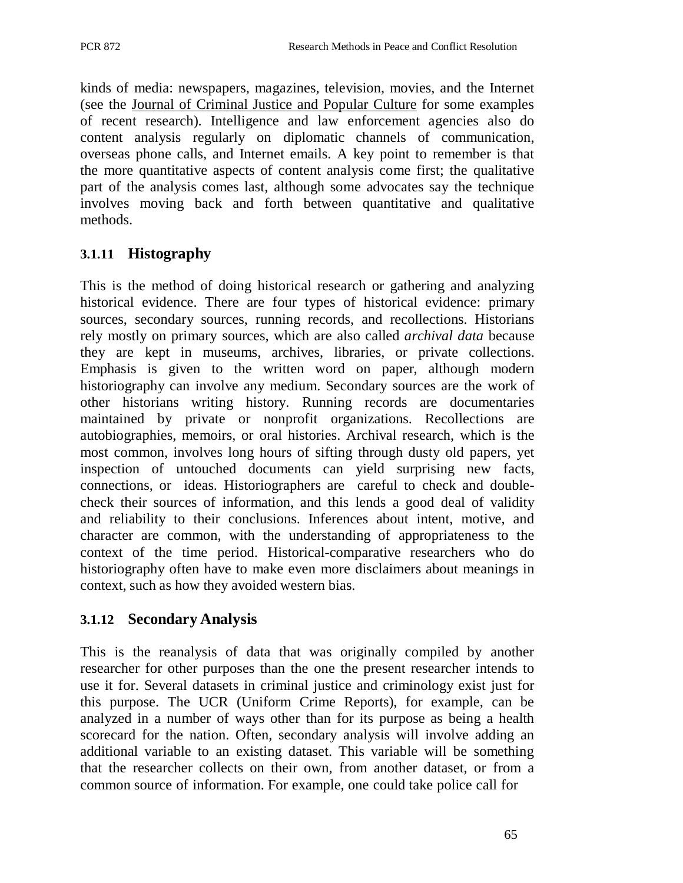kinds of media: newspapers, magazines, television, movies, and the Internet (see the Journal of Criminal Justice and Popular Culture for some examples of recent research). Intelligence and law enforcement agencies also do content analysis regularly on diplomatic channels of communication, overseas phone calls, and Internet emails. A key point to remember is that the more quantitative aspects of content analysis come first; the qualitative part of the analysis comes last, although some advocates say the technique involves moving back and forth between quantitative and qualitative methods.

### 3.1.11 Histography

This is the method of doing historical research or gathering and analyzing historical evidence. There are four types of historical evidence: primary sources, secondary sources, running records, and recollections. Historians rely mostly on primary sources, which are also called *archival data* because they are kept in museums, archives, libraries, or private collections. Emphasis is given to the written word on paper, although modern historiography can involve any medium. Secondary sources are the work of other historians writing history. Running records are documentaries maintained by private or nonprofit organizations. Recollections are autobiographies, memoirs, or oral histories. Archival research, which is the most common, involves long hours of sifting through dusty old papers, yet inspection of untouched documents can yield surprising new facts, connections, or ideas. Historiographers are careful to check and double-check their sources of information, and this lends a good deal of validity and reliability to their conclusions. Inferences about intent, motive, and character are common, with the understanding of appropriateness to the context of the time period. Historical-comparative researchers who do historiography often have to make even more disclaimers about meanings in context, such as how they avoided western bias.

### 3.1.12 Secondary Analysis

This is the reanalysis of data that was originally compiled by another researcher for other purposes than the one the present researcher intends to use it for. Several datasets in criminal justice and criminology exist just for this purpose. The UCR (Uniform Crime Reports), for example, can be analyzed in a number of ways other than for its purpose as being a health scorecard for the nation. Often, secondary analysis will involve adding an additional variable to an existing dataset. This variable will be something that the researcher collects on their own, from another dataset, or from a common source of information. For example, one could take police call for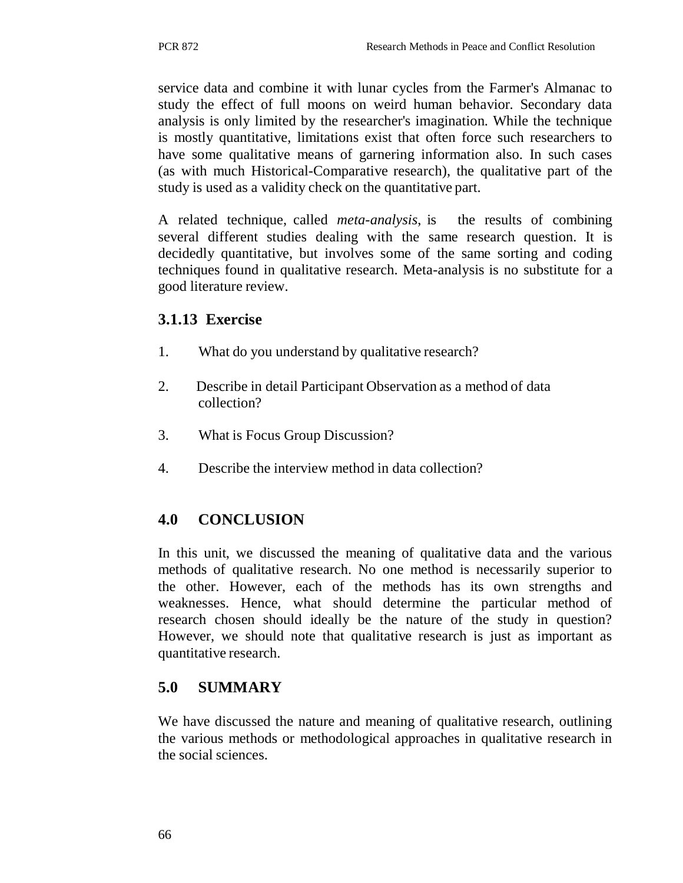service data and combine it with lunar cycles from the Farmer's Almanac to study the effect of full moons on weird human behavior. Secondary data analysis is only limited by the researcher's imagination. While the technique is mostly quantitative, limitations exist that often force such researchers to have some qualitative means of garnering information also. In such cases (as with much Historical-Comparative research), the qualitative part of the study is used as a validity check on the quantitative part.

A related technique, called *meta-analysis*, is the results of combining several different studies dealing with the same research question. It is decidedly quantitative, but involves some of the same sorting and coding techniques found in qualitative research. Meta-analysis is no substitute for a good literature review.

### 3.1.13 Exercise

1. What do you understand by qualitative research?
2. Describe in detail Participant Observation as a method of data collection?
3. What is Focus Group Discussion?
4. Describe the interview method in data collection?

## 4.0 CONCLUSION

In this unit, we discussed the meaning of qualitative data and the various methods of qualitative research. No one method is necessarily superior to the other. However, each of the methods has its own strengths and weaknesses. Hence, what should determine the particular method of research chosen should ideally be the nature of the study in question? However, we should note that qualitative research is just as important as quantitative research.

## 5.0 SUMMARY

We have discussed the nature and meaning of qualitative research, outlining the various methods or methodological approaches in qualitative research in the social sciences.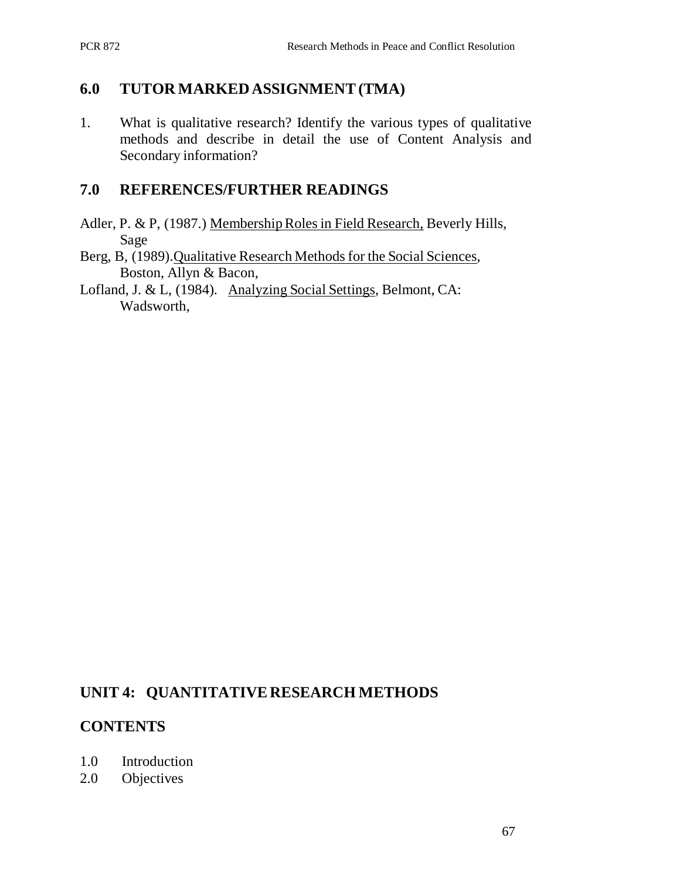## 6.0 TUTOR MARKED ASSIGNMENT (TMA)

1. What is qualitative research? Identify the various types of qualitative methods and describe in detail the use of Content Analysis and Secondary information?

## 7.0 REFERENCES/FURTHER READINGS

Adler, P. & P, (1987.) Membership Roles in Field Research, Beverly Hills, Sage

Berg, B, (1989).Qualitative Research Methods for the Social Sciences, Boston, Allyn & Bacon,

Lofland, J. & L, (1984). Analyzing Social Settings, Belmont, CA: Wadsworth,

# UNIT 4: QUANTITATIVE RESEARCH METHODS

## CONTENTS

1.0 Introduction
2.0 Objectives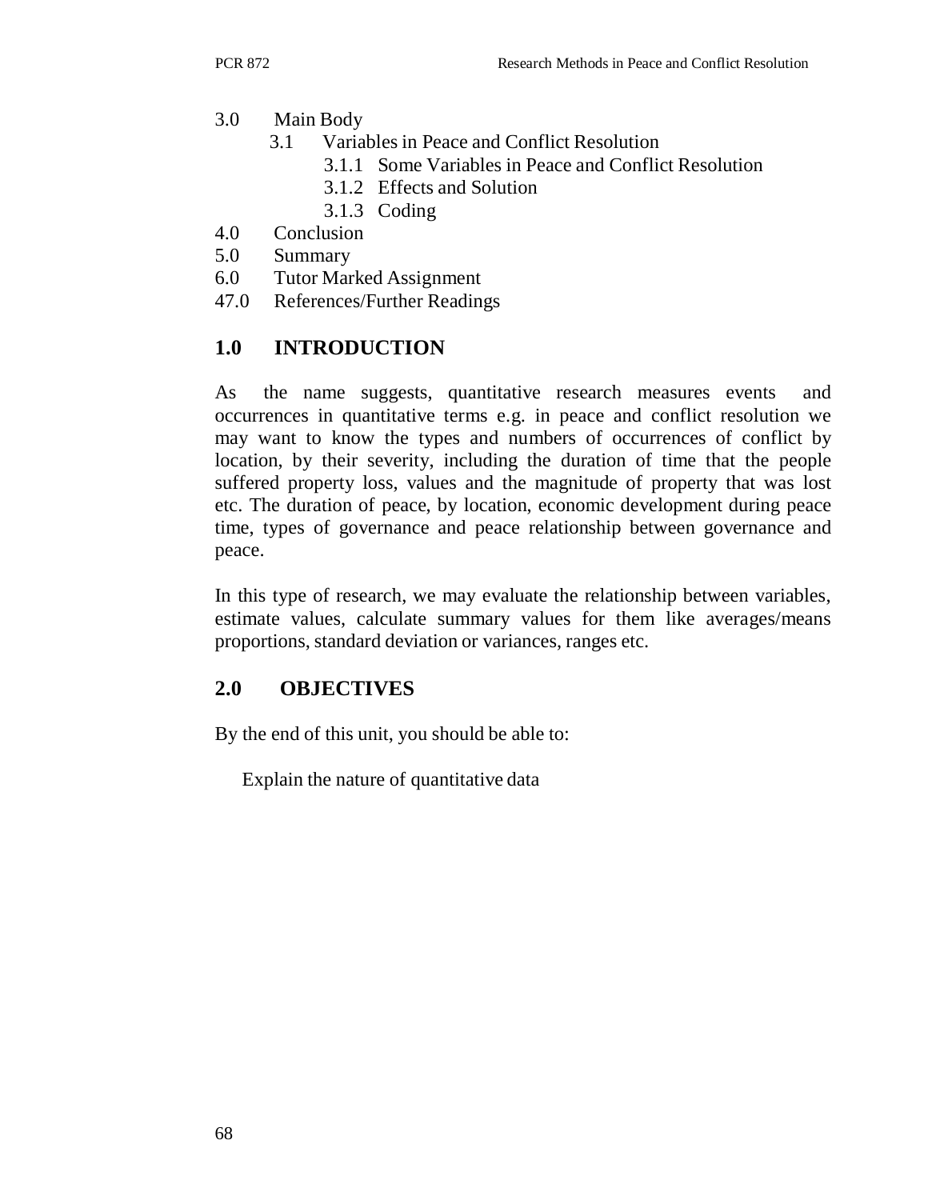3.0 Main Body
  3.1 Variables in Peace and Conflict Resolution
    3.1.1 Some Variables in Peace and Conflict Resolution
    3.1.2 Effects and Solution
    3.1.3 Coding
4.0 Conclusion
5.0 Summary
6.0 Tutor Marked Assignment
47.0 References/Further Readings

## 1.0 INTRODUCTION

As the name suggests, quantitative research measures events and occurrences in quantitative terms e.g. in peace and conflict resolution we may want to know the types and numbers of occurrences of conflict by location, by their severity, including the duration of time that the people suffered property loss, values and the magnitude of property that was lost etc. The duration of peace, by location, economic development during peace time, types of governance and peace relationship between governance and peace.

In this type of research, we may evaluate the relationship between variables, estimate values, calculate summary values for them like averages/means proportions, standard deviation or variances, ranges etc.

## 2.0 OBJECTIVES

By the end of this unit, you should be able to:

Explain the nature of quantitative data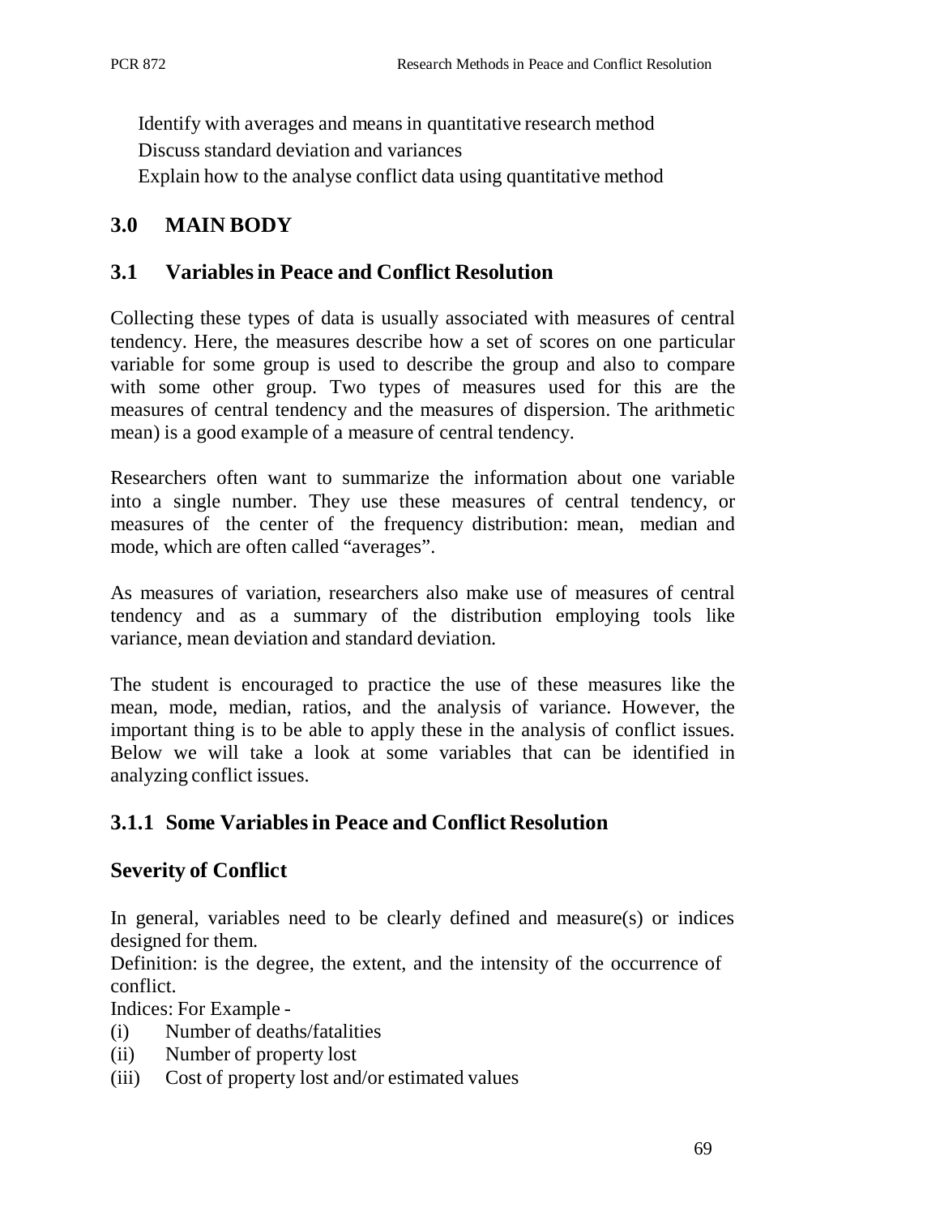Identify with averages and means in quantitative research method
Discuss standard deviation and variances
Explain how to the analyse conflict data using quantitative method

## 3.0 MAIN BODY

### 3.1 Variables in Peace and Conflict Resolution

Collecting these types of data is usually associated with measures of central tendency. Here, the measures describe how a set of scores on one particular variable for some group is used to describe the group and also to compare with some other group. Two types of measures used for this are the measures of central tendency and the measures of dispersion. The arithmetic mean) is a good example of a measure of central tendency.

Researchers often want to summarize the information about one variable into a single number. They use these measures of central tendency, or measures of the center of the frequency distribution: mean, median and mode, which are often called "averages".

As measures of variation, researchers also make use of measures of central tendency and as a summary of the distribution employing tools like variance, mean deviation and standard deviation.

The student is encouraged to practice the use of these measures like the mean, mode, median, ratios, and the analysis of variance. However, the important thing is to be able to apply these in the analysis of conflict issues. Below we will take a look at some variables that can be identified in analyzing conflict issues.

#### 3.1.1 Some Variables in Peace and Conflict Resolution

**Severity of Conflict**

In general, variables need to be clearly defined and measure(s) or indices designed for them.

Definition: is the degree, the extent, and the intensity of the occurrence of conflict.

Indices: For Example -

(i) Number of deaths/fatalities
(ii) Number of property lost
(iii) Cost of property lost and/or estimated values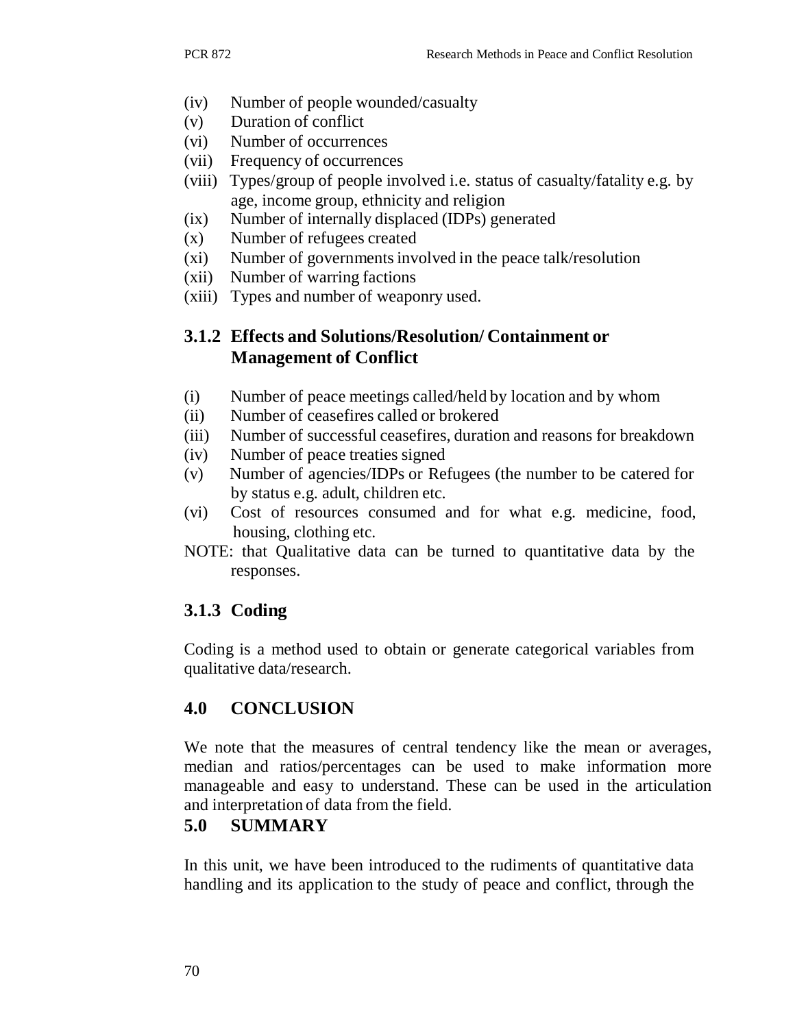(iv) Number of people wounded/casualty
(v) Duration of conflict
(vi) Number of occurrences
(vii) Frequency of occurrences
(viii) Types/group of people involved i.e. status of casualty/fatality e.g. by age, income group, ethnicity and religion
(ix) Number of internally displaced (IDPs) generated
(x) Number of refugees created
(xi) Number of governments involved in the peace talk/resolution
(xii) Number of warring factions
(xiii) Types and number of weaponry used.

### 3.1.2 Effects and Solutions/Resolution/ Containment or Management of Conflict

(i) Number of peace meetings called/held by location and by whom
(ii) Number of ceasefires called or brokered
(iii) Number of successful ceasefires, duration and reasons for breakdown
(iv) Number of peace treaties signed
(v) Number of agencies/IDPs or Refugees (the number to be catered for by status e.g. adult, children etc.
(vi) Cost of resources consumed and for what e.g. medicine, food, housing, clothing etc.

NOTE: that Qualitative data can be turned to quantitative data by the responses.

### 3.1.3 Coding

Coding is a method used to obtain or generate categorical variables from qualitative data/research.

## 4.0 CONCLUSION

We note that the measures of central tendency like the mean or averages, median and ratios/percentages can be used to make information more manageable and easy to understand. These can be used in the articulation and interpretation of data from the field.

## 5.0 SUMMARY

In this unit, we have been introduced to the rudiments of quantitative data handling and its application to the study of peace and conflict, through the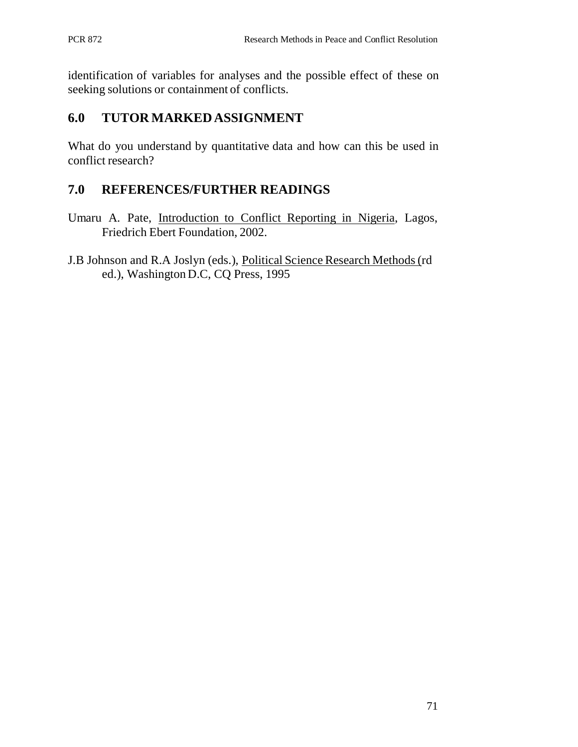identification of variables for analyses and the possible effect of these on seeking solutions or containment of conflicts.

## 6.0 TUTOR MARKED ASSIGNMENT

What do you understand by quantitative data and how can this be used in conflict research?

## 7.0 REFERENCES/FURTHER READINGS

Umaru A. Pate, Introduction to Conflict Reporting in Nigeria, Lagos, Friedrich Ebert Foundation, 2002.

J.B Johnson and R.A Joslyn (eds.), Political Science Research Methods (rd ed.), Washington D.C, CQ Press, 1995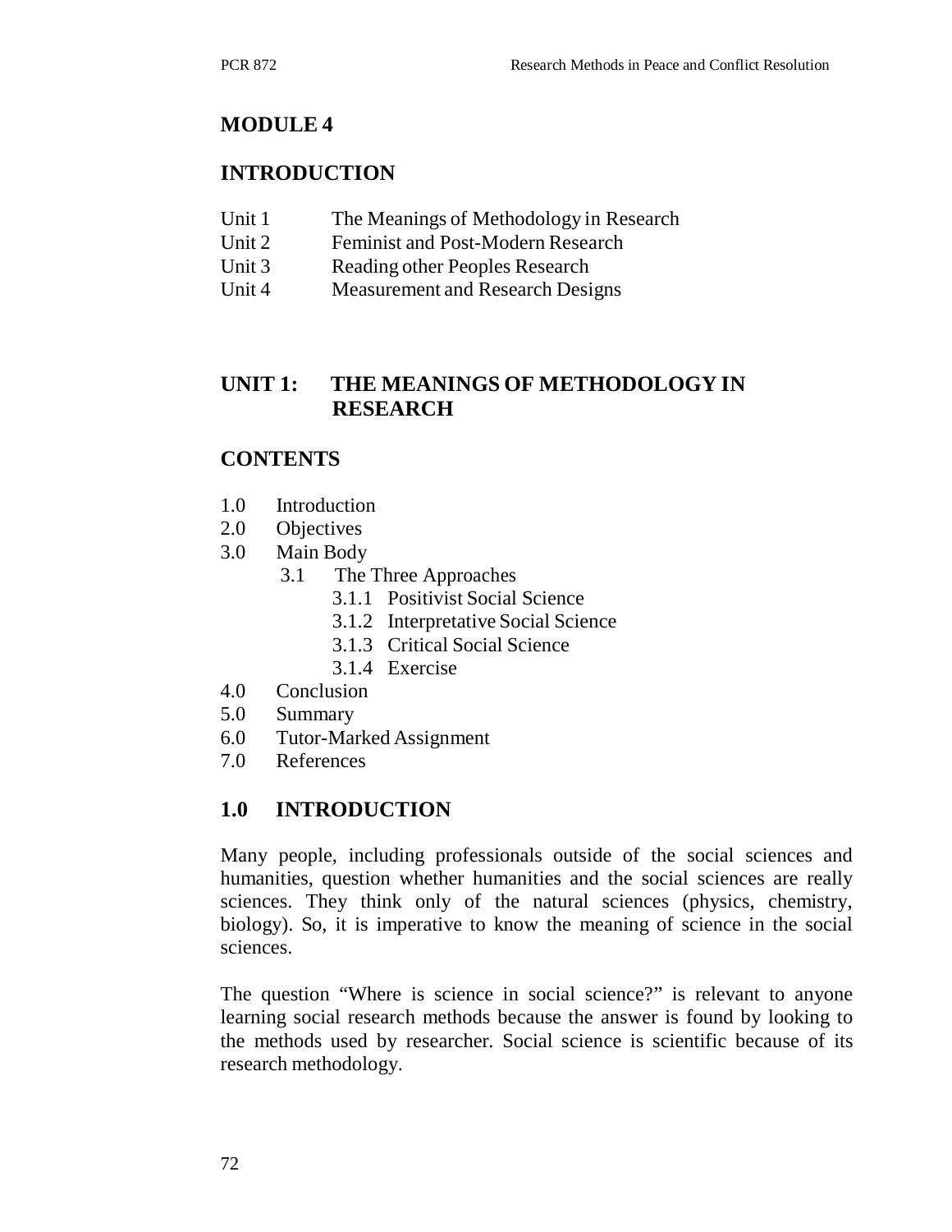# MODULE 4

## INTRODUCTION

| | |
|---|---|
| Unit 1 | The Meanings of Methodology in Research |
| Unit 2 | Feminist and Post-Modern Research |
| Unit 3 | Reading other Peoples Research |
| Unit 4 | Measurement and Research Designs |

## UNIT 1: THE MEANINGS OF METHODOLOGY IN RESEARCH

## CONTENTS

- 1.0 Introduction
- 2.0 Objectives
- 3.0 Main Body
  - 3.1 The Three Approaches
    - 3.1.1 Positivist Social Science
    - 3.1.2 Interpretative Social Science
    - 3.1.3 Critical Social Science
    - 3.1.4 Exercise
- 4.0 Conclusion
- 5.0 Summary
- 6.0 Tutor-Marked Assignment
- 7.0 References

## 1.0 INTRODUCTION

Many people, including professionals outside of the social sciences and humanities, question whether humanities and the social sciences are really sciences. They think only of the natural sciences (physics, chemistry, biology). So, it is imperative to know the meaning of science in the social sciences.

The question "Where is science in social science?" is relevant to anyone learning social research methods because the answer is found by looking to the methods used by researcher. Social science is scientific because of its research methodology.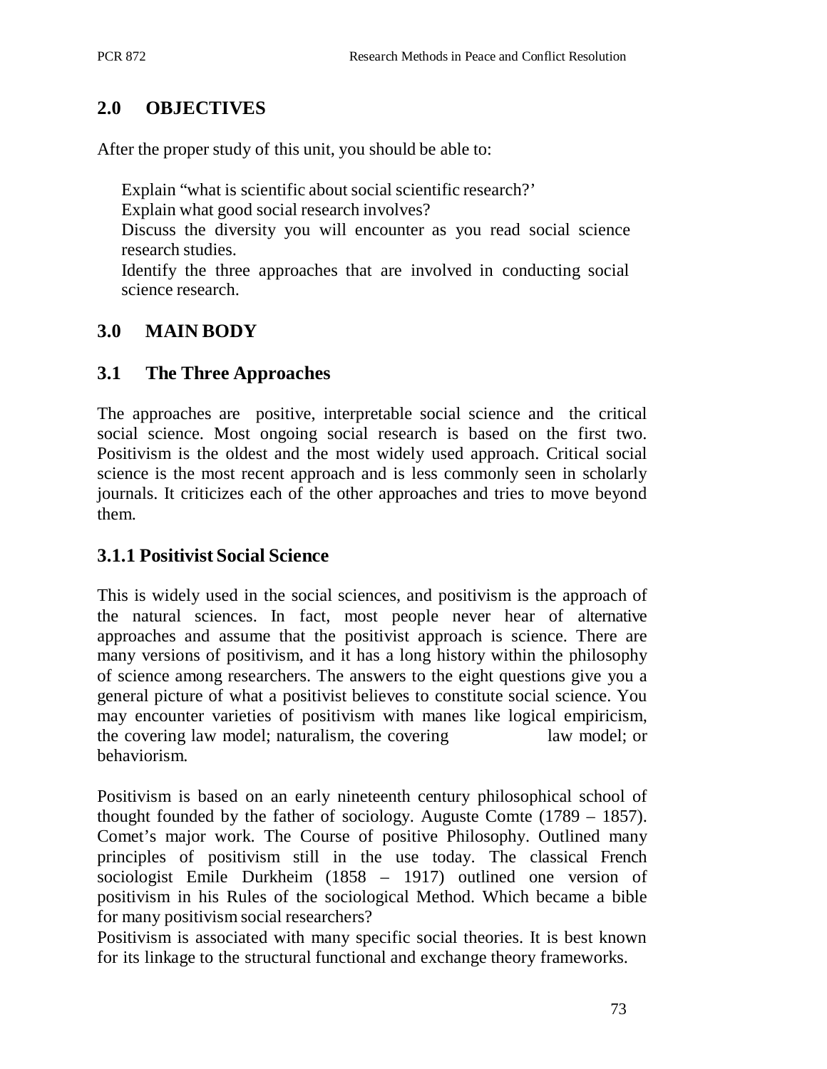## 2.0 OBJECTIVES

After the proper study of this unit, you should be able to:

- Explain "what is scientific about social scientific research?'
- Explain what good social research involves?
- Discuss the diversity you will encounter as you read social science research studies.
- Identify the three approaches that are involved in conducting social science research.

## 3.0 MAIN BODY

### 3.1 The Three Approaches

The approaches are positive, interpretable social science and the critical social science. Most ongoing social research is based on the first two. Positivism is the oldest and the most widely used approach. Critical social science is the most recent approach and is less commonly seen in scholarly journals. It criticizes each of the other approaches and tries to move beyond them.

#### 3.1.1 Positivist Social Science

This is widely used in the social sciences, and positivism is the approach of the natural sciences. In fact, most people never hear of alternative approaches and assume that the positivist approach is science. There are many versions of positivism, and it has a long history within the philosophy of science among researchers. The answers to the eight questions give you a general picture of what a positivist believes to constitute social science. You may encounter varieties of positivism with manes like logical empiricism, the covering law model; naturalism, the covering law model; or behaviorism.

Positivism is based on an early nineteenth century philosophical school of thought founded by the father of sociology. Auguste Comte (1789 – 1857). Comet's major work. The Course of positive Philosophy. Outlined many principles of positivism still in the use today. The classical French sociologist Emile Durkheim (1858 – 1917) outlined one version of positivism in his Rules of the sociological Method. Which became a bible for many positivism social researchers?

Positivism is associated with many specific social theories. It is best known for its linkage to the structural functional and exchange theory frameworks.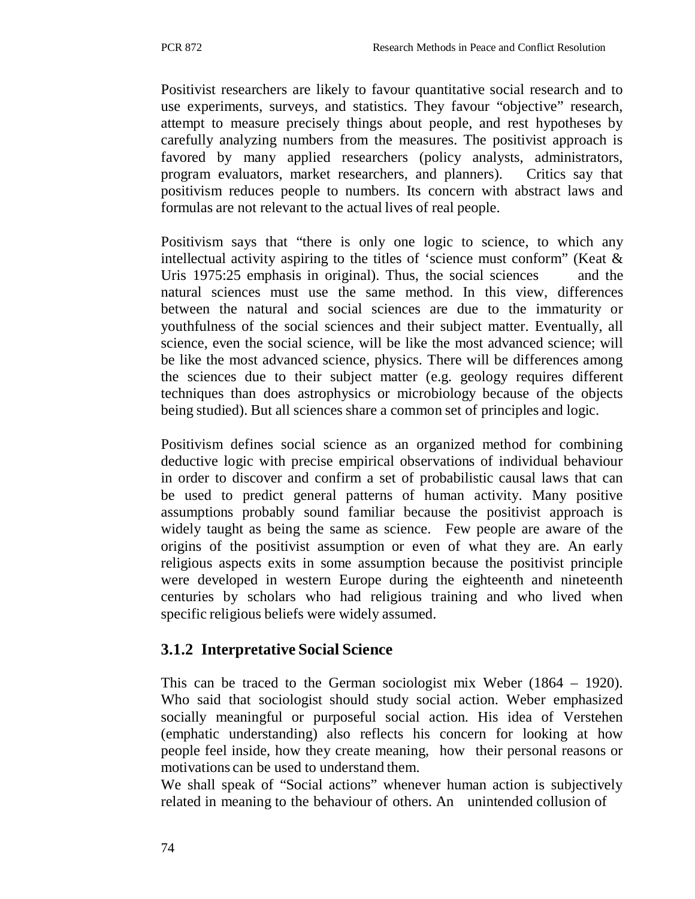Positivist researchers are likely to favour quantitative social research and to use experiments, surveys, and statistics. They favour "objective" research, attempt to measure precisely things about people, and rest hypotheses by carefully analyzing numbers from the measures. The positivist approach is favored by many applied researchers (policy analysts, administrators, program evaluators, market researchers, and planners). Critics say that positivism reduces people to numbers. Its concern with abstract laws and formulas are not relevant to the actual lives of real people.

Positivism says that "there is only one logic to science, to which any intellectual activity aspiring to the titles of 'science must conform" (Keat & Uris 1975:25 emphasis in original). Thus, the social sciences and the natural sciences must use the same method. In this view, differences between the natural and social sciences are due to the immaturity or youthfulness of the social sciences and their subject matter. Eventually, all science, even the social science, will be like the most advanced science; will be like the most advanced science, physics. There will be differences among the sciences due to their subject matter (e.g. geology requires different techniques than does astrophysics or microbiology because of the objects being studied). But all sciences share a common set of principles and logic.

Positivism defines social science as an organized method for combining deductive logic with precise empirical observations of individual behaviour in order to discover and confirm a set of probabilistic causal laws that can be used to predict general patterns of human activity. Many positive assumptions probably sound familiar because the positivist approach is widely taught as being the same as science. Few people are aware of the origins of the positivist assumption or even of what they are. An early religious aspects exits in some assumption because the positivist principle were developed in western Europe during the eighteenth and nineteenth centuries by scholars who had religious training and who lived when specific religious beliefs were widely assumed.

### 3.1.2 Interpretative Social Science

This can be traced to the German sociologist mix Weber (1864 – 1920). Who said that sociologist should study social action. Weber emphasized socially meaningful or purposeful social action. His idea of Verstehen (emphatic understanding) also reflects his concern for looking at how people feel inside, how they create meaning, how their personal reasons or motivations can be used to understand them.

We shall speak of "Social actions" whenever human action is subjectively related in meaning to the behaviour of others. An unintended collusion of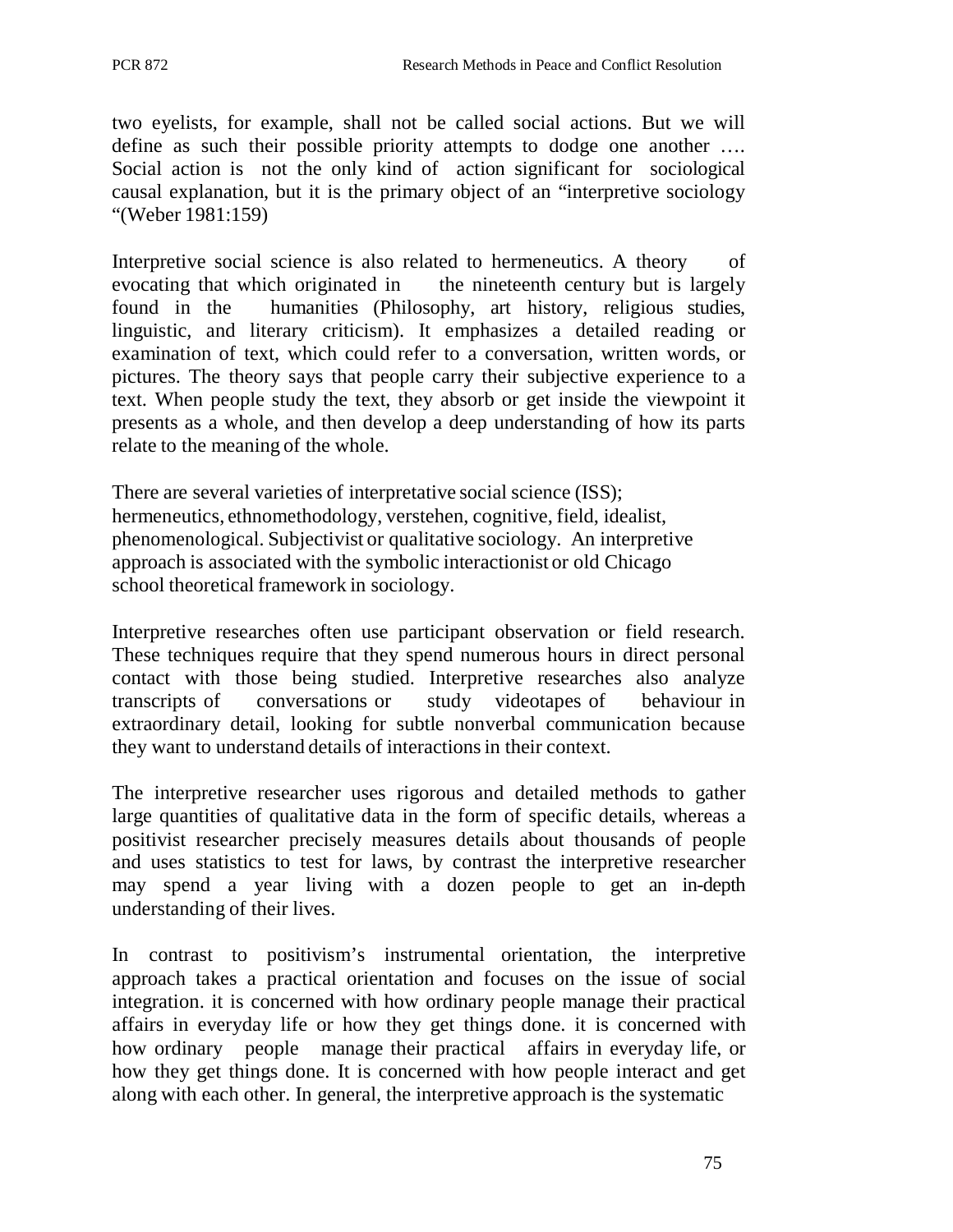two eyelists, for example, shall not be called social actions. But we will define as such their possible priority attempts to dodge one another …. Social action is not the only kind of action significant for sociological causal explanation, but it is the primary object of an "interpretive sociology "(Weber 1981:159)

Interpretive social science is also related to hermeneutics. A theory of evocating that which originated in the nineteenth century but is largely found in the humanities (Philosophy, art history, religious studies, linguistic, and literary criticism). It emphasizes a detailed reading or examination of text, which could refer to a conversation, written words, or pictures. The theory says that people carry their subjective experience to a text. When people study the text, they absorb or get inside the viewpoint it presents as a whole, and then develop a deep understanding of how its parts relate to the meaning of the whole.

There are several varieties of interpretative social science (ISS); hermeneutics, ethnomethodology, verstehen, cognitive, field, idealist, phenomenological. Subjectivist or qualitative sociology. An interpretive approach is associated with the symbolic interactionist or old Chicago school theoretical framework in sociology.

Interpretive researches often use participant observation or field research. These techniques require that they spend numerous hours in direct personal contact with those being studied. Interpretive researches also analyze transcripts of conversations or study videotapes of behaviour in extraordinary detail, looking for subtle nonverbal communication because they want to understand details of interactions in their context.

The interpretive researcher uses rigorous and detailed methods to gather large quantities of qualitative data in the form of specific details, whereas a positivist researcher precisely measures details about thousands of people and uses statistics to test for laws, by contrast the interpretive researcher may spend a year living with a dozen people to get an in-depth understanding of their lives.

In contrast to positivism's instrumental orientation, the interpretive approach takes a practical orientation and focuses on the issue of social integration. it is concerned with how ordinary people manage their practical affairs in everyday life or how they get things done. it is concerned with how ordinary people manage their practical affairs in everyday life, or how they get things done. It is concerned with how people interact and get along with each other. In general, the interpretive approach is the systematic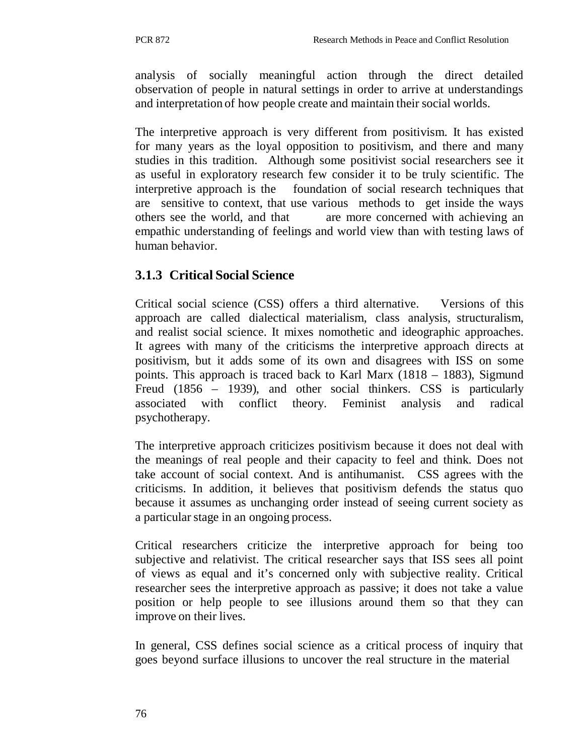analysis of socially meaningful action through the direct detailed observation of people in natural settings in order to arrive at understandings and interpretation of how people create and maintain their social worlds.

The interpretive approach is very different from positivism. It has existed for many years as the loyal opposition to positivism, and there and many studies in this tradition. Although some positivist social researchers see it as useful in exploratory research few consider it to be truly scientific. The interpretive approach is the foundation of social research techniques that are sensitive to context, that use various methods to get inside the ways others see the world, and that are more concerned with achieving an empathic understanding of feelings and world view than with testing laws of human behavior.

### 3.1.3 Critical Social Science

Critical social science (CSS) offers a third alternative. Versions of this approach are called dialectical materialism, class analysis, structuralism, and realist social science. It mixes nomothetic and ideographic approaches. It agrees with many of the criticisms the interpretive approach directs at positivism, but it adds some of its own and disagrees with ISS on some points. This approach is traced back to Karl Marx (1818 – 1883), Sigmund Freud (1856 – 1939), and other social thinkers. CSS is particularly associated with conflict theory. Feminist analysis and radical psychotherapy.

The interpretive approach criticizes positivism because it does not deal with the meanings of real people and their capacity to feel and think. Does not take account of social context. And is antihumanist. CSS agrees with the criticisms. In addition, it believes that positivism defends the status quo because it assumes as unchanging order instead of seeing current society as a particular stage in an ongoing process.

Critical researchers criticize the interpretive approach for being too subjective and relativist. The critical researcher says that ISS sees all point of views as equal and it's concerned only with subjective reality. Critical researcher sees the interpretive approach as passive; it does not take a value position or help people to see illusions around them so that they can improve on their lives.

In general, CSS defines social science as a critical process of inquiry that goes beyond surface illusions to uncover the real structure in the material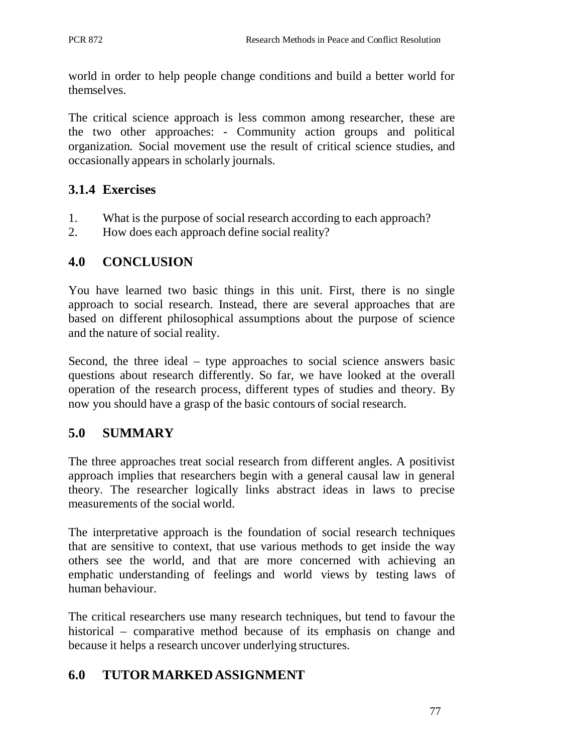world in order to help people change conditions and build a better world for themselves.

The critical science approach is less common among researcher, these are the two other approaches: - Community action groups and political organization. Social movement use the result of critical science studies, and occasionally appears in scholarly journals.

### 3.1.4 Exercises

1. What is the purpose of social research according to each approach?
2. How does each approach define social reality?

## 4.0 CONCLUSION

You have learned two basic things in this unit. First, there is no single approach to social research. Instead, there are several approaches that are based on different philosophical assumptions about the purpose of science and the nature of social reality.

Second, the three ideal – type approaches to social science answers basic questions about research differently. So far, we have looked at the overall operation of the research process, different types of studies and theory. By now you should have a grasp of the basic contours of social research.

## 5.0 SUMMARY

The three approaches treat social research from different angles. A positivist approach implies that researchers begin with a general causal law in general theory. The researcher logically links abstract ideas in laws to precise measurements of the social world.

The interpretative approach is the foundation of social research techniques that are sensitive to context, that use various methods to get inside the way others see the world, and that are more concerned with achieving an emphatic understanding of feelings and world views by testing laws of human behaviour.

The critical researchers use many research techniques, but tend to favour the historical – comparative method because of its emphasis on change and because it helps a research uncover underlying structures.

## 6.0 TUTOR MARKED ASSIGNMENT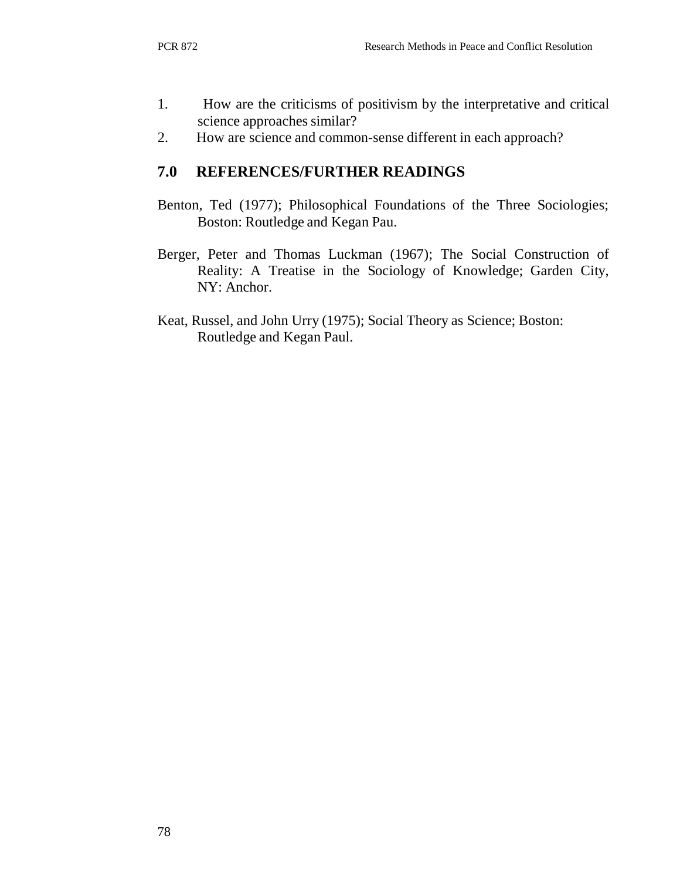1. How are the criticisms of positivism by the interpretative and critical science approaches similar?
2. How are science and common-sense different in each approach?

## 7.0 REFERENCES/FURTHER READINGS

Benton, Ted (1977); Philosophical Foundations of the Three Sociologies; Boston: Routledge and Kegan Pau.

Berger, Peter and Thomas Luckman (1967); The Social Construction of Reality: A Treatise in the Sociology of Knowledge; Garden City, NY: Anchor.

Keat, Russel, and John Urry (1975); Social Theory as Science; Boston: Routledge and Kegan Paul.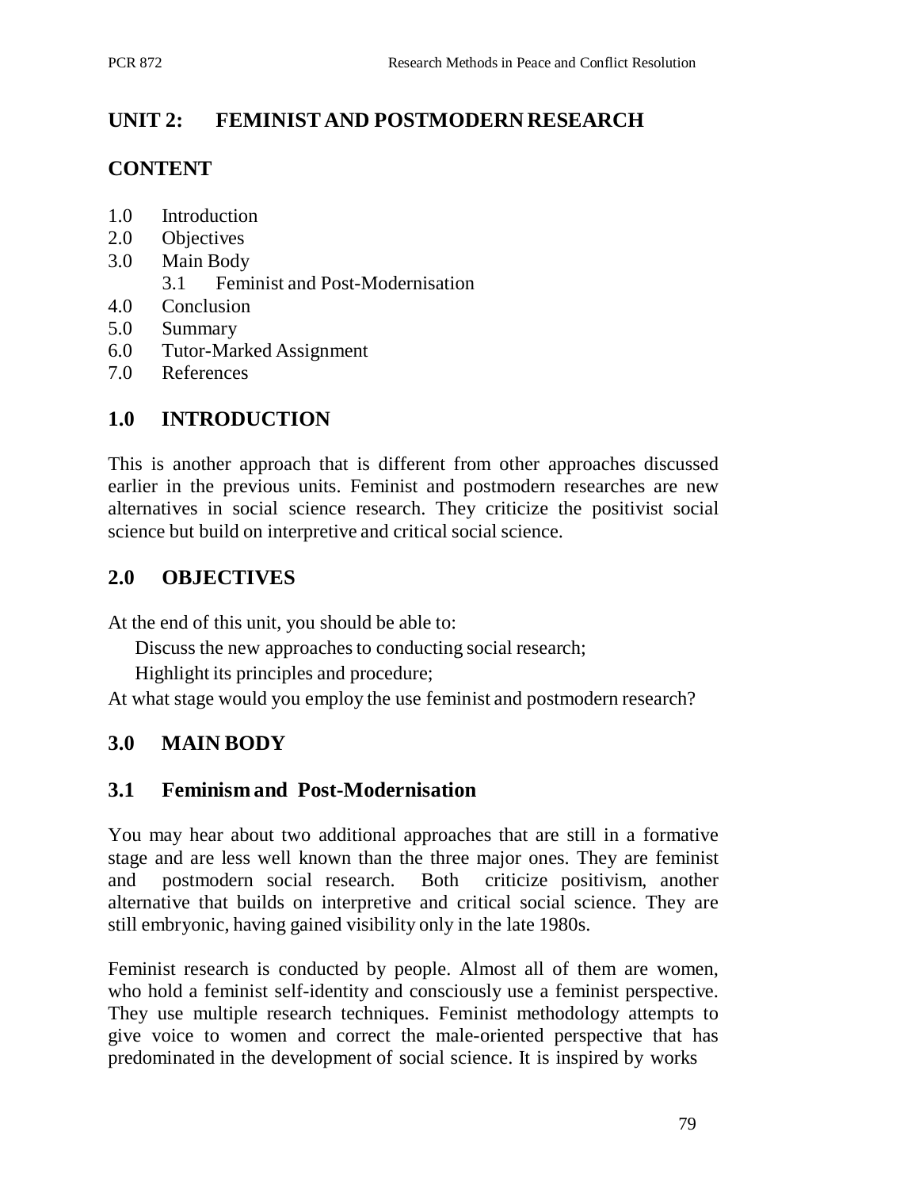## UNIT 2: FEMINIST AND POSTMODERN RESEARCH

### CONTENT

1.0 Introduction
2.0 Objectives
3.0 Main Body
    3.1 Feminist and Post-Modernisation
4.0 Conclusion
5.0 Summary
6.0 Tutor-Marked Assignment
7.0 References

### 1.0 INTRODUCTION

This is another approach that is different from other approaches discussed earlier in the previous units. Feminist and postmodern researches are new alternatives in social science research. They criticize the positivist social science but build on interpretive and critical social science.

### 2.0 OBJECTIVES

At the end of this unit, you should be able to:

- Discuss the new approaches to conducting social research;
- Highlight its principles and procedure;

At what stage would you employ the use feminist and postmodern research?

### 3.0 MAIN BODY

### 3.1 Feminism and Post-Modernisation

You may hear about two additional approaches that are still in a formative stage and are less well known than the three major ones. They are feminist and postmodern social research. Both criticize positivism, another alternative that builds on interpretive and critical social science. They are still embryonic, having gained visibility only in the late 1980s.

Feminist research is conducted by people. Almost all of them are women, who hold a feminist self-identity and consciously use a feminist perspective. They use multiple research techniques. Feminist methodology attempts to give voice to women and correct the male-oriented perspective that has predominated in the development of social science. It is inspired by works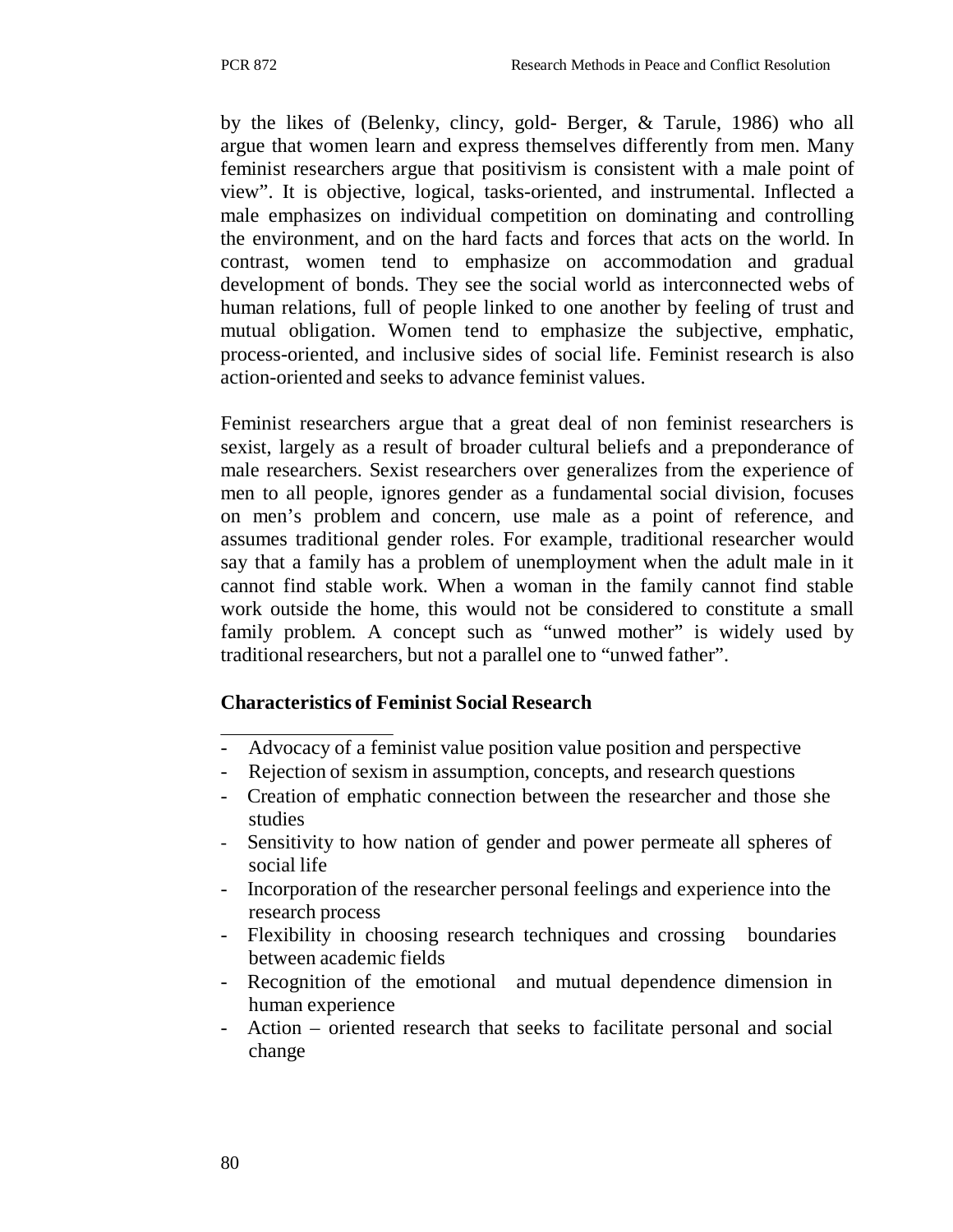by the likes of (Belenky, clincy, gold- Berger, & Tarule, 1986) who all argue that women learn and express themselves differently from men. Many feminist researchers argue that positivism is consistent with a male point of view". It is objective, logical, tasks-oriented, and instrumental. Inflected a male emphasizes on individual competition on dominating and controlling the environment, and on the hard facts and forces that acts on the world. In contrast, women tend to emphasize on accommodation and gradual development of bonds. They see the social world as interconnected webs of human relations, full of people linked to one another by feeling of trust and mutual obligation. Women tend to emphasize the subjective, emphatic, process-oriented, and inclusive sides of social life. Feminist research is also action-oriented and seeks to advance feminist values.

Feminist researchers argue that a great deal of non feminist researchers is sexist, largely as a result of broader cultural beliefs and a preponderance of male researchers. Sexist researchers over generalizes from the experience of men to all people, ignores gender as a fundamental social division, focuses on men's problem and concern, use male as a point of reference, and assumes traditional gender roles. For example, traditional researcher would say that a family has a problem of unemployment when the adult male in it cannot find stable work. When a woman in the family cannot find stable work outside the home, this would not be considered to constitute a small family problem. A concept such as "unwed mother" is widely used by traditional researchers, but not a parallel one to "unwed father".

**Characteristics of Feminist Social Research**

- Advocacy of a feminist value position value position and perspective
- Rejection of sexism in assumption, concepts, and research questions
- Creation of emphatic connection between the researcher and those she studies
- Sensitivity to how nation of gender and power permeate all spheres of social life
- Incorporation of the researcher personal feelings and experience into the research process
- Flexibility in choosing research techniques and crossing boundaries between academic fields
- Recognition of the emotional and mutual dependence dimension in human experience
- Action – oriented research that seeks to facilitate personal and social change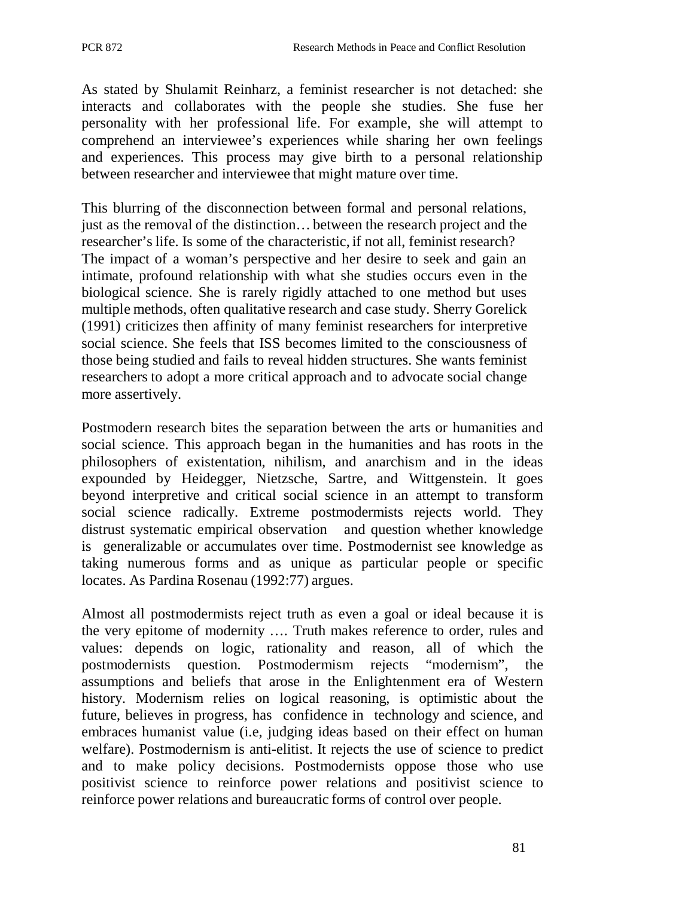As stated by Shulamit Reinharz, a feminist researcher is not detached: she interacts and collaborates with the people she studies. She fuse her personality with her professional life. For example, she will attempt to comprehend an interviewee's experiences while sharing her own feelings and experiences. This process may give birth to a personal relationship between researcher and interviewee that might mature over time.

This blurring of the disconnection between formal and personal relations, just as the removal of the distinction… between the research project and the researcher's life. Is some of the characteristic, if not all, feminist research? The impact of a woman's perspective and her desire to seek and gain an intimate, profound relationship with what she studies occurs even in the biological science. She is rarely rigidly attached to one method but uses multiple methods, often qualitative research and case study. Sherry Gorelick (1991) criticizes then affinity of many feminist researchers for interpretive social science. She feels that ISS becomes limited to the consciousness of those being studied and fails to reveal hidden structures. She wants feminist researchers to adopt a more critical approach and to advocate social change more assertively.

Postmodern research bites the separation between the arts or humanities and social science. This approach began in the humanities and has roots in the philosophers of existentation, nihilism, and anarchism and in the ideas expounded by Heidegger, Nietzsche, Sartre, and Wittgenstein. It goes beyond interpretive and critical social science in an attempt to transform social science radically. Extreme postmodermists rejects world. They distrust systematic empirical observation and question whether knowledge is generalizable or accumulates over time. Postmodernist see knowledge as taking numerous forms and as unique as particular people or specific locates. As Pardina Rosenau (1992:77) argues.

Almost all postmodermists reject truth as even a goal or ideal because it is the very epitome of modernity …. Truth makes reference to order, rules and values: depends on logic, rationality and reason, all of which the postmodernists question. Postmodermism rejects "modernism", the assumptions and beliefs that arose in the Enlightenment era of Western history. Modernism relies on logical reasoning, is optimistic about the future, believes in progress, has confidence in technology and science, and embraces humanist value (i.e, judging ideas based on their effect on human welfare). Postmodernism is anti-elitist. It rejects the use of science to predict and to make policy decisions. Postmodernists oppose those who use positivist science to reinforce power relations and positivist science to reinforce power relations and bureaucratic forms of control over people.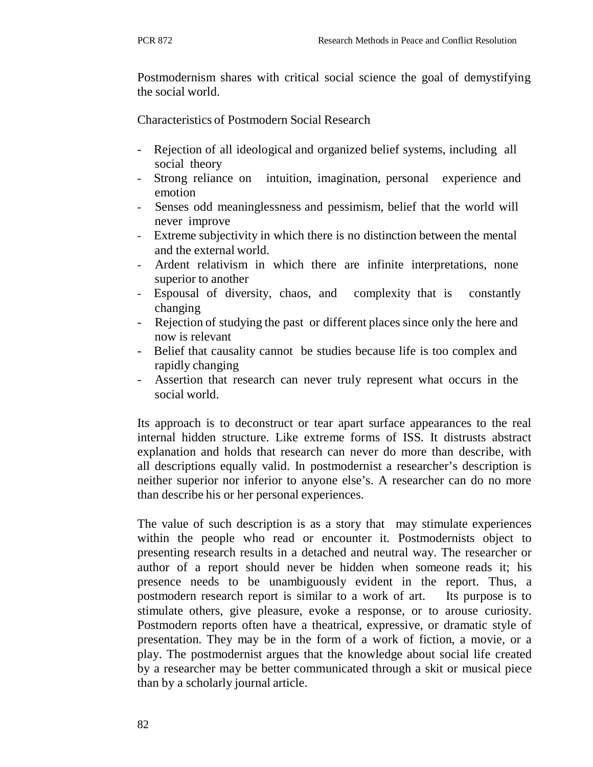Postmodernism shares with critical social science the goal of demystifying the social world.

Characteristics of Postmodern Social Research

- Rejection of all ideological and organized belief systems, including all social theory
- Strong reliance on intuition, imagination, personal experience and emotion
- Senses odd meaninglessness and pessimism, belief that the world will never improve
- Extreme subjectivity in which there is no distinction between the mental and the external world.
- Ardent relativism in which there are infinite interpretations, none superior to another
- Espousal of diversity, chaos, and complexity that is constantly changing
- Rejection of studying the past or different places since only the here and now is relevant
- Belief that causality cannot be studies because life is too complex and rapidly changing
- Assertion that research can never truly represent what occurs in the social world.

Its approach is to deconstruct or tear apart surface appearances to the real internal hidden structure. Like extreme forms of ISS. It distrusts abstract explanation and holds that research can never do more than describe, with all descriptions equally valid. In postmodernist a researcher's description is neither superior nor inferior to anyone else's. A researcher can do no more than describe his or her personal experiences.

The value of such description is as a story that may stimulate experiences within the people who read or encounter it. Postmodernists object to presenting research results in a detached and neutral way. The researcher or author of a report should never be hidden when someone reads it; his presence needs to be unambiguously evident in the report. Thus, a postmodern research report is similar to a work of art. Its purpose is to stimulate others, give pleasure, evoke a response, or to arouse curiosity. Postmodern reports often have a theatrical, expressive, or dramatic style of presentation. They may be in the form of a work of fiction, a movie, or a play. The postmodernist argues that the knowledge about social life created by a researcher may be better communicated through a skit or musical piece than by a scholarly journal article.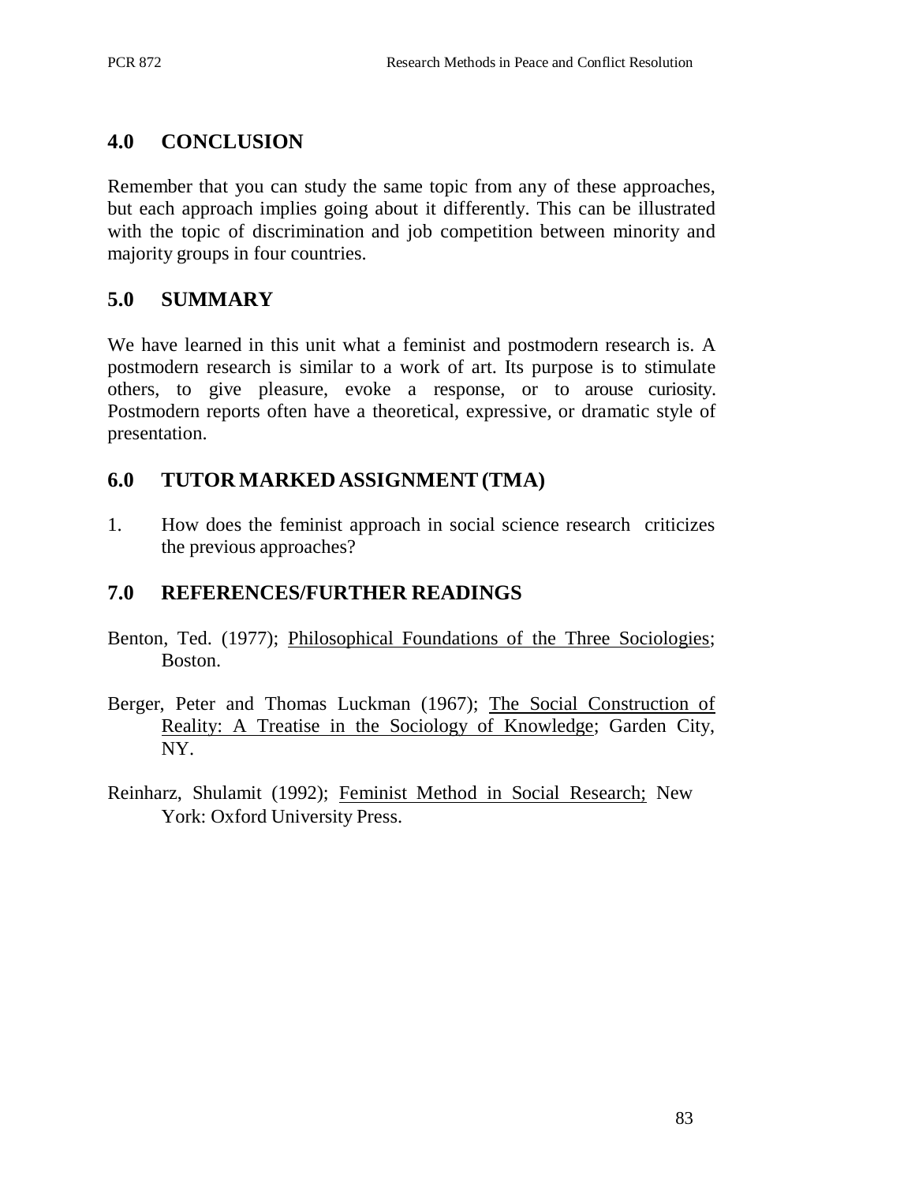## 4.0 CONCLUSION

Remember that you can study the same topic from any of these approaches, but each approach implies going about it differently. This can be illustrated with the topic of discrimination and job competition between minority and majority groups in four countries.

## 5.0 SUMMARY

We have learned in this unit what a feminist and postmodern research is. A postmodern research is similar to a work of art. Its purpose is to stimulate others, to give pleasure, evoke a response, or to arouse curiosity. Postmodern reports often have a theoretical, expressive, or dramatic style of presentation.

## 6.0 TUTOR MARKED ASSIGNMENT (TMA)

1. How does the feminist approach in social science research criticizes the previous approaches?

## 7.0 REFERENCES/FURTHER READINGS

Benton, Ted. (1977); Philosophical Foundations of the Three Sociologies; Boston.

Berger, Peter and Thomas Luckman (1967); The Social Construction of Reality: A Treatise in the Sociology of Knowledge; Garden City, NY.

Reinharz, Shulamit (1992); Feminist Method in Social Research; New York: Oxford University Press.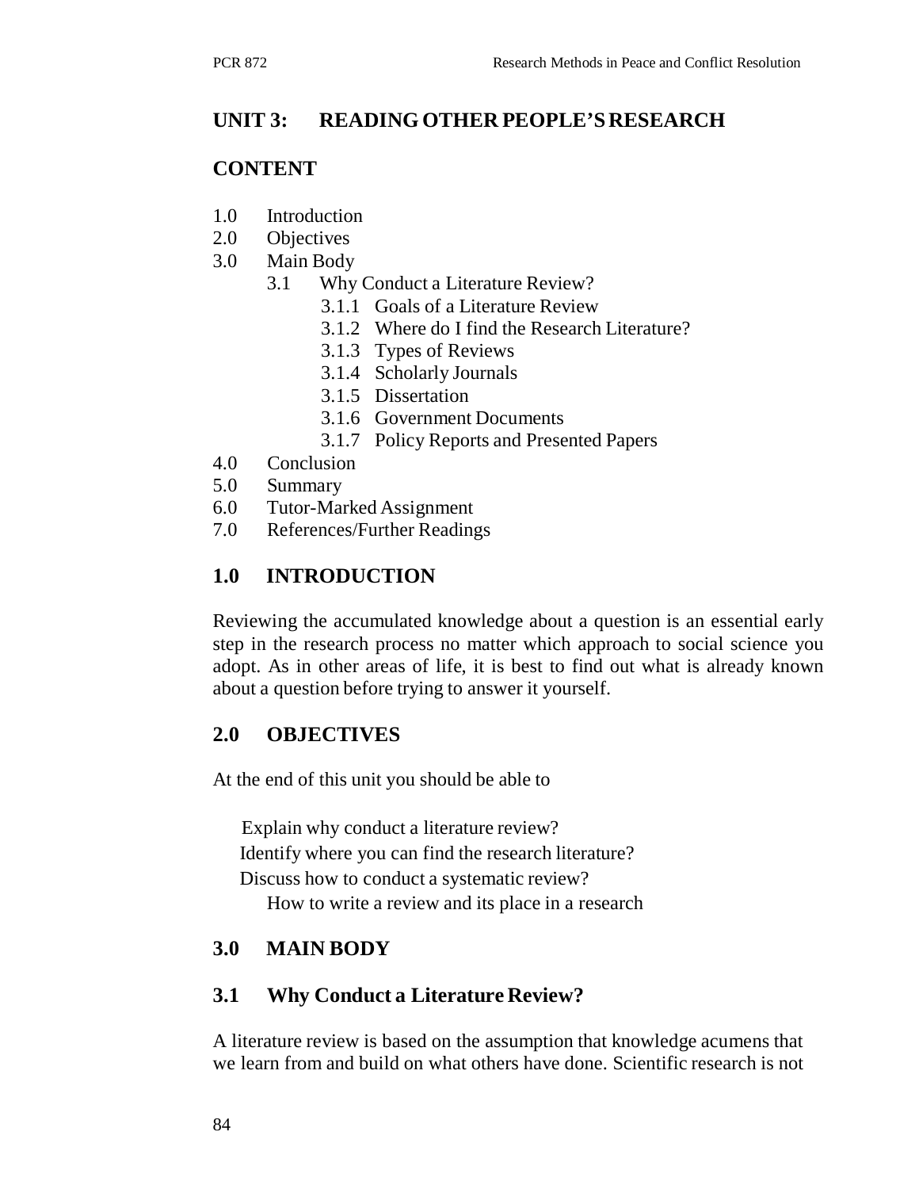# UNIT 3: READING OTHER PEOPLE'S RESEARCH

## CONTENT

1.0 Introduction
2.0 Objectives
3.0 Main Body
  - 3.1 Why Conduct a Literature Review?
    - 3.1.1 Goals of a Literature Review
    - 3.1.2 Where do I find the Research Literature?
    - 3.1.3 Types of Reviews
    - 3.1.4 Scholarly Journals
    - 3.1.5 Dissertation
    - 3.1.6 Government Documents
    - 3.1.7 Policy Reports and Presented Papers

4.0 Conclusion
5.0 Summary
6.0 Tutor-Marked Assignment
7.0 References/Further Readings

## 1.0 INTRODUCTION

Reviewing the accumulated knowledge about a question is an essential early step in the research process no matter which approach to social science you adopt. As in other areas of life, it is best to find out what is already known about a question before trying to answer it yourself.

## 2.0 OBJECTIVES

At the end of this unit you should be able to

- Explain why conduct a literature review?
- Identify where you can find the research literature?
- Discuss how to conduct a systematic review?
- How to write a review and its place in a research

## 3.0 MAIN BODY

### 3.1 Why Conduct a Literature Review?

A literature review is based on the assumption that knowledge acumens that we learn from and build on what others have done. Scientific research is not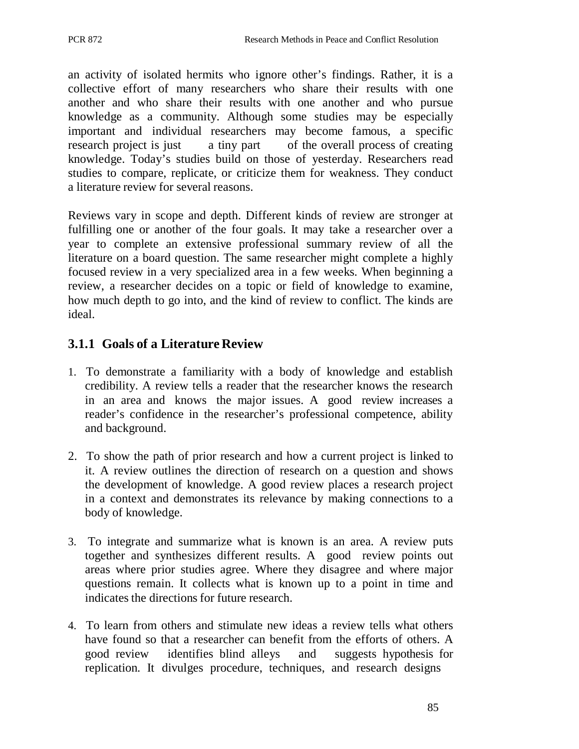an activity of isolated hermits who ignore other's findings. Rather, it is a collective effort of many researchers who share their results with one another and who share their results with one another and who pursue knowledge as a community. Although some studies may be especially important and individual researchers may become famous, a specific research project is just a tiny part of the overall process of creating knowledge. Today's studies build on those of yesterday. Researchers read studies to compare, replicate, or criticize them for weakness. They conduct a literature review for several reasons.

Reviews vary in scope and depth. Different kinds of review are stronger at fulfilling one or another of the four goals. It may take a researcher over a year to complete an extensive professional summary review of all the literature on a board question. The same researcher might complete a highly focused review in a very specialized area in a few weeks. When beginning a review, a researcher decides on a topic or field of knowledge to examine, how much depth to go into, and the kind of review to conflict. The kinds are ideal.

### 3.1.1 Goals of a Literature Review

1. To demonstrate a familiarity with a body of knowledge and establish credibility. A review tells a reader that the researcher knows the research in an area and knows the major issues. A good review increases a reader's confidence in the researcher's professional competence, ability and background.

2. To show the path of prior research and how a current project is linked to it. A review outlines the direction of research on a question and shows the development of knowledge. A good review places a research project in a context and demonstrates its relevance by making connections to a body of knowledge.

3. To integrate and summarize what is known is an area. A review puts together and synthesizes different results. A good review points out areas where prior studies agree. Where they disagree and where major questions remain. It collects what is known up to a point in time and indicates the directions for future research.

4. To learn from others and stimulate new ideas a review tells what others have found so that a researcher can benefit from the efforts of others. A good review identifies blind alleys and suggests hypothesis for replication. It divulges procedure, techniques, and research designs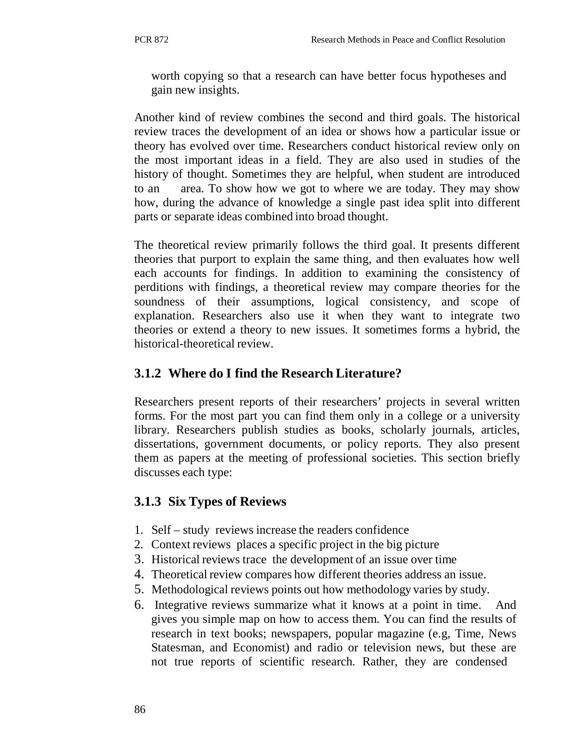worth copying so that a research can have better focus hypotheses and gain new insights.

Another kind of review combines the second and third goals. The historical review traces the development of an idea or shows how a particular issue or theory has evolved over time. Researchers conduct historical review only on the most important ideas in a field. They are also used in studies of the history of thought. Sometimes they are helpful, when student are introduced to an area. To show how we got to where we are today. They may show how, during the advance of knowledge a single past idea split into different parts or separate ideas combined into broad thought.

The theoretical review primarily follows the third goal. It presents different theories that purport to explain the same thing, and then evaluates how well each accounts for findings. In addition to examining the consistency of perditions with findings, a theoretical review may compare theories for the soundness of their assumptions, logical consistency, and scope of explanation. Researchers also use it when they want to integrate two theories or extend a theory to new issues. It sometimes forms a hybrid, the historical-theoretical review.

### 3.1.2 Where do I find the Research Literature?

Researchers present reports of their researchers' projects in several written forms. For the most part you can find them only in a college or a university library. Researchers publish studies as books, scholarly journals, articles, dissertations, government documents, or policy reports. They also present them as papers at the meeting of professional societies. This section briefly discusses each type:

### 3.1.3 Six Types of Reviews

1. Self – study reviews increase the readers confidence
2. Context reviews places a specific project in the big picture
3. Historical reviews trace the development of an issue over time
4. Theoretical review compares how different theories address an issue.
5. Methodological reviews points out how methodology varies by study.
6. Integrative reviews summarize what it knows at a point in time. And gives you simple map on how to access them. You can find the results of research in text books; newspapers, popular magazine (e.g, Time, News Statesman, and Economist) and radio or television news, but these are not true reports of scientific research. Rather, they are condensed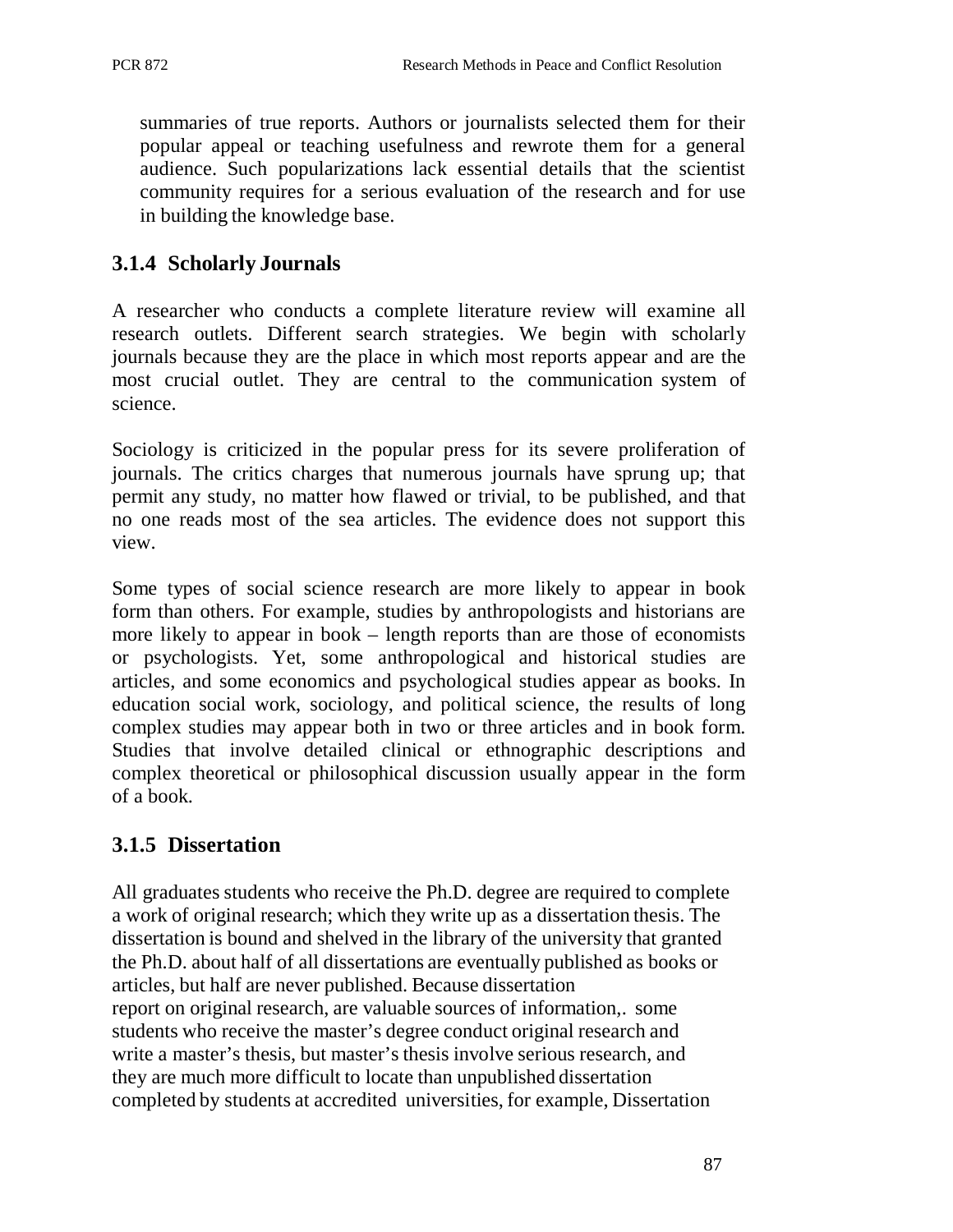summaries of true reports. Authors or journalists selected them for their popular appeal or teaching usefulness and rewrote them for a general audience. Such popularizations lack essential details that the scientist community requires for a serious evaluation of the research and for use in building the knowledge base.

### 3.1.4 Scholarly Journals

A researcher who conducts a complete literature review will examine all research outlets. Different search strategies. We begin with scholarly journals because they are the place in which most reports appear and are the most crucial outlet. They are central to the communication system of science.

Sociology is criticized in the popular press for its severe proliferation of journals. The critics charges that numerous journals have sprung up; that permit any study, no matter how flawed or trivial, to be published, and that no one reads most of the sea articles. The evidence does not support this view.

Some types of social science research are more likely to appear in book form than others. For example, studies by anthropologists and historians are more likely to appear in book – length reports than are those of economists or psychologists. Yet, some anthropological and historical studies are articles, and some economics and psychological studies appear as books. In education social work, sociology, and political science, the results of long complex studies may appear both in two or three articles and in book form. Studies that involve detailed clinical or ethnographic descriptions and complex theoretical or philosophical discussion usually appear in the form of a book.

### 3.1.5 Dissertation

All graduates students who receive the Ph.D. degree are required to complete a work of original research; which they write up as a dissertation thesis. The dissertation is bound and shelved in the library of the university that granted the Ph.D. about half of all dissertations are eventually published as books or articles, but half are never published. Because dissertation report on original research, are valuable sources of information,. some students who receive the master's degree conduct original research and write a master's thesis, but master's thesis involve serious research, and they are much more difficult to locate than unpublished dissertation completed by students at accredited universities, for example, Dissertation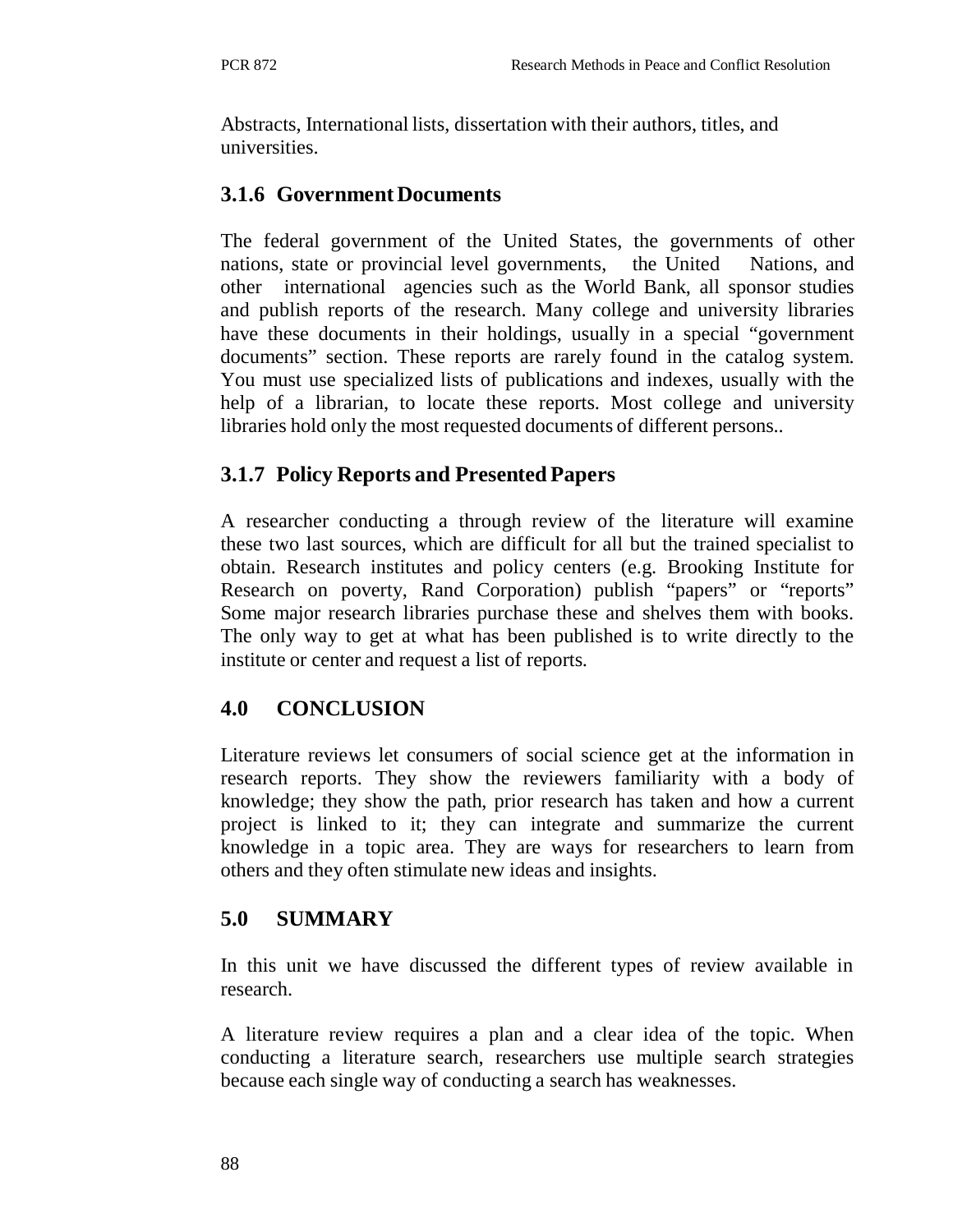Abstracts, International lists, dissertation with their authors, titles, and universities.

### 3.1.6 Government Documents

The federal government of the United States, the governments of other nations, state or provincial level governments, the United Nations, and other international agencies such as the World Bank, all sponsor studies and publish reports of the research. Many college and university libraries have these documents in their holdings, usually in a special "government documents" section. These reports are rarely found in the catalog system. You must use specialized lists of publications and indexes, usually with the help of a librarian, to locate these reports. Most college and university libraries hold only the most requested documents of different persons..

### 3.1.7 Policy Reports and Presented Papers

A researcher conducting a through review of the literature will examine these two last sources, which are difficult for all but the trained specialist to obtain. Research institutes and policy centers (e.g. Brooking Institute for Research on poverty, Rand Corporation) publish "papers" or "reports" Some major research libraries purchase these and shelves them with books. The only way to get at what has been published is to write directly to the institute or center and request a list of reports.

## 4.0 CONCLUSION

Literature reviews let consumers of social science get at the information in research reports. They show the reviewers familiarity with a body of knowledge; they show the path, prior research has taken and how a current project is linked to it; they can integrate and summarize the current knowledge in a topic area. They are ways for researchers to learn from others and they often stimulate new ideas and insights.

## 5.0 SUMMARY

In this unit we have discussed the different types of review available in research.

A literature review requires a plan and a clear idea of the topic. When conducting a literature search, researchers use multiple search strategies because each single way of conducting a search has weaknesses.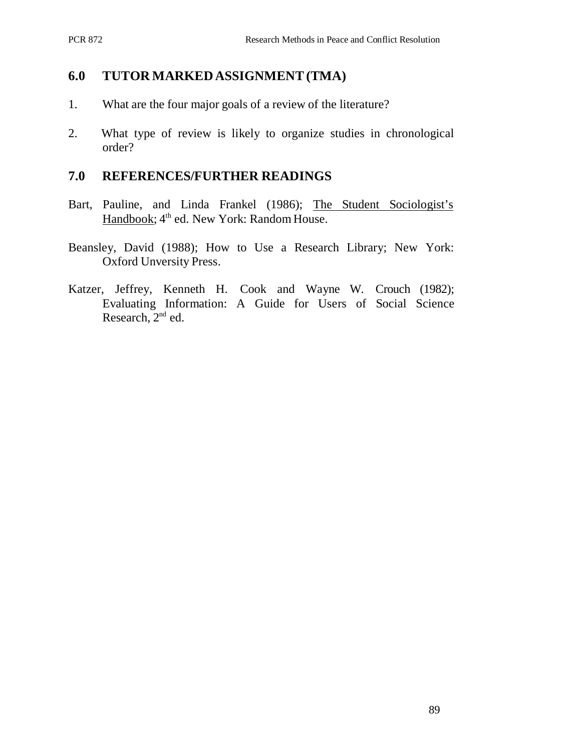## 6.0 TUTOR MARKED ASSIGNMENT (TMA)

1. What are the four major goals of a review of the literature?
2. What type of review is likely to organize studies in chronological order?

## 7.0 REFERENCES/FURTHER READINGS

Bart, Pauline, and Linda Frankel (1986); The Student Sociologist's Handbook; 4th ed. New York: Random House.

Beansley, David (1988); How to Use a Research Library; New York: Oxford Unversity Press.

Katzer, Jeffrey, Kenneth H. Cook and Wayne W. Crouch (1982); Evaluating Information: A Guide for Users of Social Science Research, 2nd ed.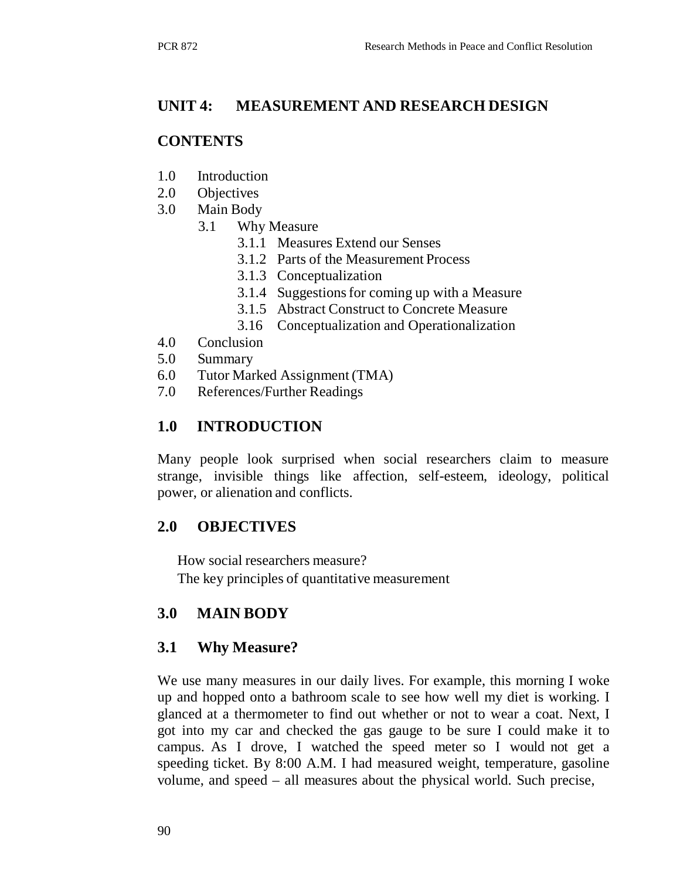## UNIT 4: MEASUREMENT AND RESEARCH DESIGN

### CONTENTS

1.0 Introduction
2.0 Objectives
3.0 Main Body
   3.1 Why Measure
      3.1.1 Measures Extend our Senses
      3.1.2 Parts of the Measurement Process
      3.1.3 Conceptualization
      3.1.4 Suggestions for coming up with a Measure
      3.1.5 Abstract Construct to Concrete Measure
      3.16 Conceptualization and Operationalization
4.0 Conclusion
5.0 Summary
6.0 Tutor Marked Assignment (TMA)
7.0 References/Further Readings

## 1.0 INTRODUCTION

Many people look surprised when social researchers claim to measure strange, invisible things like affection, self-esteem, ideology, political power, or alienation and conflicts.

## 2.0 OBJECTIVES

How social researchers measure?
The key principles of quantitative measurement

## 3.0 MAIN BODY

### 3.1 Why Measure?

We use many measures in our daily lives. For example, this morning I woke up and hopped onto a bathroom scale to see how well my diet is working. I glanced at a thermometer to find out whether or not to wear a coat. Next, I got into my car and checked the gas gauge to be sure I could make it to campus. As I drove, I watched the speed meter so I would not get a speeding ticket. By 8:00 A.M. I had measured weight, temperature, gasoline volume, and speed – all measures about the physical world. Such precise,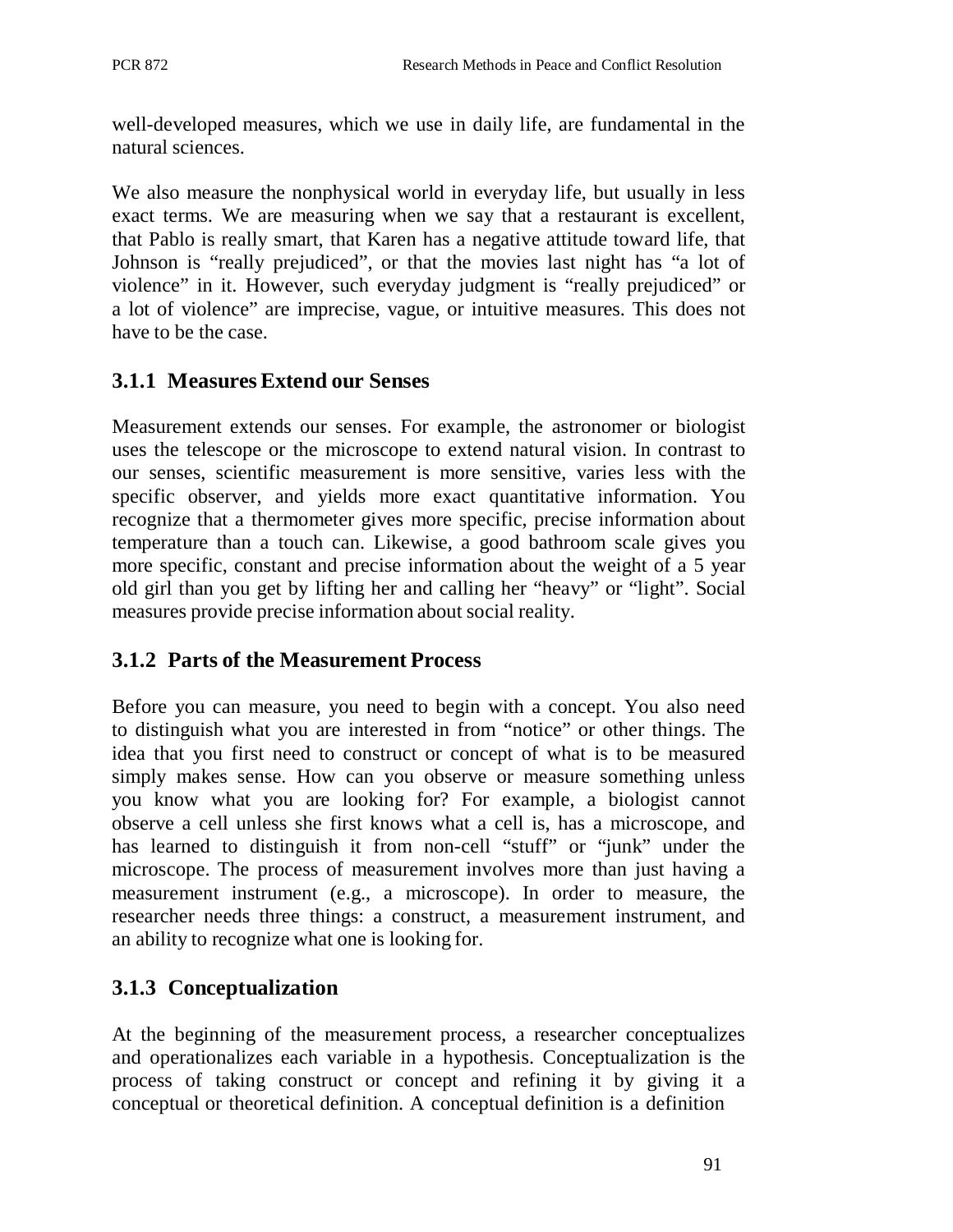well-developed measures, which we use in daily life, are fundamental in the natural sciences.

We also measure the nonphysical world in everyday life, but usually in less exact terms. We are measuring when we say that a restaurant is excellent, that Pablo is really smart, that Karen has a negative attitude toward life, that Johnson is "really prejudiced", or that the movies last night has "a lot of violence" in it. However, such everyday judgment is "really prejudiced" or a lot of violence" are imprecise, vague, or intuitive measures. This does not have to be the case.

### 3.1.1 Measures Extend our Senses

Measurement extends our senses. For example, the astronomer or biologist uses the telescope or the microscope to extend natural vision. In contrast to our senses, scientific measurement is more sensitive, varies less with the specific observer, and yields more exact quantitative information. You recognize that a thermometer gives more specific, precise information about temperature than a touch can. Likewise, a good bathroom scale gives you more specific, constant and precise information about the weight of a 5 year old girl than you get by lifting her and calling her "heavy" or "light". Social measures provide precise information about social reality.

### 3.1.2 Parts of the Measurement Process

Before you can measure, you need to begin with a concept. You also need to distinguish what you are interested in from "notice" or other things. The idea that you first need to construct or concept of what is to be measured simply makes sense. How can you observe or measure something unless you know what you are looking for? For example, a biologist cannot observe a cell unless she first knows what a cell is, has a microscope, and has learned to distinguish it from non-cell "stuff" or "junk" under the microscope. The process of measurement involves more than just having a measurement instrument (e.g., a microscope). In order to measure, the researcher needs three things: a construct, a measurement instrument, and an ability to recognize what one is looking for.

### 3.1.3 Conceptualization

At the beginning of the measurement process, a researcher conceptualizes and operationalizes each variable in a hypothesis. Conceptualization is the process of taking construct or concept and refining it by giving it a conceptual or theoretical definition. A conceptual definition is a definition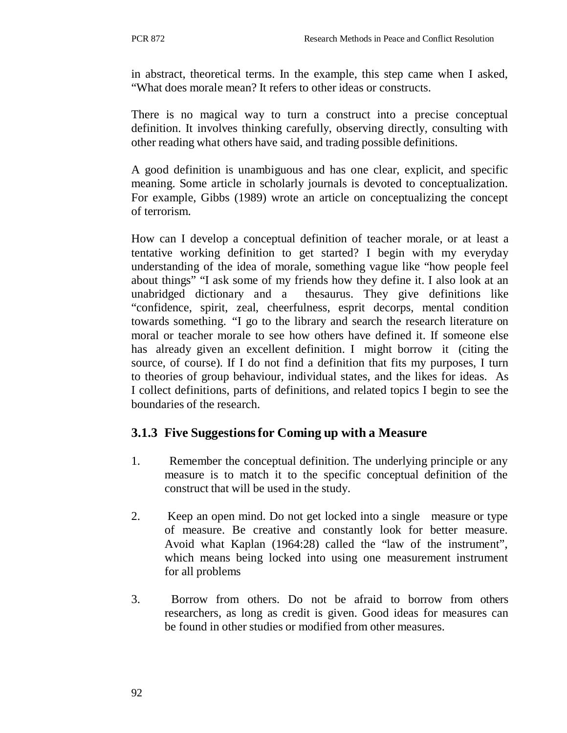in abstract, theoretical terms. In the example, this step came when I asked, "What does morale mean? It refers to other ideas or constructs.

There is no magical way to turn a construct into a precise conceptual definition. It involves thinking carefully, observing directly, consulting with other reading what others have said, and trading possible definitions.

A good definition is unambiguous and has one clear, explicit, and specific meaning. Some article in scholarly journals is devoted to conceptualization. For example, Gibbs (1989) wrote an article on conceptualizing the concept of terrorism.

How can I develop a conceptual definition of teacher morale, or at least a tentative working definition to get started? I begin with my everyday understanding of the idea of morale, something vague like "how people feel about things" "I ask some of my friends how they define it. I also look at an unabridged dictionary and a thesaurus. They give definitions like "confidence, spirit, zeal, cheerfulness, esprit decorps, mental condition towards something. "I go to the library and search the research literature on moral or teacher morale to see how others have defined it. If someone else has already given an excellent definition. I might borrow it (citing the source, of course). If I do not find a definition that fits my purposes, I turn to theories of group behaviour, individual states, and the likes for ideas. As I collect definitions, parts of definitions, and related topics I begin to see the boundaries of the research.

### 3.1.3 Five Suggestions for Coming up with a Measure

1. Remember the conceptual definition. The underlying principle or any measure is to match it to the specific conceptual definition of the construct that will be used in the study.

2. Keep an open mind. Do not get locked into a single measure or type of measure. Be creative and constantly look for better measure. Avoid what Kaplan (1964:28) called the "law of the instrument", which means being locked into using one measurement instrument for all problems

3. Borrow from others. Do not be afraid to borrow from others researchers, as long as credit is given. Good ideas for measures can be found in other studies or modified from other measures.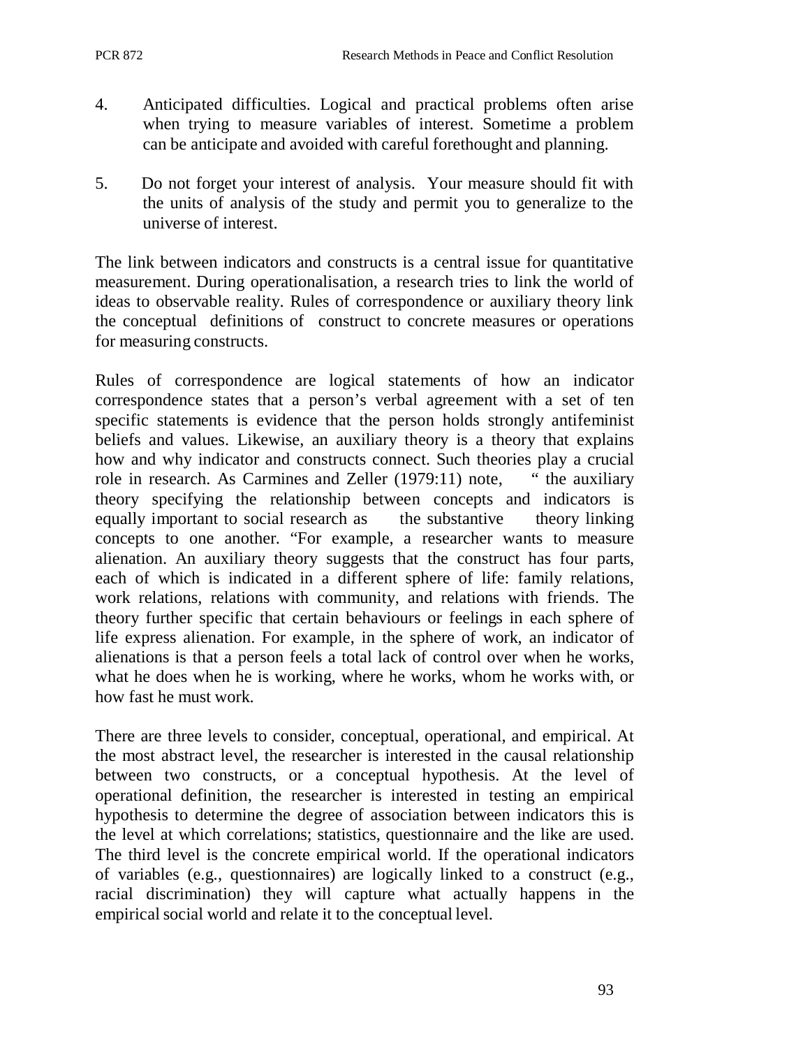4. Anticipated difficulties. Logical and practical problems often arise when trying to measure variables of interest. Sometime a problem can be anticipate and avoided with careful forethought and planning.

5. Do not forget your interest of analysis. Your measure should fit with the units of analysis of the study and permit you to generalize to the universe of interest.

The link between indicators and constructs is a central issue for quantitative measurement. During operationalisation, a research tries to link the world of ideas to observable reality. Rules of correspondence or auxiliary theory link the conceptual definitions of construct to concrete measures or operations for measuring constructs.

Rules of correspondence are logical statements of how an indicator correspondence states that a person's verbal agreement with a set of ten specific statements is evidence that the person holds strongly antifeminist beliefs and values. Likewise, an auxiliary theory is a theory that explains how and why indicator and constructs connect. Such theories play a crucial role in research. As Carmines and Zeller (1979:11) note, " the auxiliary theory specifying the relationship between concepts and indicators is equally important to social research as the substantive theory linking concepts to one another. "For example, a researcher wants to measure alienation. An auxiliary theory suggests that the construct has four parts, each of which is indicated in a different sphere of life: family relations, work relations, relations with community, and relations with friends. The theory further specific that certain behaviours or feelings in each sphere of life express alienation. For example, in the sphere of work, an indicator of alienations is that a person feels a total lack of control over when he works, what he does when he is working, where he works, whom he works with, or how fast he must work.

There are three levels to consider, conceptual, operational, and empirical. At the most abstract level, the researcher is interested in the causal relationship between two constructs, or a conceptual hypothesis. At the level of operational definition, the researcher is interested in testing an empirical hypothesis to determine the degree of association between indicators this is the level at which correlations; statistics, questionnaire and the like are used. The third level is the concrete empirical world. If the operational indicators of variables (e.g., questionnaires) are logically linked to a construct (e.g., racial discrimination) they will capture what actually happens in the empirical social world and relate it to the conceptual level.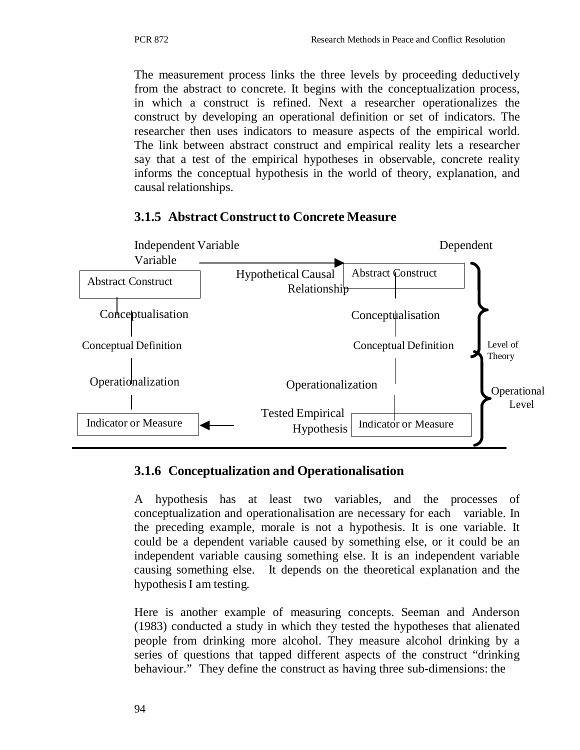The measurement process links the three levels by proceeding deductively from the abstract to concrete. It begins with the conceptualization process, in which a construct is refined. Next a researcher operationalizes the construct by developing an operational definition or set of indicators. The researcher then uses indicators to measure aspects of the empirical world. The link between abstract construct and empirical reality lets a researcher say that a test of the empirical hypotheses in observable, concrete reality informs the conceptual hypothesis in the world of theory, explanation, and causal relationships.

### 3.1.5 Abstract Construct to Concrete Measure

Independent Variable | Dependent Variable

Abstract Construct → Hypothetical Causal Relationship → Abstract Construct

Conceptualisation | Conceptualisation

Conceptual Definition | Conceptual Definition — Level of Theory

Operationalization | Operationalization

Indicator or Measure ← Tested Empirical Hypothesis — Indicator or Measure — Operational Level

### 3.1.6 Conceptualization and Operationalisation

A hypothesis has at least two variables, and the processes of conceptualization and operationalisation are necessary for each variable. In the preceding example, morale is not a hypothesis. It is one variable. It could be a dependent variable caused by something else, or it could be an independent variable causing something else. It is an independent variable causing something else. It depends on the theoretical explanation and the hypothesis I am testing.

Here is another example of measuring concepts. Seeman and Anderson (1983) conducted a study in which they tested the hypotheses that alienated people from drinking more alcohol. They measure alcohol drinking by a series of questions that tapped different aspects of the construct "drinking behaviour." They define the construct as having three sub-dimensions: the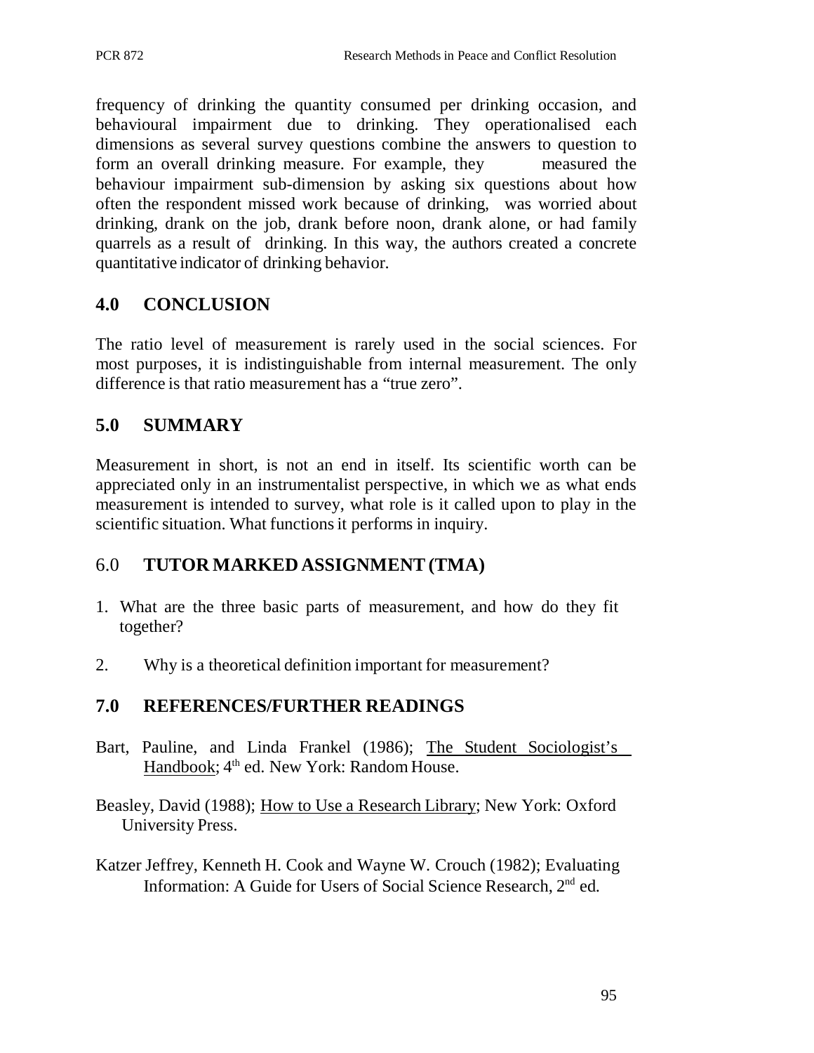frequency of drinking the quantity consumed per drinking occasion, and behavioural impairment due to drinking. They operationalised each dimensions as several survey questions combine the answers to question to form an overall drinking measure. For example, they measured the behaviour impairment sub-dimension by asking six questions about how often the respondent missed work because of drinking, was worried about drinking, drank on the job, drank before noon, drank alone, or had family quarrels as a result of drinking. In this way, the authors created a concrete quantitative indicator of drinking behavior.

## 4.0 CONCLUSION

The ratio level of measurement is rarely used in the social sciences. For most purposes, it is indistinguishable from internal measurement. The only difference is that ratio measurement has a "true zero".

## 5.0 SUMMARY

Measurement in short, is not an end in itself. Its scientific worth can be appreciated only in an instrumentalist perspective, in which we as what ends measurement is intended to survey, what role is it called upon to play in the scientific situation. What functions it performs in inquiry.

## 6.0 TUTOR MARKED ASSIGNMENT (TMA)

1. What are the three basic parts of measurement, and how do they fit together?
2. Why is a theoretical definition important for measurement?

## 7.0 REFERENCES/FURTHER READINGS

Bart, Pauline, and Linda Frankel (1986); The Student Sociologist's Handbook; 4th ed. New York: Random House.

Beasley, David (1988); How to Use a Research Library; New York: Oxford University Press.

Katzer Jeffrey, Kenneth H. Cook and Wayne W. Crouch (1982); Evaluating Information: A Guide for Users of Social Science Research, 2nd ed.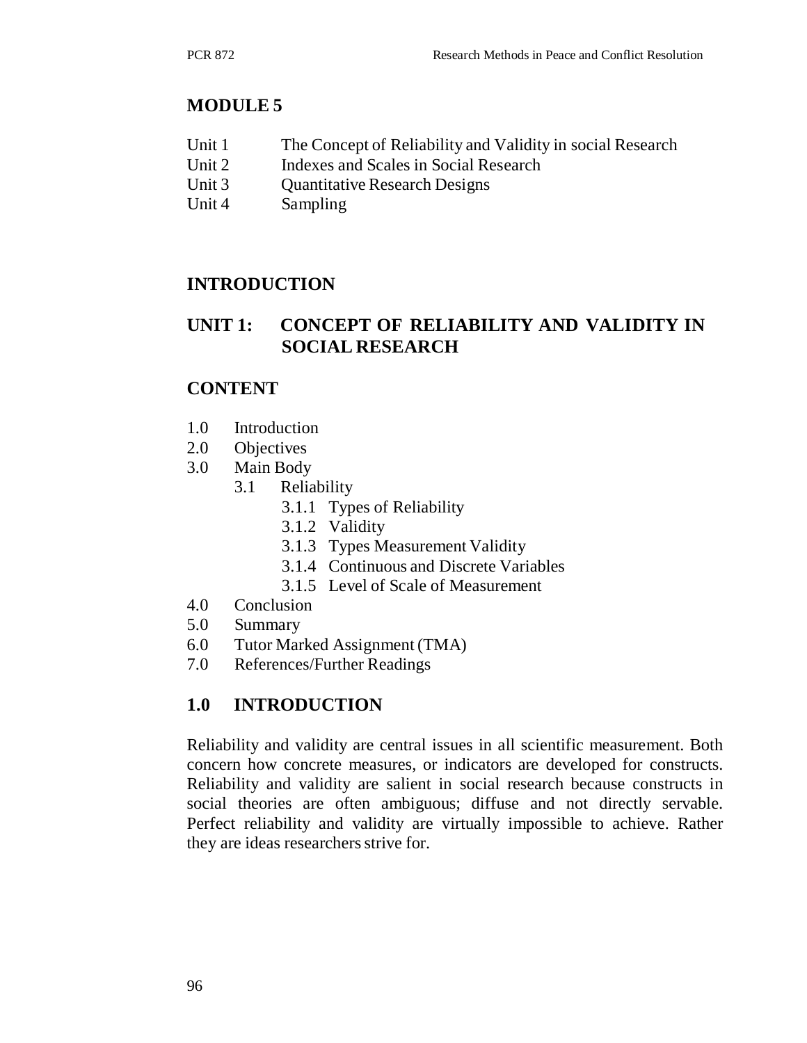## MODULE 5

| | |
|---|---|
| Unit 1 | The Concept of Reliability and Validity in social Research |
| Unit 2 | Indexes and Scales in Social Research |
| Unit 3 | Quantitative Research Designs |
| Unit 4 | Sampling |

## INTRODUCTION

## UNIT 1: CONCEPT OF RELIABILITY AND VALIDITY IN SOCIAL RESEARCH

## CONTENT

- 1.0 Introduction
- 2.0 Objectives
- 3.0 Main Body
  - 3.1 Reliability
    - 3.1.1 Types of Reliability
    - 3.1.2 Validity
    - 3.1.3 Types Measurement Validity
    - 3.1.4 Continuous and Discrete Variables
    - 3.1.5 Level of Scale of Measurement
- 4.0 Conclusion
- 5.0 Summary
- 6.0 Tutor Marked Assignment (TMA)
- 7.0 References/Further Readings

## 1.0 INTRODUCTION

Reliability and validity are central issues in all scientific measurement. Both concern how concrete measures, or indicators are developed for constructs. Reliability and validity are salient in social research because constructs in social theories are often ambiguous; diffuse and not directly servable. Perfect reliability and validity are virtually impossible to achieve. Rather they are ideas researchers strive for.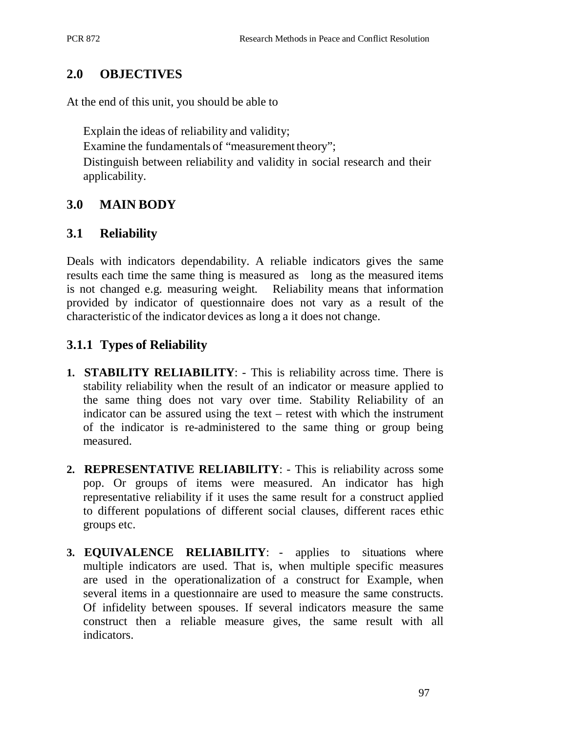## 2.0 OBJECTIVES

At the end of this unit, you should be able to

- Explain the ideas of reliability and validity;
- Examine the fundamentals of "measurement theory";
- Distinguish between reliability and validity in social research and their applicability.

## 3.0 MAIN BODY

### 3.1 Reliability

Deals with indicators dependability. A reliable indicators gives the same results each time the same thing is measured as long as the measured items is not changed e.g. measuring weight. Reliability means that information provided by indicator of questionnaire does not vary as a result of the characteristic of the indicator devices as long a it does not change.

#### 3.1.1 Types of Reliability

1. **STABILITY RELIABILITY**: - This is reliability across time. There is stability reliability when the result of an indicator or measure applied to the same thing does not vary over time. Stability Reliability of an indicator can be assured using the text – retest with which the instrument of the indicator is re-administered to the same thing or group being measured.

2. **REPRESENTATIVE RELIABILITY**: - This is reliability across some pop. Or groups of items were measured. An indicator has high representative reliability if it uses the same result for a construct applied to different populations of different social clauses, different races ethic groups etc.

3. **EQUIVALENCE RELIABILITY**: - applies to situations where multiple indicators are used. That is, when multiple specific measures are used in the operationalization of a construct for Example, when several items in a questionnaire are used to measure the same constructs. Of infidelity between spouses. If several indicators measure the same construct then a reliable measure gives, the same result with all indicators.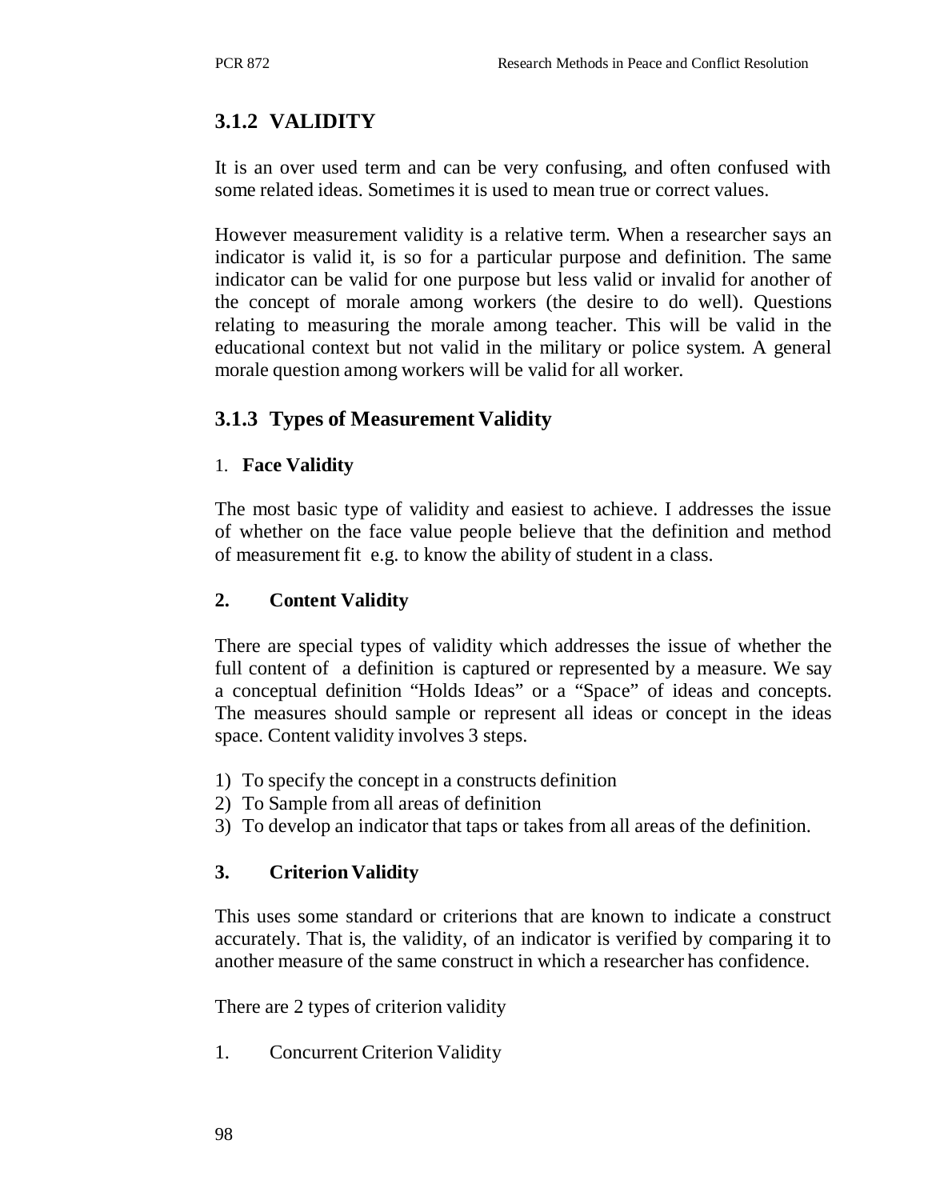### 3.1.2 VALIDITY

It is an over used term and can be very confusing, and often confused with some related ideas. Sometimes it is used to mean true or correct values.

However measurement validity is a relative term. When a researcher says an indicator is valid it, is so for a particular purpose and definition. The same indicator can be valid for one purpose but less valid or invalid for another of the concept of morale among workers (the desire to do well). Questions relating to measuring the morale among teacher. This will be valid in the educational context but not valid in the military or police system. A general morale question among workers will be valid for all worker.

### 3.1.3 Types of Measurement Validity

1. **Face Validity**

The most basic type of validity and easiest to achieve. I addresses the issue of whether on the face value people believe that the definition and method of measurement fit e.g. to know the ability of student in a class.

**2. Content Validity**

There are special types of validity which addresses the issue of whether the full content of a definition is captured or represented by a measure. We say a conceptual definition "Holds Ideas" or a "Space" of ideas and concepts. The measures should sample or represent all ideas or concept in the ideas space. Content validity involves 3 steps.

1) To specify the concept in a constructs definition
2) To Sample from all areas of definition
3) To develop an indicator that taps or takes from all areas of the definition.

**3. Criterion Validity**

This uses some standard or criterions that are known to indicate a construct accurately. That is, the validity, of an indicator is verified by comparing it to another measure of the same construct in which a researcher has confidence.

There are 2 types of criterion validity

1. Concurrent Criterion Validity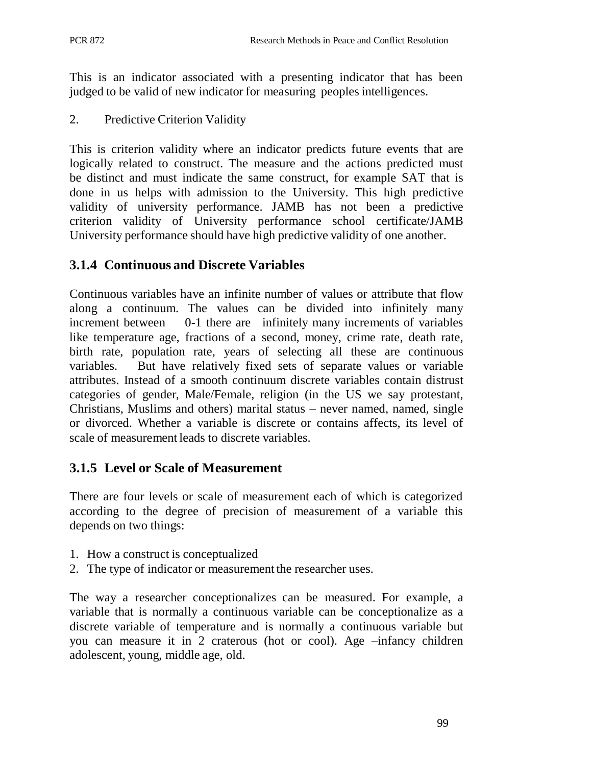This is an indicator associated with a presenting indicator that has been judged to be valid of new indicator for measuring peoples intelligences.

2. Predictive Criterion Validity

This is criterion validity where an indicator predicts future events that are logically related to construct. The measure and the actions predicted must be distinct and must indicate the same construct, for example SAT that is done in us helps with admission to the University. This high predictive validity of university performance. JAMB has not been a predictive criterion validity of University performance school certificate/JAMB University performance should have high predictive validity of one another.

### 3.1.4 Continuous and Discrete Variables

Continuous variables have an infinite number of values or attribute that flow along a continuum. The values can be divided into infinitely many increment between 0-1 there are infinitely many increments of variables like temperature age, fractions of a second, money, crime rate, death rate, birth rate, population rate, years of selecting all these are continuous variables. But have relatively fixed sets of separate values or variable attributes. Instead of a smooth continuum discrete variables contain distrust categories of gender, Male/Female, religion (in the US we say protestant, Christians, Muslims and others) marital status – never named, named, single or divorced. Whether a variable is discrete or contains affects, its level of scale of measurement leads to discrete variables.

### 3.1.5 Level or Scale of Measurement

There are four levels or scale of measurement each of which is categorized according to the degree of precision of measurement of a variable this depends on two things:

1. How a construct is conceptualized
2. The type of indicator or measurement the researcher uses.

The way a researcher conceptionalizes can be measured. For example, a variable that is normally a continuous variable can be conceptionalize as a discrete variable of temperature and is normally a continuous variable but you can measure it in 2 craterous (hot or cool). Age –infancy children adolescent, young, middle age, old.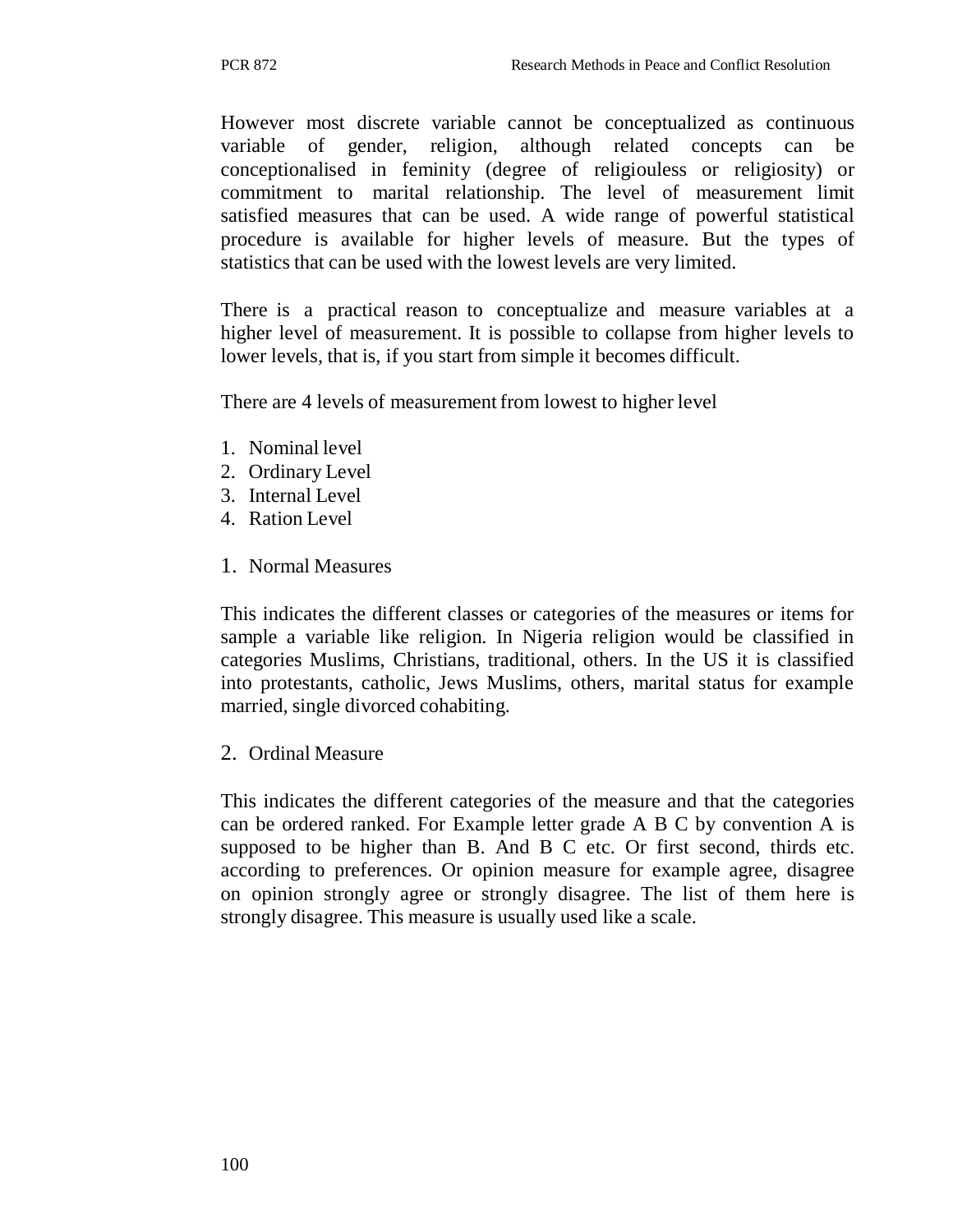However most discrete variable cannot be conceptualized as continuous variable of gender, religion, although related concepts can be conceptionalised in feminity (degree of religiouless or religiosity) or commitment to marital relationship. The level of measurement limit satisfied measures that can be used. A wide range of powerful statistical procedure is available for higher levels of measure. But the types of statistics that can be used with the lowest levels are very limited.

There is a practical reason to conceptualize and measure variables at a higher level of measurement. It is possible to collapse from higher levels to lower levels, that is, if you start from simple it becomes difficult.

There are 4 levels of measurement from lowest to higher level

1. Nominal level
2. Ordinary Level
3. Internal Level
4. Ration Level

1. Normal Measures

This indicates the different classes or categories of the measures or items for sample a variable like religion. In Nigeria religion would be classified in categories Muslims, Christians, traditional, others. In the US it is classified into protestants, catholic, Jews Muslims, others, marital status for example married, single divorced cohabiting.

2. Ordinal Measure

This indicates the different categories of the measure and that the categories can be ordered ranked. For Example letter grade A B C by convention A is supposed to be higher than B. And B C etc. Or first second, thirds etc. according to preferences. Or opinion measure for example agree, disagree on opinion strongly agree or strongly disagree. The list of them here is strongly disagree. This measure is usually used like a scale.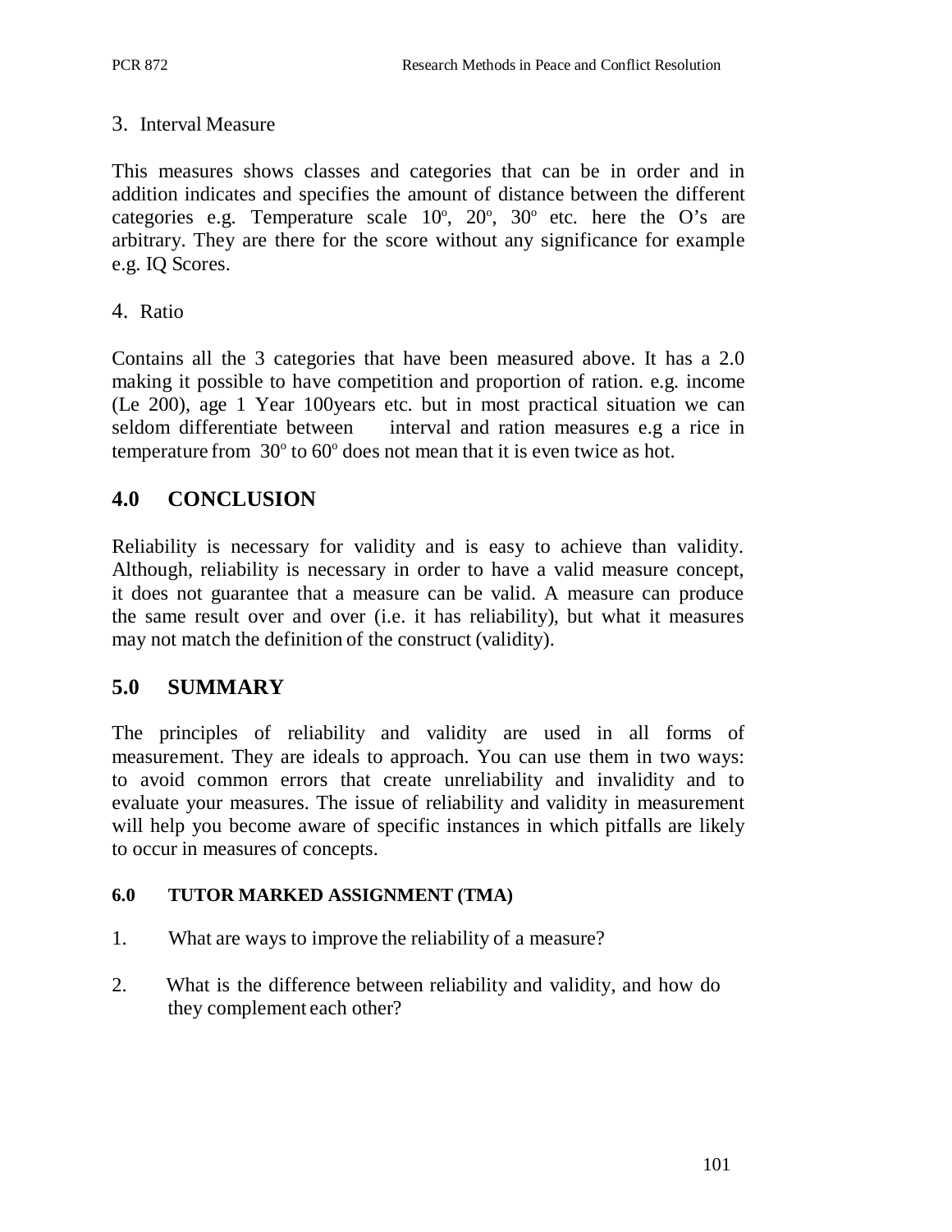3. Interval Measure

This measures shows classes and categories that can be in order and in addition indicates and specifies the amount of distance between the different categories e.g. Temperature scale $10^o$, $20^o$, $30^o$ etc. here the O's are arbitrary. They are there for the score without any significance for example e.g. IQ Scores.

4. Ratio

Contains all the 3 categories that have been measured above. It has a 2.0 making it possible to have competition and proportion of ration. e.g. income (Le 200), age 1 Year 100years etc. but in most practical situation we can seldom differentiate between interval and ration measures e.g a rice in temperature from $30^o$ to $60^o$ does not mean that it is even twice as hot.

## 4.0 CONCLUSION

Reliability is necessary for validity and is easy to achieve than validity. Although, reliability is necessary in order to have a valid measure concept, it does not guarantee that a measure can be valid. A measure can produce the same result over and over (i.e. it has reliability), but what it measures may not match the definition of the construct (validity).

## 5.0 SUMMARY

The principles of reliability and validity are used in all forms of measurement. They are ideals to approach. You can use them in two ways: to avoid common errors that create unreliability and invalidity and to evaluate your measures. The issue of reliability and validity in measurement will help you become aware of specific instances in which pitfalls are likely to occur in measures of concepts.

### 6.0 TUTOR MARKED ASSIGNMENT (TMA)

1. What are ways to improve the reliability of a measure?
2. What is the difference between reliability and validity, and how do they complement each other?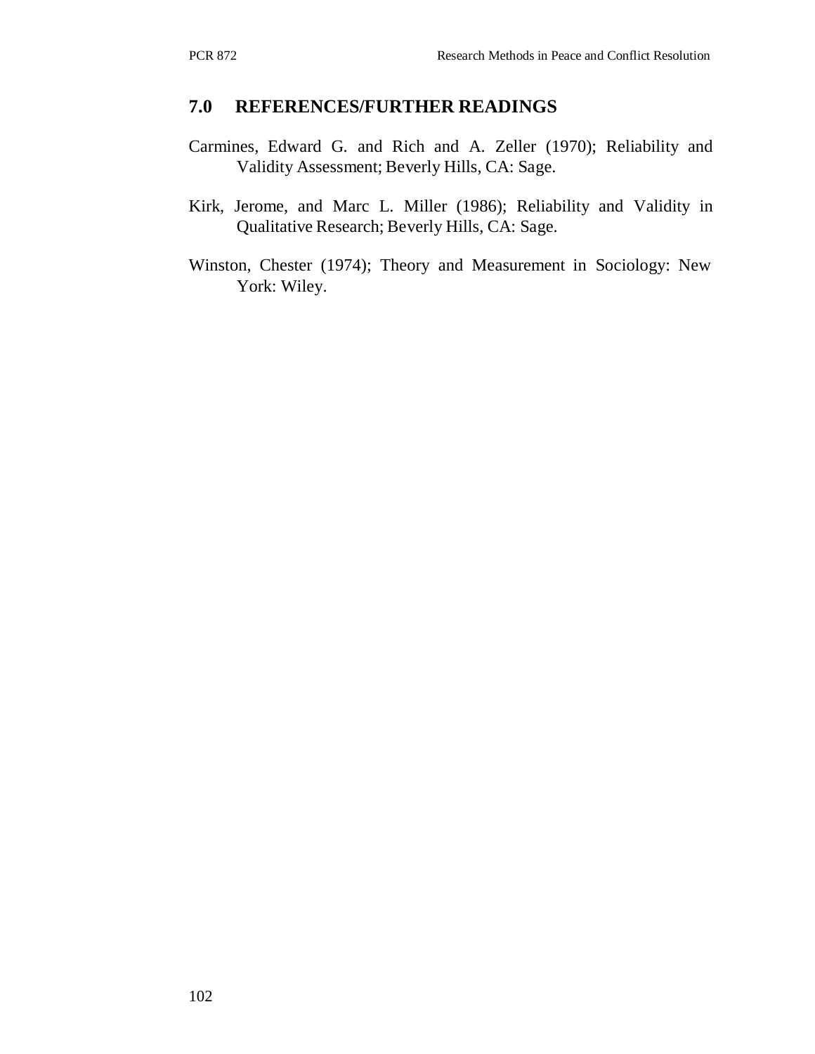## 7.0 REFERENCES/FURTHER READINGS

Carmines, Edward G. and Rich and A. Zeller (1970); Reliability and Validity Assessment; Beverly Hills, CA: Sage.

Kirk, Jerome, and Marc L. Miller (1986); Reliability and Validity in Qualitative Research; Beverly Hills, CA: Sage.

Winston, Chester (1974); Theory and Measurement in Sociology: New York: Wiley.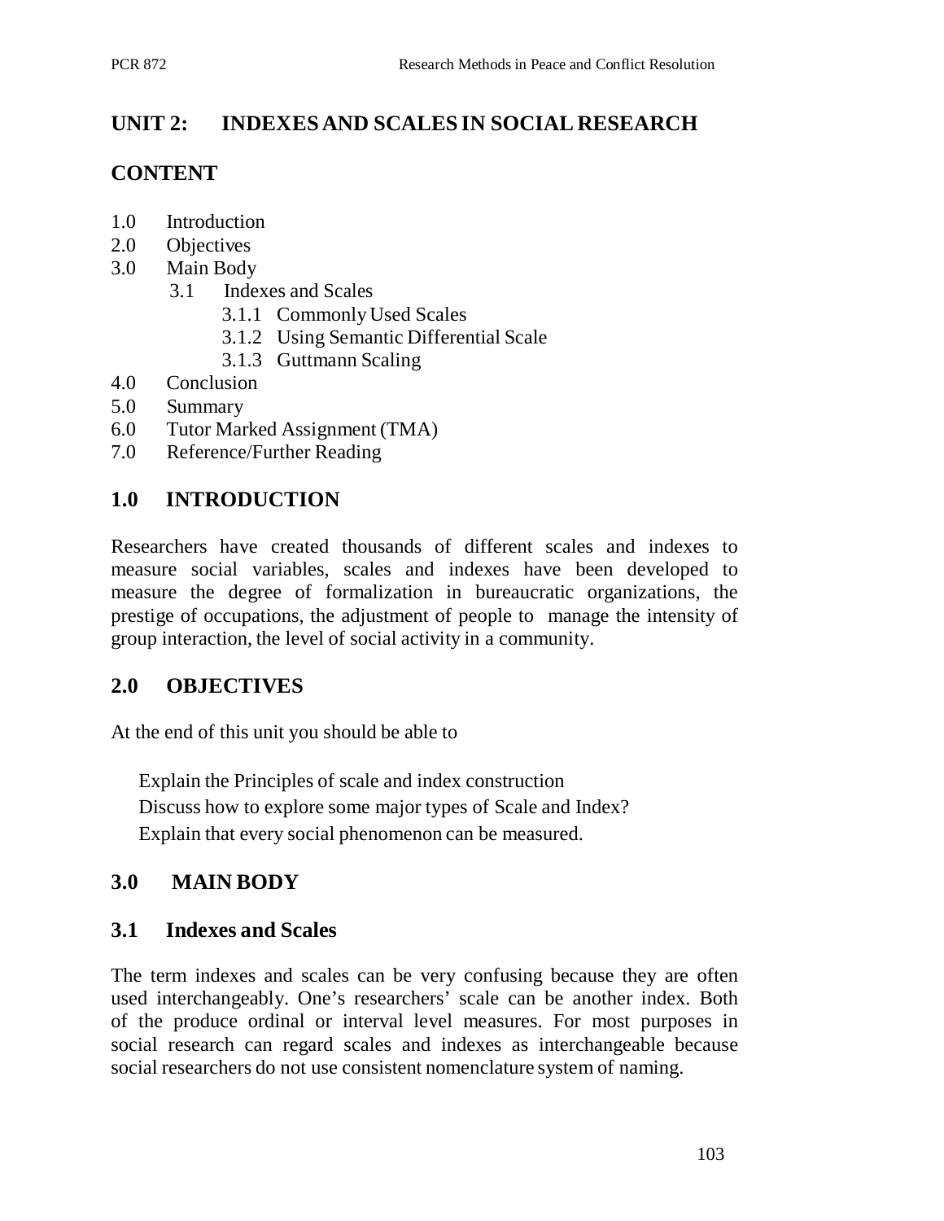## UNIT 2: INDEXES AND SCALES IN SOCIAL RESEARCH

## CONTENT

1.0 Introduction
2.0 Objectives
3.0 Main Body
    3.1 Indexes and Scales
        3.1.1 Commonly Used Scales
        3.1.2 Using Semantic Differential Scale
        3.1.3 Guttmann Scaling
4.0 Conclusion
5.0 Summary
6.0 Tutor Marked Assignment (TMA)
7.0 Reference/Further Reading

## 1.0 INTRODUCTION

Researchers have created thousands of different scales and indexes to measure social variables, scales and indexes have been developed to measure the degree of formalization in bureaucratic organizations, the prestige of occupations, the adjustment of people to manage the intensity of group interaction, the level of social activity in a community.

## 2.0 OBJECTIVES

At the end of this unit you should be able to

- Explain the Principles of scale and index construction
- Discuss how to explore some major types of Scale and Index?
- Explain that every social phenomenon can be measured.

## 3.0 MAIN BODY

### 3.1 Indexes and Scales

The term indexes and scales can be very confusing because they are often used interchangeably. One's researchers' scale can be another index. Both of the produce ordinal or interval level measures. For most purposes in social research can regard scales and indexes as interchangeable because social researchers do not use consistent nomenclature system of naming.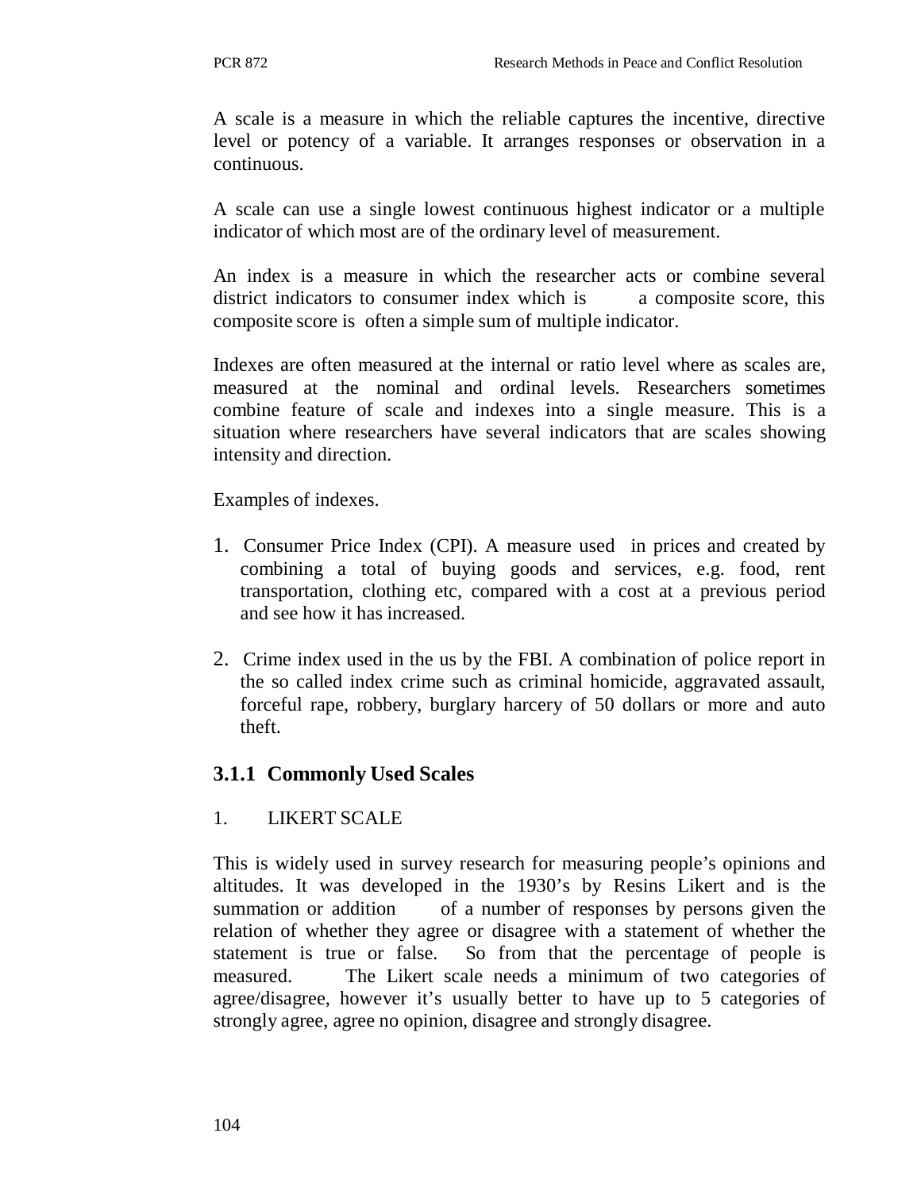A scale is a measure in which the reliable captures the incentive, directive level or potency of a variable. It arranges responses or observation in a continuous.

A scale can use a single lowest continuous highest indicator or a multiple indicator of which most are of the ordinary level of measurement.

An index is a measure in which the researcher acts or combine several district indicators to consumer index which is a composite score, this composite score is often a simple sum of multiple indicator.

Indexes are often measured at the internal or ratio level where as scales are, measured at the nominal and ordinal levels. Researchers sometimes combine feature of scale and indexes into a single measure. This is a situation where researchers have several indicators that are scales showing intensity and direction.

Examples of indexes.

1. Consumer Price Index (CPI). A measure used in prices and created by combining a total of buying goods and services, e.g. food, rent transportation, clothing etc, compared with a cost at a previous period and see how it has increased.

2. Crime index used in the us by the FBI. A combination of police report in the so called index crime such as criminal homicide, aggravated assault, forceful rape, robbery, burglary harcery of 50 dollars or more and auto theft.

### 3.1.1 Commonly Used Scales

1. LIKERT SCALE

This is widely used in survey research for measuring people's opinions and altitudes. It was developed in the 1930's by Resins Likert and is the summation or addition of a number of responses by persons given the relation of whether they agree or disagree with a statement of whether the statement is true or false. So from that the percentage of people is measured. The Likert scale needs a minimum of two categories of agree/disagree, however it's usually better to have up to 5 categories of strongly agree, agree no opinion, disagree and strongly disagree.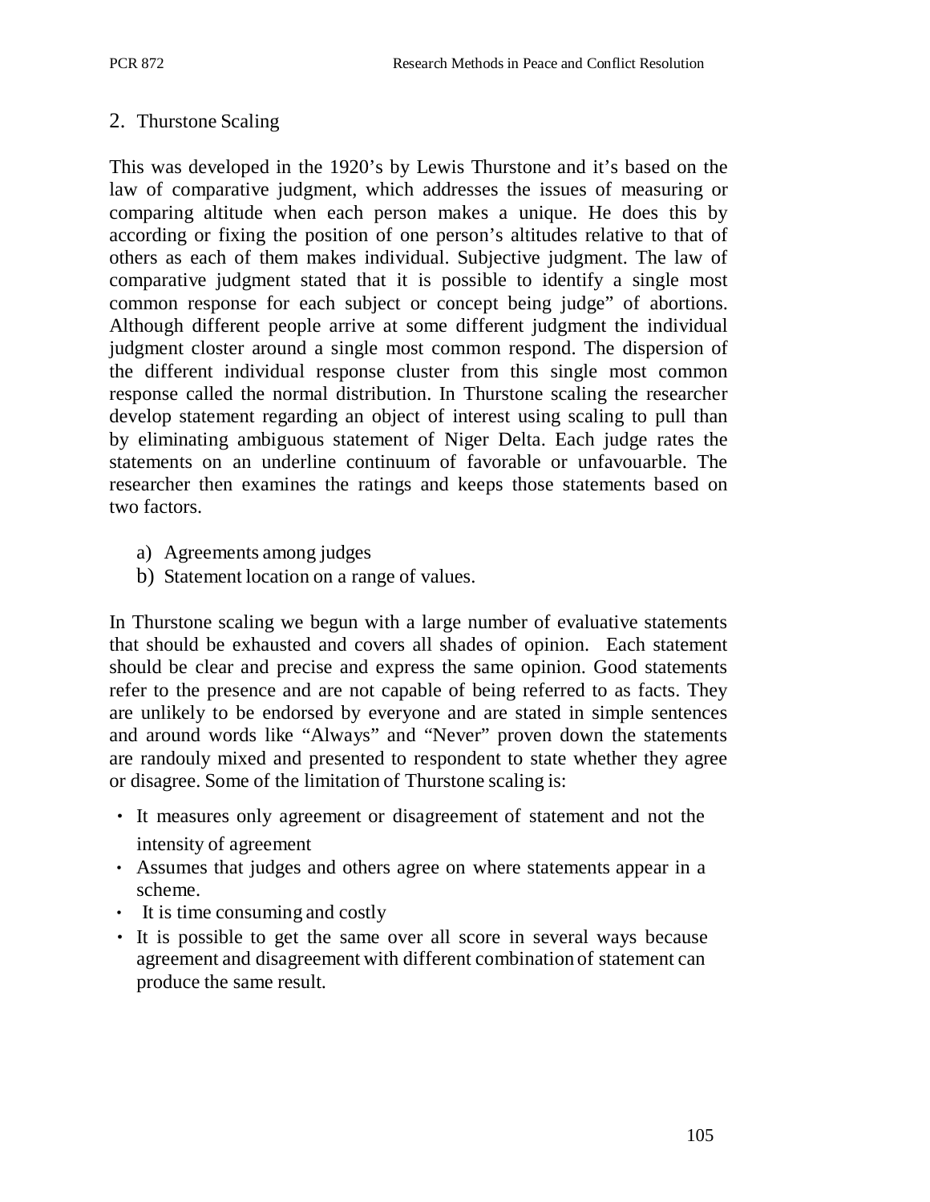## 2. Thurstone Scaling

This was developed in the 1920's by Lewis Thurstone and it's based on the law of comparative judgment, which addresses the issues of measuring or comparing altitude when each person makes a unique. He does this by according or fixing the position of one person's altitudes relative to that of others as each of them makes individual. Subjective judgment. The law of comparative judgment stated that it is possible to identify a single most common response for each subject or concept being judge" of abortions. Although different people arrive at some different judgment the individual judgment closter around a single most common respond. The dispersion of the different individual response cluster from this single most common response called the normal distribution. In Thurstone scaling the researcher develop statement regarding an object of interest using scaling to pull than by eliminating ambiguous statement of Niger Delta. Each judge rates the statements on an underline continuum of favorable or unfavouarble. The researcher then examines the ratings and keeps those statements based on two factors.

a) Agreements among judges
b) Statement location on a range of values.

In Thurstone scaling we begun with a large number of evaluative statements that should be exhausted and covers all shades of opinion. Each statement should be clear and precise and express the same opinion. Good statements refer to the presence and are not capable of being referred to as facts. They are unlikely to be endorsed by everyone and are stated in simple sentences and around words like "Always" and "Never" proven down the statements are randouly mixed and presented to respondent to state whether they agree or disagree. Some of the limitation of Thurstone scaling is:

- It measures only agreement or disagreement of statement and not the intensity of agreement
- Assumes that judges and others agree on where statements appear in a scheme.
- It is time consuming and costly
- It is possible to get the same over all score in several ways because agreement and disagreement with different combination of statement can produce the same result.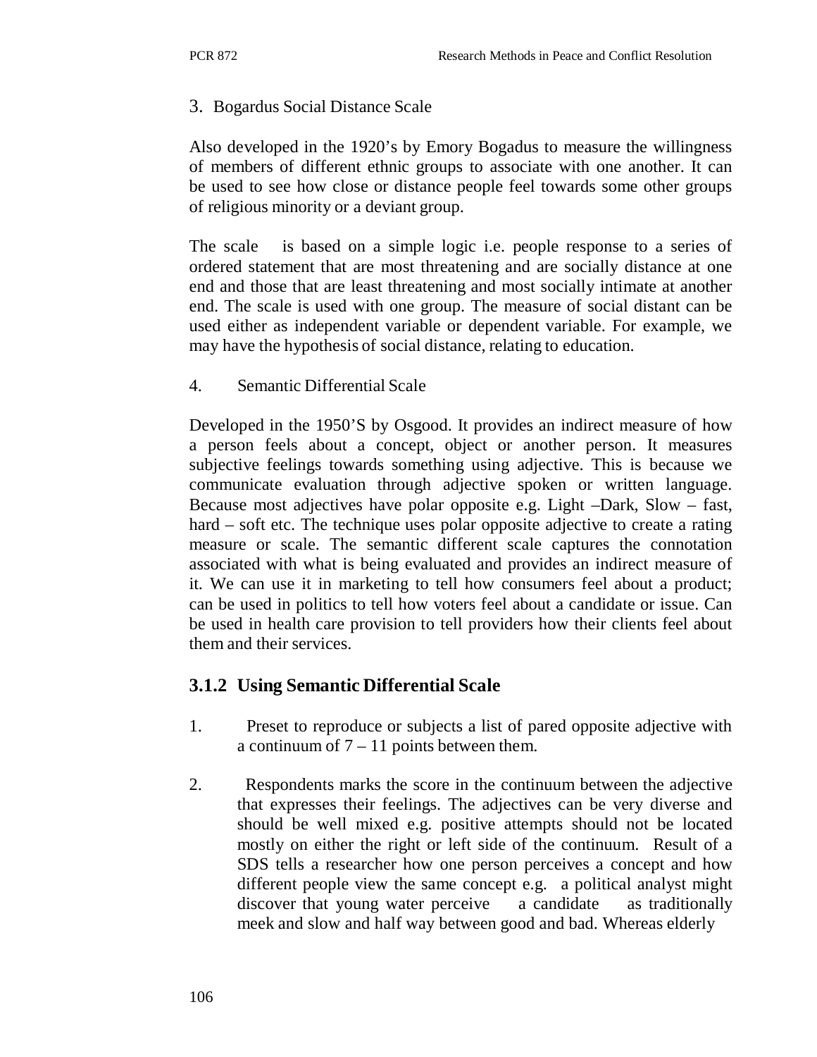3. Bogardus Social Distance Scale

Also developed in the 1920's by Emory Bogadus to measure the willingness of members of different ethnic groups to associate with one another. It can be used to see how close or distance people feel towards some other groups of religious minority or a deviant group.

The scale is based on a simple logic i.e. people response to a series of ordered statement that are most threatening and are socially distance at one end and those that are least threatening and most socially intimate at another end. The scale is used with one group. The measure of social distant can be used either as independent variable or dependent variable. For example, we may have the hypothesis of social distance, relating to education.

4. Semantic Differential Scale

Developed in the 1950'S by Osgood. It provides an indirect measure of how a person feels about a concept, object or another person. It measures subjective feelings towards something using adjective. This is because we communicate evaluation through adjective spoken or written language. Because most adjectives have polar opposite e.g. Light –Dark, Slow – fast, hard – soft etc. The technique uses polar opposite adjective to create a rating measure or scale. The semantic different scale captures the connotation associated with what is being evaluated and provides an indirect measure of it. We can use it in marketing to tell how consumers feel about a product; can be used in politics to tell how voters feel about a candidate or issue. Can be used in health care provision to tell providers how their clients feel about them and their services.

### 3.1.2 Using Semantic Differential Scale

1. Preset to reproduce or subjects a list of pared opposite adjective with a continuum of 7 – 11 points between them.

2. Respondents marks the score in the continuum between the adjective that expresses their feelings. The adjectives can be very diverse and should be well mixed e.g. positive attempts should not be located mostly on either the right or left side of the continuum. Result of a SDS tells a researcher how one person perceives a concept and how different people view the same concept e.g. a political analyst might discover that young water perceive a candidate as traditionally meek and slow and half way between good and bad. Whereas elderly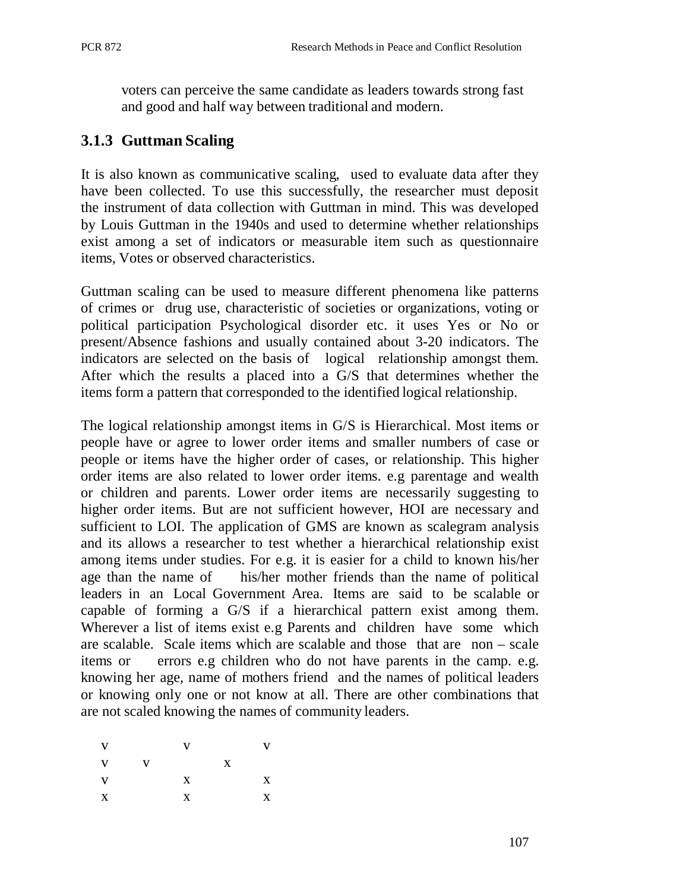voters can perceive the same candidate as leaders towards strong fast and good and half way between traditional and modern.

### 3.1.3 Guttman Scaling

It is also known as communicative scaling, used to evaluate data after they have been collected. To use this successfully, the researcher must deposit the instrument of data collection with Guttman in mind. This was developed by Louis Guttman in the 1940s and used to determine whether relationships exist among a set of indicators or measurable item such as questionnaire items, Votes or observed characteristics.

Guttman scaling can be used to measure different phenomena like patterns of crimes or drug use, characteristic of societies or organizations, voting or political participation Psychological disorder etc. it uses Yes or No or present/Absence fashions and usually contained about 3-20 indicators. The indicators are selected on the basis of logical relationship amongst them. After which the results a placed into a G/S that determines whether the items form a pattern that corresponded to the identified logical relationship.

The logical relationship amongst items in G/S is Hierarchical. Most items or people have or agree to lower order items and smaller numbers of case or people or items have the higher order of cases, or relationship. This higher order items are also related to lower order items. e.g parentage and wealth or children and parents. Lower order items are necessarily suggesting to higher order items. But are not sufficient however, HOI are necessary and sufficient to LOI. The application of GMS are known as scalegram analysis and its allows a researcher to test whether a hierarchical relationship exist among items under studies. For e.g. it is easier for a child to known his/her age than the name of his/her mother friends than the name of political leaders in an Local Government Area. Items are said to be scalable or capable of forming a G/S if a hierarchical pattern exist among them. Wherever a list of items exist e.g Parents and children have some which are scalable. Scale items which are scalable and those that are non – scale items or errors e.g children who do not have parents in the camp. e.g. knowing her age, name of mothers friend and the names of political leaders or knowing only one or not know at all. There are other combinations that are not scaled knowing the names of community leaders.

```
v          v          v
v    v          x
v          x          x
x          x          x
```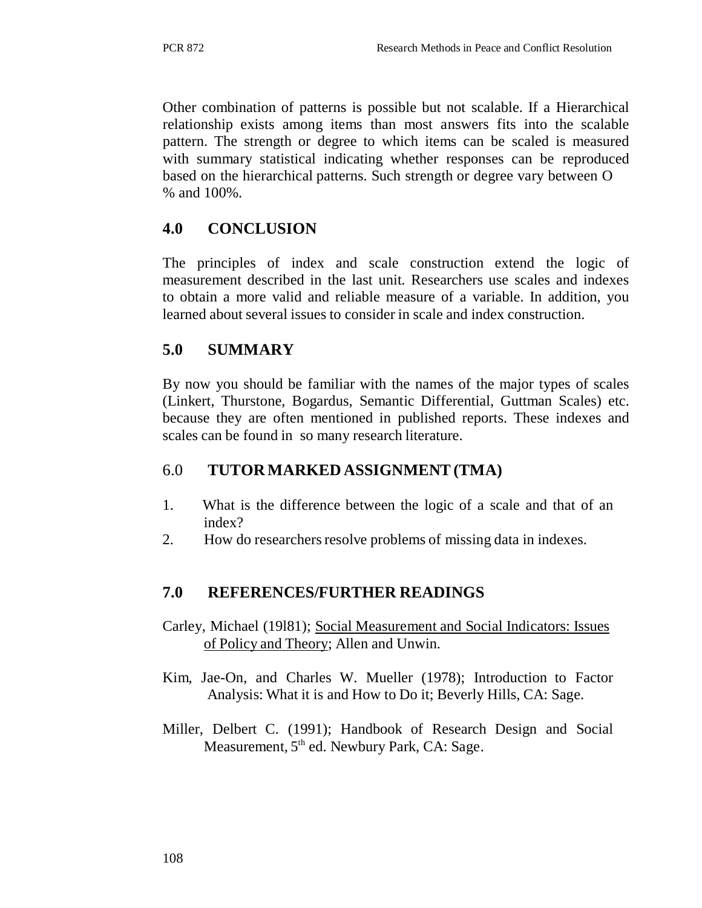Other combination of patterns is possible but not scalable. If a Hierarchical relationship exists among items than most answers fits into the scalable pattern. The strength or degree to which items can be scaled is measured with summary statistical indicating whether responses can be reproduced based on the hierarchical patterns. Such strength or degree vary between O % and 100%.

## 4.0 CONCLUSION

The principles of index and scale construction extend the logic of measurement described in the last unit. Researchers use scales and indexes to obtain a more valid and reliable measure of a variable. In addition, you learned about several issues to consider in scale and index construction.

## 5.0 SUMMARY

By now you should be familiar with the names of the major types of scales (Linkert, Thurstone, Bogardus, Semantic Differential, Guttman Scales) etc. because they are often mentioned in published reports. These indexes and scales can be found in so many research literature.

## 6.0 TUTOR MARKED ASSIGNMENT (TMA)

1. What is the difference between the logic of a scale and that of an index?
2. How do researchers resolve problems of missing data in indexes.

## 7.0 REFERENCES/FURTHER READINGS

Carley, Michael (19l81); Social Measurement and Social Indicators: Issues of Policy and Theory; Allen and Unwin.

Kim, Jae-On, and Charles W. Mueller (1978); Introduction to Factor Analysis: What it is and How to Do it; Beverly Hills, CA: Sage.

Miller, Delbert C. (1991); Handbook of Research Design and Social Measurement, 5th ed. Newbury Park, CA: Sage.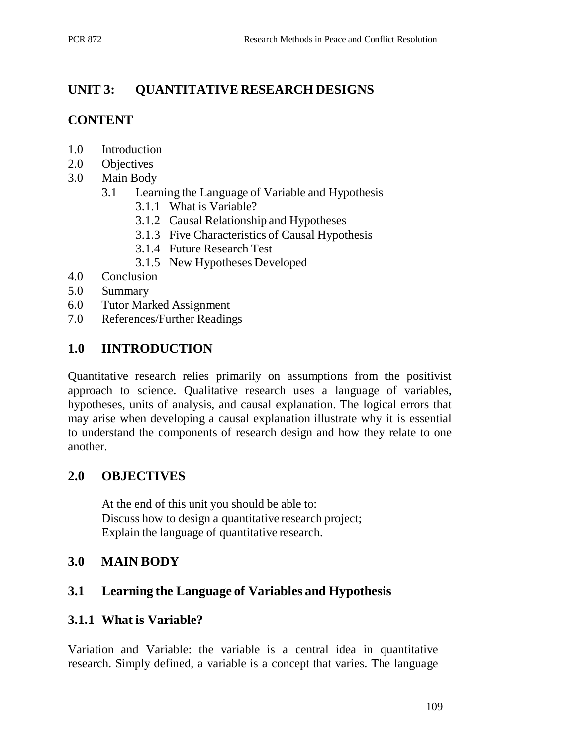## UNIT 3: QUANTITATIVE RESEARCH DESIGNS

### CONTENT

1.0 Introduction
2.0 Objectives
3.0 Main Body
  3.1 Learning the Language of Variable and Hypothesis
    3.1.1 What is Variable?
    3.1.2 Causal Relationship and Hypotheses
    3.1.3 Five Characteristics of Causal Hypothesis
    3.1.4 Future Research Test
    3.1.5 New Hypotheses Developed
4.0 Conclusion
5.0 Summary
6.0 Tutor Marked Assignment
7.0 References/Further Readings

## 1.0 IINTRODUCTION

Quantitative research relies primarily on assumptions from the positivist approach to science. Qualitative research uses a language of variables, hypotheses, units of analysis, and causal explanation. The logical errors that may arise when developing a causal explanation illustrate why it is essential to understand the components of research design and how they relate to one another.

## 2.0 OBJECTIVES

At the end of this unit you should be able to:
Discuss how to design a quantitative research project;
Explain the language of quantitative research.

## 3.0 MAIN BODY

### 3.1 Learning the Language of Variables and Hypothesis

#### 3.1.1 What is Variable?

Variation and Variable: the variable is a central idea in quantitative research. Simply defined, a variable is a concept that varies. The language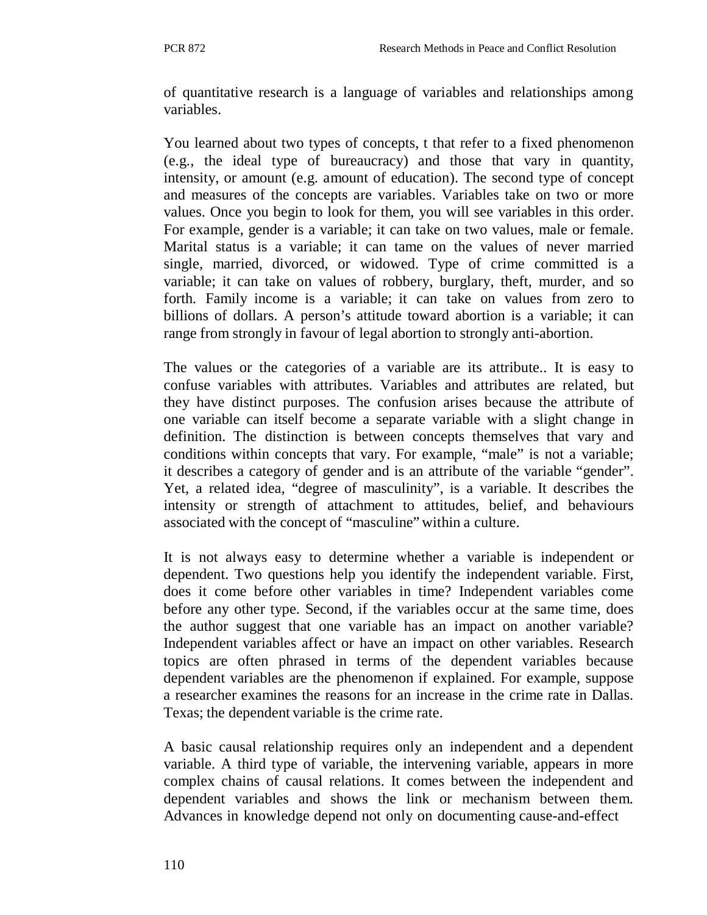of quantitative research is a language of variables and relationships among variables.

You learned about two types of concepts, t that refer to a fixed phenomenon (e.g., the ideal type of bureaucracy) and those that vary in quantity, intensity, or amount (e.g. amount of education). The second type of concept and measures of the concepts are variables. Variables take on two or more values. Once you begin to look for them, you will see variables in this order. For example, gender is a variable; it can take on two values, male or female. Marital status is a variable; it can tame on the values of never married single, married, divorced, or widowed. Type of crime committed is a variable; it can take on values of robbery, burglary, theft, murder, and so forth. Family income is a variable; it can take on values from zero to billions of dollars. A person's attitude toward abortion is a variable; it can range from strongly in favour of legal abortion to strongly anti-abortion.

The values or the categories of a variable are its attribute.. It is easy to confuse variables with attributes. Variables and attributes are related, but they have distinct purposes. The confusion arises because the attribute of one variable can itself become a separate variable with a slight change in definition. The distinction is between concepts themselves that vary and conditions within concepts that vary. For example, "male" is not a variable; it describes a category of gender and is an attribute of the variable "gender". Yet, a related idea, "degree of masculinity", is a variable. It describes the intensity or strength of attachment to attitudes, belief, and behaviours associated with the concept of "masculine" within a culture.

It is not always easy to determine whether a variable is independent or dependent. Two questions help you identify the independent variable. First, does it come before other variables in time? Independent variables come before any other type. Second, if the variables occur at the same time, does the author suggest that one variable has an impact on another variable? Independent variables affect or have an impact on other variables. Research topics are often phrased in terms of the dependent variables because dependent variables are the phenomenon if explained. For example, suppose a researcher examines the reasons for an increase in the crime rate in Dallas. Texas; the dependent variable is the crime rate.

A basic causal relationship requires only an independent and a dependent variable. A third type of variable, the intervening variable, appears in more complex chains of causal relations. It comes between the independent and dependent variables and shows the link or mechanism between them. Advances in knowledge depend not only on documenting cause-and-effect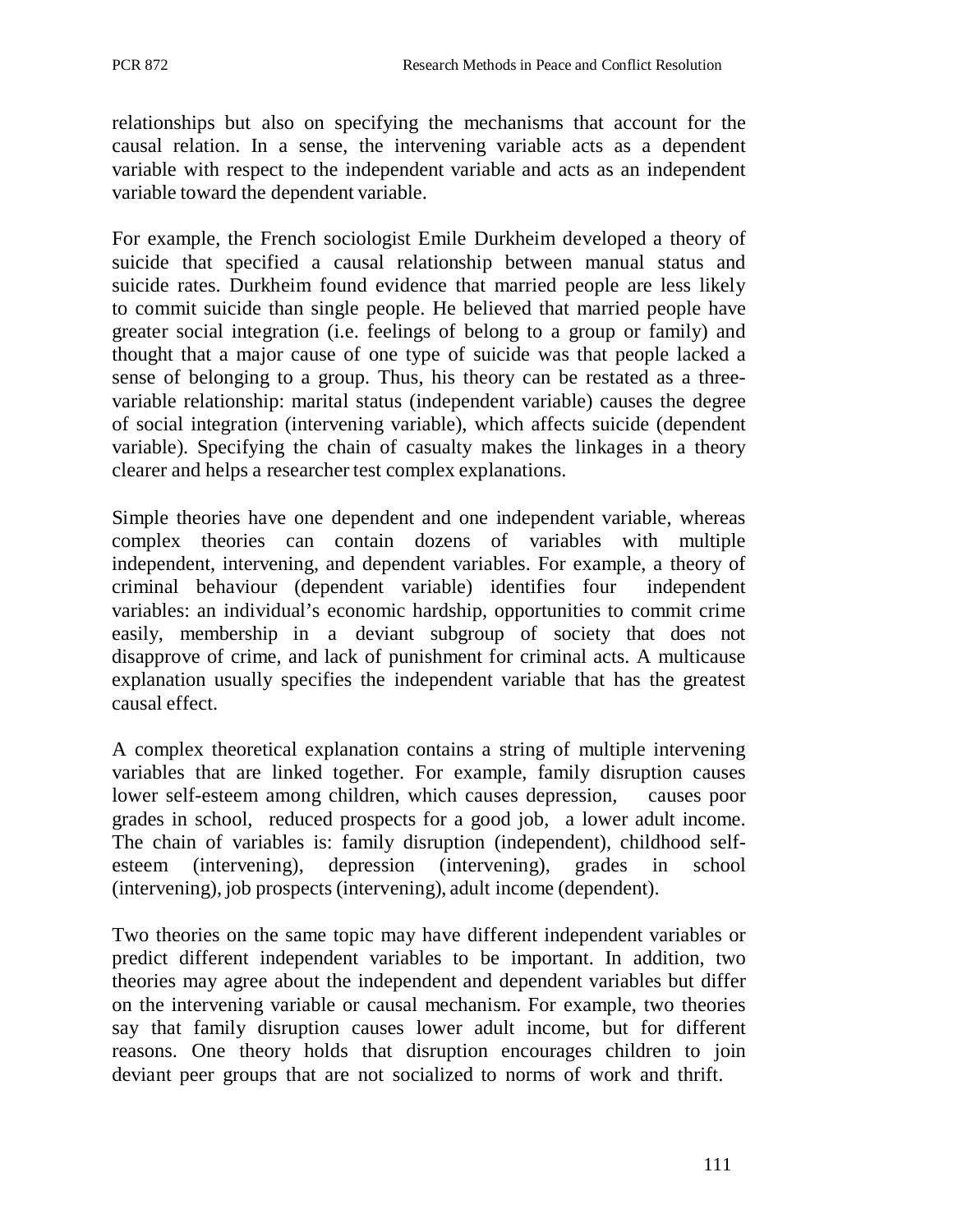relationships but also on specifying the mechanisms that account for the causal relation. In a sense, the intervening variable acts as a dependent variable with respect to the independent variable and acts as an independent variable toward the dependent variable.

For example, the French sociologist Emile Durkheim developed a theory of suicide that specified a causal relationship between manual status and suicide rates. Durkheim found evidence that married people are less likely to commit suicide than single people. He believed that married people have greater social integration (i.e. feelings of belong to a group or family) and thought that a major cause of one type of suicide was that people lacked a sense of belonging to a group. Thus, his theory can be restated as a three-variable relationship: marital status (independent variable) causes the degree of social integration (intervening variable), which affects suicide (dependent variable). Specifying the chain of casualty makes the linkages in a theory clearer and helps a researcher test complex explanations.

Simple theories have one dependent and one independent variable, whereas complex theories can contain dozens of variables with multiple independent, intervening, and dependent variables. For example, a theory of criminal behaviour (dependent variable) identifies four independent variables: an individual's economic hardship, opportunities to commit crime easily, membership in a deviant subgroup of society that does not disapprove of crime, and lack of punishment for criminal acts. A multicause explanation usually specifies the independent variable that has the greatest causal effect.

A complex theoretical explanation contains a string of multiple intervening variables that are linked together. For example, family disruption causes lower self-esteem among children, which causes depression, causes poor grades in school, reduced prospects for a good job, a lower adult income. The chain of variables is: family disruption (independent), childhood self-esteem (intervening), depression (intervening), grades in school (intervening), job prospects (intervening), adult income (dependent).

Two theories on the same topic may have different independent variables or predict different independent variables to be important. In addition, two theories may agree about the independent and dependent variables but differ on the intervening variable or causal mechanism. For example, two theories say that family disruption causes lower adult income, but for different reasons. One theory holds that disruption encourages children to join deviant peer groups that are not socialized to norms of work and thrift.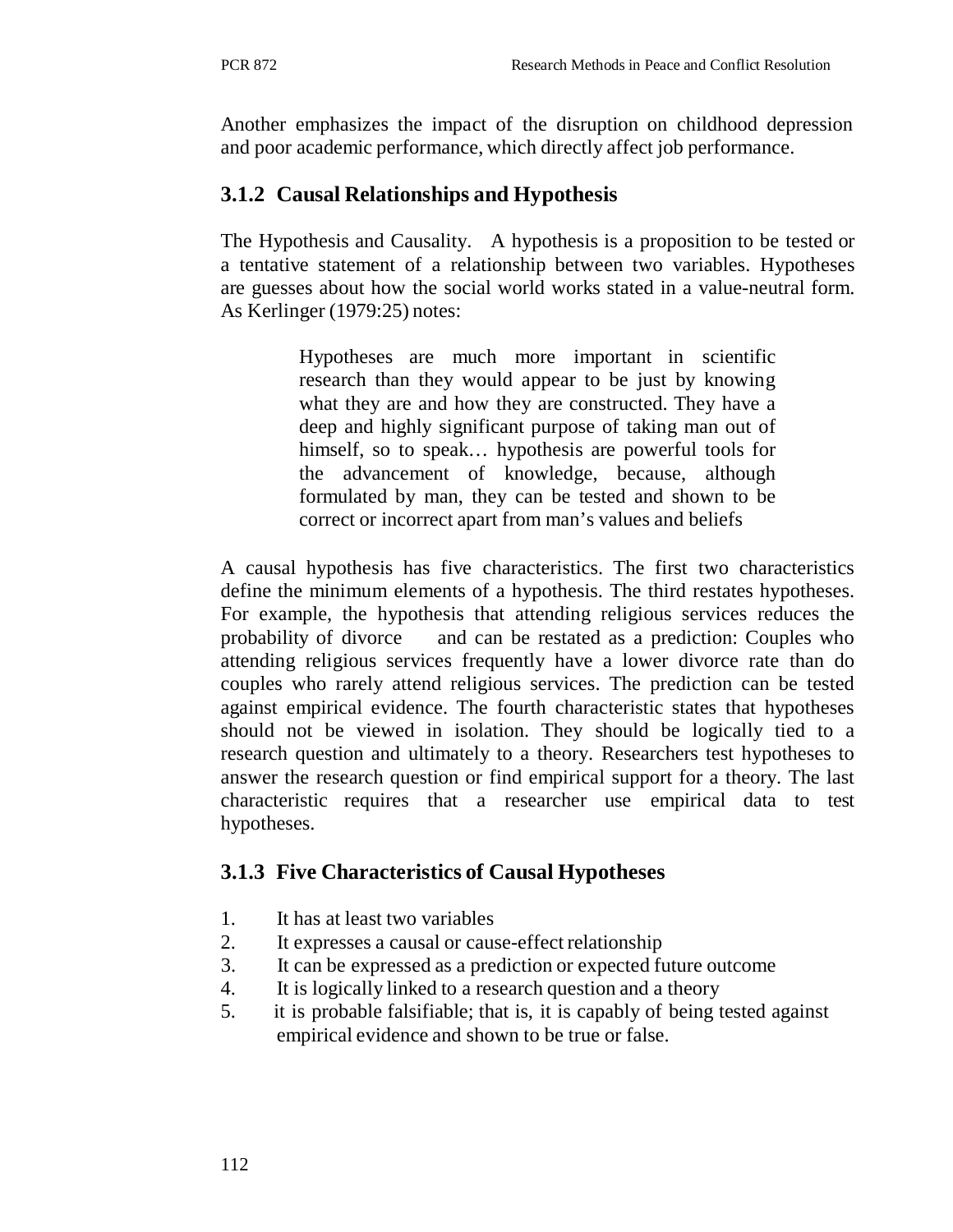Another emphasizes the impact of the disruption on childhood depression and poor academic performance, which directly affect job performance.

### 3.1.2 Causal Relationships and Hypothesis

The Hypothesis and Causality. A hypothesis is a proposition to be tested or a tentative statement of a relationship between two variables. Hypotheses are guesses about how the social world works stated in a value-neutral form. As Kerlinger (1979:25) notes:

> Hypotheses are much more important in scientific research than they would appear to be just by knowing what they are and how they are constructed. They have a deep and highly significant purpose of taking man out of himself, so to speak… hypothesis are powerful tools for the advancement of knowledge, because, although formulated by man, they can be tested and shown to be correct or incorrect apart from man's values and beliefs

A causal hypothesis has five characteristics. The first two characteristics define the minimum elements of a hypothesis. The third restates hypotheses. For example, the hypothesis that attending religious services reduces the probability of divorce and can be restated as a prediction: Couples who attending religious services frequently have a lower divorce rate than do couples who rarely attend religious services. The prediction can be tested against empirical evidence. The fourth characteristic states that hypotheses should not be viewed in isolation. They should be logically tied to a research question and ultimately to a theory. Researchers test hypotheses to answer the research question or find empirical support for a theory. The last characteristic requires that a researcher use empirical data to test hypotheses.

### 3.1.3 Five Characteristics of Causal Hypotheses

1. It has at least two variables
2. It expresses a causal or cause-effect relationship
3. It can be expressed as a prediction or expected future outcome
4. It is logically linked to a research question and a theory
5. it is probable falsifiable; that is, it is capably of being tested against empirical evidence and shown to be true or false.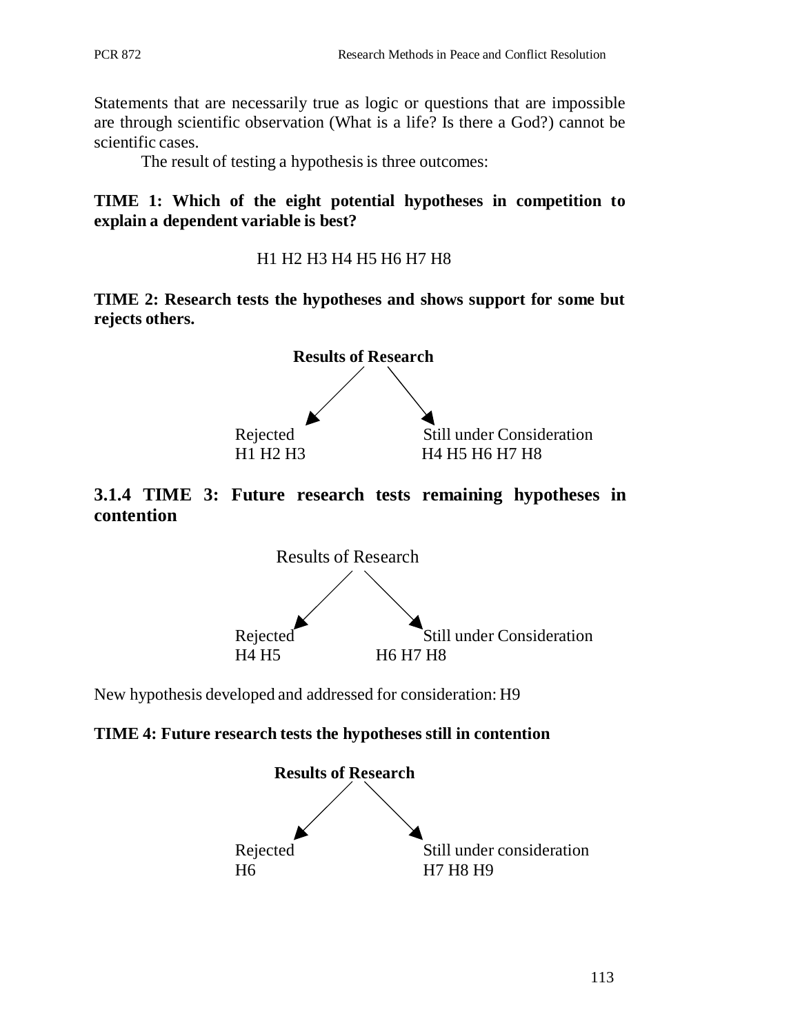Statements that are necessarily true as logic or questions that are impossible are through scientific observation (What is a life? Is there a God?) cannot be scientific cases.

The result of testing a hypothesis is three outcomes:

**TIME 1: Which of the eight potential hypotheses in competition to explain a dependent variable is best?**

H1 H2 H3 H4 H5 H6 H7 H8

**TIME 2: Research tests the hypotheses and shows support for some but rejects others.**

**Results of Research**

| Rejected | Still under Consideration |
|---|---|
| H1 H2 H3 | H4 H5 H6 H7 H8 |

### 3.1.4 TIME 3: Future research tests remaining hypotheses in contention

Results of Research

| Rejected | Still under Consideration |
|---|---|
| H4 H5 | H6 H7 H8 |

New hypothesis developed and addressed for consideration: H9

**TIME 4: Future research tests the hypotheses still in contention**

**Results of Research**

| Rejected | Still under consideration |
|---|---|
| H6 | H7 H8 H9 |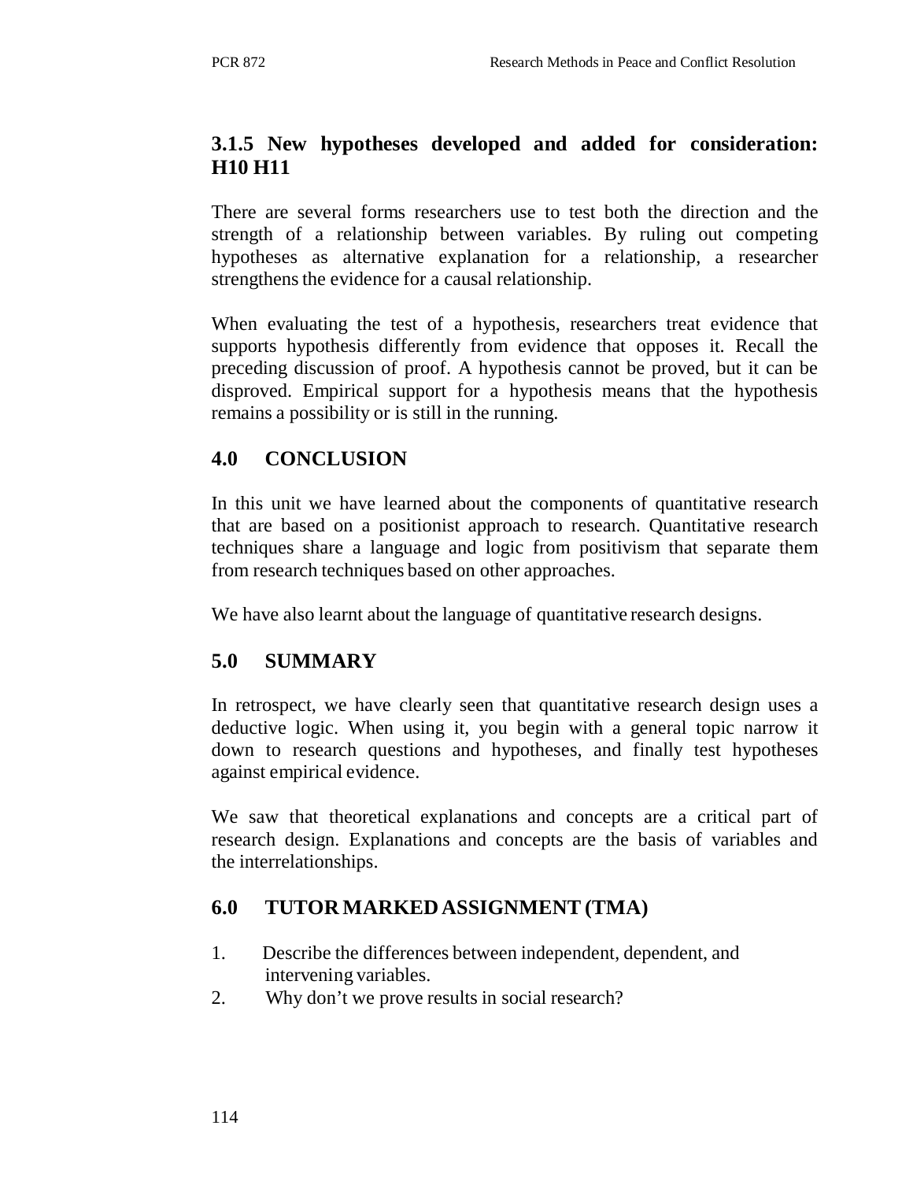### 3.1.5 New hypotheses developed and added for consideration: H10 H11

There are several forms researchers use to test both the direction and the strength of a relationship between variables. By ruling out competing hypotheses as alternative explanation for a relationship, a researcher strengthens the evidence for a causal relationship.

When evaluating the test of a hypothesis, researchers treat evidence that supports hypothesis differently from evidence that opposes it. Recall the preceding discussion of proof. A hypothesis cannot be proved, but it can be disproved. Empirical support for a hypothesis means that the hypothesis remains a possibility or is still in the running.

## 4.0 CONCLUSION

In this unit we have learned about the components of quantitative research that are based on a positionist approach to research. Quantitative research techniques share a language and logic from positivism that separate them from research techniques based on other approaches.

We have also learnt about the language of quantitative research designs.

## 5.0 SUMMARY

In retrospect, we have clearly seen that quantitative research design uses a deductive logic. When using it, you begin with a general topic narrow it down to research questions and hypotheses, and finally test hypotheses against empirical evidence.

We saw that theoretical explanations and concepts are a critical part of research design. Explanations and concepts are the basis of variables and the interrelationships.

## 6.0 TUTOR MARKED ASSIGNMENT (TMA)

1. Describe the differences between independent, dependent, and intervening variables.
2. Why don't we prove results in social research?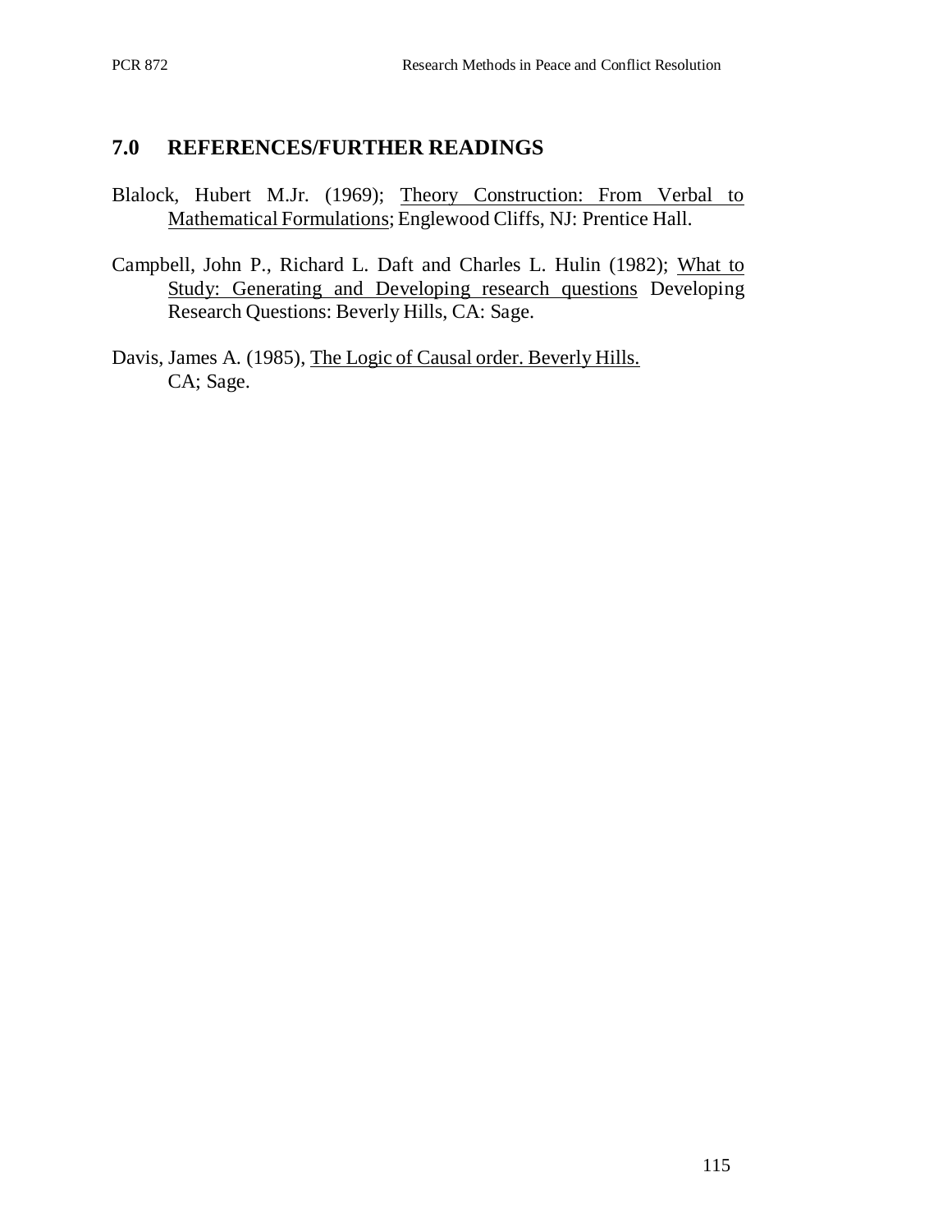## 7.0 REFERENCES/FURTHER READINGS

Blalock, Hubert M.Jr. (1969); Theory Construction: From Verbal to Mathematical Formulations; Englewood Cliffs, NJ: Prentice Hall.

Campbell, John P., Richard L. Daft and Charles L. Hulin (1982); What to Study: Generating and Developing research questions Developing Research Questions: Beverly Hills, CA: Sage.

Davis, James A. (1985), The Logic of Causal order. Beverly Hills. CA; Sage.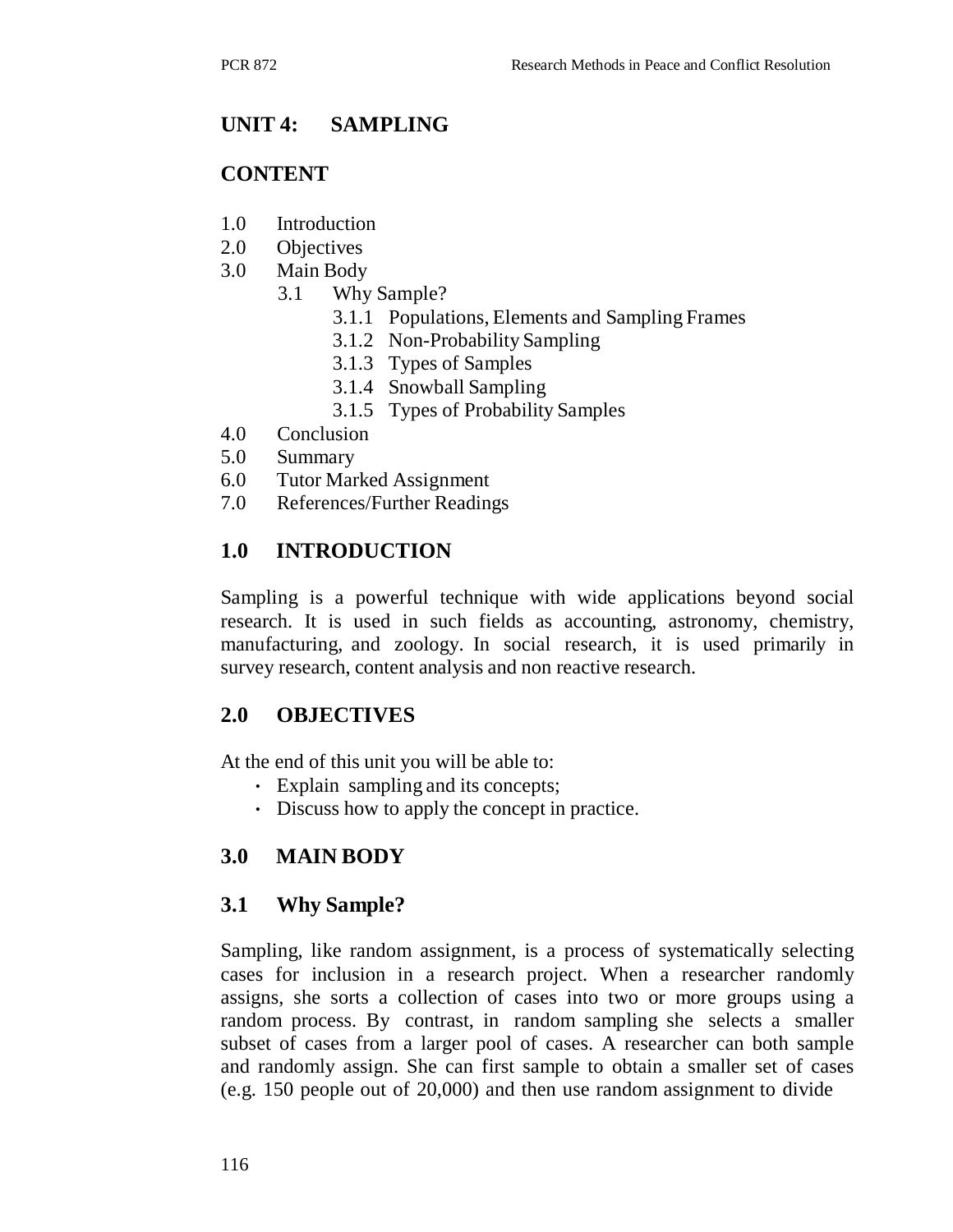## UNIT 4: SAMPLING

### CONTENT

1.0 Introduction
2.0 Objectives
3.0 Main Body
  3.1 Why Sample?
    3.1.1 Populations, Elements and Sampling Frames
    3.1.2 Non-Probability Sampling
    3.1.3 Types of Samples
    3.1.4 Snowball Sampling
    3.1.5 Types of Probability Samples
4.0 Conclusion
5.0 Summary
6.0 Tutor Marked Assignment
7.0 References/Further Readings

## 1.0 INTRODUCTION

Sampling is a powerful technique with wide applications beyond social research. It is used in such fields as accounting, astronomy, chemistry, manufacturing, and zoology. In social research, it is used primarily in survey research, content analysis and non reactive research.

## 2.0 OBJECTIVES

At the end of this unit you will be able to:

- Explain sampling and its concepts;
- Discuss how to apply the concept in practice.

## 3.0 MAIN BODY

### 3.1 Why Sample?

Sampling, like random assignment, is a process of systematically selecting cases for inclusion in a research project. When a researcher randomly assigns, she sorts a collection of cases into two or more groups using a random process. By contrast, in random sampling she selects a smaller subset of cases from a larger pool of cases. A researcher can both sample and randomly assign. She can first sample to obtain a smaller set of cases (e.g. 150 people out of 20,000) and then use random assignment to divide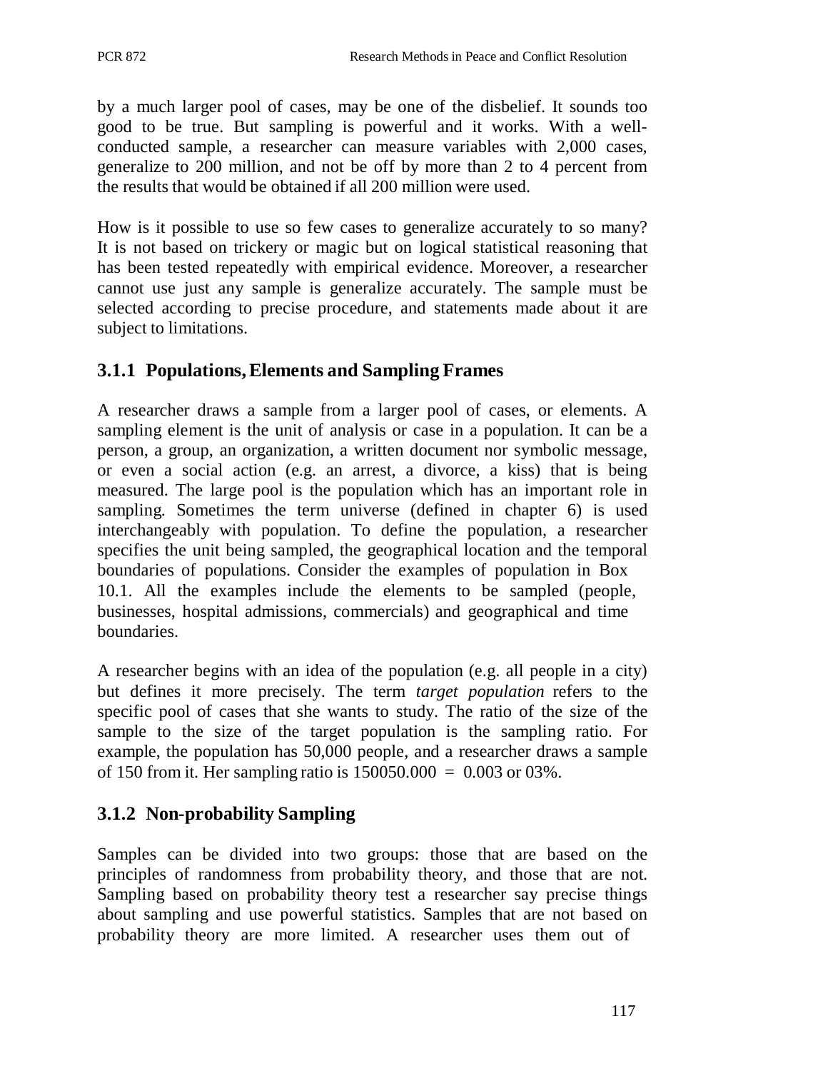by a much larger pool of cases, may be one of the disbelief. It sounds too good to be true. But sampling is powerful and it works. With a well-conducted sample, a researcher can measure variables with 2,000 cases, generalize to 200 million, and not be off by more than 2 to 4 percent from the results that would be obtained if all 200 million were used.

How is it possible to use so few cases to generalize accurately to so many? It is not based on trickery or magic but on logical statistical reasoning that has been tested repeatedly with empirical evidence. Moreover, a researcher cannot use just any sample is generalize accurately. The sample must be selected according to precise procedure, and statements made about it are subject to limitations.

### 3.1.1 Populations, Elements and Sampling Frames

A researcher draws a sample from a larger pool of cases, or elements. A sampling element is the unit of analysis or case in a population. It can be a person, a group, an organization, a written document nor symbolic message, or even a social action (e.g. an arrest, a divorce, a kiss) that is being measured. The large pool is the population which has an important role in sampling. Sometimes the term universe (defined in chapter 6) is used interchangeably with population. To define the population, a researcher specifies the unit being sampled, the geographical location and the temporal boundaries of populations. Consider the examples of population in Box 10.1. All the examples include the elements to be sampled (people, businesses, hospital admissions, commercials) and geographical and time boundaries.

A researcher begins with an idea of the population (e.g. all people in a city) but defines it more precisely. The term *target population* refers to the specific pool of cases that she wants to study. The ratio of the size of the sample to the size of the target population is the sampling ratio. For example, the population has 50,000 people, and a researcher draws a sample of 150 from it. Her sampling ratio is 150050.000 = 0.003 or 03%.

### 3.1.2 Non-probability Sampling

Samples can be divided into two groups: those that are based on the principles of randomness from probability theory, and those that are not. Sampling based on probability theory test a researcher say precise things about sampling and use powerful statistics. Samples that are not based on probability theory are more limited. A researcher uses them out of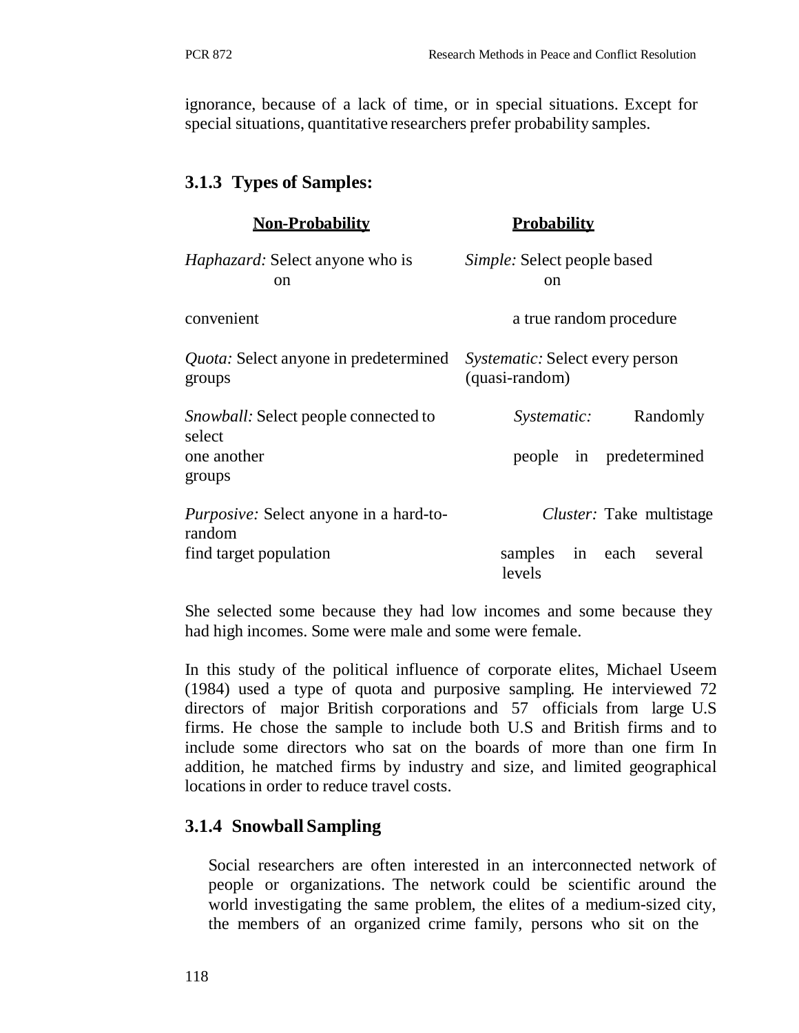ignorance, because of a lack of time, or in special situations. Except for special situations, quantitative researchers prefer probability samples.

### 3.1.3 Types of Samples:

| **Non-Probability** | **Probability** |
|---|---|
| *Haphazard:* Select anyone who is on convenient | *Simple:* Select people based on a true random procedure |
| *Quota:* Select anyone in predetermined groups | *Systematic:* Select every person (quasi-random) |
| *Snowball:* Select people connected to one another | *Systematic:* Randomly select people in predetermined groups |
| *Purposive:* Select anyone in a hard-to-find target population | *Cluster:* Take multistage random samples in each several levels |

She selected some because they had low incomes and some because they had high incomes. Some were male and some were female.

In this study of the political influence of corporate elites, Michael Useem (1984) used a type of quota and purposive sampling. He interviewed 72 directors of major British corporations and 57 officials from large U.S firms. He chose the sample to include both U.S and British firms and to include some directors who sat on the boards of more than one firm In addition, he matched firms by industry and size, and limited geographical locations in order to reduce travel costs.

### 3.1.4 Snowball Sampling

Social researchers are often interested in an interconnected network of people or organizations. The network could be scientific around the world investigating the same problem, the elites of a medium-sized city, the members of an organized crime family, persons who sit on the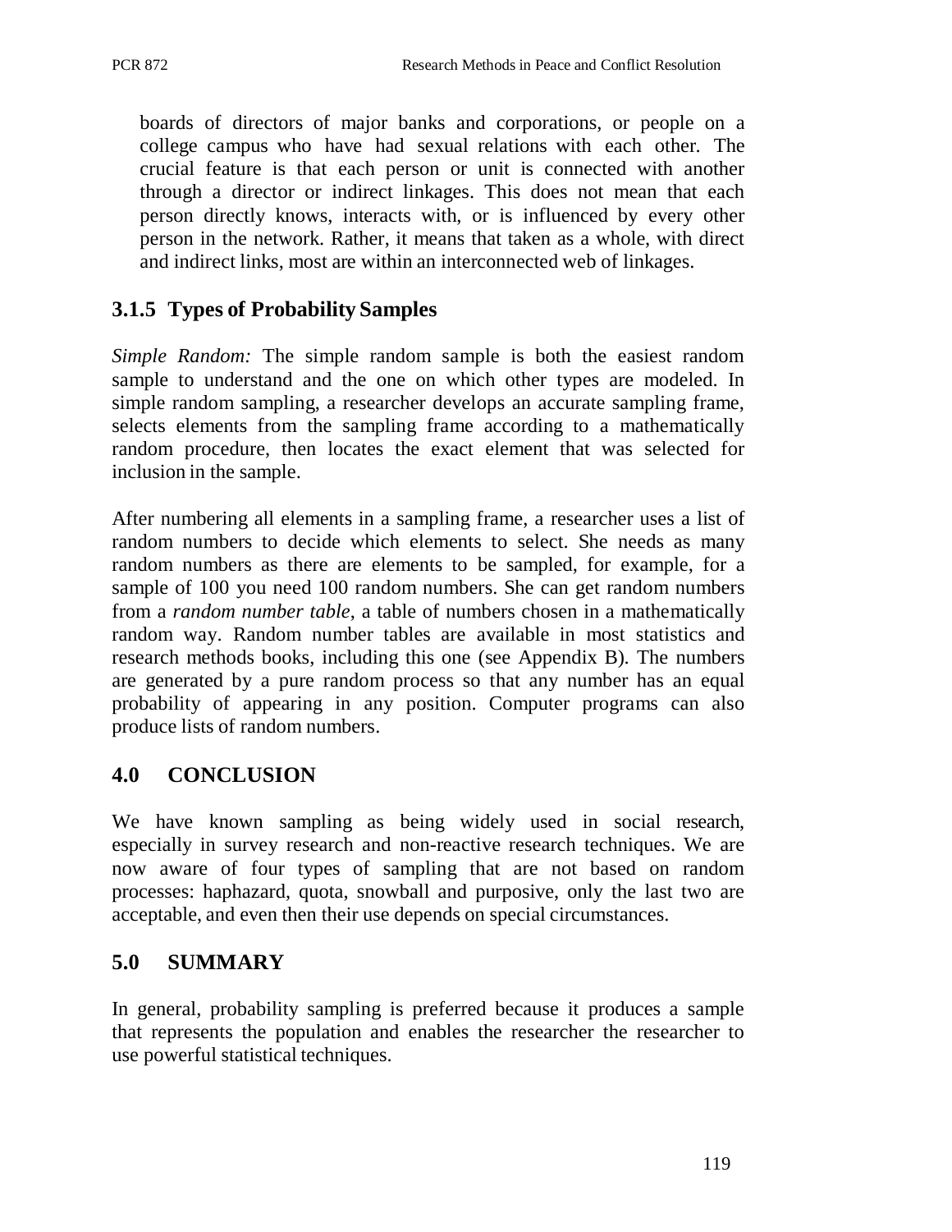boards of directors of major banks and corporations, or people on a college campus who have had sexual relations with each other. The crucial feature is that each person or unit is connected with another through a director or indirect linkages. This does not mean that each person directly knows, interacts with, or is influenced by every other person in the network. Rather, it means that taken as a whole, with direct and indirect links, most are within an interconnected web of linkages.

### 3.1.5 Types of Probability Samples

*Simple Random:* The simple random sample is both the easiest random sample to understand and the one on which other types are modeled. In simple random sampling, a researcher develops an accurate sampling frame, selects elements from the sampling frame according to a mathematically random procedure, then locates the exact element that was selected for inclusion in the sample.

After numbering all elements in a sampling frame, a researcher uses a list of random numbers to decide which elements to select. She needs as many random numbers as there are elements to be sampled, for example, for a sample of 100 you need 100 random numbers. She can get random numbers from a *random number table*, a table of numbers chosen in a mathematically random way. Random number tables are available in most statistics and research methods books, including this one (see Appendix B). The numbers are generated by a pure random process so that any number has an equal probability of appearing in any position. Computer programs can also produce lists of random numbers.

## 4.0 CONCLUSION

We have known sampling as being widely used in social research, especially in survey research and non-reactive research techniques. We are now aware of four types of sampling that are not based on random processes: haphazard, quota, snowball and purposive, only the last two are acceptable, and even then their use depends on special circumstances.

## 5.0 SUMMARY

In general, probability sampling is preferred because it produces a sample that represents the population and enables the researcher the researcher to use powerful statistical techniques.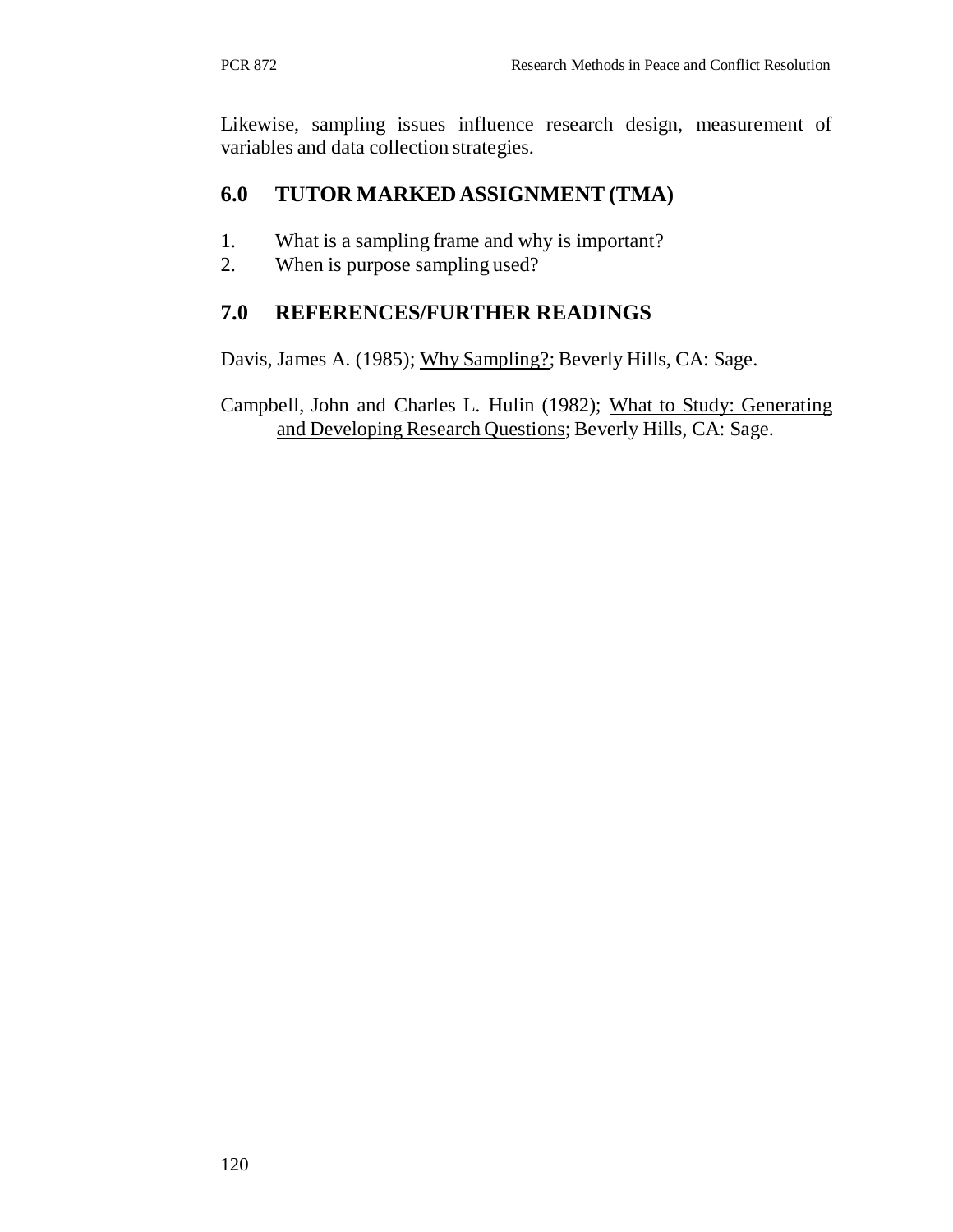Likewise, sampling issues influence research design, measurement of variables and data collection strategies.

## 6.0 TUTOR MARKED ASSIGNMENT (TMA)

1. What is a sampling frame and why is important?
2. When is purpose sampling used?

## 7.0 REFERENCES/FURTHER READINGS

Davis, James A. (1985); Why Sampling?; Beverly Hills, CA: Sage.

Campbell, John and Charles L. Hulin (1982); What to Study: Generating and Developing Research Questions; Beverly Hills, CA: Sage.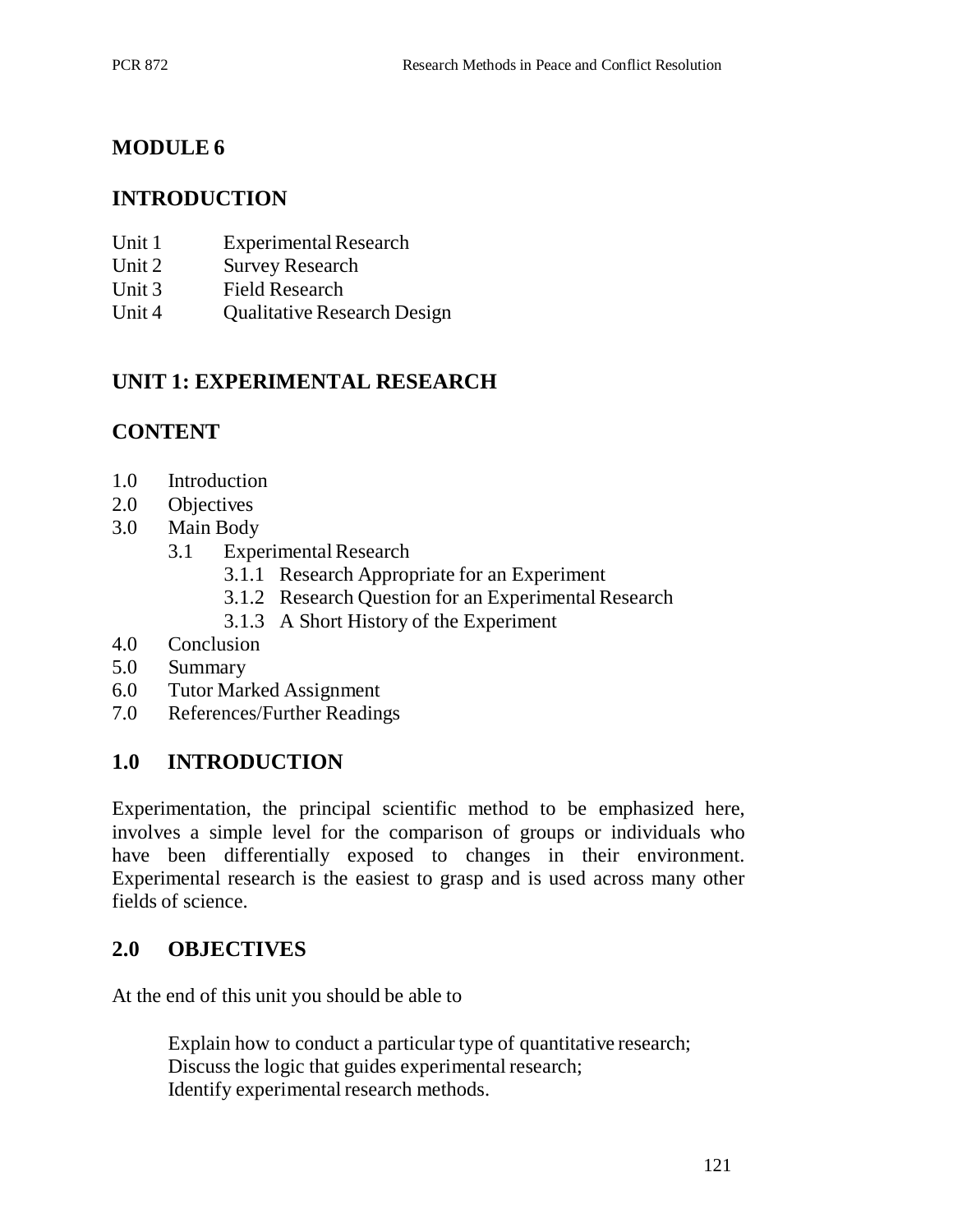# MODULE 6

## INTRODUCTION

Unit 1 Experimental Research
Unit 2 Survey Research
Unit 3 Field Research
Unit 4 Qualitative Research Design

## UNIT 1: EXPERIMENTAL RESEARCH

## CONTENT

1.0 Introduction
2.0 Objectives
3.0 Main Body
  3.1 Experimental Research
    3.1.1 Research Appropriate for an Experiment
    3.1.2 Research Question for an Experimental Research
    3.1.3 A Short History of the Experiment
4.0 Conclusion
5.0 Summary
6.0 Tutor Marked Assignment
7.0 References/Further Readings

## 1.0 INTRODUCTION

Experimentation, the principal scientific method to be emphasized here, involves a simple level for the comparison of groups or individuals who have been differentially exposed to changes in their environment. Experimental research is the easiest to grasp and is used across many other fields of science.

## 2.0 OBJECTIVES

At the end of this unit you should be able to

Explain how to conduct a particular type of quantitative research;
Discuss the logic that guides experimental research;
Identify experimental research methods.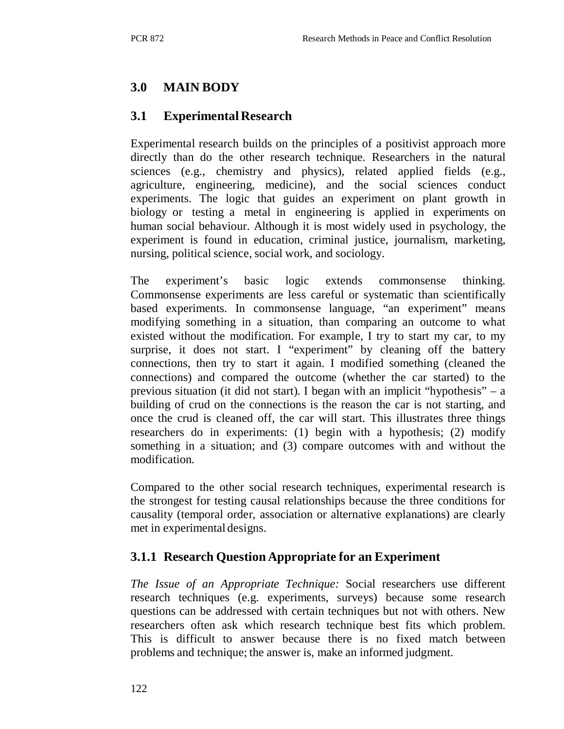## 3.0 MAIN BODY

### 3.1 Experimental Research

Experimental research builds on the principles of a positivist approach more directly than do the other research technique. Researchers in the natural sciences (e.g., chemistry and physics), related applied fields (e.g., agriculture, engineering, medicine), and the social sciences conduct experiments. The logic that guides an experiment on plant growth in biology or testing a metal in engineering is applied in experiments on human social behaviour. Although it is most widely used in psychology, the experiment is found in education, criminal justice, journalism, marketing, nursing, political science, social work, and sociology.

The experiment's basic logic extends commonsense thinking. Commonsense experiments are less careful or systematic than scientifically based experiments. In commonsense language, "an experiment" means modifying something in a situation, than comparing an outcome to what existed without the modification. For example, I try to start my car, to my surprise, it does not start. I "experiment" by cleaning off the battery connections, then try to start it again. I modified something (cleaned the connections) and compared the outcome (whether the car started) to the previous situation (it did not start). I began with an implicit "hypothesis" – a building of crud on the connections is the reason the car is not starting, and once the crud is cleaned off, the car will start. This illustrates three things researchers do in experiments: (1) begin with a hypothesis; (2) modify something in a situation; and (3) compare outcomes with and without the modification.

Compared to the other social research techniques, experimental research is the strongest for testing causal relationships because the three conditions for causality (temporal order, association or alternative explanations) are clearly met in experimental designs.

#### 3.1.1 Research Question Appropriate for an Experiment

*The Issue of an Appropriate Technique:* Social researchers use different research techniques (e.g. experiments, surveys) because some research questions can be addressed with certain techniques but not with others. New researchers often ask which research technique best fits which problem. This is difficult to answer because there is no fixed match between problems and technique; the answer is, make an informed judgment.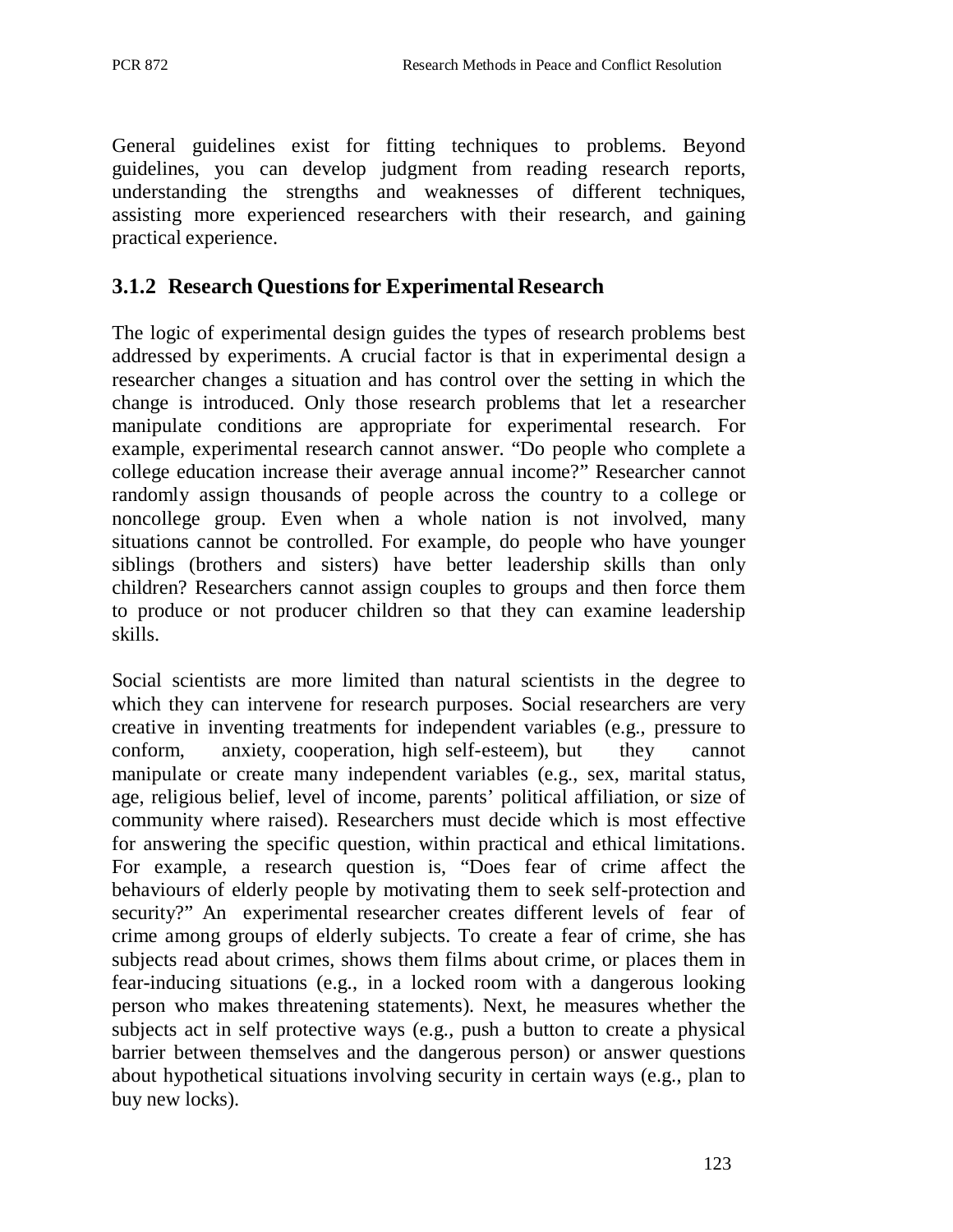General guidelines exist for fitting techniques to problems. Beyond guidelines, you can develop judgment from reading research reports, understanding the strengths and weaknesses of different techniques, assisting more experienced researchers with their research, and gaining practical experience.

### 3.1.2 Research Questions for Experimental Research

The logic of experimental design guides the types of research problems best addressed by experiments. A crucial factor is that in experimental design a researcher changes a situation and has control over the setting in which the change is introduced. Only those research problems that let a researcher manipulate conditions are appropriate for experimental research. For example, experimental research cannot answer. "Do people who complete a college education increase their average annual income?" Researcher cannot randomly assign thousands of people across the country to a college or noncollege group. Even when a whole nation is not involved, many situations cannot be controlled. For example, do people who have younger siblings (brothers and sisters) have better leadership skills than only children? Researchers cannot assign couples to groups and then force them to produce or not producer children so that they can examine leadership skills.

Social scientists are more limited than natural scientists in the degree to which they can intervene for research purposes. Social researchers are very creative in inventing treatments for independent variables (e.g., pressure to conform, anxiety, cooperation, high self-esteem), but they cannot manipulate or create many independent variables (e.g., sex, marital status, age, religious belief, level of income, parents' political affiliation, or size of community where raised). Researchers must decide which is most effective for answering the specific question, within practical and ethical limitations. For example, a research question is, "Does fear of crime affect the behaviours of elderly people by motivating them to seek self-protection and security?" An experimental researcher creates different levels of fear of crime among groups of elderly subjects. To create a fear of crime, she has subjects read about crimes, shows them films about crime, or places them in fear-inducing situations (e.g., in a locked room with a dangerous looking person who makes threatening statements). Next, he measures whether the subjects act in self protective ways (e.g., push a button to create a physical barrier between themselves and the dangerous person) or answer questions about hypothetical situations involving security in certain ways (e.g., plan to buy new locks).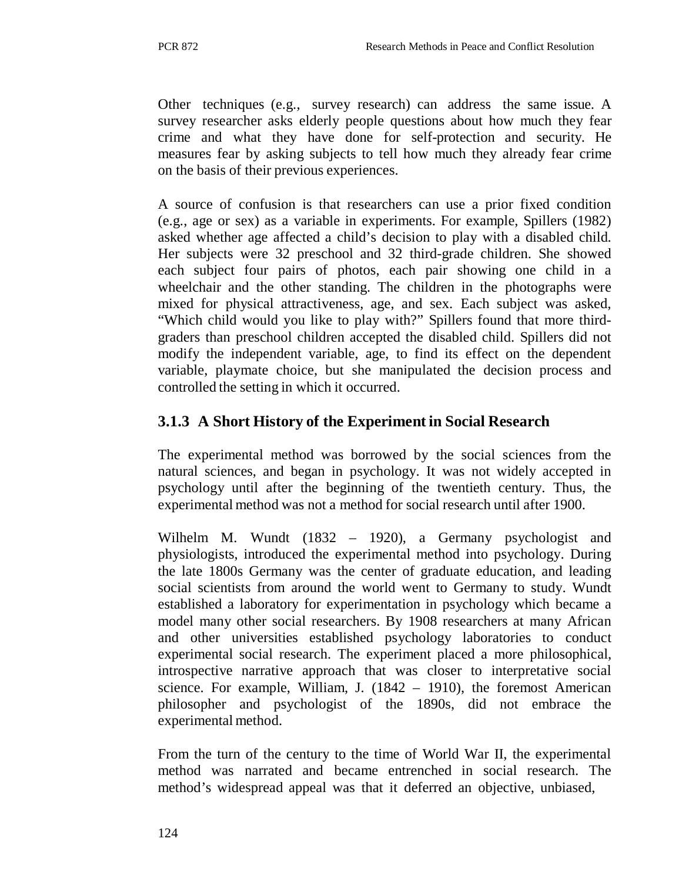Other techniques (e.g., survey research) can address the same issue. A survey researcher asks elderly people questions about how much they fear crime and what they have done for self-protection and security. He measures fear by asking subjects to tell how much they already fear crime on the basis of their previous experiences.

A source of confusion is that researchers can use a prior fixed condition (e.g., age or sex) as a variable in experiments. For example, Spillers (1982) asked whether age affected a child's decision to play with a disabled child. Her subjects were 32 preschool and 32 third-grade children. She showed each subject four pairs of photos, each pair showing one child in a wheelchair and the other standing. The children in the photographs were mixed for physical attractiveness, age, and sex. Each subject was asked, "Which child would you like to play with?" Spillers found that more third-graders than preschool children accepted the disabled child. Spillers did not modify the independent variable, age, to find its effect on the dependent variable, playmate choice, but she manipulated the decision process and controlled the setting in which it occurred.

### 3.1.3 A Short History of the Experiment in Social Research

The experimental method was borrowed by the social sciences from the natural sciences, and began in psychology. It was not widely accepted in psychology until after the beginning of the twentieth century. Thus, the experimental method was not a method for social research until after 1900.

Wilhelm M. Wundt (1832 – 1920), a Germany psychologist and physiologists, introduced the experimental method into psychology. During the late 1800s Germany was the center of graduate education, and leading social scientists from around the world went to Germany to study. Wundt established a laboratory for experimentation in psychology which became a model many other social researchers. By 1908 researchers at many African and other universities established psychology laboratories to conduct experimental social research. The experiment placed a more philosophical, introspective narrative approach that was closer to interpretative social science. For example, William, J. (1842 – 1910), the foremost American philosopher and psychologist of the 1890s, did not embrace the experimental method.

From the turn of the century to the time of World War II, the experimental method was narrated and became entrenched in social research. The method's widespread appeal was that it deferred an objective, unbiased,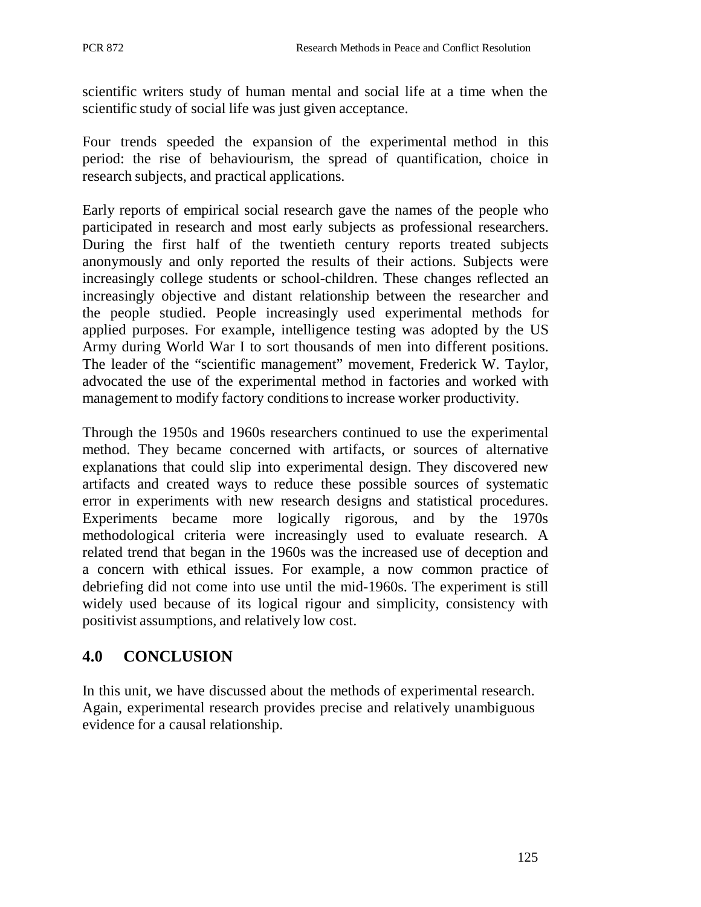scientific writers study of human mental and social life at a time when the scientific study of social life was just given acceptance.

Four trends speeded the expansion of the experimental method in this period: the rise of behaviourism, the spread of quantification, choice in research subjects, and practical applications.

Early reports of empirical social research gave the names of the people who participated in research and most early subjects as professional researchers. During the first half of the twentieth century reports treated subjects anonymously and only reported the results of their actions. Subjects were increasingly college students or school-children. These changes reflected an increasingly objective and distant relationship between the researcher and the people studied. People increasingly used experimental methods for applied purposes. For example, intelligence testing was adopted by the US Army during World War I to sort thousands of men into different positions. The leader of the "scientific management" movement, Frederick W. Taylor, advocated the use of the experimental method in factories and worked with management to modify factory conditions to increase worker productivity.

Through the 1950s and 1960s researchers continued to use the experimental method. They became concerned with artifacts, or sources of alternative explanations that could slip into experimental design. They discovered new artifacts and created ways to reduce these possible sources of systematic error in experiments with new research designs and statistical procedures. Experiments became more logically rigorous, and by the 1970s methodological criteria were increasingly used to evaluate research. A related trend that began in the 1960s was the increased use of deception and a concern with ethical issues. For example, a now common practice of debriefing did not come into use until the mid-1960s. The experiment is still widely used because of its logical rigour and simplicity, consistency with positivist assumptions, and relatively low cost.

## 4.0 CONCLUSION

In this unit, we have discussed about the methods of experimental research. Again, experimental research provides precise and relatively unambiguous evidence for a causal relationship.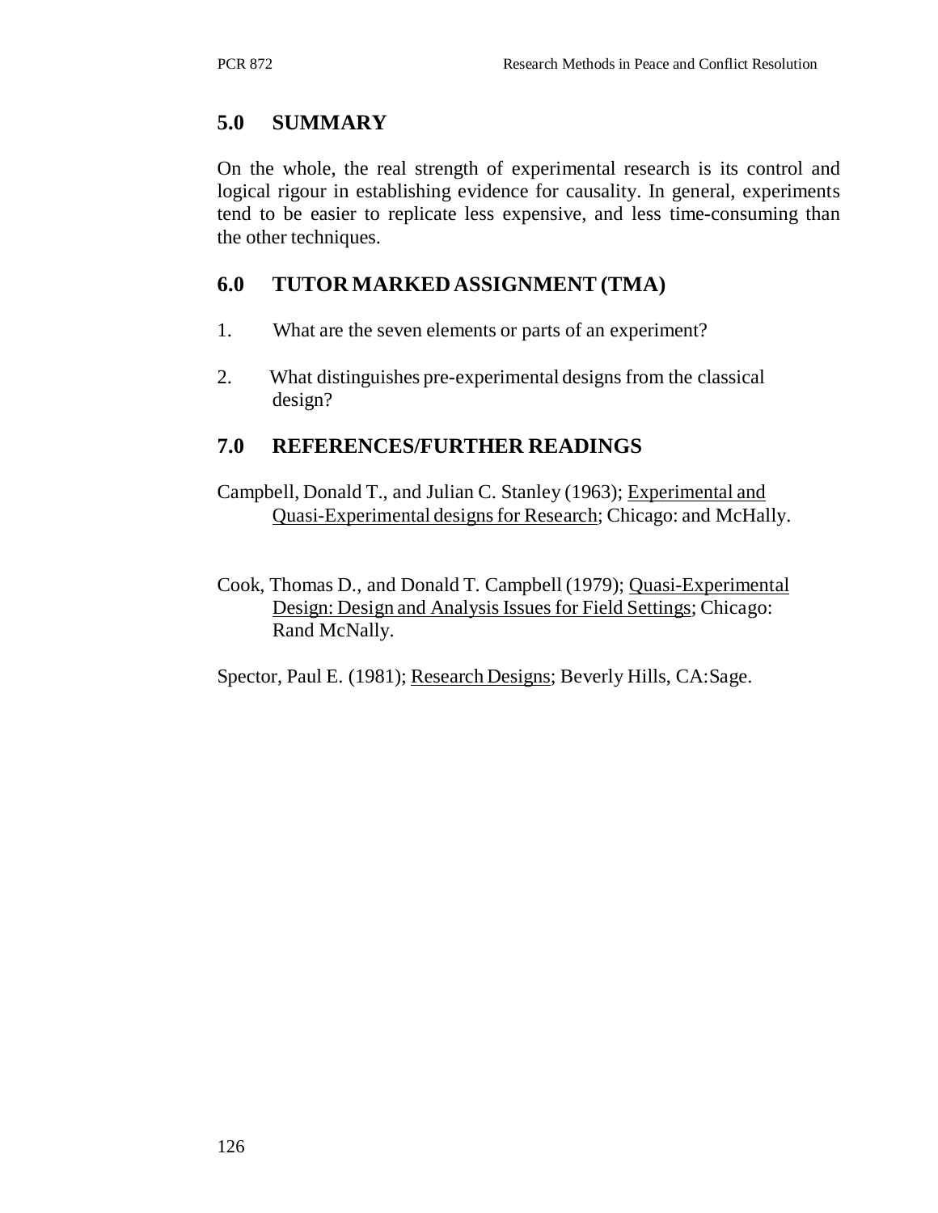## 5.0 SUMMARY

On the whole, the real strength of experimental research is its control and logical rigour in establishing evidence for causality. In general, experiments tend to be easier to replicate less expensive, and less time-consuming than the other techniques.

## 6.0 TUTOR MARKED ASSIGNMENT (TMA)

1. What are the seven elements or parts of an experiment?

2. What distinguishes pre-experimental designs from the classical design?

## 7.0 REFERENCES/FURTHER READINGS

Campbell, Donald T., and Julian C. Stanley (1963); Experimental and Quasi-Experimental designs for Research; Chicago: and McHally.

Cook, Thomas D., and Donald T. Campbell (1979); Quasi-Experimental Design: Design and Analysis Issues for Field Settings; Chicago: Rand McNally.

Spector, Paul E. (1981); Research Designs; Beverly Hills, CA:Sage.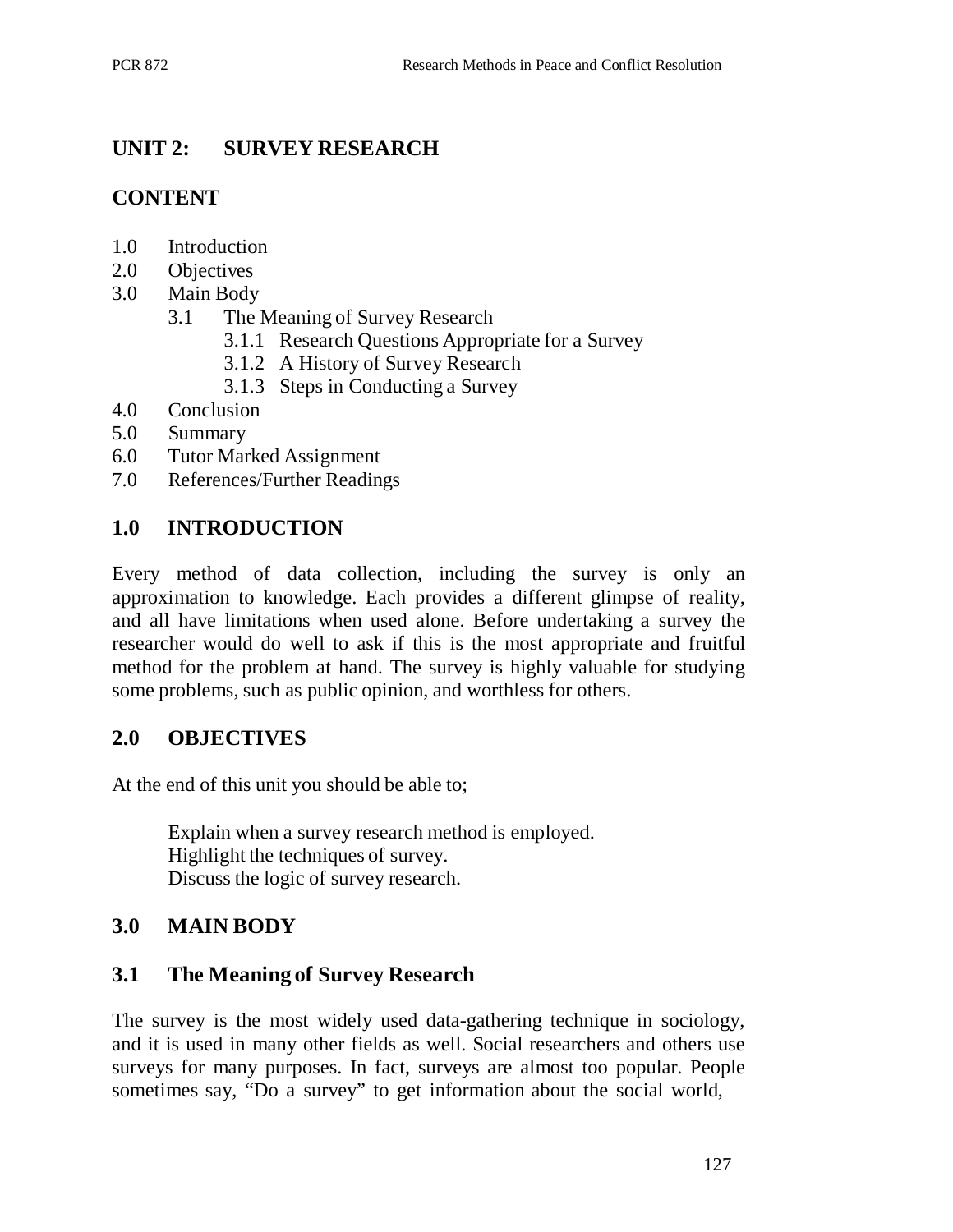## UNIT 2: SURVEY RESEARCH

## CONTENT

1.0 Introduction
2.0 Objectives
3.0 Main Body
    3.1 The Meaning of Survey Research
        3.1.1 Research Questions Appropriate for a Survey
        3.1.2 A History of Survey Research
        3.1.3 Steps in Conducting a Survey
4.0 Conclusion
5.0 Summary
6.0 Tutor Marked Assignment
7.0 References/Further Readings

## 1.0 INTRODUCTION

Every method of data collection, including the survey is only an approximation to knowledge. Each provides a different glimpse of reality, and all have limitations when used alone. Before undertaking a survey the researcher would do well to ask if this is the most appropriate and fruitful method for the problem at hand. The survey is highly valuable for studying some problems, such as public opinion, and worthless for others.

## 2.0 OBJECTIVES

At the end of this unit you should be able to;

- Explain when a survey research method is employed.
- Highlight the techniques of survey.
- Discuss the logic of survey research.

## 3.0 MAIN BODY

### 3.1 The Meaning of Survey Research

The survey is the most widely used data-gathering technique in sociology, and it is used in many other fields as well. Social researchers and others use surveys for many purposes. In fact, surveys are almost too popular. People sometimes say, "Do a survey" to get information about the social world,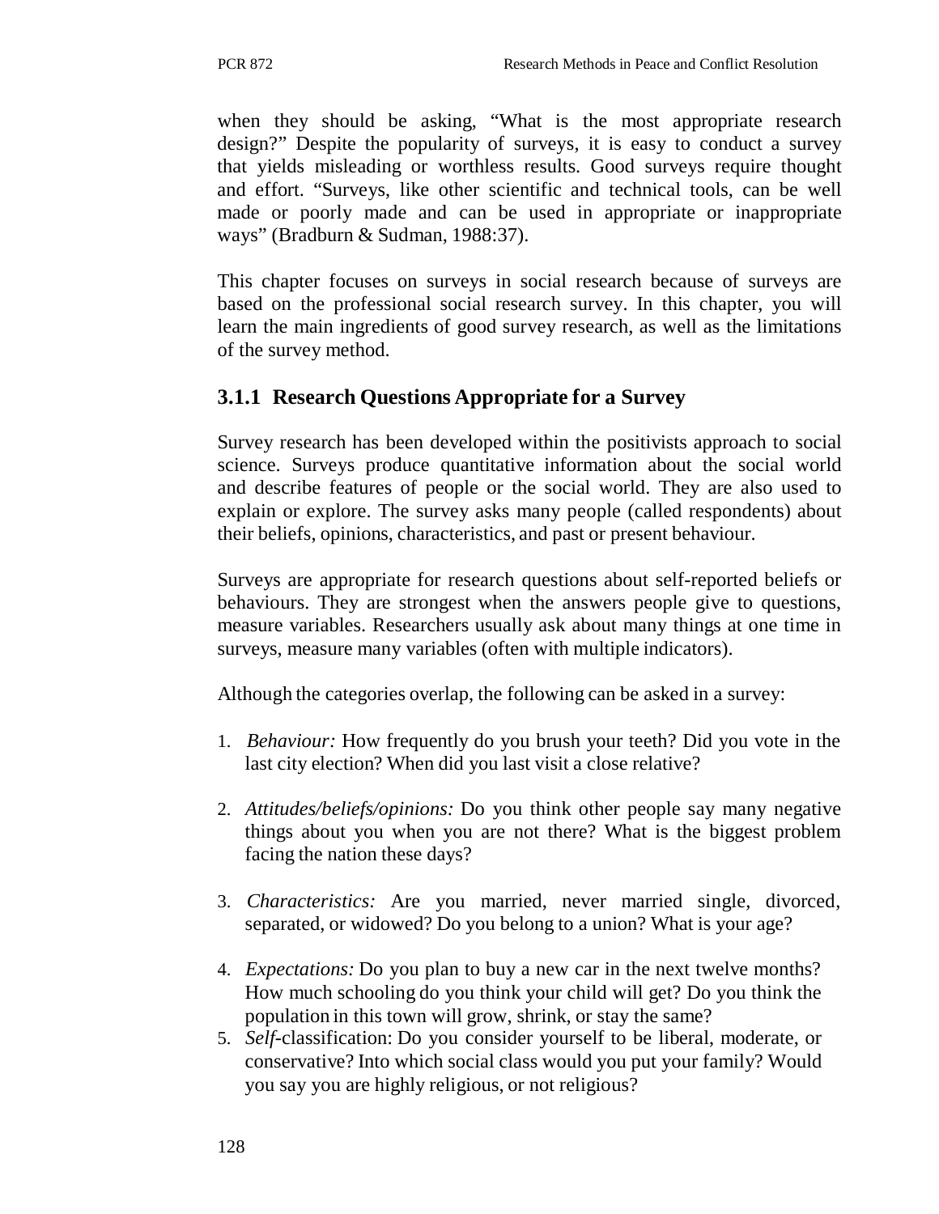when they should be asking, "What is the most appropriate research design?" Despite the popularity of surveys, it is easy to conduct a survey that yields misleading or worthless results. Good surveys require thought and effort. "Surveys, like other scientific and technical tools, can be well made or poorly made and can be used in appropriate or inappropriate ways" (Bradburn & Sudman, 1988:37).

This chapter focuses on surveys in social research because of surveys are based on the professional social research survey. In this chapter, you will learn the main ingredients of good survey research, as well as the limitations of the survey method.

### 3.1.1 Research Questions Appropriate for a Survey

Survey research has been developed within the positivists approach to social science. Surveys produce quantitative information about the social world and describe features of people or the social world. They are also used to explain or explore. The survey asks many people (called respondents) about their beliefs, opinions, characteristics, and past or present behaviour.

Surveys are appropriate for research questions about self-reported beliefs or behaviours. They are strongest when the answers people give to questions, measure variables. Researchers usually ask about many things at one time in surveys, measure many variables (often with multiple indicators).

Although the categories overlap, the following can be asked in a survey:

1. *Behaviour:* How frequently do you brush your teeth? Did you vote in the last city election? When did you last visit a close relative?
2. *Attitudes/beliefs/opinions:* Do you think other people say many negative things about you when you are not there? What is the biggest problem facing the nation these days?
3. *Characteristics:* Are you married, never married single, divorced, separated, or widowed? Do you belong to a union? What is your age?
4. *Expectations:* Do you plan to buy a new car in the next twelve months? How much schooling do you think your child will get? Do you think the population in this town will grow, shrink, or stay the same?
5. *Self*-classification: Do you consider yourself to be liberal, moderate, or conservative? Into which social class would you put your family? Would you say you are highly religious, or not religious?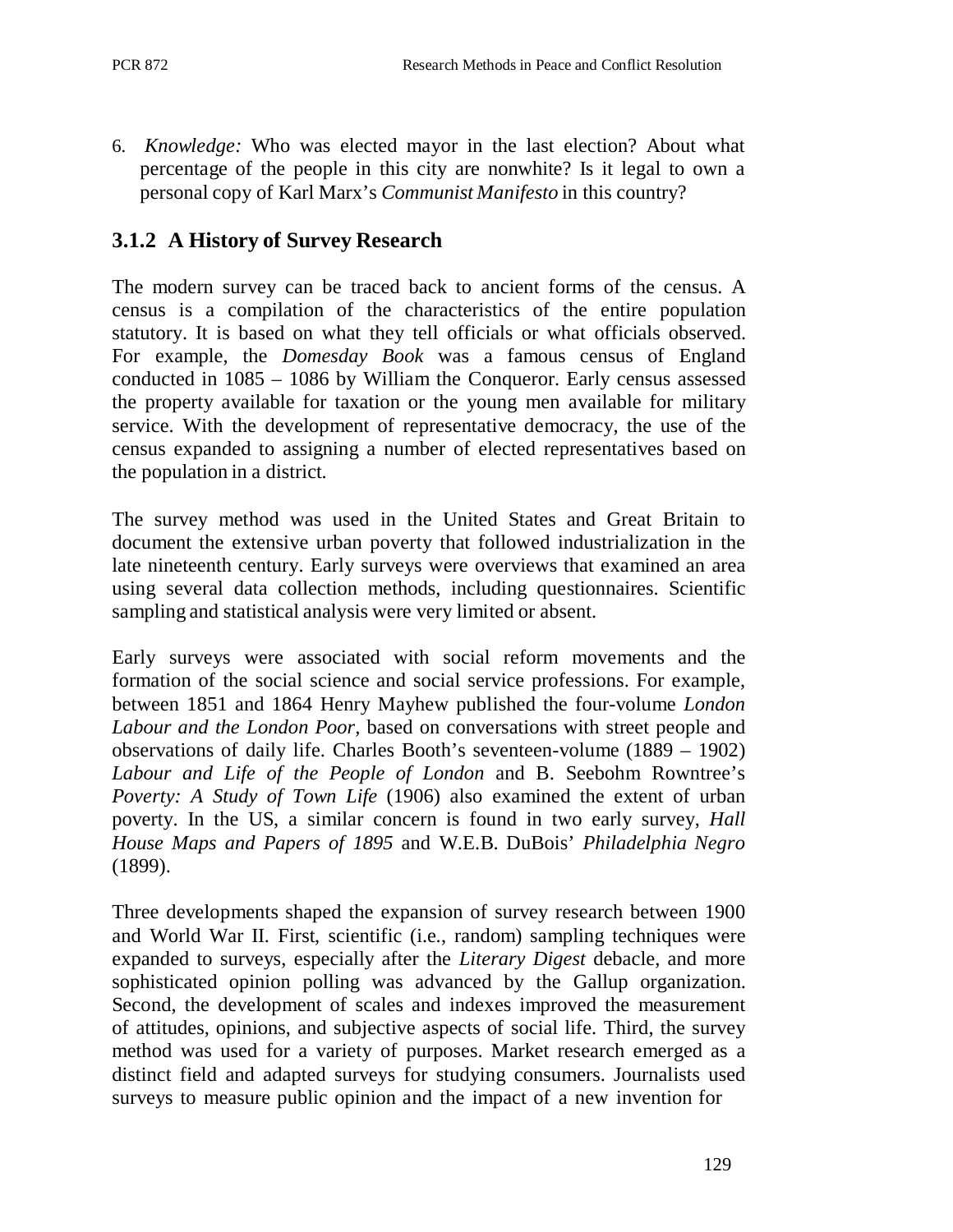6. *Knowledge:* Who was elected mayor in the last election? About what percentage of the people in this city are nonwhite? Is it legal to own a personal copy of Karl Marx's *Communist Manifesto* in this country?

### 3.1.2 A History of Survey Research

The modern survey can be traced back to ancient forms of the census. A census is a compilation of the characteristics of the entire population statutory. It is based on what they tell officials or what officials observed. For example, the *Domesday Book* was a famous census of England conducted in 1085 – 1086 by William the Conqueror. Early census assessed the property available for taxation or the young men available for military service. With the development of representative democracy, the use of the census expanded to assigning a number of elected representatives based on the population in a district.

The survey method was used in the United States and Great Britain to document the extensive urban poverty that followed industrialization in the late nineteenth century. Early surveys were overviews that examined an area using several data collection methods, including questionnaires. Scientific sampling and statistical analysis were very limited or absent.

Early surveys were associated with social reform movements and the formation of the social science and social service professions. For example, between 1851 and 1864 Henry Mayhew published the four-volume *London Labour and the London Poor*, based on conversations with street people and observations of daily life. Charles Booth's seventeen-volume (1889 – 1902) *Labour and Life of the People of London* and B. Seebohm Rowntree's *Poverty: A Study of Town Life* (1906) also examined the extent of urban poverty. In the US, a similar concern is found in two early survey, *Hall House Maps and Papers of 1895* and W.E.B. DuBois' *Philadelphia Negro* (1899).

Three developments shaped the expansion of survey research between 1900 and World War II. First, scientific (i.e., random) sampling techniques were expanded to surveys, especially after the *Literary Digest* debacle, and more sophisticated opinion polling was advanced by the Gallup organization. Second, the development of scales and indexes improved the measurement of attitudes, opinions, and subjective aspects of social life. Third, the survey method was used for a variety of purposes. Market research emerged as a distinct field and adapted surveys for studying consumers. Journalists used surveys to measure public opinion and the impact of a new invention for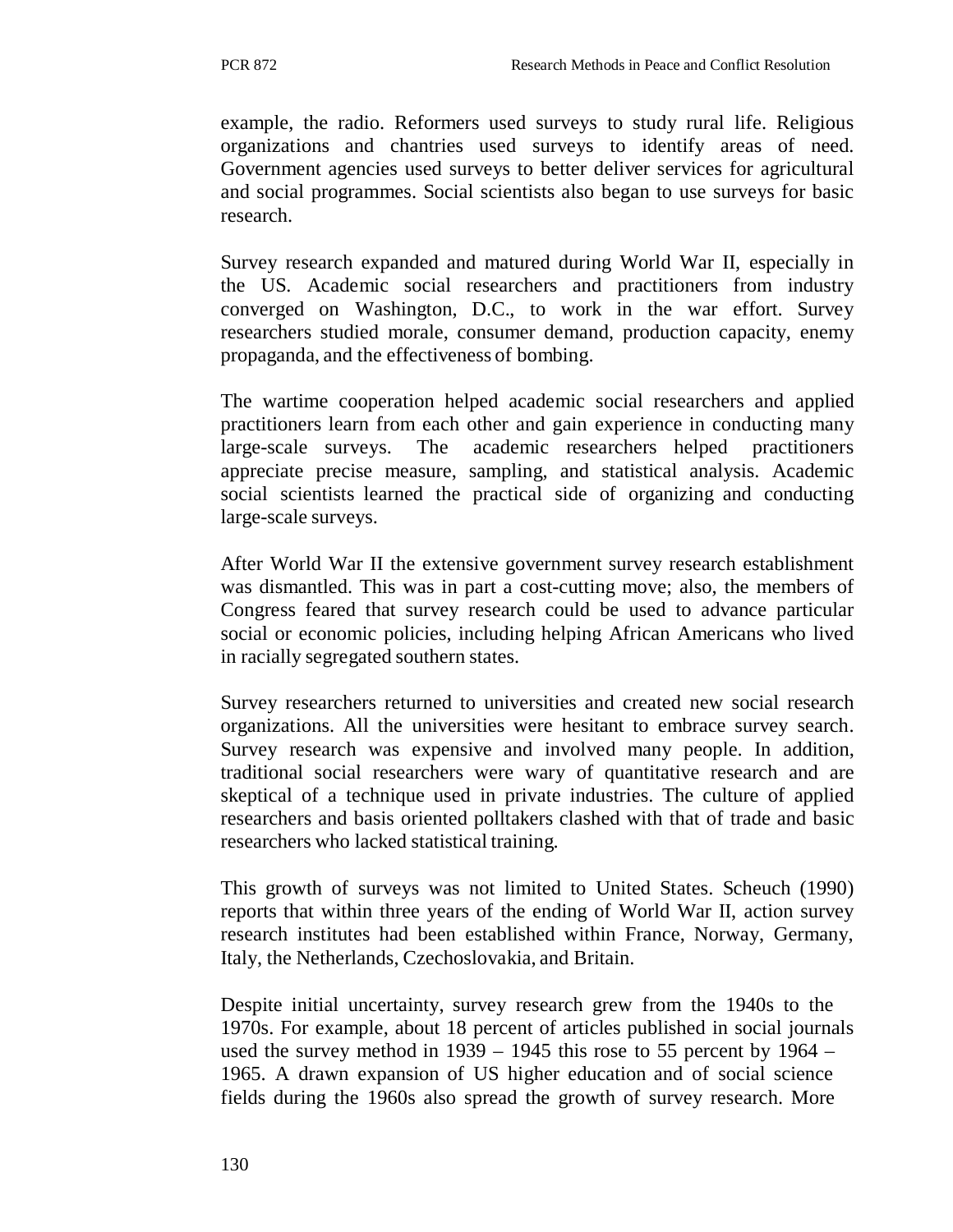example, the radio. Reformers used surveys to study rural life. Religious organizations and chantries used surveys to identify areas of need. Government agencies used surveys to better deliver services for agricultural and social programmes. Social scientists also began to use surveys for basic research.

Survey research expanded and matured during World War II, especially in the US. Academic social researchers and practitioners from industry converged on Washington, D.C., to work in the war effort. Survey researchers studied morale, consumer demand, production capacity, enemy propaganda, and the effectiveness of bombing.

The wartime cooperation helped academic social researchers and applied practitioners learn from each other and gain experience in conducting many large-scale surveys. The academic researchers helped practitioners appreciate precise measure, sampling, and statistical analysis. Academic social scientists learned the practical side of organizing and conducting large-scale surveys.

After World War II the extensive government survey research establishment was dismantled. This was in part a cost-cutting move; also, the members of Congress feared that survey research could be used to advance particular social or economic policies, including helping African Americans who lived in racially segregated southern states.

Survey researchers returned to universities and created new social research organizations. All the universities were hesitant to embrace survey search. Survey research was expensive and involved many people. In addition, traditional social researchers were wary of quantitative research and are skeptical of a technique used in private industries. The culture of applied researchers and basis oriented polltakers clashed with that of trade and basic researchers who lacked statistical training.

This growth of surveys was not limited to United States. Scheuch (1990) reports that within three years of the ending of World War II, action survey research institutes had been established within France, Norway, Germany, Italy, the Netherlands, Czechoslovakia, and Britain.

Despite initial uncertainty, survey research grew from the 1940s to the 1970s. For example, about 18 percent of articles published in social journals used the survey method in 1939 – 1945 this rose to 55 percent by 1964 – 1965. A drawn expansion of US higher education and of social science fields during the 1960s also spread the growth of survey research. More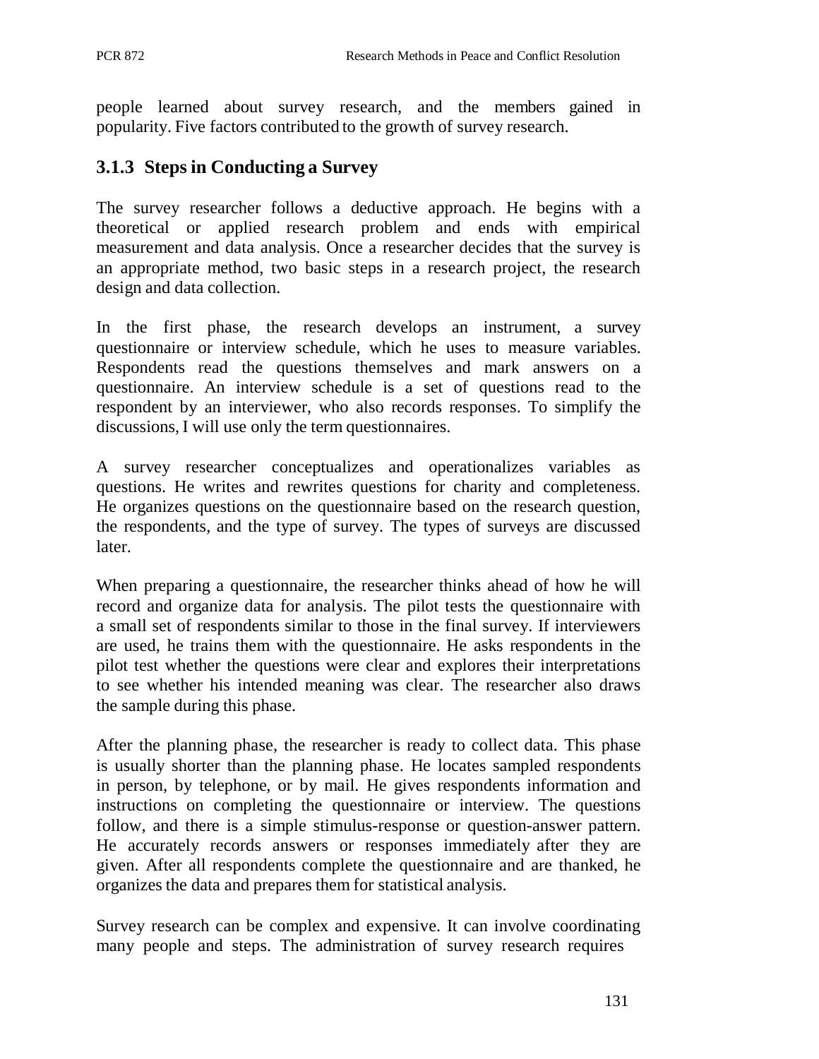people learned about survey research, and the members gained in popularity. Five factors contributed to the growth of survey research.

### 3.1.3 Steps in Conducting a Survey

The survey researcher follows a deductive approach. He begins with a theoretical or applied research problem and ends with empirical measurement and data analysis. Once a researcher decides that the survey is an appropriate method, two basic steps in a research project, the research design and data collection.

In the first phase, the research develops an instrument, a survey questionnaire or interview schedule, which he uses to measure variables. Respondents read the questions themselves and mark answers on a questionnaire. An interview schedule is a set of questions read to the respondent by an interviewer, who also records responses. To simplify the discussions, I will use only the term questionnaires.

A survey researcher conceptualizes and operationalizes variables as questions. He writes and rewrites questions for charity and completeness. He organizes questions on the questionnaire based on the research question, the respondents, and the type of survey. The types of surveys are discussed later.

When preparing a questionnaire, the researcher thinks ahead of how he will record and organize data for analysis. The pilot tests the questionnaire with a small set of respondents similar to those in the final survey. If interviewers are used, he trains them with the questionnaire. He asks respondents in the pilot test whether the questions were clear and explores their interpretations to see whether his intended meaning was clear. The researcher also draws the sample during this phase.

After the planning phase, the researcher is ready to collect data. This phase is usually shorter than the planning phase. He locates sampled respondents in person, by telephone, or by mail. He gives respondents information and instructions on completing the questionnaire or interview. The questions follow, and there is a simple stimulus-response or question-answer pattern. He accurately records answers or responses immediately after they are given. After all respondents complete the questionnaire and are thanked, he organizes the data and prepares them for statistical analysis.

Survey research can be complex and expensive. It can involve coordinating many people and steps. The administration of survey research requires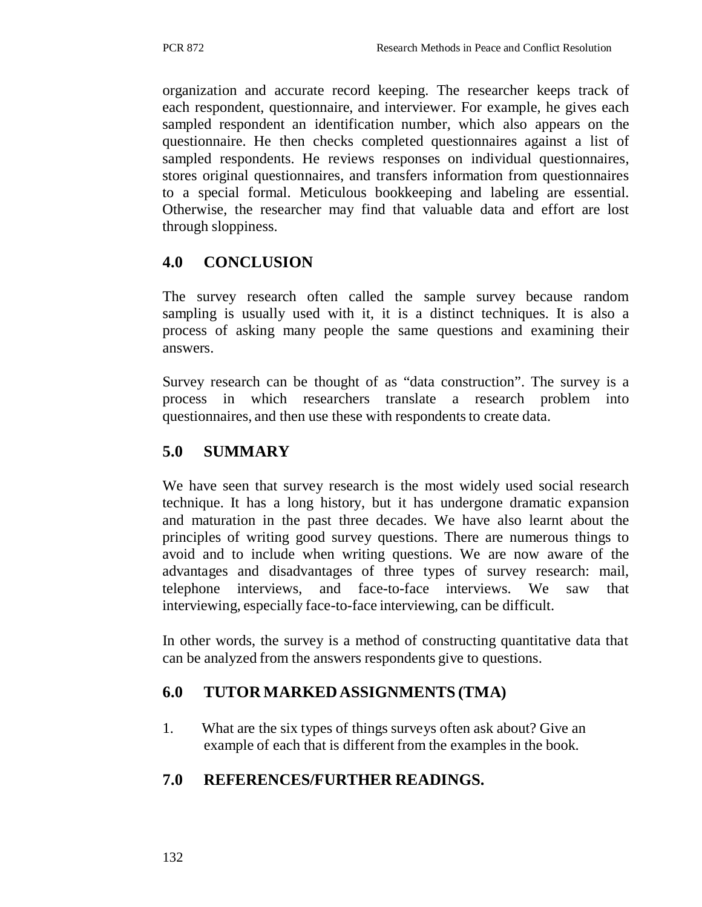organization and accurate record keeping. The researcher keeps track of each respondent, questionnaire, and interviewer. For example, he gives each sampled respondent an identification number, which also appears on the questionnaire. He then checks completed questionnaires against a list of sampled respondents. He reviews responses on individual questionnaires, stores original questionnaires, and transfers information from questionnaires to a special formal. Meticulous bookkeeping and labeling are essential. Otherwise, the researcher may find that valuable data and effort are lost through sloppiness.

## 4.0 CONCLUSION

The survey research often called the sample survey because random sampling is usually used with it, it is a distinct techniques. It is also a process of asking many people the same questions and examining their answers.

Survey research can be thought of as "data construction". The survey is a process in which researchers translate a research problem into questionnaires, and then use these with respondents to create data.

## 5.0 SUMMARY

We have seen that survey research is the most widely used social research technique. It has a long history, but it has undergone dramatic expansion and maturation in the past three decades. We have also learnt about the principles of writing good survey questions. There are numerous things to avoid and to include when writing questions. We are now aware of the advantages and disadvantages of three types of survey research: mail, telephone interviews, and face-to-face interviews. We saw that interviewing, especially face-to-face interviewing, can be difficult.

In other words, the survey is a method of constructing quantitative data that can be analyzed from the answers respondents give to questions.

## 6.0 TUTOR MARKED ASSIGNMENTS (TMA)

1. What are the six types of things surveys often ask about? Give an example of each that is different from the examples in the book.

## 7.0 REFERENCES/FURTHER READINGS.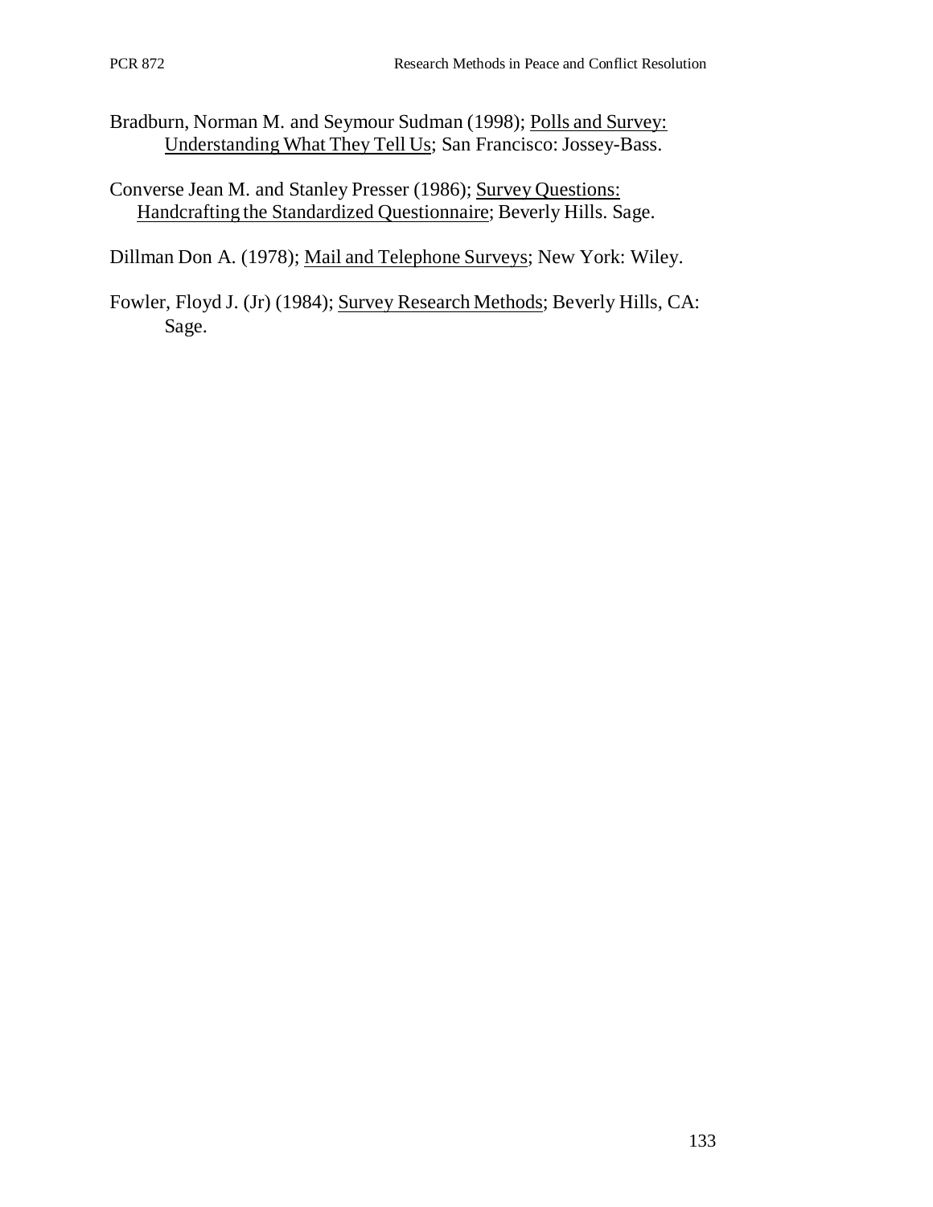Bradburn, Norman M. and Seymour Sudman (1998); Polls and Survey: Understanding What They Tell Us; San Francisco: Jossey-Bass.

Converse Jean M. and Stanley Presser (1986); Survey Questions: Handcrafting the Standardized Questionnaire; Beverly Hills. Sage.

Dillman Don A. (1978); Mail and Telephone Surveys; New York: Wiley.

Fowler, Floyd J. (Jr) (1984); Survey Research Methods; Beverly Hills, CA: Sage.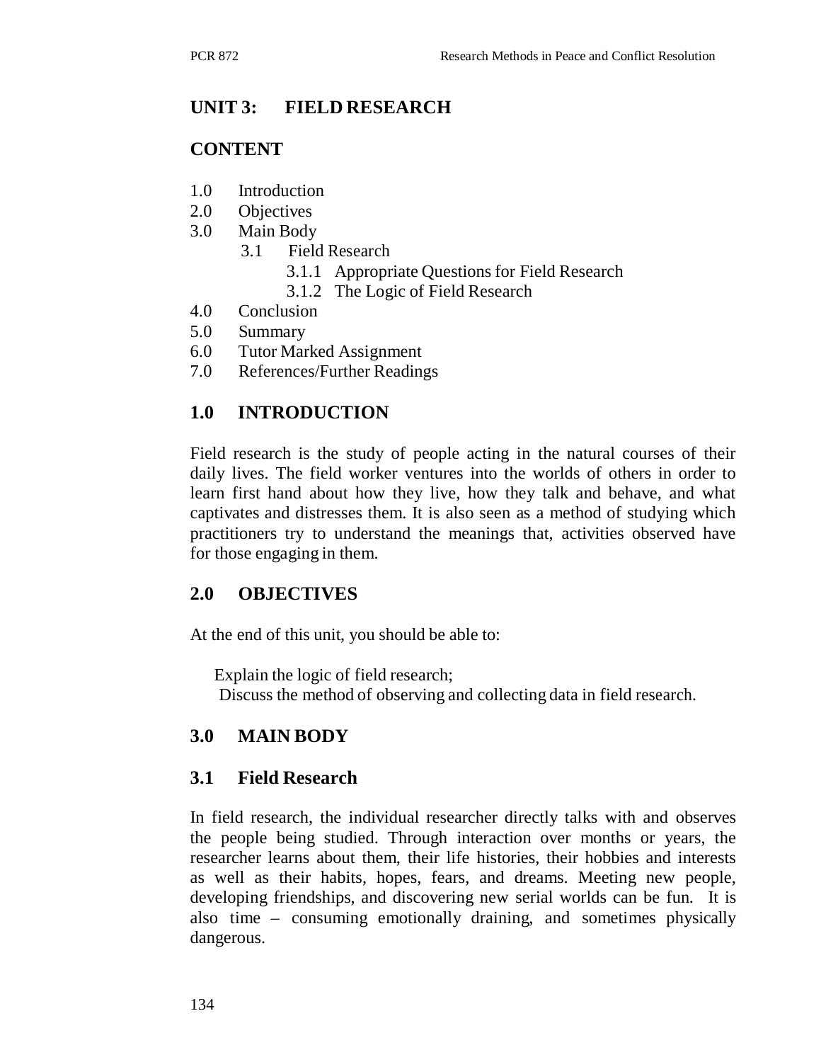## UNIT 3: FIELD RESEARCH

### CONTENT

1.0 Introduction
2.0 Objectives
3.0 Main Body
    3.1 Field Research
        3.1.1 Appropriate Questions for Field Research
        3.1.2 The Logic of Field Research
4.0 Conclusion
5.0 Summary
6.0 Tutor Marked Assignment
7.0 References/Further Readings

### 1.0 INTRODUCTION

Field research is the study of people acting in the natural courses of their daily lives. The field worker ventures into the worlds of others in order to learn first hand about how they live, how they talk and behave, and what captivates and distresses them. It is also seen as a method of studying which practitioners try to understand the meanings that, activities observed have for those engaging in them.

### 2.0 OBJECTIVES

At the end of this unit, you should be able to:

- Explain the logic of field research;
- Discuss the method of observing and collecting data in field research.

### 3.0 MAIN BODY

### 3.1 Field Research

In field research, the individual researcher directly talks with and observes the people being studied. Through interaction over months or years, the researcher learns about them, their life histories, their hobbies and interests as well as their habits, hopes, fears, and dreams. Meeting new people, developing friendships, and discovering new serial worlds can be fun. It is also time – consuming emotionally draining, and sometimes physically dangerous.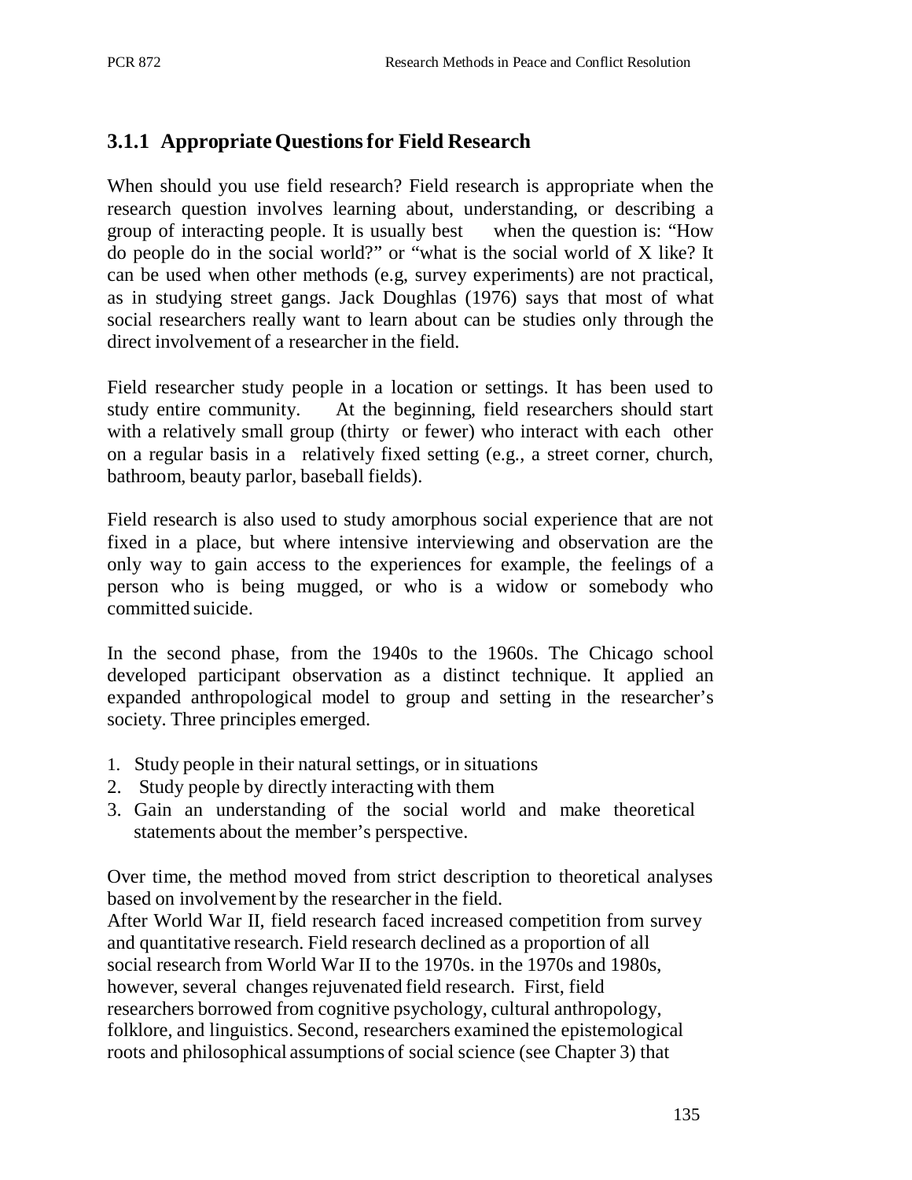### 3.1.1 Appropriate Questions for Field Research

When should you use field research? Field research is appropriate when the research question involves learning about, understanding, or describing a group of interacting people. It is usually best when the question is: "How do people do in the social world?" or "what is the social world of X like? It can be used when other methods (e.g, survey experiments) are not practical, as in studying street gangs. Jack Doughlas (1976) says that most of what social researchers really want to learn about can be studies only through the direct involvement of a researcher in the field.

Field researcher study people in a location or settings. It has been used to study entire community. At the beginning, field researchers should start with a relatively small group (thirty or fewer) who interact with each other on a regular basis in a relatively fixed setting (e.g., a street corner, church, bathroom, beauty parlor, baseball fields).

Field research is also used to study amorphous social experience that are not fixed in a place, but where intensive interviewing and observation are the only way to gain access to the experiences for example, the feelings of a person who is being mugged, or who is a widow or somebody who committed suicide.

In the second phase, from the 1940s to the 1960s. The Chicago school developed participant observation as a distinct technique. It applied an expanded anthropological model to group and setting in the researcher's society. Three principles emerged.

1. Study people in their natural settings, or in situations
2. Study people by directly interacting with them
3. Gain an understanding of the social world and make theoretical statements about the member's perspective.

Over time, the method moved from strict description to theoretical analyses based on involvement by the researcher in the field.
After World War II, field research faced increased competition from survey and quantitative research. Field research declined as a proportion of all social research from World War II to the 1970s. in the 1970s and 1980s, however, several changes rejuvenated field research. First, field researchers borrowed from cognitive psychology, cultural anthropology, folklore, and linguistics. Second, researchers examined the epistemological roots and philosophical assumptions of social science (see Chapter 3) that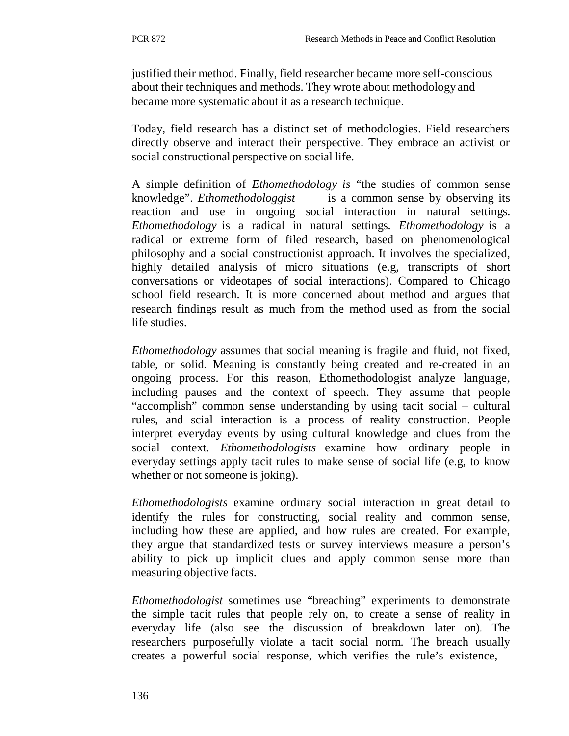justified their method. Finally, field researcher became more self-conscious about their techniques and methods. They wrote about methodology and became more systematic about it as a research technique.

Today, field research has a distinct set of methodologies. Field researchers directly observe and interact their perspective. They embrace an activist or social constructional perspective on social life.

A simple definition of *Ethomethodology is* "the studies of common sense knowledge". *Ethomethodologgist* is a common sense by observing its reaction and use in ongoing social interaction in natural settings. *Ethomethodology* is a radical in natural settings. *Ethomethodology* is a radical or extreme form of filed research, based on phenomenological philosophy and a social constructionist approach. It involves the specialized, highly detailed analysis of micro situations (e.g, transcripts of short conversations or videotapes of social interactions). Compared to Chicago school field research. It is more concerned about method and argues that research findings result as much from the method used as from the social life studies.

*Ethomethodology* assumes that social meaning is fragile and fluid, not fixed, table, or solid. Meaning is constantly being created and re-created in an ongoing process. For this reason, Ethomethodologist analyze language, including pauses and the context of speech. They assume that people "accomplish" common sense understanding by using tacit social – cultural rules, and scial interaction is a process of reality construction. People interpret everyday events by using cultural knowledge and clues from the social context. *Ethomethodologists* examine how ordinary people in everyday settings apply tacit rules to make sense of social life (e.g, to know whether or not someone is joking).

*Ethomethodologists* examine ordinary social interaction in great detail to identify the rules for constructing, social reality and common sense, including how these are applied, and how rules are created. For example, they argue that standardized tests or survey interviews measure a person's ability to pick up implicit clues and apply common sense more than measuring objective facts.

*Ethomethodologist* sometimes use "breaching" experiments to demonstrate the simple tacit rules that people rely on, to create a sense of reality in everyday life (also see the discussion of breakdown later on). The researchers purposefully violate a tacit social norm. The breach usually creates a powerful social response, which verifies the rule's existence,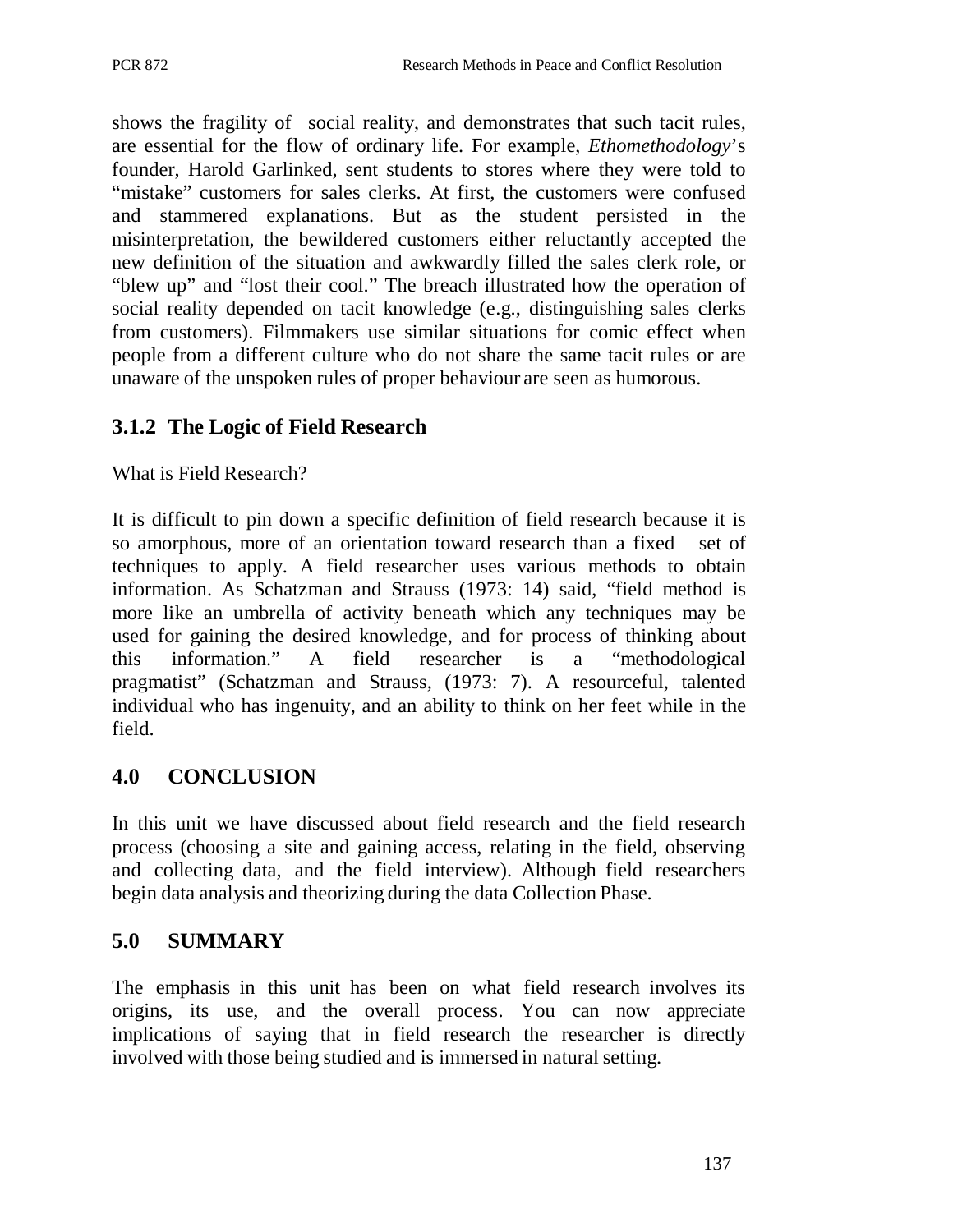shows the fragility of social reality, and demonstrates that such tacit rules, are essential for the flow of ordinary life. For example, *Ethomethodology*'s founder, Harold Garlinked, sent students to stores where they were told to "mistake" customers for sales clerks. At first, the customers were confused and stammered explanations. But as the student persisted in the misinterpretation, the bewildered customers either reluctantly accepted the new definition of the situation and awkwardly filled the sales clerk role, or "blew up" and "lost their cool." The breach illustrated how the operation of social reality depended on tacit knowledge (e.g., distinguishing sales clerks from customers). Filmmakers use similar situations for comic effect when people from a different culture who do not share the same tacit rules or are unaware of the unspoken rules of proper behaviour are seen as humorous.

### 3.1.2 The Logic of Field Research

What is Field Research?

It is difficult to pin down a specific definition of field research because it is so amorphous, more of an orientation toward research than a fixed set of techniques to apply. A field researcher uses various methods to obtain information. As Schatzman and Strauss (1973: 14) said, "field method is more like an umbrella of activity beneath which any techniques may be used for gaining the desired knowledge, and for process of thinking about this information." A field researcher is a "methodological pragmatist" (Schatzman and Strauss, (1973: 7). A resourceful, talented individual who has ingenuity, and an ability to think on her feet while in the field.

## 4.0 CONCLUSION

In this unit we have discussed about field research and the field research process (choosing a site and gaining access, relating in the field, observing and collecting data, and the field interview). Although field researchers begin data analysis and theorizing during the data Collection Phase.

## 5.0 SUMMARY

The emphasis in this unit has been on what field research involves its origins, its use, and the overall process. You can now appreciate implications of saying that in field research the researcher is directly involved with those being studied and is immersed in natural setting.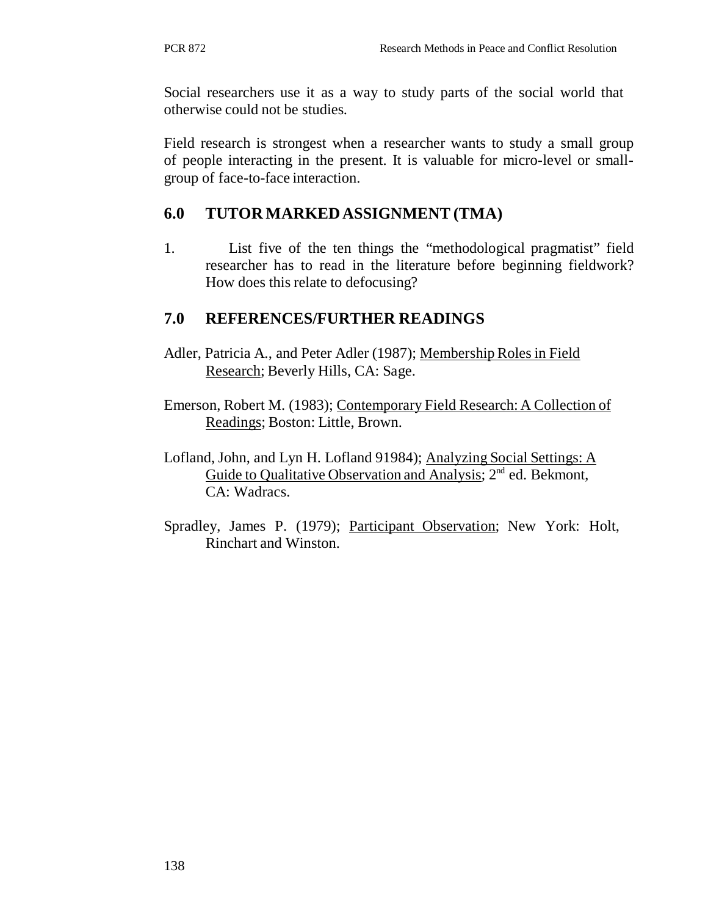Social researchers use it as a way to study parts of the social world that otherwise could not be studies.

Field research is strongest when a researcher wants to study a small group of people interacting in the present. It is valuable for micro-level or small-group of face-to-face interaction.

## 6.0 TUTOR MARKED ASSIGNMENT (TMA)

1. List five of the ten things the "methodological pragmatist" field researcher has to read in the literature before beginning fieldwork? How does this relate to defocusing?

## 7.0 REFERENCES/FURTHER READINGS

Adler, Patricia A., and Peter Adler (1987); Membership Roles in Field Research; Beverly Hills, CA: Sage.

Emerson, Robert M. (1983); Contemporary Field Research: A Collection of Readings; Boston: Little, Brown.

Lofland, John, and Lyn H. Lofland 91984); Analyzing Social Settings: A Guide to Qualitative Observation and Analysis; 2nd ed. Bekmont, CA: Wadracs.

Spradley, James P. (1979); Participant Observation; New York: Holt, Rinchart and Winston.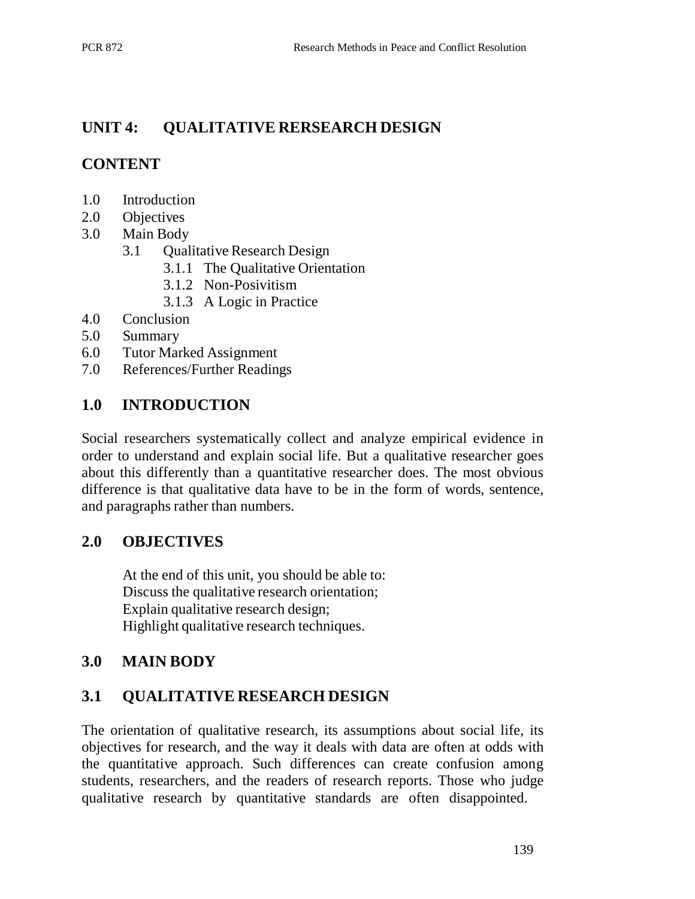# UNIT 4: QUALITATIVE RERSEARCH DESIGN

## CONTENT

1.0 Introduction
2.0 Objectives
3.0 Main Body
    3.1 Qualitative Research Design
        3.1.1 The Qualitative Orientation
        3.1.2 Non-Posivitism
        3.1.3 A Logic in Practice
4.0 Conclusion
5.0 Summary
6.0 Tutor Marked Assignment
7.0 References/Further Readings

## 1.0 INTRODUCTION

Social researchers systematically collect and analyze empirical evidence in order to understand and explain social life. But a qualitative researcher goes about this differently than a quantitative researcher does. The most obvious difference is that qualitative data have to be in the form of words, sentence, and paragraphs rather than numbers.

## 2.0 OBJECTIVES

At the end of this unit, you should be able to:
Discuss the qualitative research orientation;
Explain qualitative research design;
Highlight qualitative research techniques.

## 3.0 MAIN BODY

## 3.1 QUALITATIVE RESEARCH DESIGN

The orientation of qualitative research, its assumptions about social life, its objectives for research, and the way it deals with data are often at odds with the quantitative approach. Such differences can create confusion among students, researchers, and the readers of research reports. Those who judge qualitative research by quantitative standards are often disappointed.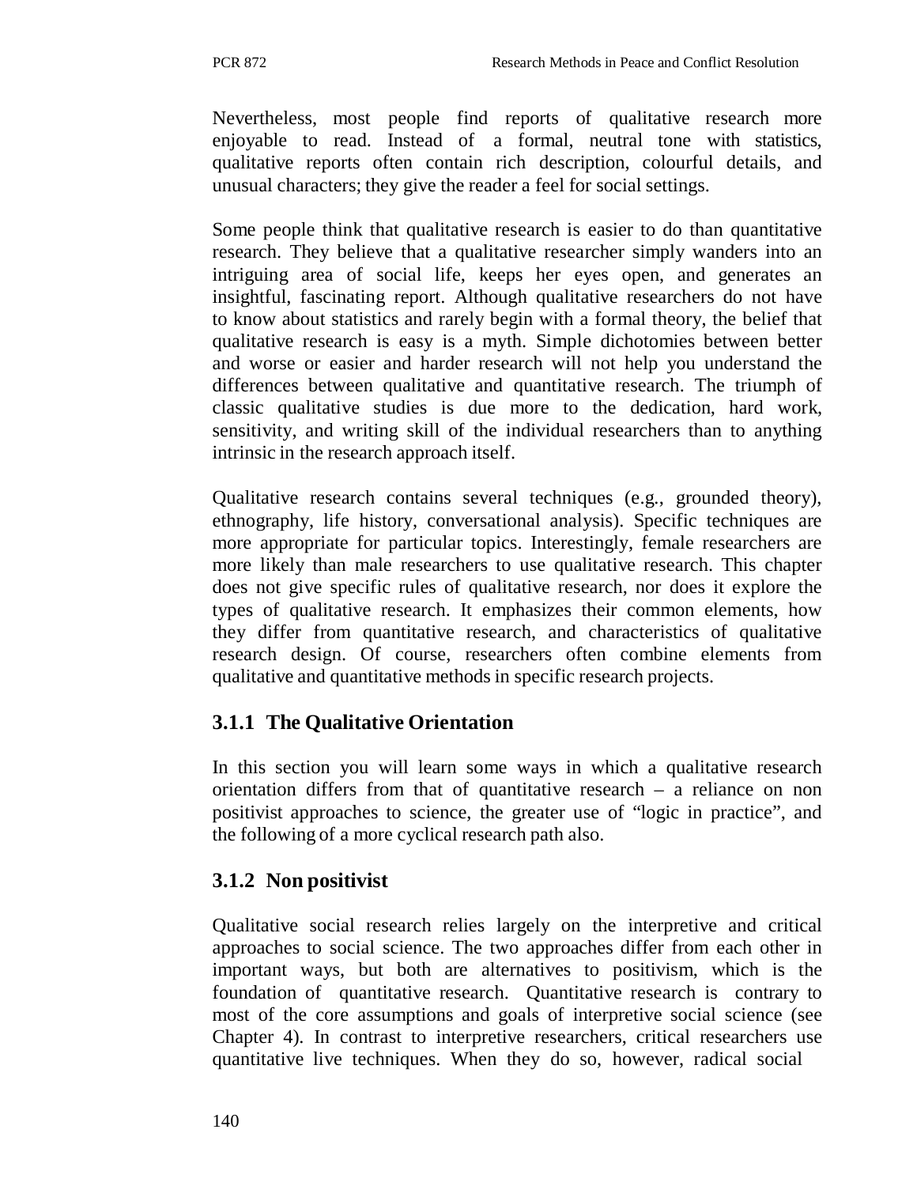Nevertheless, most people find reports of qualitative research more enjoyable to read. Instead of a formal, neutral tone with statistics, qualitative reports often contain rich description, colourful details, and unusual characters; they give the reader a feel for social settings.

Some people think that qualitative research is easier to do than quantitative research. They believe that a qualitative researcher simply wanders into an intriguing area of social life, keeps her eyes open, and generates an insightful, fascinating report. Although qualitative researchers do not have to know about statistics and rarely begin with a formal theory, the belief that qualitative research is easy is a myth. Simple dichotomies between better and worse or easier and harder research will not help you understand the differences between qualitative and quantitative research. The triumph of classic qualitative studies is due more to the dedication, hard work, sensitivity, and writing skill of the individual researchers than to anything intrinsic in the research approach itself.

Qualitative research contains several techniques (e.g., grounded theory), ethnography, life history, conversational analysis). Specific techniques are more appropriate for particular topics. Interestingly, female researchers are more likely than male researchers to use qualitative research. This chapter does not give specific rules of qualitative research, nor does it explore the types of qualitative research. It emphasizes their common elements, how they differ from quantitative research, and characteristics of qualitative research design. Of course, researchers often combine elements from qualitative and quantitative methods in specific research projects.

### 3.1.1 The Qualitative Orientation

In this section you will learn some ways in which a qualitative research orientation differs from that of quantitative research – a reliance on non positivist approaches to science, the greater use of "logic in practice", and the following of a more cyclical research path also.

### 3.1.2 Non positivist

Qualitative social research relies largely on the interpretive and critical approaches to social science. The two approaches differ from each other in important ways, but both are alternatives to positivism, which is the foundation of quantitative research. Quantitative research is contrary to most of the core assumptions and goals of interpretive social science (see Chapter 4). In contrast to interpretive researchers, critical researchers use quantitative live techniques. When they do so, however, radical social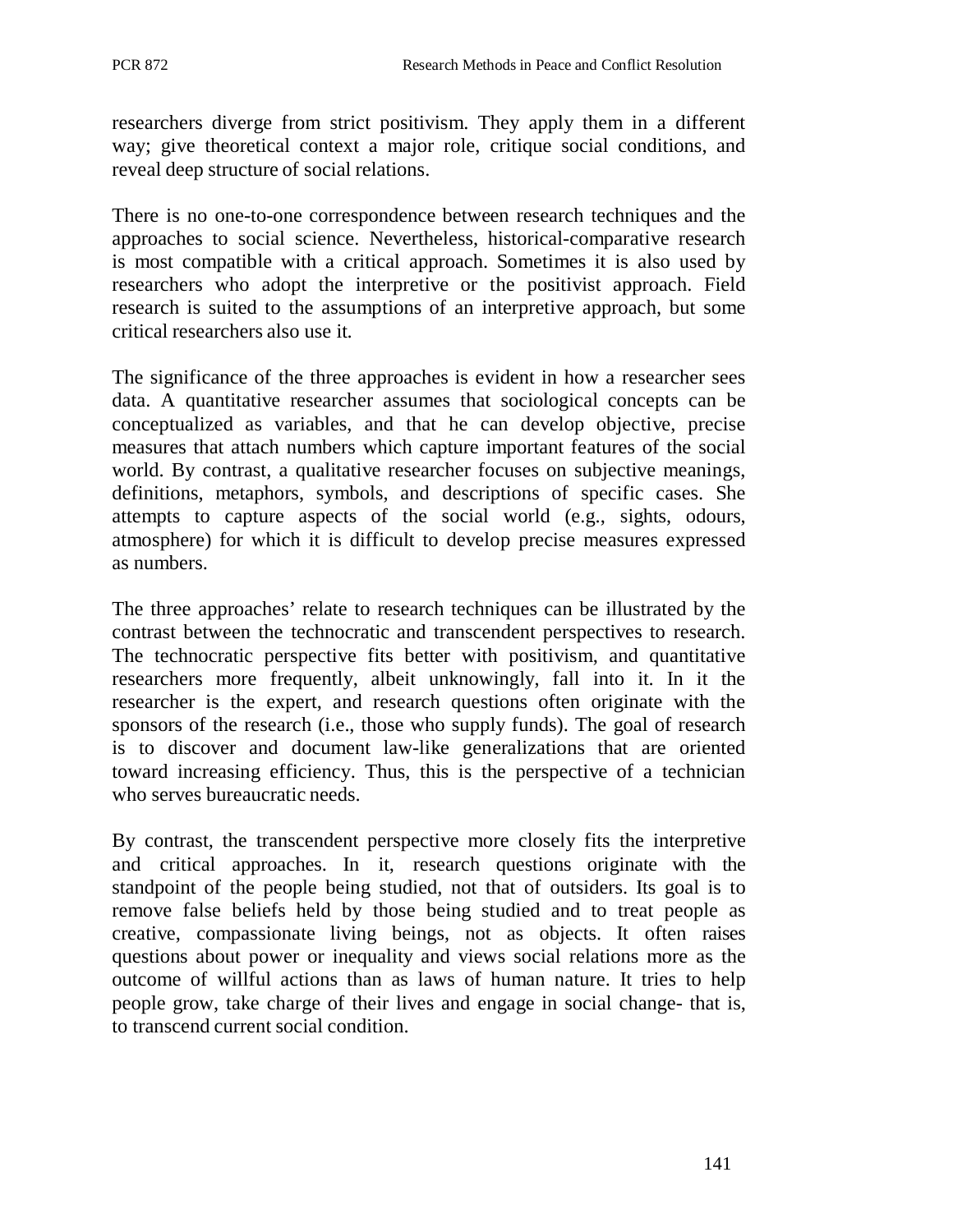researchers diverge from strict positivism. They apply them in a different way; give theoretical context a major role, critique social conditions, and reveal deep structure of social relations.

There is no one-to-one correspondence between research techniques and the approaches to social science. Nevertheless, historical-comparative research is most compatible with a critical approach. Sometimes it is also used by researchers who adopt the interpretive or the positivist approach. Field research is suited to the assumptions of an interpretive approach, but some critical researchers also use it.

The significance of the three approaches is evident in how a researcher sees data. A quantitative researcher assumes that sociological concepts can be conceptualized as variables, and that he can develop objective, precise measures that attach numbers which capture important features of the social world. By contrast, a qualitative researcher focuses on subjective meanings, definitions, metaphors, symbols, and descriptions of specific cases. She attempts to capture aspects of the social world (e.g., sights, odours, atmosphere) for which it is difficult to develop precise measures expressed as numbers.

The three approaches' relate to research techniques can be illustrated by the contrast between the technocratic and transcendent perspectives to research. The technocratic perspective fits better with positivism, and quantitative researchers more frequently, albeit unknowingly, fall into it. In it the researcher is the expert, and research questions often originate with the sponsors of the research (i.e., those who supply funds). The goal of research is to discover and document law-like generalizations that are oriented toward increasing efficiency. Thus, this is the perspective of a technician who serves bureaucratic needs.

By contrast, the transcendent perspective more closely fits the interpretive and critical approaches. In it, research questions originate with the standpoint of the people being studied, not that of outsiders. Its goal is to remove false beliefs held by those being studied and to treat people as creative, compassionate living beings, not as objects. It often raises questions about power or inequality and views social relations more as the outcome of willful actions than as laws of human nature. It tries to help people grow, take charge of their lives and engage in social change- that is, to transcend current social condition.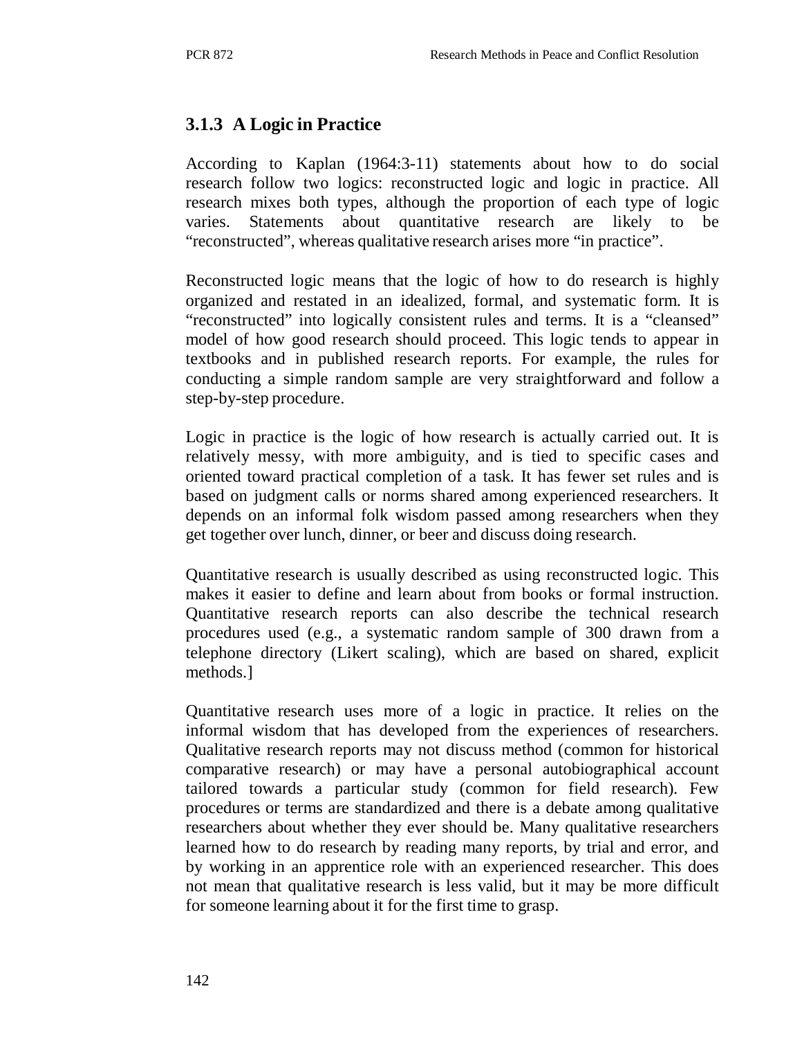### 3.1.3 A Logic in Practice

According to Kaplan (1964:3-11) statements about how to do social research follow two logics: reconstructed logic and logic in practice. All research mixes both types, although the proportion of each type of logic varies. Statements about quantitative research are likely to be "reconstructed", whereas qualitative research arises more "in practice".

Reconstructed logic means that the logic of how to do research is highly organized and restated in an idealized, formal, and systematic form. It is "reconstructed" into logically consistent rules and terms. It is a "cleansed" model of how good research should proceed. This logic tends to appear in textbooks and in published research reports. For example, the rules for conducting a simple random sample are very straightforward and follow a step-by-step procedure.

Logic in practice is the logic of how research is actually carried out. It is relatively messy, with more ambiguity, and is tied to specific cases and oriented toward practical completion of a task. It has fewer set rules and is based on judgment calls or norms shared among experienced researchers. It depends on an informal folk wisdom passed among researchers when they get together over lunch, dinner, or beer and discuss doing research.

Quantitative research is usually described as using reconstructed logic. This makes it easier to define and learn about from books or formal instruction. Quantitative research reports can also describe the technical research procedures used (e.g., a systematic random sample of 300 drawn from a telephone directory (Likert scaling), which are based on shared, explicit methods.]

Quantitative research uses more of a logic in practice. It relies on the informal wisdom that has developed from the experiences of researchers. Qualitative research reports may not discuss method (common for historical comparative research) or may have a personal autobiographical account tailored towards a particular study (common for field research). Few procedures or terms are standardized and there is a debate among qualitative researchers about whether they ever should be. Many qualitative researchers learned how to do research by reading many reports, by trial and error, and by working in an apprentice role with an experienced researcher. This does not mean that qualitative research is less valid, but it may be more difficult for someone learning about it for the first time to grasp.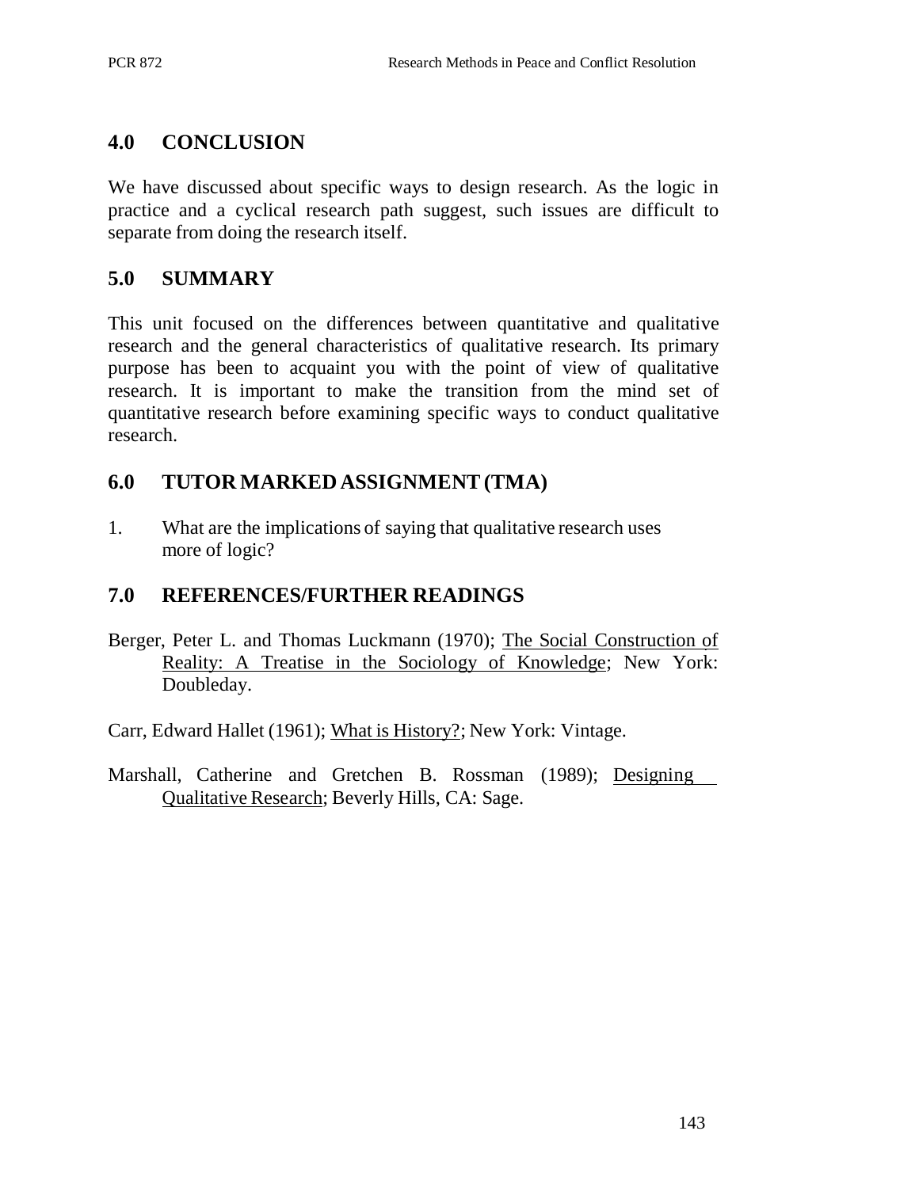## 4.0 CONCLUSION

We have discussed about specific ways to design research. As the logic in practice and a cyclical research path suggest, such issues are difficult to separate from doing the research itself.

## 5.0 SUMMARY

This unit focused on the differences between quantitative and qualitative research and the general characteristics of qualitative research. Its primary purpose has been to acquaint you with the point of view of qualitative research. It is important to make the transition from the mind set of quantitative research before examining specific ways to conduct qualitative research.

## 6.0 TUTOR MARKED ASSIGNMENT (TMA)

1. What are the implications of saying that qualitative research uses more of logic?

## 7.0 REFERENCES/FURTHER READINGS

Berger, Peter L. and Thomas Luckmann (1970); The Social Construction of Reality: A Treatise in the Sociology of Knowledge; New York: Doubleday.

Carr, Edward Hallet (1961); What is History?; New York: Vintage.

Marshall, Catherine and Gretchen B. Rossman (1989); Designing Qualitative Research; Beverly Hills, CA: Sage.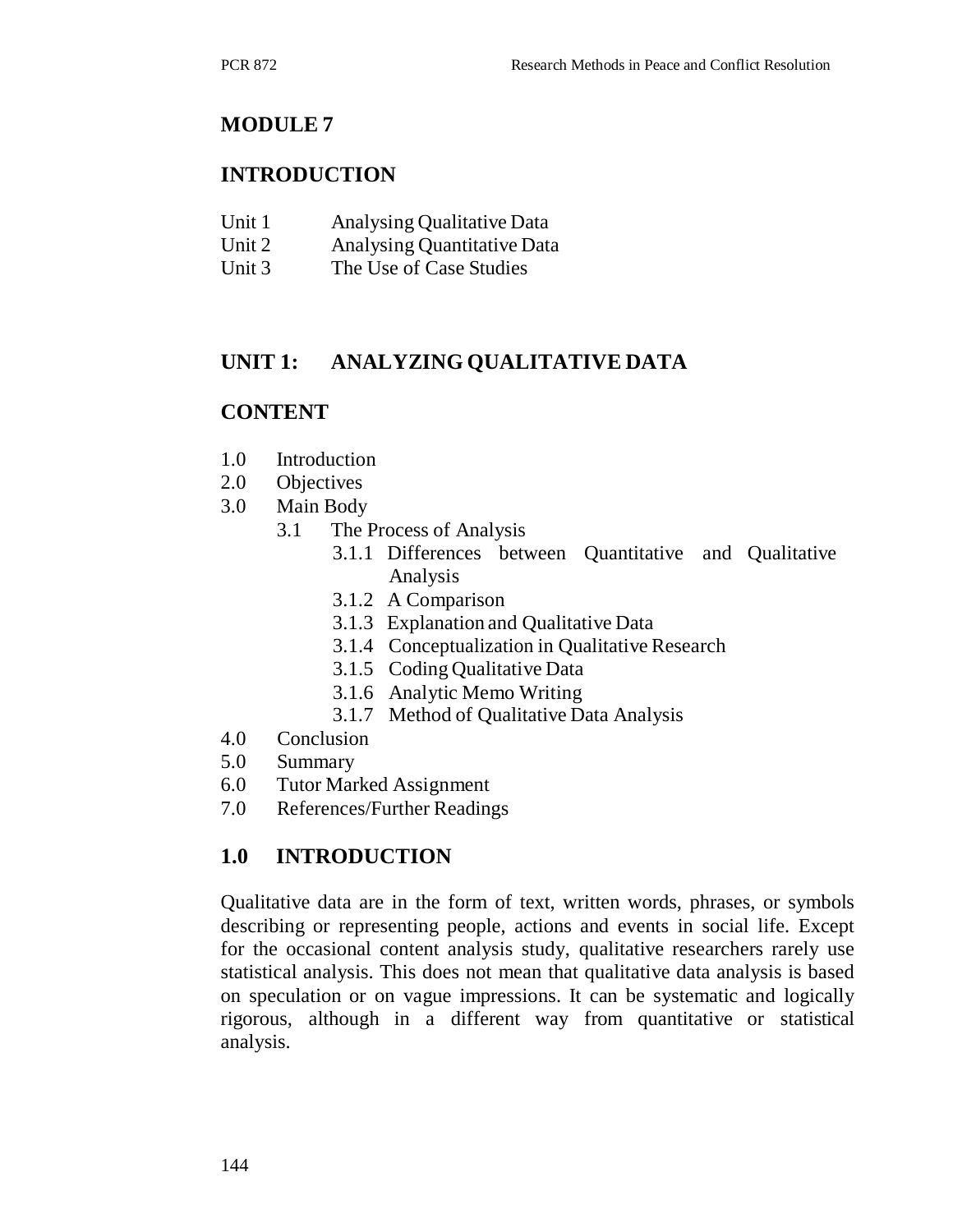# MODULE 7

## INTRODUCTION

Unit 1 Analysing Qualitative Data
Unit 2 Analysing Quantitative Data
Unit 3 The Use of Case Studies

## UNIT 1: ANALYZING QUALITATIVE DATA

## CONTENT

- 1.0 Introduction
- 2.0 Objectives
- 3.0 Main Body
  - 3.1 The Process of Analysis
    - 3.1.1 Differences between Quantitative and Qualitative Analysis
    - 3.1.2 A Comparison
    - 3.1.3 Explanation and Qualitative Data
    - 3.1.4 Conceptualization in Qualitative Research
    - 3.1.5 Coding Qualitative Data
    - 3.1.6 Analytic Memo Writing
    - 3.1.7 Method of Qualitative Data Analysis
- 4.0 Conclusion
- 5.0 Summary
- 6.0 Tutor Marked Assignment
- 7.0 References/Further Readings

## 1.0 INTRODUCTION

Qualitative data are in the form of text, written words, phrases, or symbols describing or representing people, actions and events in social life. Except for the occasional content analysis study, qualitative researchers rarely use statistical analysis. This does not mean that qualitative data analysis is based on speculation or on vague impressions. It can be systematic and logically rigorous, although in a different way from quantitative or statistical analysis.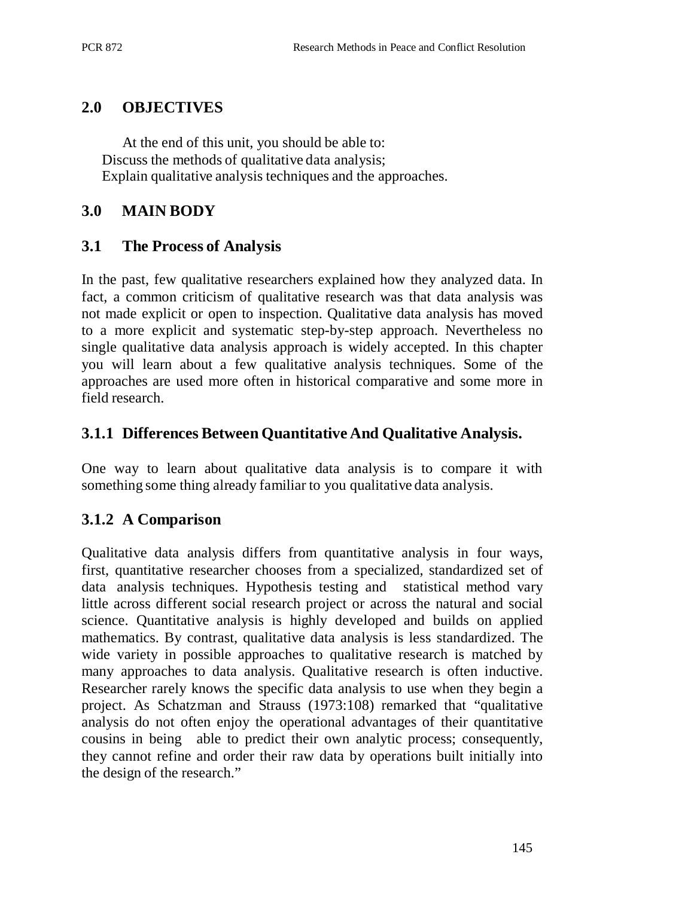## 2.0 OBJECTIVES

At the end of this unit, you should be able to:

Discuss the methods of qualitative data analysis;

Explain qualitative analysis techniques and the approaches.

## 3.0 MAIN BODY

### 3.1 The Process of Analysis

In the past, few qualitative researchers explained how they analyzed data. In fact, a common criticism of qualitative research was that data analysis was not made explicit or open to inspection. Qualitative data analysis has moved to a more explicit and systematic step-by-step approach. Nevertheless no single qualitative data analysis approach is widely accepted. In this chapter you will learn about a few qualitative analysis techniques. Some of the approaches are used more often in historical comparative and some more in field research.

### 3.1.1 Differences Between Quantitative And Qualitative Analysis.

One way to learn about qualitative data analysis is to compare it with something some thing already familiar to you qualitative data analysis.

### 3.1.2 A Comparison

Qualitative data analysis differs from quantitative analysis in four ways, first, quantitative researcher chooses from a specialized, standardized set of data analysis techniques. Hypothesis testing and statistical method vary little across different social research project or across the natural and social science. Quantitative analysis is highly developed and builds on applied mathematics. By contrast, qualitative data analysis is less standardized. The wide variety in possible approaches to qualitative research is matched by many approaches to data analysis. Qualitative research is often inductive. Researcher rarely knows the specific data analysis to use when they begin a project. As Schatzman and Strauss (1973:108) remarked that "qualitative analysis do not often enjoy the operational advantages of their quantitative cousins in being able to predict their own analytic process; consequently, they cannot refine and order their raw data by operations built initially into the design of the research."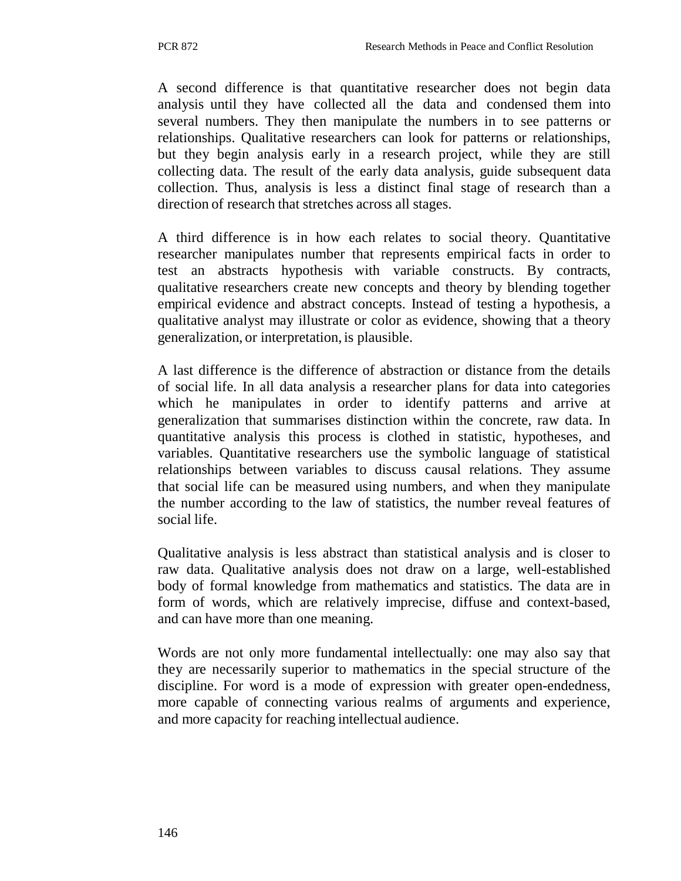A second difference is that quantitative researcher does not begin data analysis until they have collected all the data and condensed them into several numbers. They then manipulate the numbers in to see patterns or relationships. Qualitative researchers can look for patterns or relationships, but they begin analysis early in a research project, while they are still collecting data. The result of the early data analysis, guide subsequent data collection. Thus, analysis is less a distinct final stage of research than a direction of research that stretches across all stages.

A third difference is in how each relates to social theory. Quantitative researcher manipulates number that represents empirical facts in order to test an abstracts hypothesis with variable constructs. By contracts, qualitative researchers create new concepts and theory by blending together empirical evidence and abstract concepts. Instead of testing a hypothesis, a qualitative analyst may illustrate or color as evidence, showing that a theory generalization, or interpretation, is plausible.

A last difference is the difference of abstraction or distance from the details of social life. In all data analysis a researcher plans for data into categories which he manipulates in order to identify patterns and arrive at generalization that summarises distinction within the concrete, raw data. In quantitative analysis this process is clothed in statistic, hypotheses, and variables. Quantitative researchers use the symbolic language of statistical relationships between variables to discuss causal relations. They assume that social life can be measured using numbers, and when they manipulate the number according to the law of statistics, the number reveal features of social life.

Qualitative analysis is less abstract than statistical analysis and is closer to raw data. Qualitative analysis does not draw on a large, well-established body of formal knowledge from mathematics and statistics. The data are in form of words, which are relatively imprecise, diffuse and context-based, and can have more than one meaning.

Words are not only more fundamental intellectually: one may also say that they are necessarily superior to mathematics in the special structure of the discipline. For word is a mode of expression with greater open-endedness, more capable of connecting various realms of arguments and experience, and more capacity for reaching intellectual audience.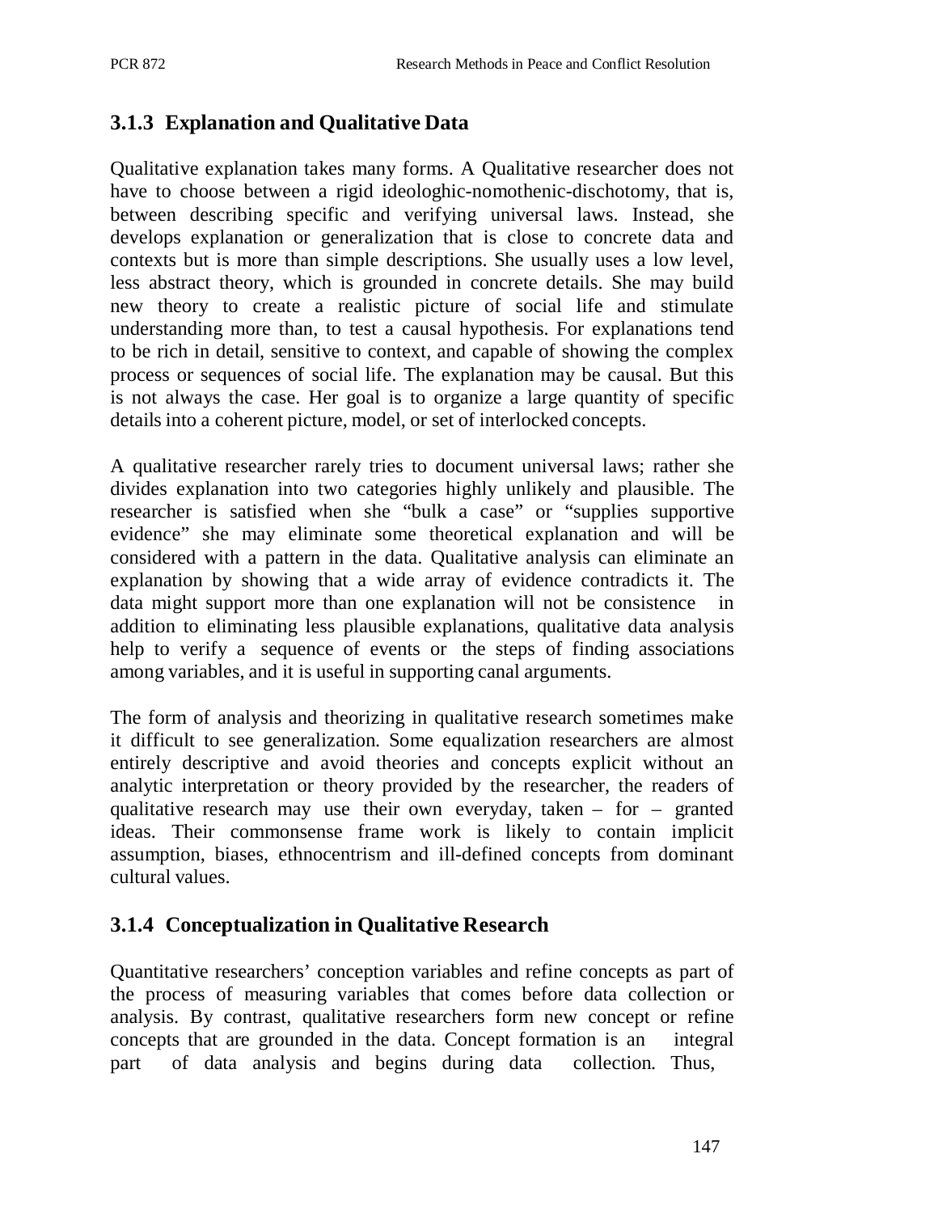### 3.1.3 Explanation and Qualitative Data

Qualitative explanation takes many forms. A Qualitative researcher does not have to choose between a rigid ideologhic-nomothenic-dischotomy, that is, between describing specific and verifying universal laws. Instead, she develops explanation or generalization that is close to concrete data and contexts but is more than simple descriptions. She usually uses a low level, less abstract theory, which is grounded in concrete details. She may build new theory to create a realistic picture of social life and stimulate understanding more than, to test a causal hypothesis. For explanations tend to be rich in detail, sensitive to context, and capable of showing the complex process or sequences of social life. The explanation may be causal. But this is not always the case. Her goal is to organize a large quantity of specific details into a coherent picture, model, or set of interlocked concepts.

A qualitative researcher rarely tries to document universal laws; rather she divides explanation into two categories highly unlikely and plausible. The researcher is satisfied when she "bulk a case" or "supplies supportive evidence" she may eliminate some theoretical explanation and will be considered with a pattern in the data. Qualitative analysis can eliminate an explanation by showing that a wide array of evidence contradicts it. The data might support more than one explanation will not be consistence in addition to eliminating less plausible explanations, qualitative data analysis help to verify a sequence of events or the steps of finding associations among variables, and it is useful in supporting canal arguments.

The form of analysis and theorizing in qualitative research sometimes make it difficult to see generalization. Some equalization researchers are almost entirely descriptive and avoid theories and concepts explicit without an analytic interpretation or theory provided by the researcher, the readers of qualitative research may use their own everyday, taken – for – granted ideas. Their commonsense frame work is likely to contain implicit assumption, biases, ethnocentrism and ill-defined concepts from dominant cultural values.

### 3.1.4 Conceptualization in Qualitative Research

Quantitative researchers' conception variables and refine concepts as part of the process of measuring variables that comes before data collection or analysis. By contrast, qualitative researchers form new concept or refine concepts that are grounded in the data. Concept formation is an integral part of data analysis and begins during data collection. Thus,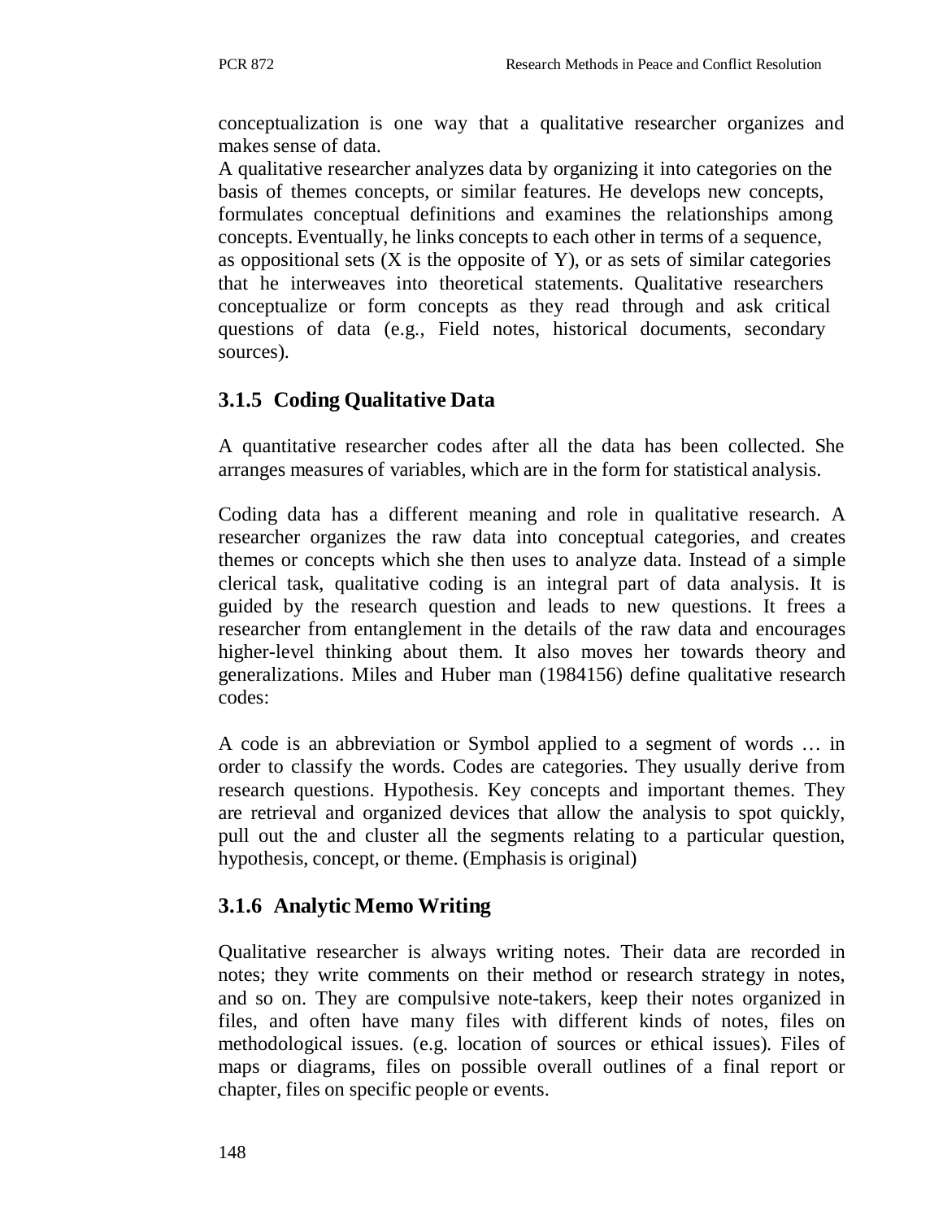conceptualization is one way that a qualitative researcher organizes and makes sense of data.

A qualitative researcher analyzes data by organizing it into categories on the basis of themes concepts, or similar features. He develops new concepts, formulates conceptual definitions and examines the relationships among concepts. Eventually, he links concepts to each other in terms of a sequence, as oppositional sets (X is the opposite of Y), or as sets of similar categories that he interweaves into theoretical statements. Qualitative researchers conceptualize or form concepts as they read through and ask critical questions of data (e.g., Field notes, historical documents, secondary sources).

### 3.1.5 Coding Qualitative Data

A quantitative researcher codes after all the data has been collected. She arranges measures of variables, which are in the form for statistical analysis.

Coding data has a different meaning and role in qualitative research. A researcher organizes the raw data into conceptual categories, and creates themes or concepts which she then uses to analyze data. Instead of a simple clerical task, qualitative coding is an integral part of data analysis. It is guided by the research question and leads to new questions. It frees a researcher from entanglement in the details of the raw data and encourages higher-level thinking about them. It also moves her towards theory and generalizations. Miles and Huber man (1984156) define qualitative research codes:

A code is an abbreviation or Symbol applied to a segment of words … in order to classify the words. Codes are categories. They usually derive from research questions. Hypothesis. Key concepts and important themes. They are retrieval and organized devices that allow the analysis to spot quickly, pull out the and cluster all the segments relating to a particular question, hypothesis, concept, or theme. (Emphasis is original)

### 3.1.6 Analytic Memo Writing

Qualitative researcher is always writing notes. Their data are recorded in notes; they write comments on their method or research strategy in notes, and so on. They are compulsive note-takers, keep their notes organized in files, and often have many files with different kinds of notes, files on methodological issues. (e.g. location of sources or ethical issues). Files of maps or diagrams, files on possible overall outlines of a final report or chapter, files on specific people or events.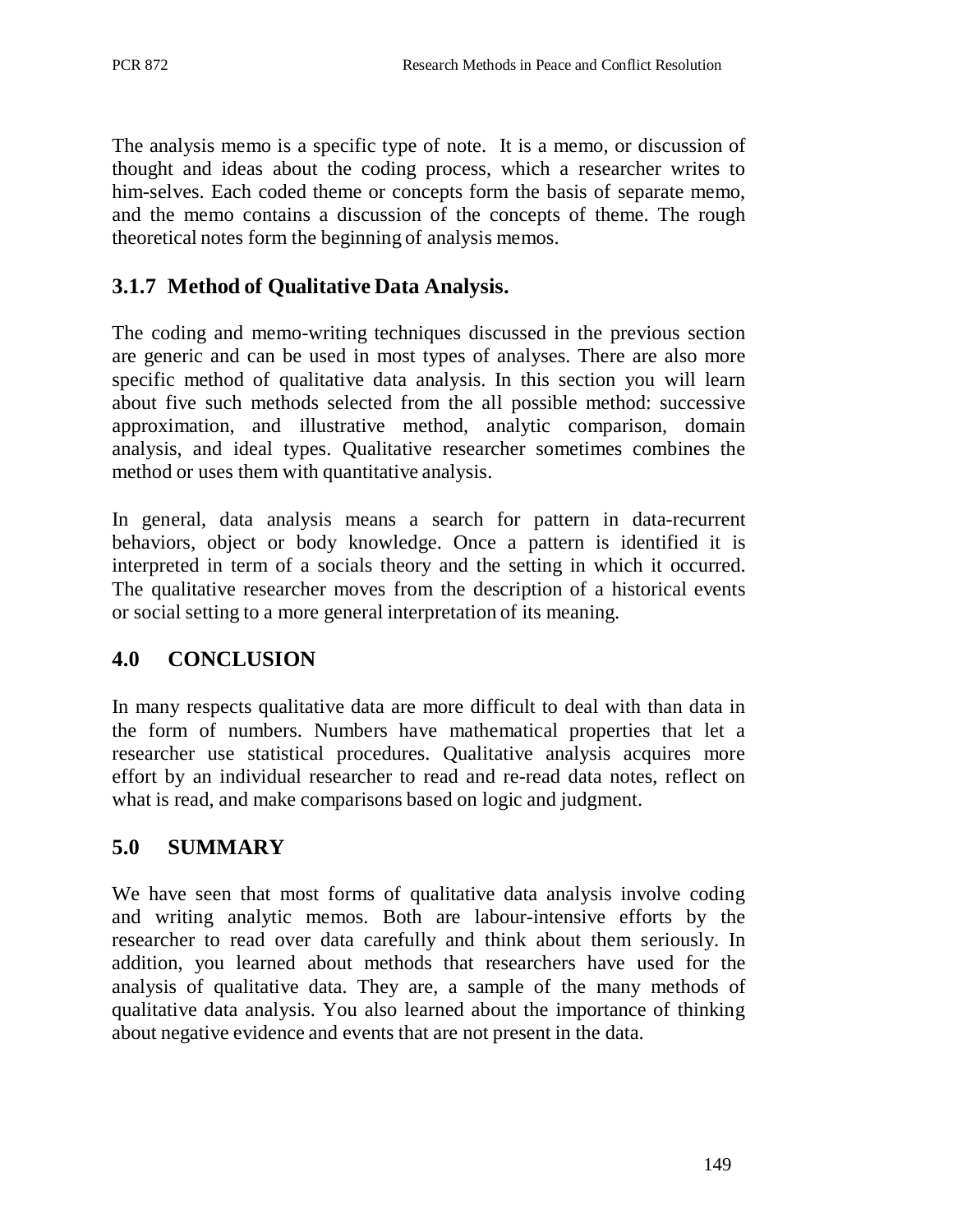The analysis memo is a specific type of note. It is a memo, or discussion of thought and ideas about the coding process, which a researcher writes to him-selves. Each coded theme or concepts form the basis of separate memo, and the memo contains a discussion of the concepts of theme. The rough theoretical notes form the beginning of analysis memos.

### 3.1.7 Method of Qualitative Data Analysis.

The coding and memo-writing techniques discussed in the previous section are generic and can be used in most types of analyses. There are also more specific method of qualitative data analysis. In this section you will learn about five such methods selected from the all possible method: successive approximation, and illustrative method, analytic comparison, domain analysis, and ideal types. Qualitative researcher sometimes combines the method or uses them with quantitative analysis.

In general, data analysis means a search for pattern in data-recurrent behaviors, object or body knowledge. Once a pattern is identified it is interpreted in term of a socials theory and the setting in which it occurred. The qualitative researcher moves from the description of a historical events or social setting to a more general interpretation of its meaning.

## 4.0 CONCLUSION

In many respects qualitative data are more difficult to deal with than data in the form of numbers. Numbers have mathematical properties that let a researcher use statistical procedures. Qualitative analysis acquires more effort by an individual researcher to read and re-read data notes, reflect on what is read, and make comparisons based on logic and judgment.

## 5.0 SUMMARY

We have seen that most forms of qualitative data analysis involve coding and writing analytic memos. Both are labour-intensive efforts by the researcher to read over data carefully and think about them seriously. In addition, you learned about methods that researchers have used for the analysis of qualitative data. They are, a sample of the many methods of qualitative data analysis. You also learned about the importance of thinking about negative evidence and events that are not present in the data.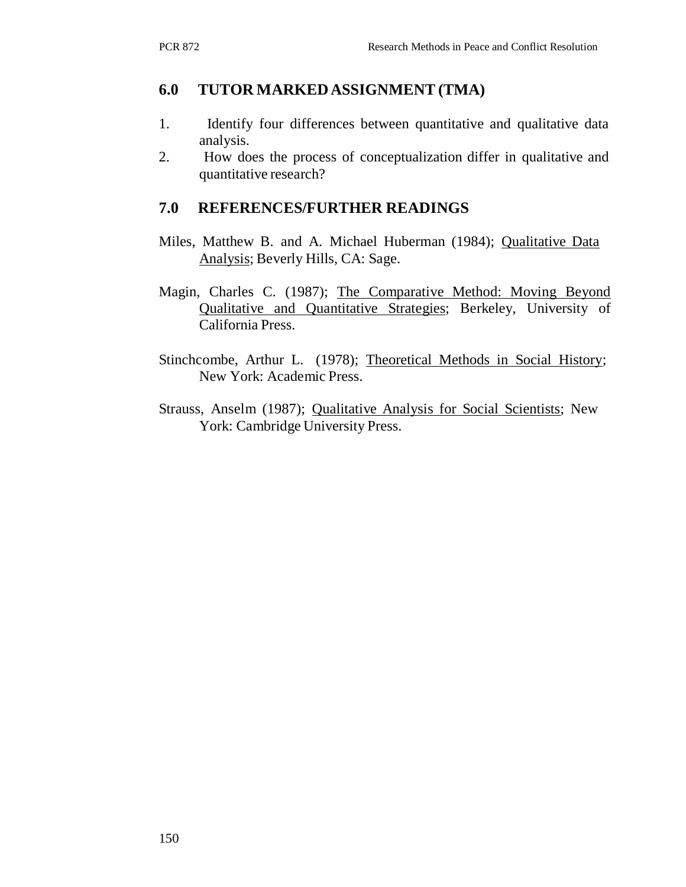## 6.0 TUTOR MARKED ASSIGNMENT (TMA)

1. Identify four differences between quantitative and qualitative data analysis.
2. How does the process of conceptualization differ in qualitative and quantitative research?

## 7.0 REFERENCES/FURTHER READINGS

Miles, Matthew B. and A. Michael Huberman (1984); Qualitative Data Analysis; Beverly Hills, CA: Sage.

Magin, Charles C. (1987); The Comparative Method: Moving Beyond Qualitative and Quantitative Strategies; Berkeley, University of California Press.

Stinchcombe, Arthur L. (1978); Theoretical Methods in Social History; New York: Academic Press.

Strauss, Anselm (1987); Qualitative Analysis for Social Scientists; New York: Cambridge University Press.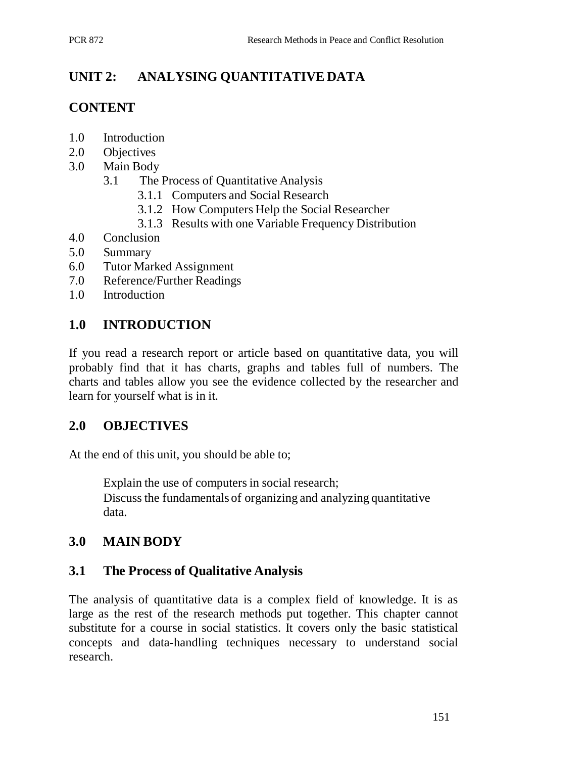## UNIT 2: ANALYSING QUANTITATIVE DATA

### CONTENT

1.0 Introduction
2.0 Objectives
3.0 Main Body
  3.1 The Process of Quantitative Analysis
    3.1.1 Computers and Social Research
    3.1.2 How Computers Help the Social Researcher
    3.1.3 Results with one Variable Frequency Distribution
4.0 Conclusion
5.0 Summary
6.0 Tutor Marked Assignment
7.0 Reference/Further Readings
1.0 Introduction

### 1.0 INTRODUCTION

If you read a research report or article based on quantitative data, you will probably find that it has charts, graphs and tables full of numbers. The charts and tables allow you see the evidence collected by the researcher and learn for yourself what is in it.

### 2.0 OBJECTIVES

At the end of this unit, you should be able to;

Explain the use of computers in social research;
Discuss the fundamentals of organizing and analyzing quantitative data.

### 3.0 MAIN BODY

### 3.1 The Process of Qualitative Analysis

The analysis of quantitative data is a complex field of knowledge. It is as large as the rest of the research methods put together. This chapter cannot substitute for a course in social statistics. It covers only the basic statistical concepts and data-handling techniques necessary to understand social research.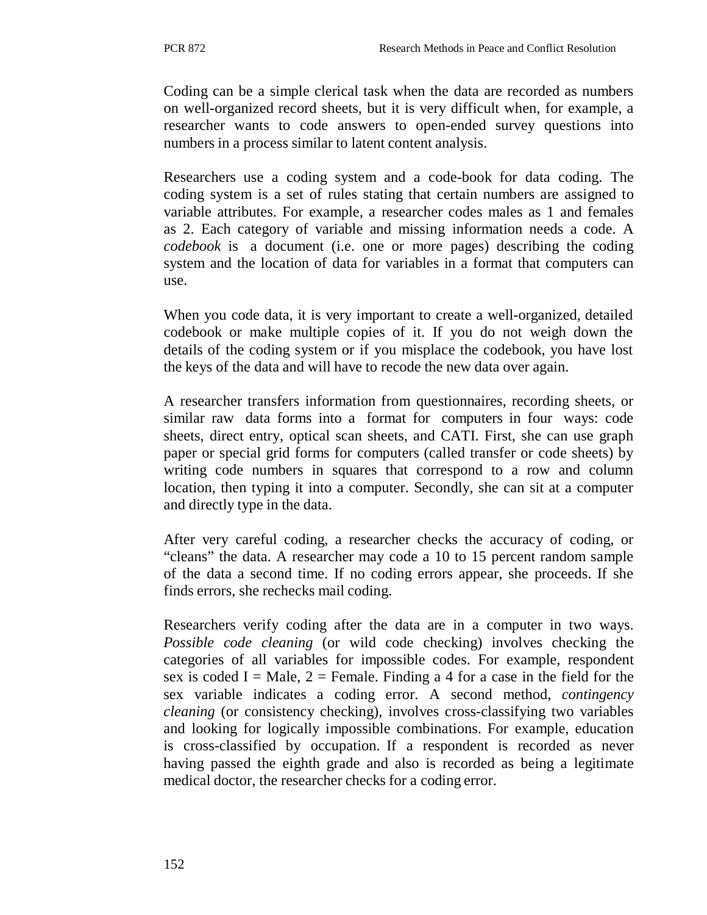Coding can be a simple clerical task when the data are recorded as numbers on well-organized record sheets, but it is very difficult when, for example, a researcher wants to code answers to open-ended survey questions into numbers in a process similar to latent content analysis.

Researchers use a coding system and a code-book for data coding. The coding system is a set of rules stating that certain numbers are assigned to variable attributes. For example, a researcher codes males as 1 and females as 2. Each category of variable and missing information needs a code. A *codebook* is a document (i.e. one or more pages) describing the coding system and the location of data for variables in a format that computers can use.

When you code data, it is very important to create a well-organized, detailed codebook or make multiple copies of it. If you do not weigh down the details of the coding system or if you misplace the codebook, you have lost the keys of the data and will have to recode the new data over again.

A researcher transfers information from questionnaires, recording sheets, or similar raw data forms into a format for computers in four ways: code sheets, direct entry, optical scan sheets, and CATI. First, she can use graph paper or special grid forms for computers (called transfer or code sheets) by writing code numbers in squares that correspond to a row and column location, then typing it into a computer. Secondly, she can sit at a computer and directly type in the data.

After very careful coding, a researcher checks the accuracy of coding, or "cleans" the data. A researcher may code a 10 to 15 percent random sample of the data a second time. If no coding errors appear, she proceeds. If she finds errors, she rechecks mail coding.

Researchers verify coding after the data are in a computer in two ways. *Possible code cleaning* (or wild code checking) involves checking the categories of all variables for impossible codes. For example, respondent sex is coded I = Male, 2 = Female. Finding a 4 for a case in the field for the sex variable indicates a coding error. A second method, *contingency cleaning* (or consistency checking), involves cross-classifying two variables and looking for logically impossible combinations. For example, education is cross-classified by occupation. If a respondent is recorded as never having passed the eighth grade and also is recorded as being a legitimate medical doctor, the researcher checks for a coding error.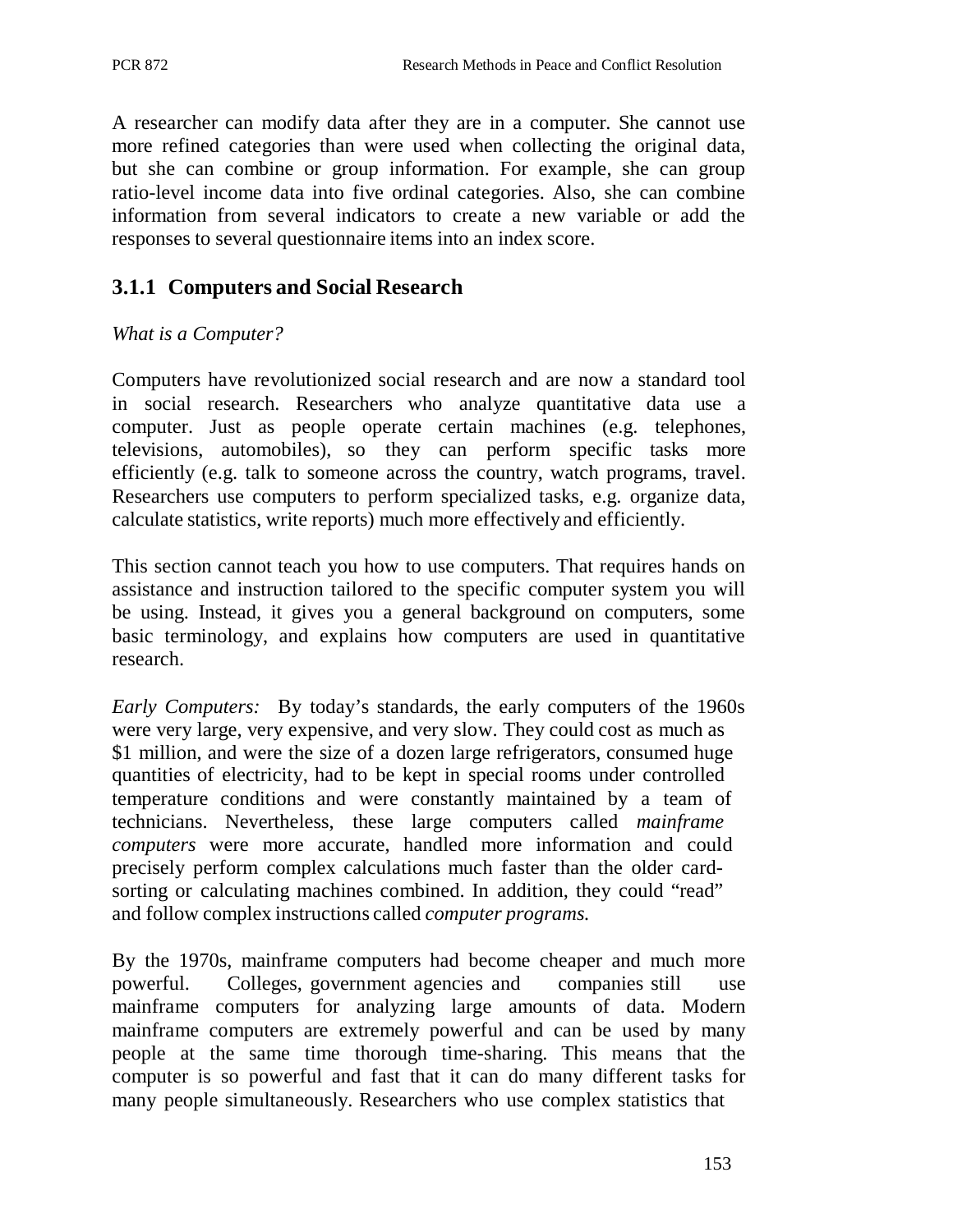A researcher can modify data after they are in a computer. She cannot use more refined categories than were used when collecting the original data, but she can combine or group information. For example, she can group ratio-level income data into five ordinal categories. Also, she can combine information from several indicators to create a new variable or add the responses to several questionnaire items into an index score.

### 3.1.1 Computers and Social Research

*What is a Computer?*

Computers have revolutionized social research and are now a standard tool in social research. Researchers who analyze quantitative data use a computer. Just as people operate certain machines (e.g. telephones, televisions, automobiles), so they can perform specific tasks more efficiently (e.g. talk to someone across the country, watch programs, travel. Researchers use computers to perform specialized tasks, e.g. organize data, calculate statistics, write reports) much more effectively and efficiently.

This section cannot teach you how to use computers. That requires hands on assistance and instruction tailored to the specific computer system you will be using. Instead, it gives you a general background on computers, some basic terminology, and explains how computers are used in quantitative research.

*Early Computers:* By today's standards, the early computers of the 1960s were very large, very expensive, and very slow. They could cost as much as $1 million, and were the size of a dozen large refrigerators, consumed huge quantities of electricity, had to be kept in special rooms under controlled temperature conditions and were constantly maintained by a team of technicians. Nevertheless, these large computers called *mainframe computers* were more accurate, handled more information and could precisely perform complex calculations much faster than the older card-sorting or calculating machines combined. In addition, they could "read" and follow complex instructions called *computer programs.*

By the 1970s, mainframe computers had become cheaper and much more powerful. Colleges, government agencies and companies still use mainframe computers for analyzing large amounts of data. Modern mainframe computers are extremely powerful and can be used by many people at the same time thorough time-sharing. This means that the computer is so powerful and fast that it can do many different tasks for many people simultaneously. Researchers who use complex statistics that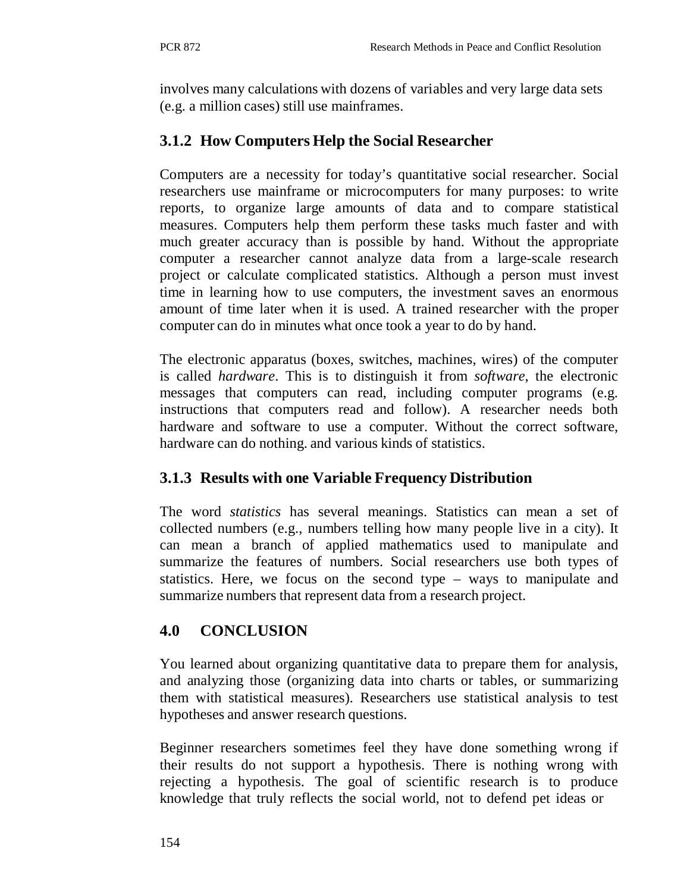involves many calculations with dozens of variables and very large data sets (e.g. a million cases) still use mainframes.

### 3.1.2 How Computers Help the Social Researcher

Computers are a necessity for today's quantitative social researcher. Social researchers use mainframe or microcomputers for many purposes: to write reports, to organize large amounts of data and to compare statistical measures. Computers help them perform these tasks much faster and with much greater accuracy than is possible by hand. Without the appropriate computer a researcher cannot analyze data from a large-scale research project or calculate complicated statistics. Although a person must invest time in learning how to use computers, the investment saves an enormous amount of time later when it is used. A trained researcher with the proper computer can do in minutes what once took a year to do by hand.

The electronic apparatus (boxes, switches, machines, wires) of the computer is called *hardware*. This is to distinguish it from *software*, the electronic messages that computers can read, including computer programs (e.g. instructions that computers read and follow). A researcher needs both hardware and software to use a computer. Without the correct software, hardware can do nothing. and various kinds of statistics.

### 3.1.3 Results with one Variable Frequency Distribution

The word *statistics* has several meanings. Statistics can mean a set of collected numbers (e.g., numbers telling how many people live in a city). It can mean a branch of applied mathematics used to manipulate and summarize the features of numbers. Social researchers use both types of statistics. Here, we focus on the second type – ways to manipulate and summarize numbers that represent data from a research project.

## 4.0 CONCLUSION

You learned about organizing quantitative data to prepare them for analysis, and analyzing those (organizing data into charts or tables, or summarizing them with statistical measures). Researchers use statistical analysis to test hypotheses and answer research questions.

Beginner researchers sometimes feel they have done something wrong if their results do not support a hypothesis. There is nothing wrong with rejecting a hypothesis. The goal of scientific research is to produce knowledge that truly reflects the social world, not to defend pet ideas or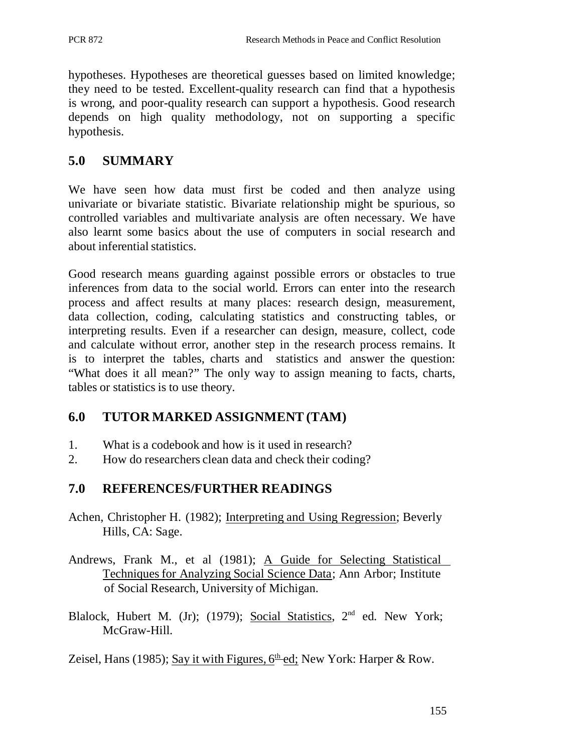hypotheses. Hypotheses are theoretical guesses based on limited knowledge; they need to be tested. Excellent-quality research can find that a hypothesis is wrong, and poor-quality research can support a hypothesis. Good research depends on high quality methodology, not on supporting a specific hypothesis.

## 5.0 SUMMARY

We have seen how data must first be coded and then analyze using univariate or bivariate statistic. Bivariate relationship might be spurious, so controlled variables and multivariate analysis are often necessary. We have also learnt some basics about the use of computers in social research and about inferential statistics.

Good research means guarding against possible errors or obstacles to true inferences from data to the social world. Errors can enter into the research process and affect results at many places: research design, measurement, data collection, coding, calculating statistics and constructing tables, or interpreting results. Even if a researcher can design, measure, collect, code and calculate without error, another step in the research process remains. It is to interpret the tables, charts and statistics and answer the question: "What does it all mean?" The only way to assign meaning to facts, charts, tables or statistics is to use theory.

## 6.0 TUTOR MARKED ASSIGNMENT (TAM)

1. What is a codebook and how is it used in research?
2. How do researchers clean data and check their coding?

## 7.0 REFERENCES/FURTHER READINGS

Achen, Christopher H. (1982); Interpreting and Using Regression; Beverly Hills, CA: Sage.

Andrews, Frank M., et al (1981); A Guide for Selecting Statistical Techniques for Analyzing Social Science Data; Ann Arbor; Institute of Social Research, University of Michigan.

Blalock, Hubert M. (Jr); (1979); Social Statistics, 2nd ed. New York; McGraw-Hill.

Zeisel, Hans (1985); Say it with Figures, 6th ed; New York: Harper & Row.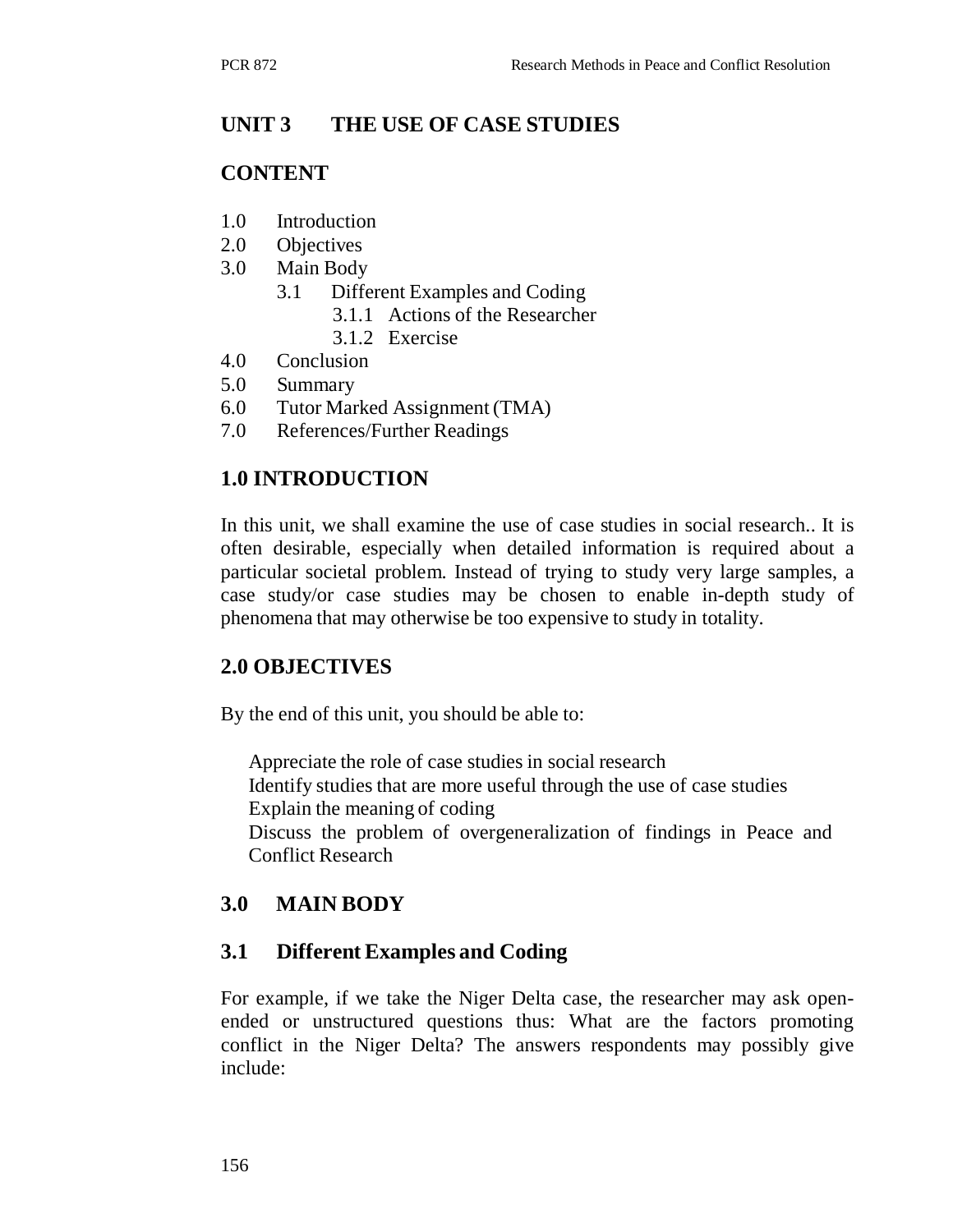## UNIT 3 THE USE OF CASE STUDIES

### CONTENT

1.0 Introduction
2.0 Objectives
3.0 Main Body
    3.1 Different Examples and Coding
        3.1.1 Actions of the Researcher
        3.1.2 Exercise
4.0 Conclusion
5.0 Summary
6.0 Tutor Marked Assignment (TMA)
7.0 References/Further Readings

### 1.0 INTRODUCTION

In this unit, we shall examine the use of case studies in social research.. It is often desirable, especially when detailed information is required about a particular societal problem. Instead of trying to study very large samples, a case study/or case studies may be chosen to enable in-depth study of phenomena that may otherwise be too expensive to study in totality.

### 2.0 OBJECTIVES

By the end of this unit, you should be able to:

- Appreciate the role of case studies in social research
- Identify studies that are more useful through the use of case studies
- Explain the meaning of coding
- Discuss the problem of overgeneralization of findings in Peace and Conflict Research

### 3.0 MAIN BODY

#### 3.1 Different Examples and Coding

For example, if we take the Niger Delta case, the researcher may ask open-ended or unstructured questions thus: What are the factors promoting conflict in the Niger Delta? The answers respondents may possibly give include: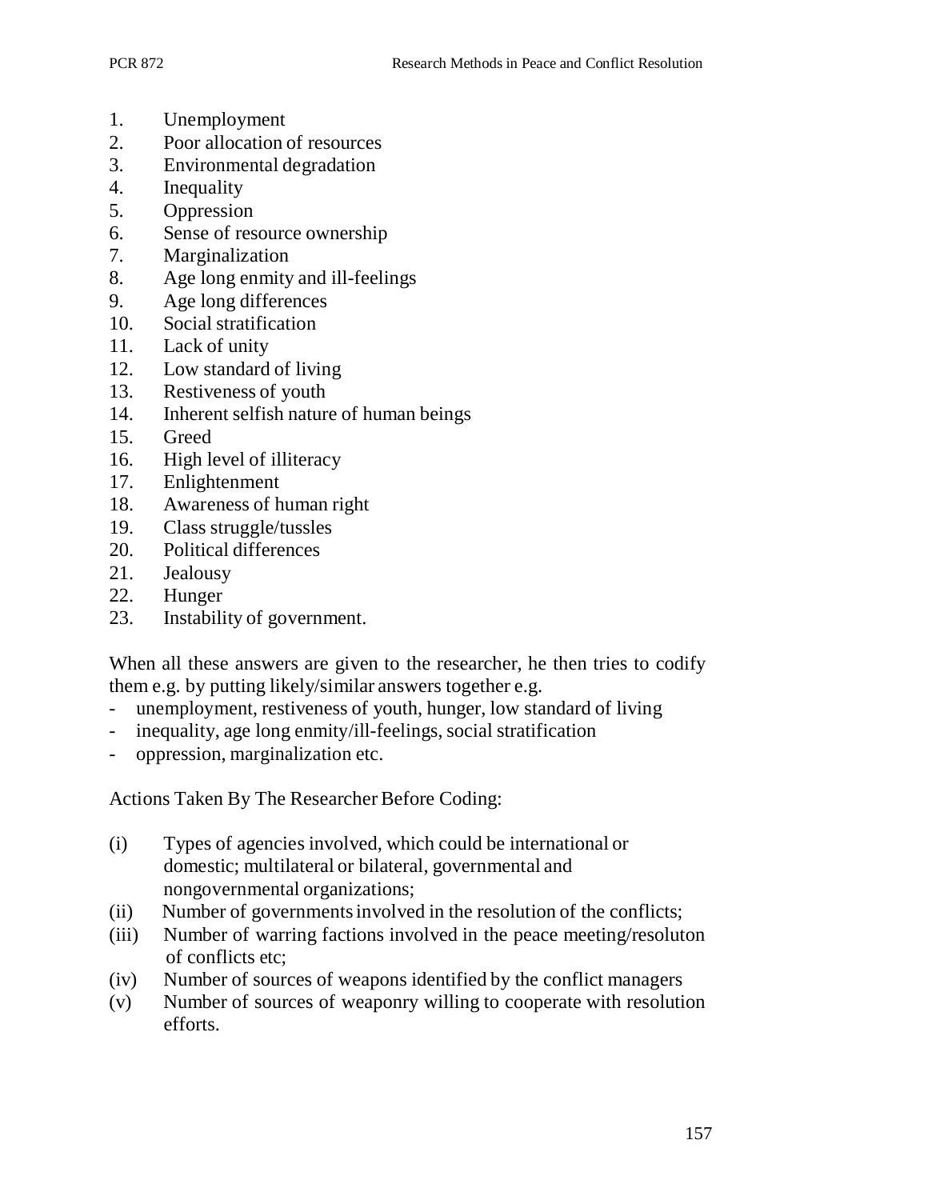1. Unemployment
2. Poor allocation of resources
3. Environmental degradation
4. Inequality
5. Oppression
6. Sense of resource ownership
7. Marginalization
8. Age long enmity and ill-feelings
9. Age long differences
10. Social stratification
11. Lack of unity
12. Low standard of living
13. Restiveness of youth
14. Inherent selfish nature of human beings
15. Greed
16. High level of illiteracy
17. Enlightenment
18. Awareness of human right
19. Class struggle/tussles
20. Political differences
21. Jealousy
22. Hunger
23. Instability of government.

When all these answers are given to the researcher, he then tries to codify them e.g. by putting likely/similar answers together e.g.

- unemployment, restiveness of youth, hunger, low standard of living
- inequality, age long enmity/ill-feelings, social stratification
- oppression, marginalization etc.

Actions Taken By The Researcher Before Coding:

(i) Types of agencies involved, which could be international or domestic; multilateral or bilateral, governmental and nongovernmental organizations;
(ii) Number of governments involved in the resolution of the conflicts;
(iii) Number of warring factions involved in the peace meeting/resoluton of conflicts etc;
(iv) Number of sources of weapons identified by the conflict managers
(v) Number of sources of weaponry willing to cooperate with resolution efforts.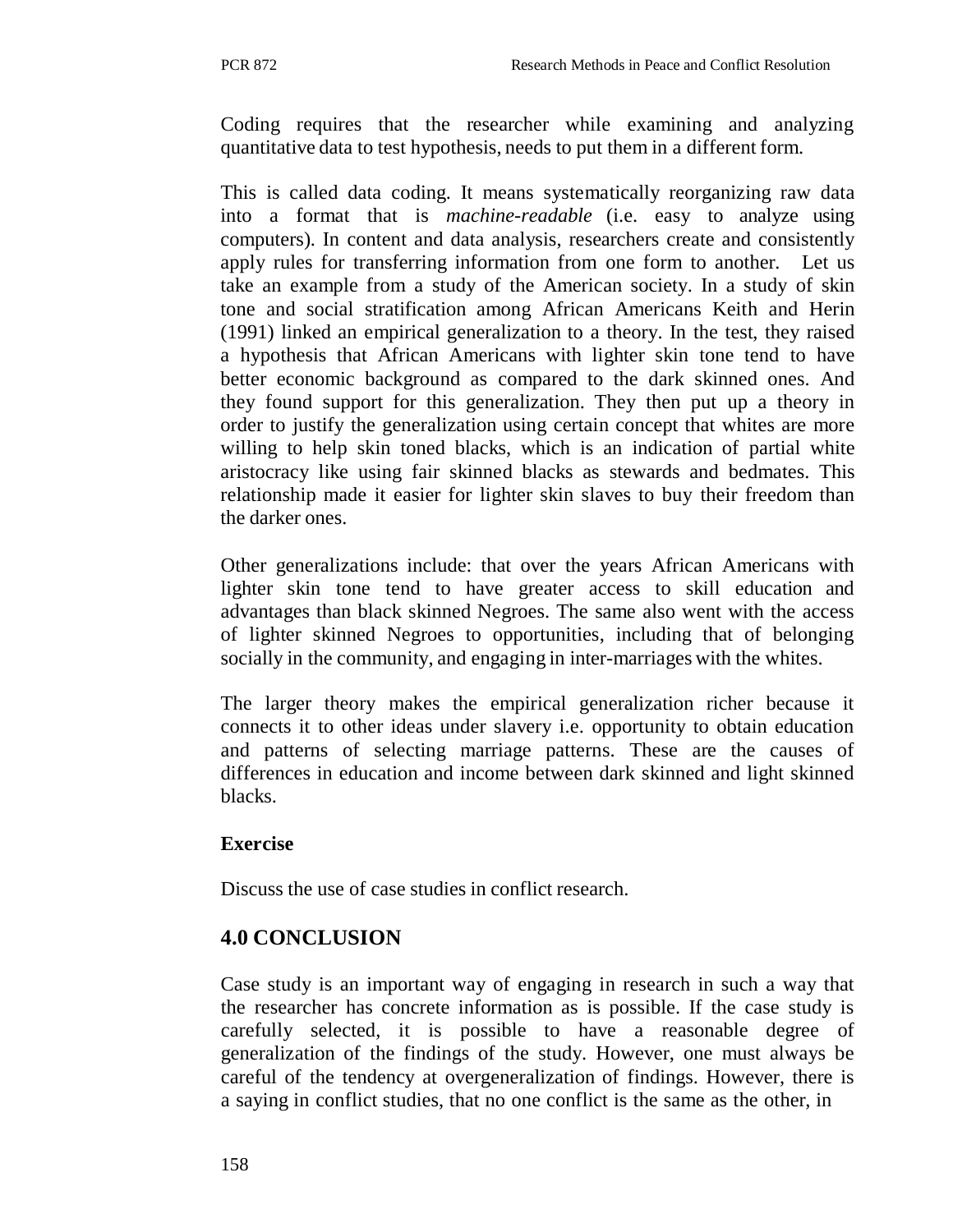Coding requires that the researcher while examining and analyzing quantitative data to test hypothesis, needs to put them in a different form.

This is called data coding. It means systematically reorganizing raw data into a format that is *machine-readable* (i.e. easy to analyze using computers). In content and data analysis, researchers create and consistently apply rules for transferring information from one form to another. Let us take an example from a study of the American society. In a study of skin tone and social stratification among African Americans Keith and Herin (1991) linked an empirical generalization to a theory. In the test, they raised a hypothesis that African Americans with lighter skin tone tend to have better economic background as compared to the dark skinned ones. And they found support for this generalization. They then put up a theory in order to justify the generalization using certain concept that whites are more willing to help skin toned blacks, which is an indication of partial white aristocracy like using fair skinned blacks as stewards and bedmates. This relationship made it easier for lighter skin slaves to buy their freedom than the darker ones.

Other generalizations include: that over the years African Americans with lighter skin tone tend to have greater access to skill education and advantages than black skinned Negroes. The same also went with the access of lighter skinned Negroes to opportunities, including that of belonging socially in the community, and engaging in inter-marriages with the whites.

The larger theory makes the empirical generalization richer because it connects it to other ideas under slavery i.e. opportunity to obtain education and patterns of selecting marriage patterns. These are the causes of differences in education and income between dark skinned and light skinned blacks.

**Exercise**

Discuss the use of case studies in conflict research.

## 4.0 CONCLUSION

Case study is an important way of engaging in research in such a way that the researcher has concrete information as is possible. If the case study is carefully selected, it is possible to have a reasonable degree of generalization of the findings of the study. However, one must always be careful of the tendency at overgeneralization of findings. However, there is a saying in conflict studies, that no one conflict is the same as the other, in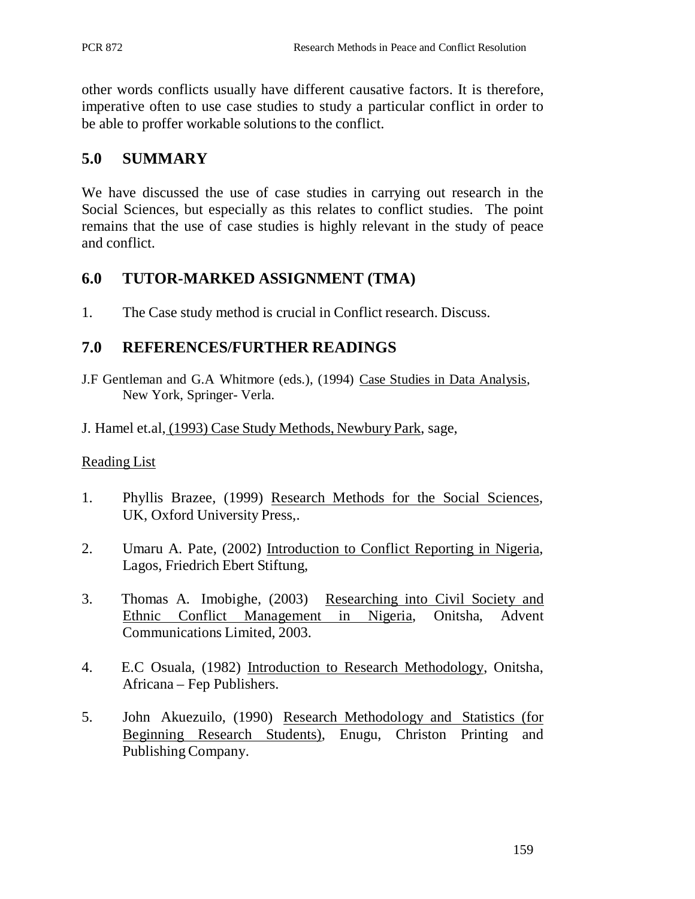other words conflicts usually have different causative factors. It is therefore, imperative often to use case studies to study a particular conflict in order to be able to proffer workable solutions to the conflict.

## 5.0 SUMMARY

We have discussed the use of case studies in carrying out research in the Social Sciences, but especially as this relates to conflict studies. The point remains that the use of case studies is highly relevant in the study of peace and conflict.

## 6.0 TUTOR-MARKED ASSIGNMENT (TMA)

1. The Case study method is crucial in Conflict research. Discuss.

## 7.0 REFERENCES/FURTHER READINGS

J.F Gentleman and G.A Whitmore (eds.), (1994) Case Studies in Data Analysis, New York, Springer- Verla.

J. Hamel et.al, (1993) Case Study Methods, Newbury Park, sage,

Reading List

1. Phyllis Brazee, (1999) Research Methods for the Social Sciences, UK, Oxford University Press,.
2. Umaru A. Pate, (2002) Introduction to Conflict Reporting in Nigeria, Lagos, Friedrich Ebert Stiftung,
3. Thomas A. Imobighe, (2003) Researching into Civil Society and Ethnic Conflict Management in Nigeria, Onitsha, Advent Communications Limited, 2003.
4. E.C Osuala, (1982) Introduction to Research Methodology, Onitsha, Africana – Fep Publishers.
5. John Akuezuilo, (1990) Research Methodology and Statistics (for Beginning Research Students), Enugu, Christon Printing and Publishing Company.